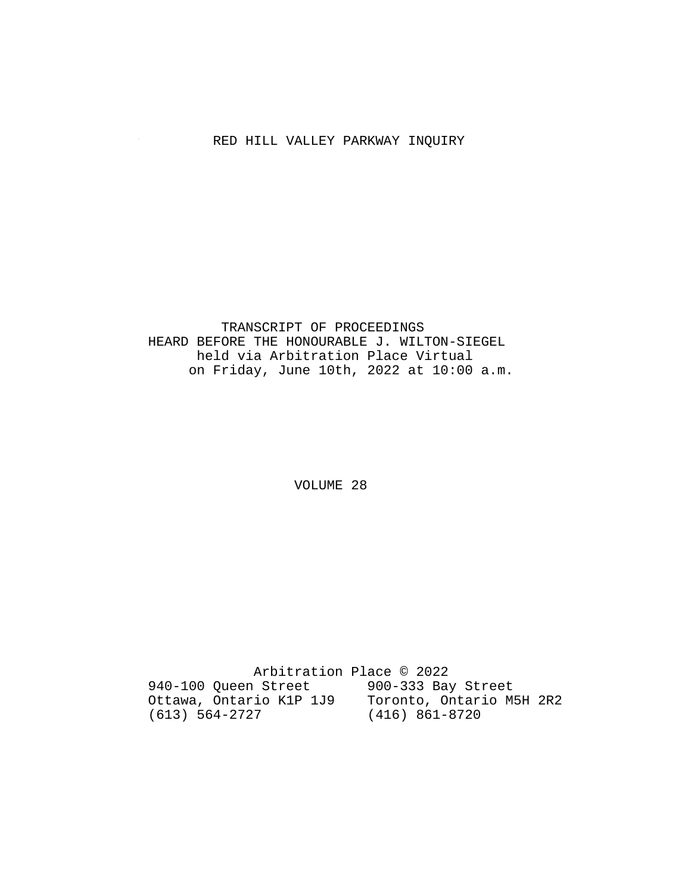# RED HILL VALLEY PARKWAY INQUIRY

TRANSCRIPT OF PROCEEDINGS
HEARD BEFORE THE HONOURABLE J. WILTON-SIEGEL
held via Arbitration Place Virtual
on Friday, June 10th, 2022 at 10:00 a.m.

VOLUME 28

Arbitration Place © 2022

940-100 Queen Street
Ottawa, Ontario K1P 1J9
(613) 564-2727

900-333 Bay Street
Toronto, Ontario M5H 2R2
(416) 861-8720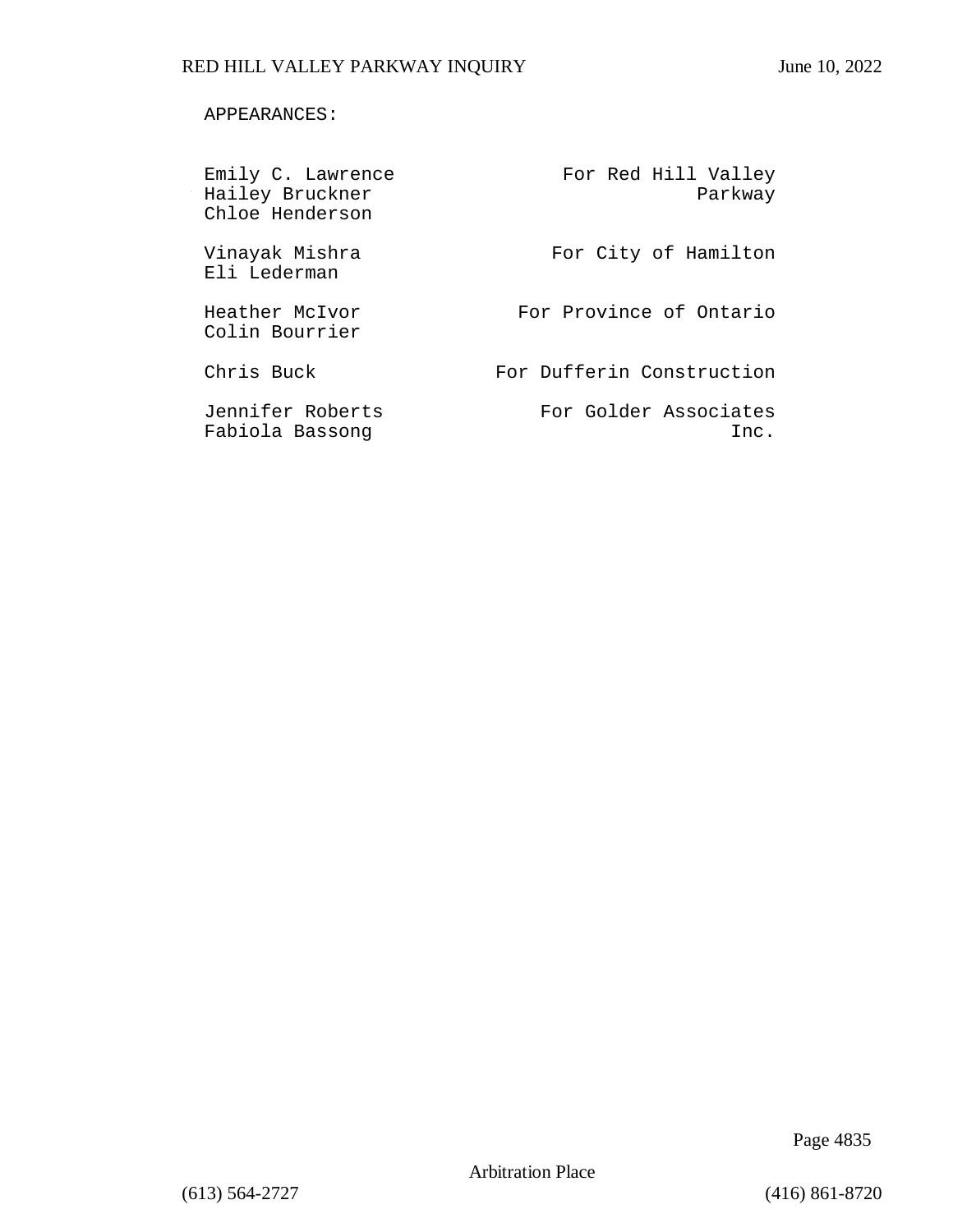APPEARANCES:

| | |
|---|---|
| Emily C. Lawrence<br>Hailey Bruckner<br>Chloe Henderson | For Red Hill Valley Parkway |
| Vinayak Mishra<br>Eli Lederman | For City of Hamilton |
| Heather McIvor<br>Colin Bourrier | For Province of Ontario |
| Chris Buck | For Dufferin Construction |
| Jennifer Roberts<br>Fabiola Bassong | For Golder Associates Inc. |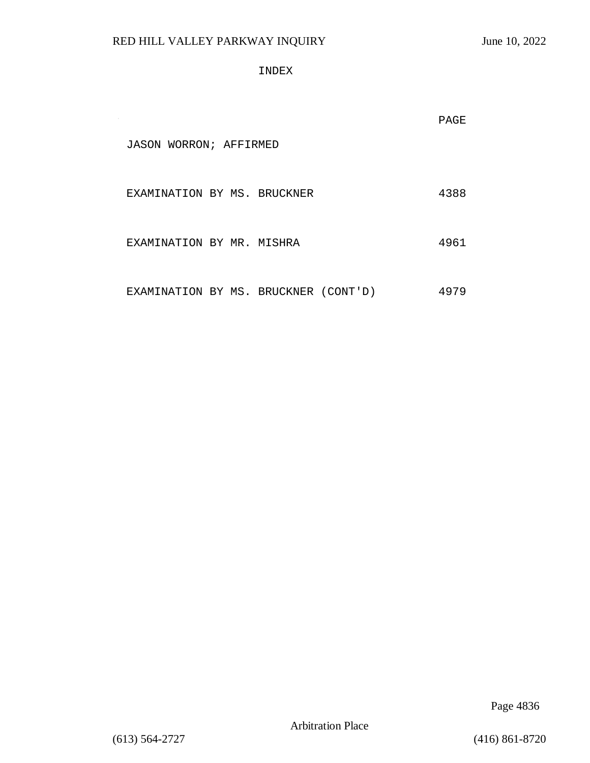INDEX

| | PAGE |
|---|---|
| JASON WORRON; AFFIRMED | |
| EXAMINATION BY MS. BRUCKNER | 4388 |
| EXAMINATION BY MR. MISHRA | 4961 |
| EXAMINATION BY MS. BRUCKNER (CONT'D) | 4979 |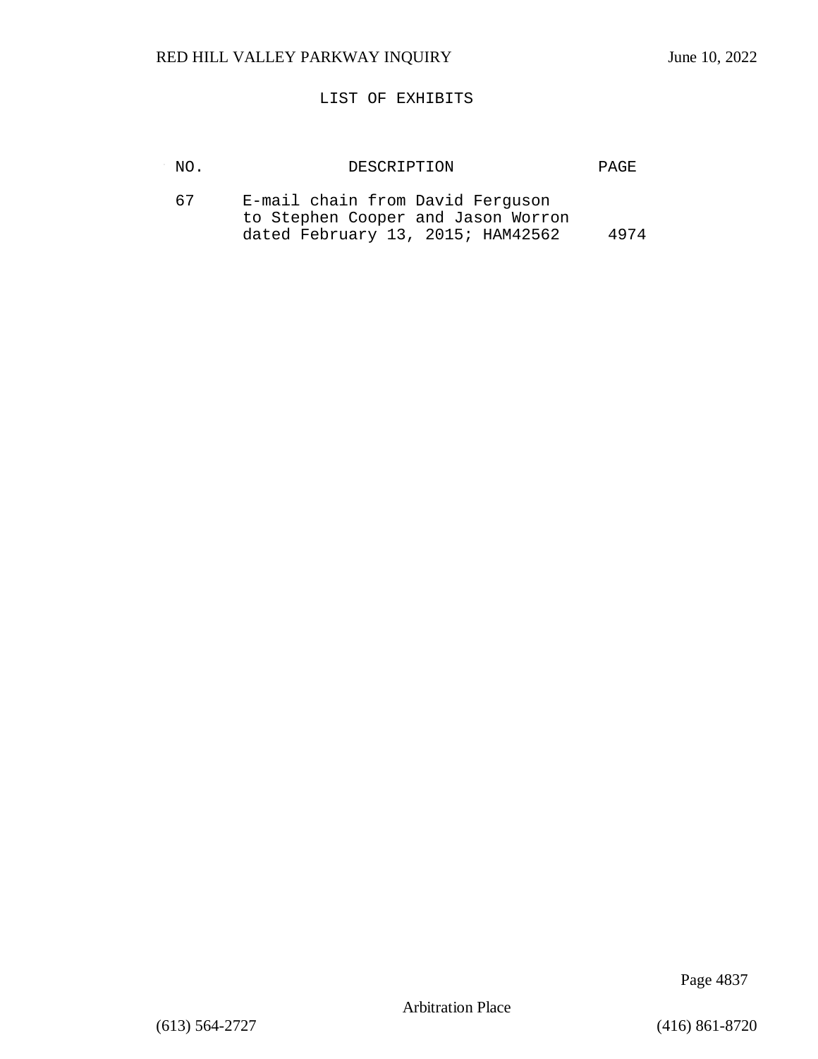# LIST OF EXHIBITS

| NO. | DESCRIPTION | PAGE |
| --- | --- | --- |
| 67 | E-mail chain from David Ferguson to Stephen Cooper and Jason Worron dated February 13, 2015; HAM42562 | 4974 |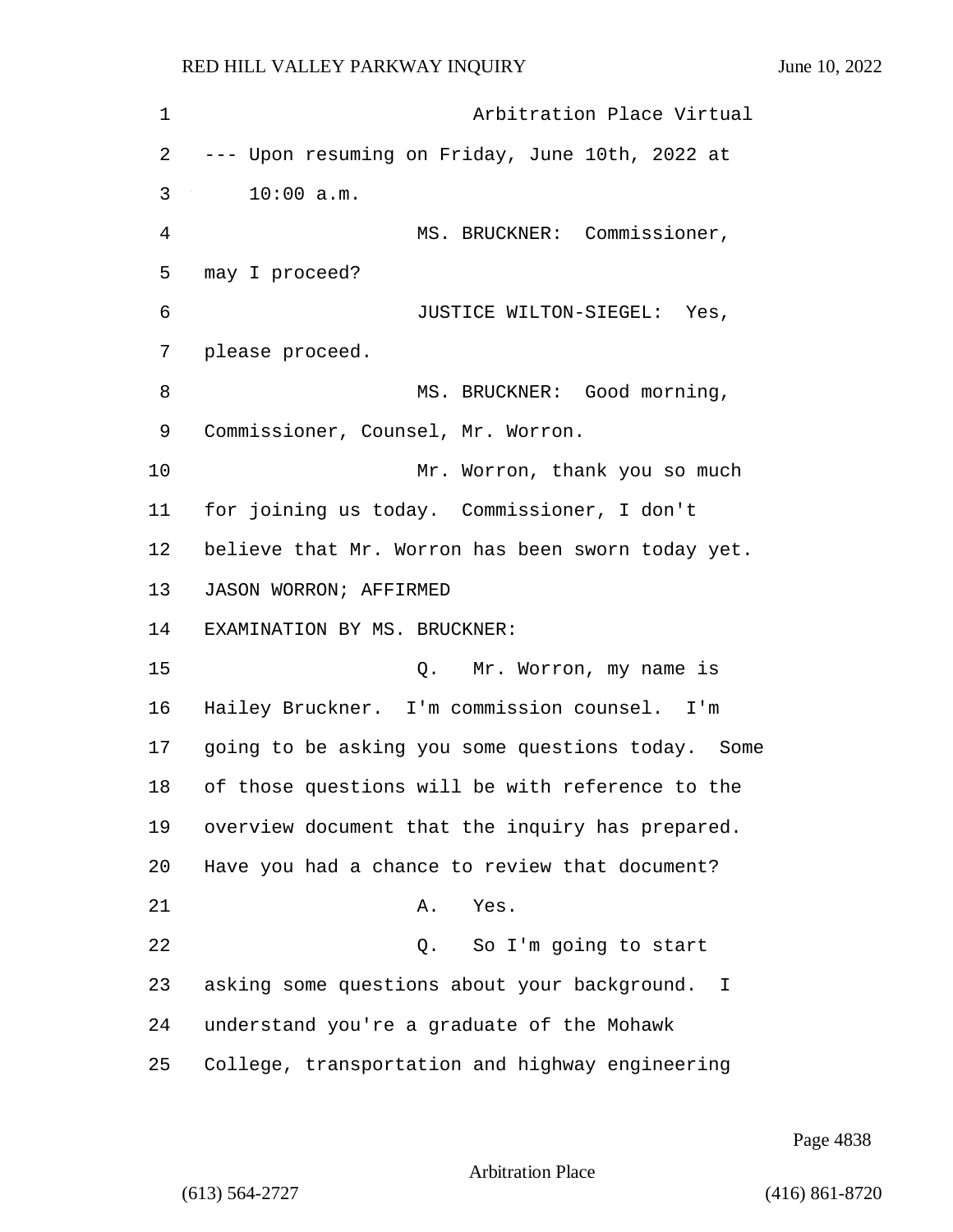Arbitration Place Virtual

--- Upon resuming on Friday, June 10th, 2022 at 10:00 a.m.

MS. BRUCKNER: Commissioner, may I proceed?

JUSTICE WILTON-SIEGEL: Yes, please proceed.

MS. BRUCKNER: Good morning, Commissioner, Counsel, Mr. Worron.

Mr. Worron, thank you so much for joining us today. Commissioner, I don't believe that Mr. Worron has been sworn today yet.

JASON WORRON; AFFIRMED

EXAMINATION BY MS. BRUCKNER:

Q. Mr. Worron, my name is Hailey Bruckner. I'm commission counsel. I'm going to be asking you some questions today. Some of those questions will be with reference to the overview document that the inquiry has prepared. Have you had a chance to review that document?

A. Yes.

Q. So I'm going to start asking some questions about your background. I understand you're a graduate of the Mohawk College, transportation and highway engineering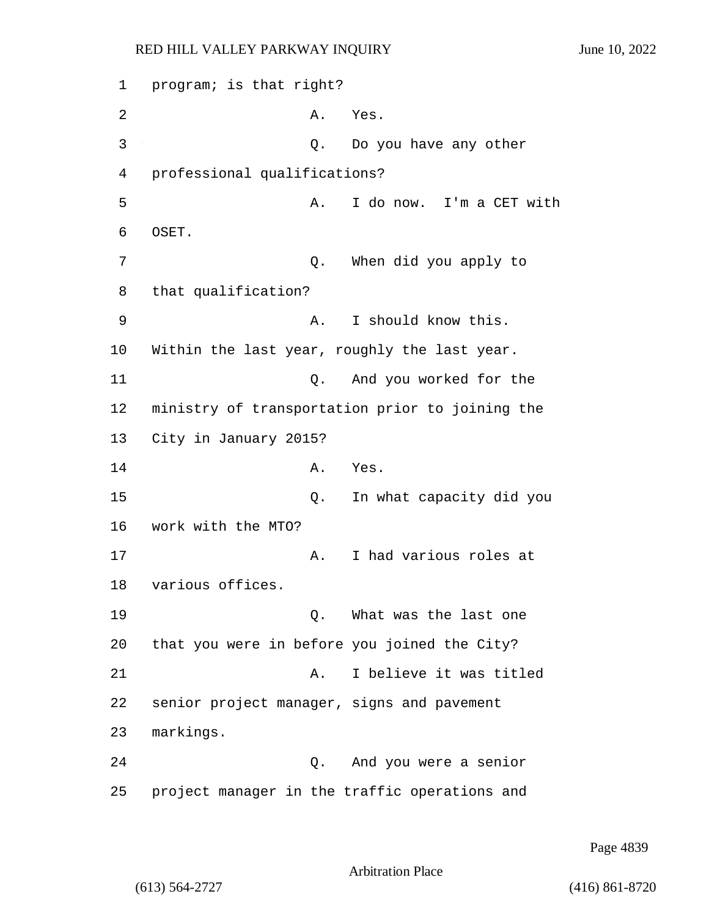1 program; is that right?

2 A. Yes.

3 Q. Do you have any other

4 professional qualifications?

5 A. I do now. I'm a CET with

6 OSET.

7 Q. When did you apply to

8 that qualification?

9 A. I should know this.

10 Within the last year, roughly the last year.

11 Q. And you worked for the

12 ministry of transportation prior to joining the

13 City in January 2015?

14 A. Yes.

15 Q. In what capacity did you

16 work with the MTO?

17 A. I had various roles at

18 various offices.

19 Q. What was the last one

20 that you were in before you joined the City?

21 A. I believe it was titled

22 senior project manager, signs and pavement

23 markings.

24 Q. And you were a senior

25 project manager in the traffic operations and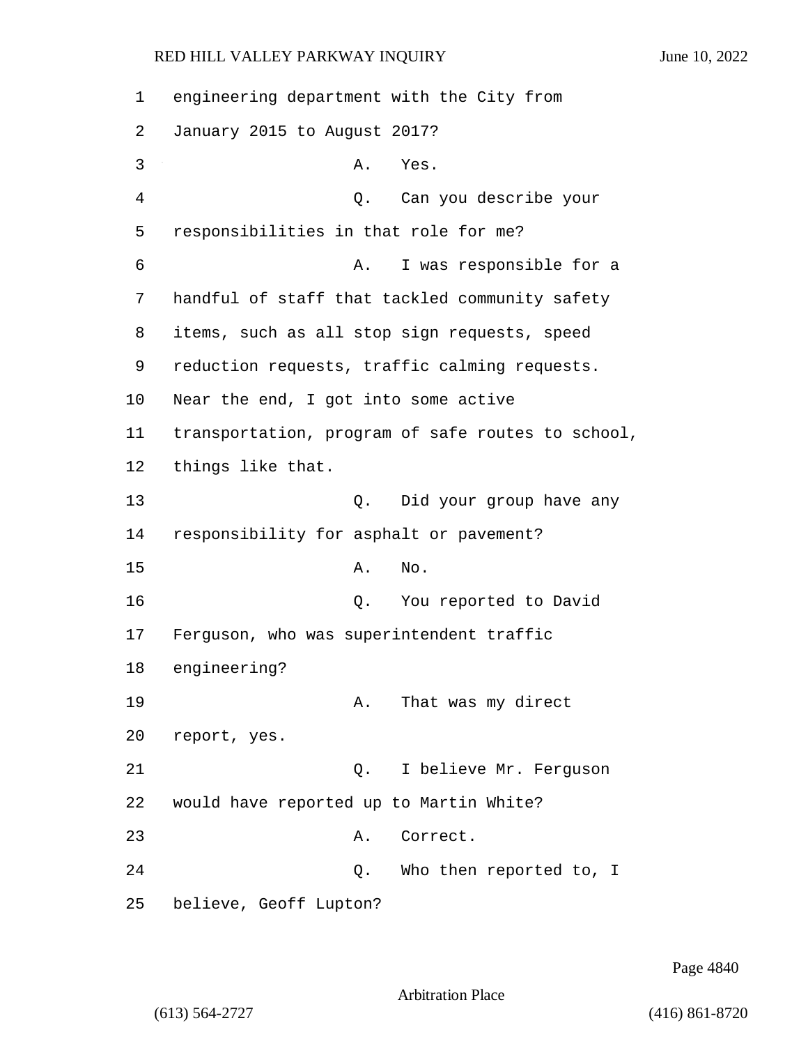engineering department with the City from January 2015 to August 2017?

A. Yes.

Q. Can you describe your responsibilities in that role for me?

A. I was responsible for a handful of staff that tackled community safety items, such as all stop sign requests, speed reduction requests, traffic calming requests. Near the end, I got into some active transportation, program of safe routes to school, things like that.

Q. Did your group have any responsibility for asphalt or pavement?

A. No.

Q. You reported to David Ferguson, who was superintendent traffic engineering?

A. That was my direct report, yes.

Q. I believe Mr. Ferguson would have reported up to Martin White?

A. Correct.

Q. Who then reported to, I believe, Geoff Lupton?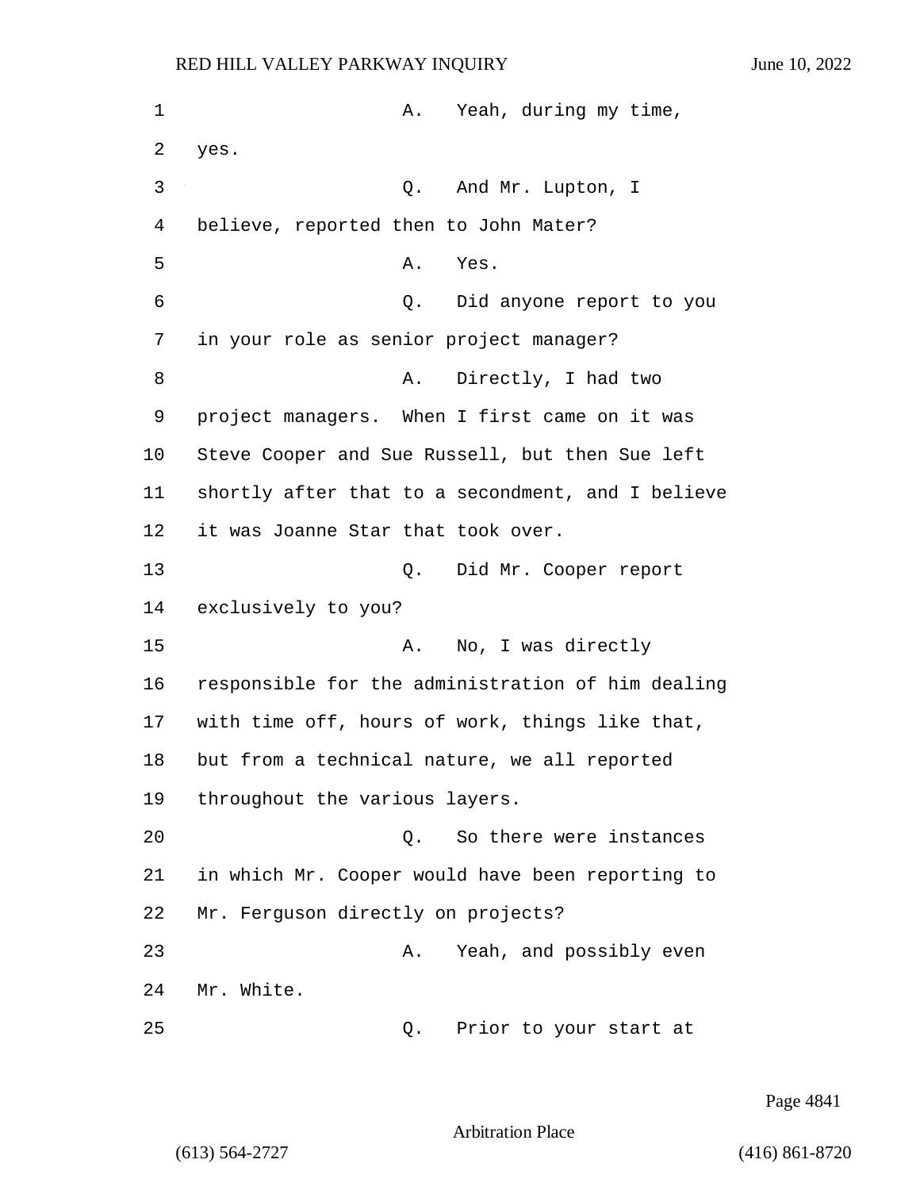A. Yeah, during my time, yes.

Q. And Mr. Lupton, I believe, reported then to John Mater?

A. Yes.

Q. Did anyone report to you in your role as senior project manager?

A. Directly, I had two project managers. When I first came on it was Steve Cooper and Sue Russell, but then Sue left shortly after that to a secondment, and I believe it was Joanne Star that took over.

Q. Did Mr. Cooper report exclusively to you?

A. No, I was directly responsible for the administration of him dealing with time off, hours of work, things like that, but from a technical nature, we all reported throughout the various layers.

Q. So there were instances in which Mr. Cooper would have been reporting to Mr. Ferguson directly on projects?

A. Yeah, and possibly even Mr. White.

Q. Prior to your start at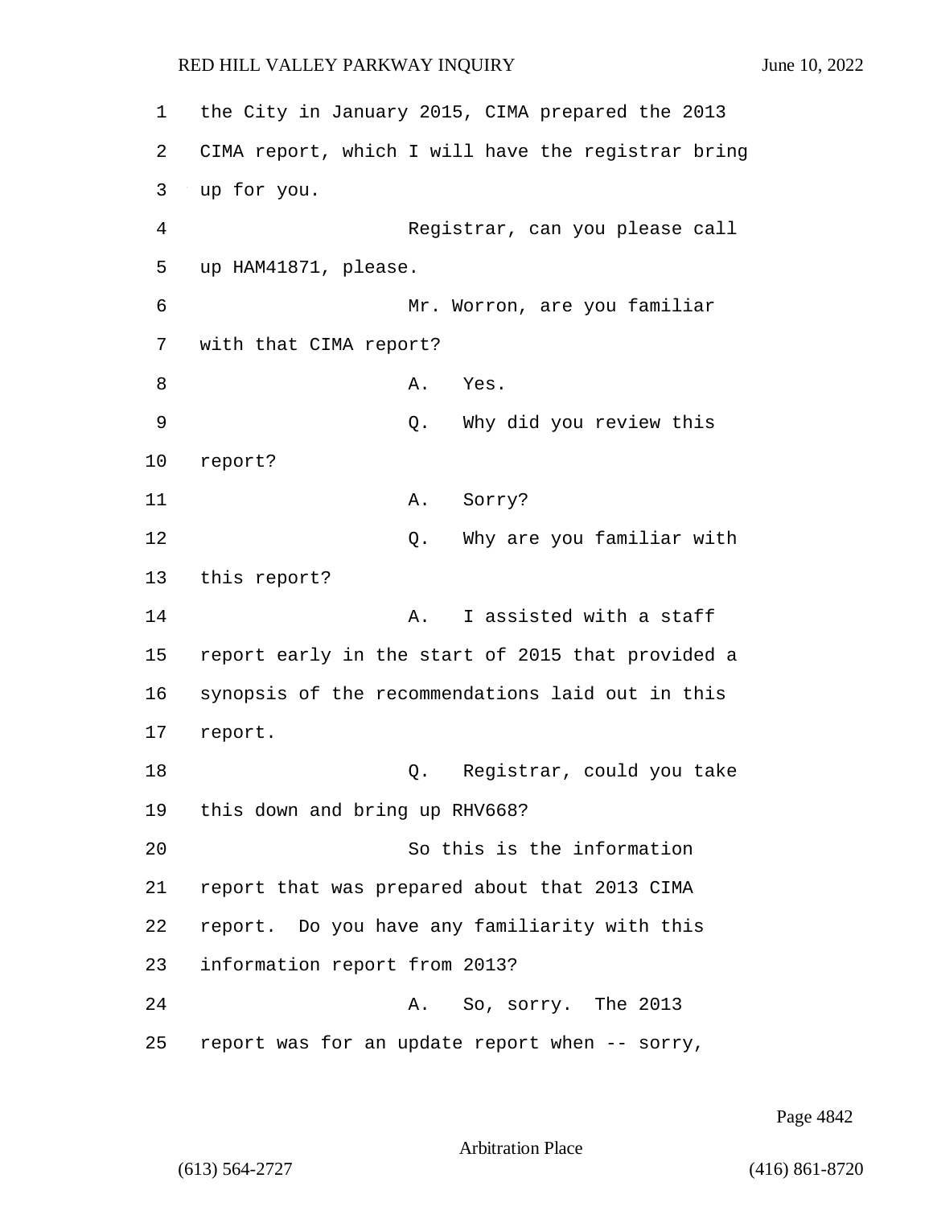the City in January 2015, CIMA prepared the 2013 CIMA report, which I will have the registrar bring up for you.

Registrar, can you please call up HAM41871, please.

Mr. Worron, are you familiar with that CIMA report?

A. Yes.

Q. Why did you review this report?

A. Sorry?

Q. Why are you familiar with this report?

A. I assisted with a staff report early in the start of 2015 that provided a synopsis of the recommendations laid out in this report.

Q. Registrar, could you take this down and bring up RHV668?

So this is the information report that was prepared about that 2013 CIMA report. Do you have any familiarity with this information report from 2013?

A. So, sorry. The 2013 report was for an update report when -- sorry,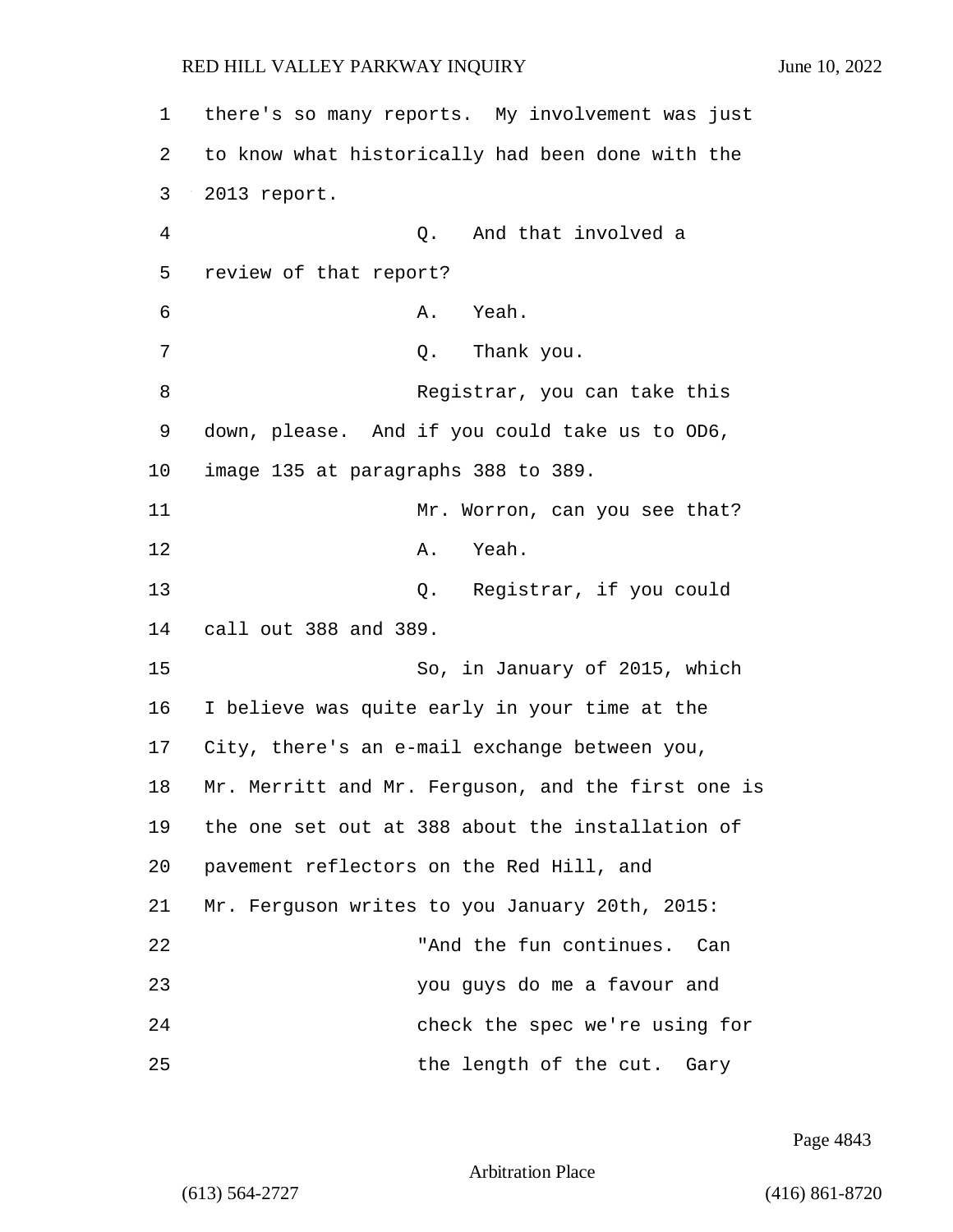1 there's so many reports. My involvement was just
2 to know what historically had been done with the
3 2013 report.
4 Q. And that involved a
5 review of that report?
6 A. Yeah.
7 Q. Thank you.
8 Registrar, you can take this
9 down, please. And if you could take us to OD6,
10 image 135 at paragraphs 388 to 389.
11 Mr. Worron, can you see that?
12 A. Yeah.
13 Q. Registrar, if you could
14 call out 388 and 389.
15 So, in January of 2015, which
16 I believe was quite early in your time at the
17 City, there's an e-mail exchange between you,
18 Mr. Merritt and Mr. Ferguson, and the first one is
19 the one set out at 388 about the installation of
20 pavement reflectors on the Red Hill, and
21 Mr. Ferguson writes to you January 20th, 2015:
22 "And the fun continues. Can
23 you guys do me a favour and
24 check the spec we're using for
25 the length of the cut. Gary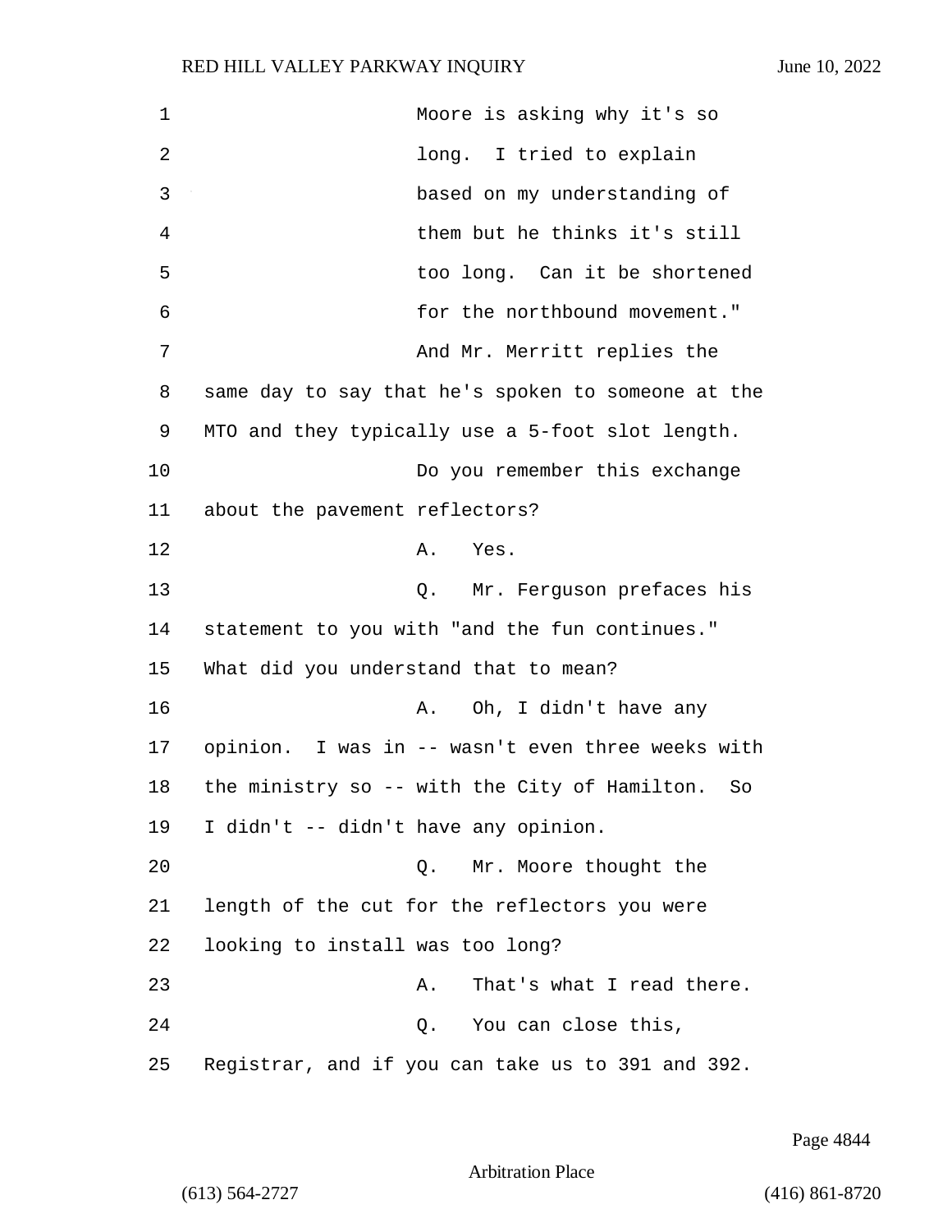Moore is asking why it's so long. I tried to explain based on my understanding of them but he thinks it's still too long. Can it be shortened for the northbound movement."

And Mr. Merritt replies the same day to say that he's spoken to someone at the MTO and they typically use a 5-foot slot length.

Do you remember this exchange about the pavement reflectors?

A. Yes.

Q. Mr. Ferguson prefaces his statement to you with "and the fun continues." What did you understand that to mean?

A. Oh, I didn't have any opinion. I was in -- wasn't even three weeks with the ministry so -- with the City of Hamilton. So I didn't -- didn't have any opinion.

Q. Mr. Moore thought the length of the cut for the reflectors you were looking to install was too long?

A. That's what I read there.

Q. You can close this, Registrar, and if you can take us to 391 and 392.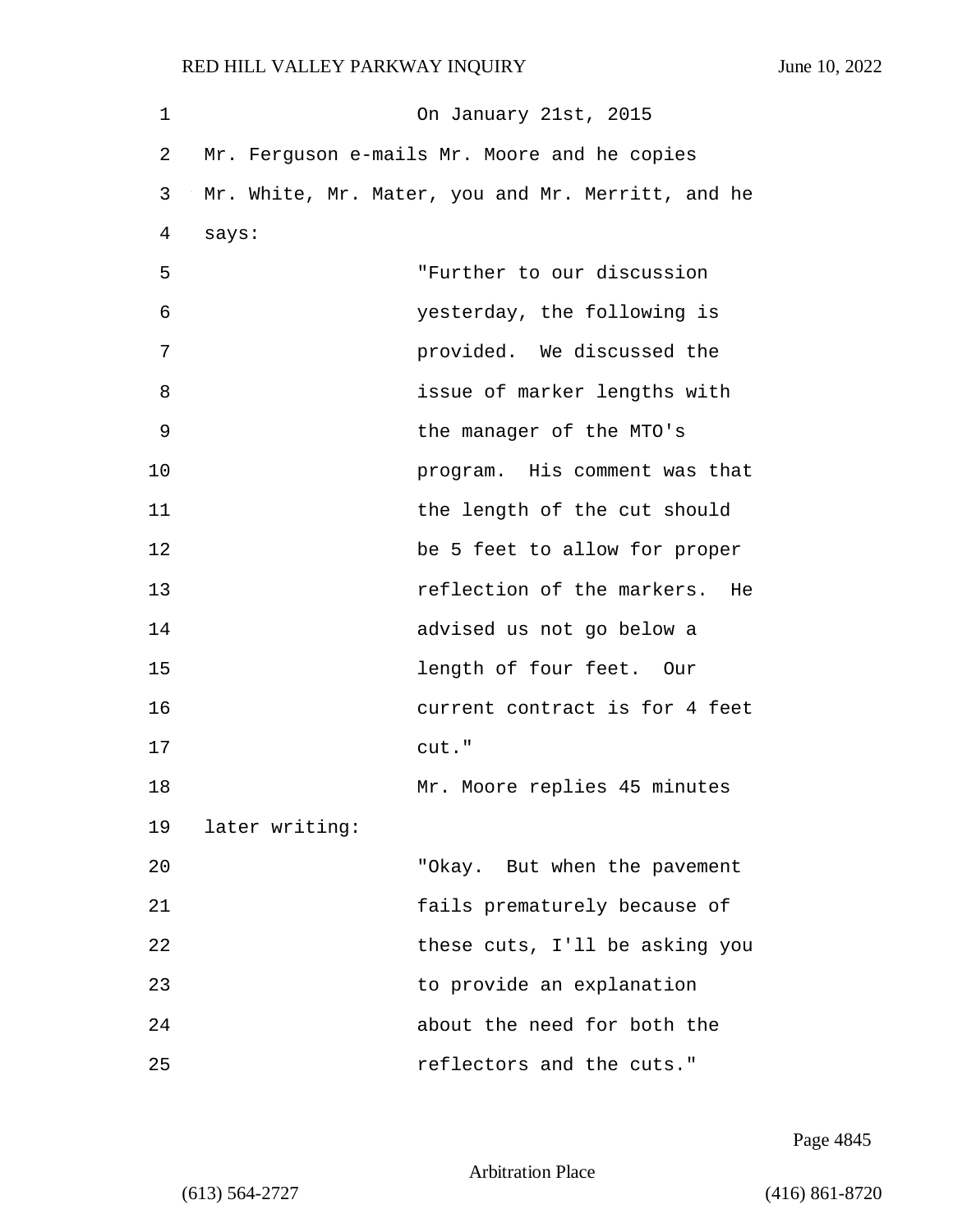On January 21st, 2015 Mr. Ferguson e-mails Mr. Moore and he copies Mr. White, Mr. Mater, you and Mr. Merritt, and he says:

> "Further to our discussion yesterday, the following is provided. We discussed the issue of marker lengths with the manager of the MTO's program. His comment was that the length of the cut should be 5 feet to allow for proper reflection of the markers. He advised us not go below a length of four feet. Our current contract is for 4 feet cut."

Mr. Moore replies 45 minutes later writing:

> "Okay. But when the pavement fails prematurely because of these cuts, I'll be asking you to provide an explanation about the need for both the reflectors and the cuts."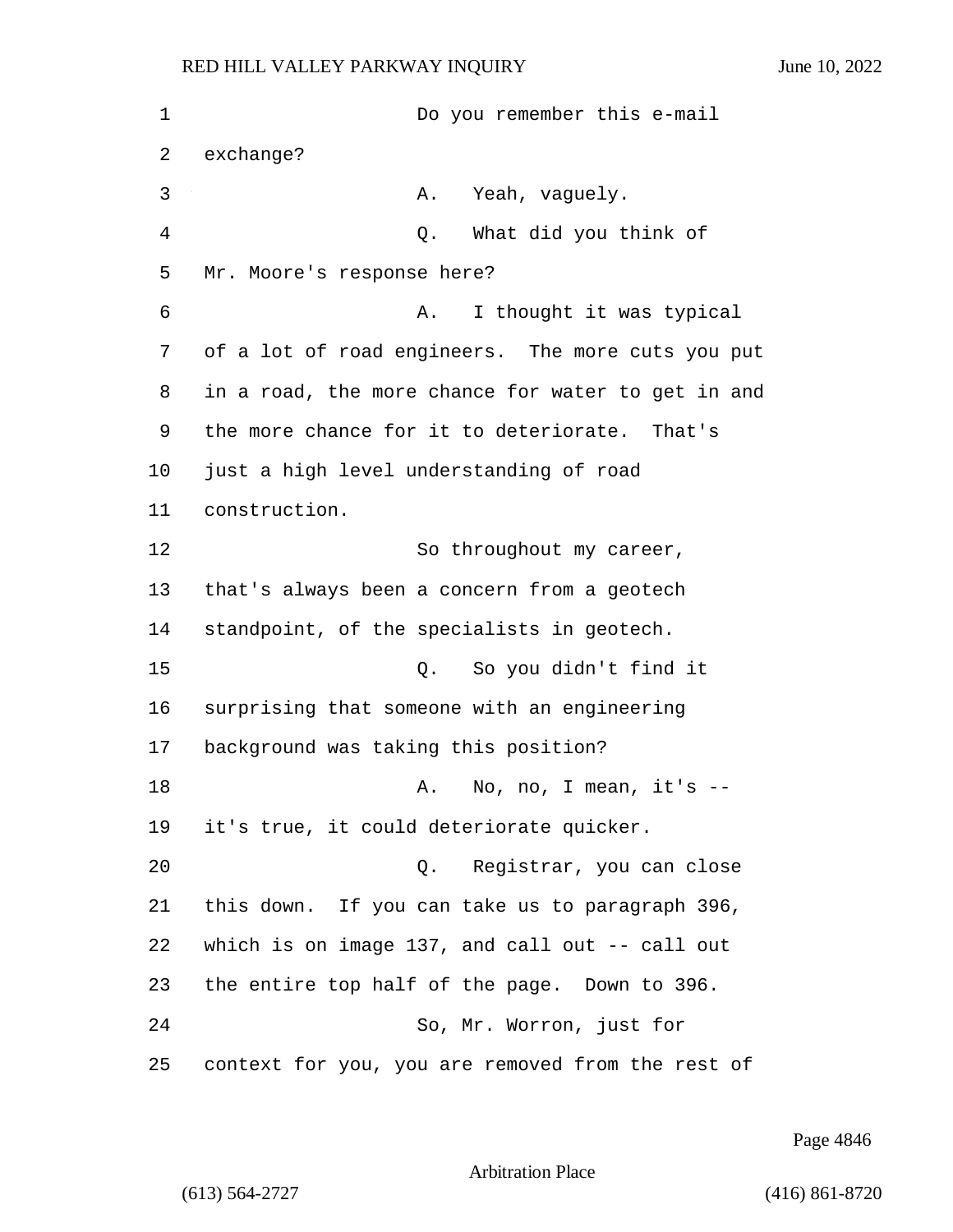Do you remember this e-mail exchange?

A. Yeah, vaguely.

Q. What did you think of Mr. Moore's response here?

A. I thought it was typical of a lot of road engineers. The more cuts you put in a road, the more chance for water to get in and the more chance for it to deteriorate. That's just a high level understanding of road construction.

So throughout my career, that's always been a concern from a geotech standpoint, of the specialists in geotech.

Q. So you didn't find it surprising that someone with an engineering background was taking this position?

A. No, no, I mean, it's -- it's true, it could deteriorate quicker.

Q. Registrar, you can close this down. If you can take us to paragraph 396, which is on image 137, and call out -- call out the entire top half of the page. Down to 396.

So, Mr. Worron, just for context for you, you are removed from the rest of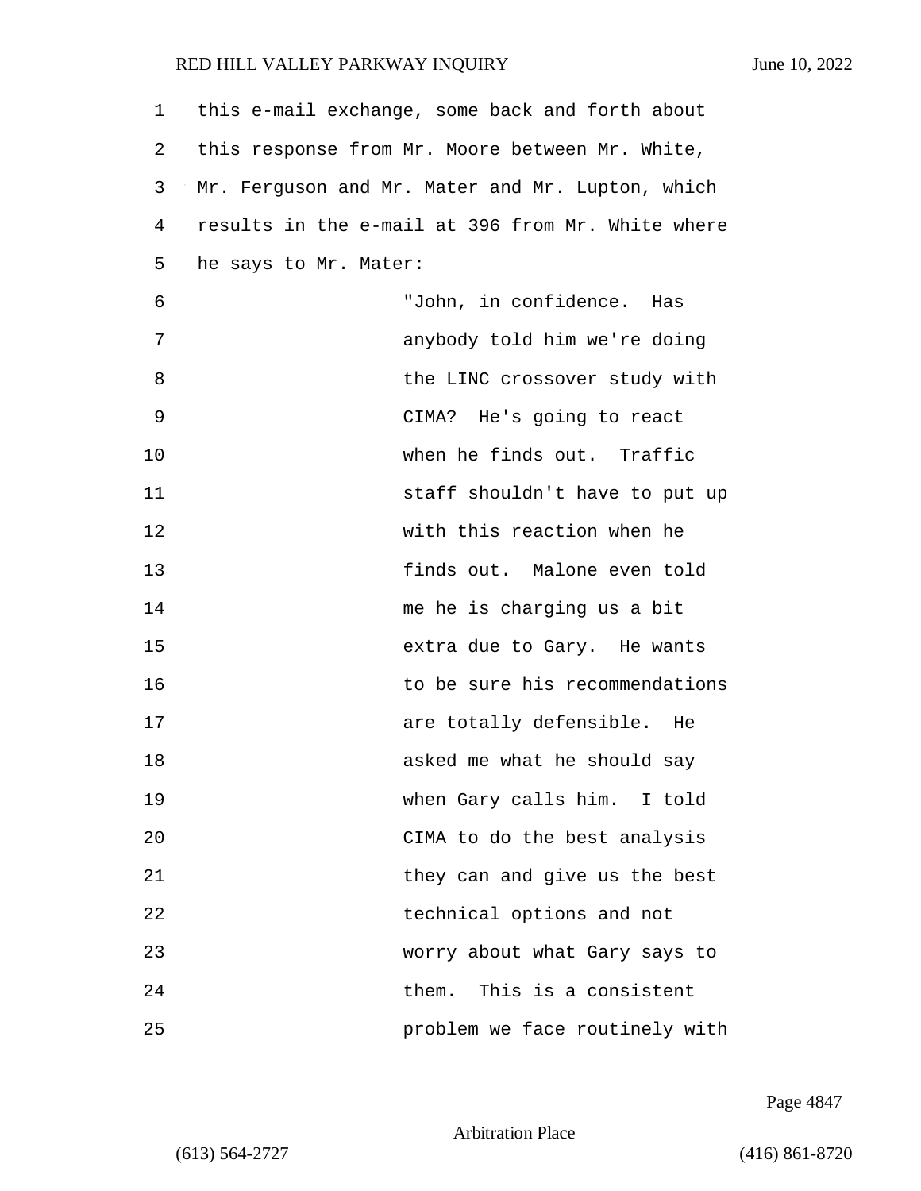this e-mail exchange, some back and forth about this response from Mr. Moore between Mr. White, Mr. Ferguson and Mr. Mater and Mr. Lupton, which results in the e-mail at 396 from Mr. White where he says to Mr. Mater:

> "John, in confidence. Has anybody told him we're doing the LINC crossover study with CIMA? He's going to react when he finds out. Traffic staff shouldn't have to put up with this reaction when he finds out. Malone even told me he is charging us a bit extra due to Gary. He wants to be sure his recommendations are totally defensible. He asked me what he should say when Gary calls him. I told CIMA to do the best analysis they can and give us the best technical options and not worry about what Gary says to them. This is a consistent problem we face routinely with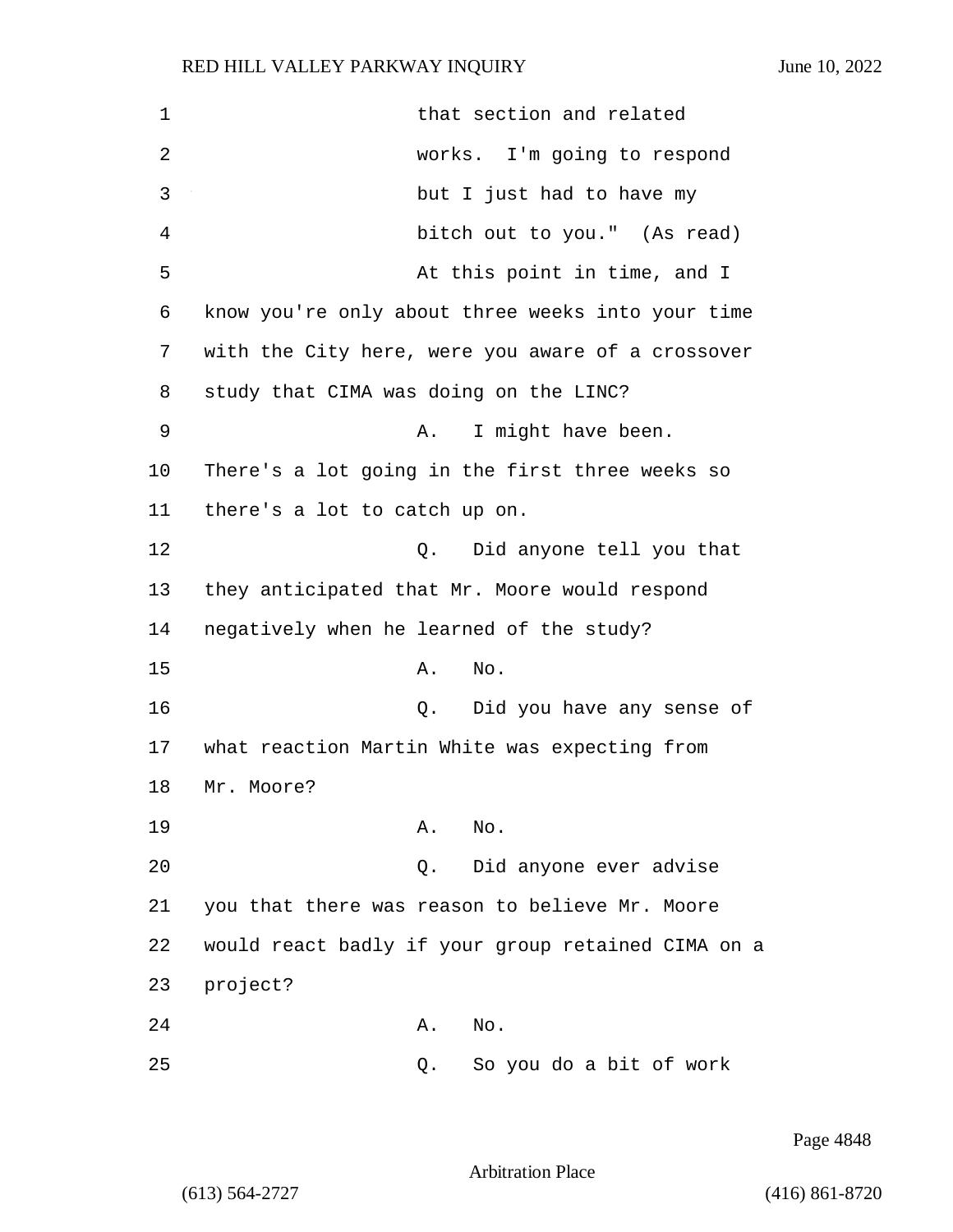that section and related works. I'm going to respond but I just had to have my bitch out to you." (As read)

At this point in time, and I know you're only about three weeks into your time with the City here, were you aware of a crossover study that CIMA was doing on the LINC?

A. I might have been. There's a lot going in the first three weeks so there's a lot to catch up on.

Q. Did anyone tell you that they anticipated that Mr. Moore would respond negatively when he learned of the study?

A. No.

Q. Did you have any sense of what reaction Martin White was expecting from Mr. Moore?

A. No.

Q. Did anyone ever advise you that there was reason to believe Mr. Moore would react badly if your group retained CIMA on a project?

A. No.

Q. So you do a bit of work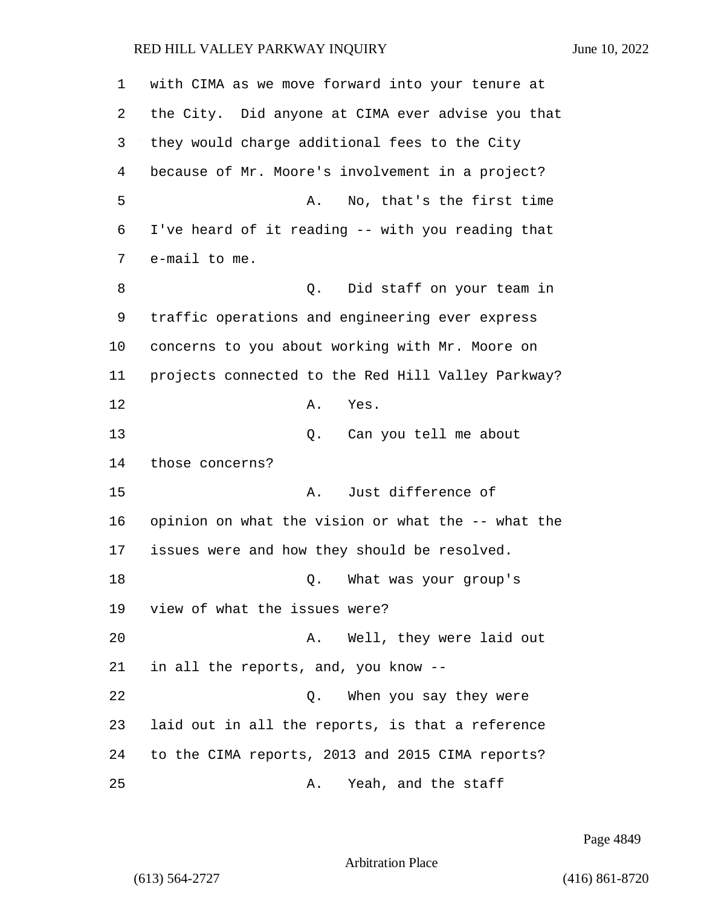with CIMA as we move forward into your tenure at the City. Did anyone at CIMA ever advise you that they would charge additional fees to the City because of Mr. Moore's involvement in a project?

A. No, that's the first time I've heard of it reading -- with you reading that e-mail to me.

Q. Did staff on your team in traffic operations and engineering ever express concerns to you about working with Mr. Moore on projects connected to the Red Hill Valley Parkway?

A. Yes.

Q. Can you tell me about those concerns?

A. Just difference of opinion on what the vision or what the -- what the issues were and how they should be resolved.

Q. What was your group's view of what the issues were?

A. Well, they were laid out in all the reports, and, you know --

Q. When you say they were laid out in all the reports, is that a reference to the CIMA reports, 2013 and 2015 CIMA reports?

A. Yeah, and the staff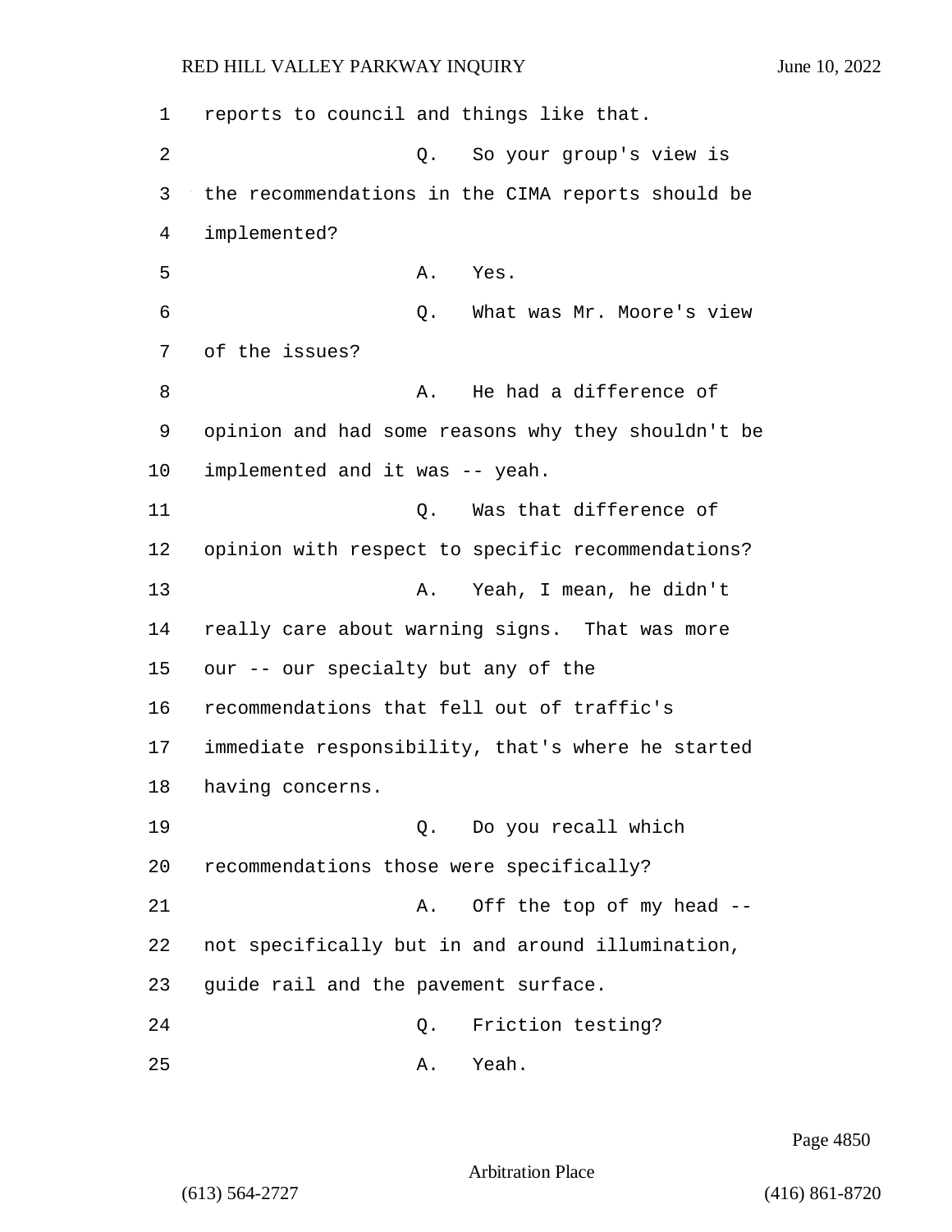reports to council and things like that.

Q. So your group's view is the recommendations in the CIMA reports should be implemented?

A. Yes.

Q. What was Mr. Moore's view of the issues?

A. He had a difference of opinion and had some reasons why they shouldn't be implemented and it was -- yeah.

Q. Was that difference of opinion with respect to specific recommendations?

A. Yeah, I mean, he didn't really care about warning signs. That was more our -- our specialty but any of the recommendations that fell out of traffic's immediate responsibility, that's where he started having concerns.

Q. Do you recall which recommendations those were specifically?

A. Off the top of my head -- not specifically but in and around illumination, guide rail and the pavement surface.

Q. Friction testing?

A. Yeah.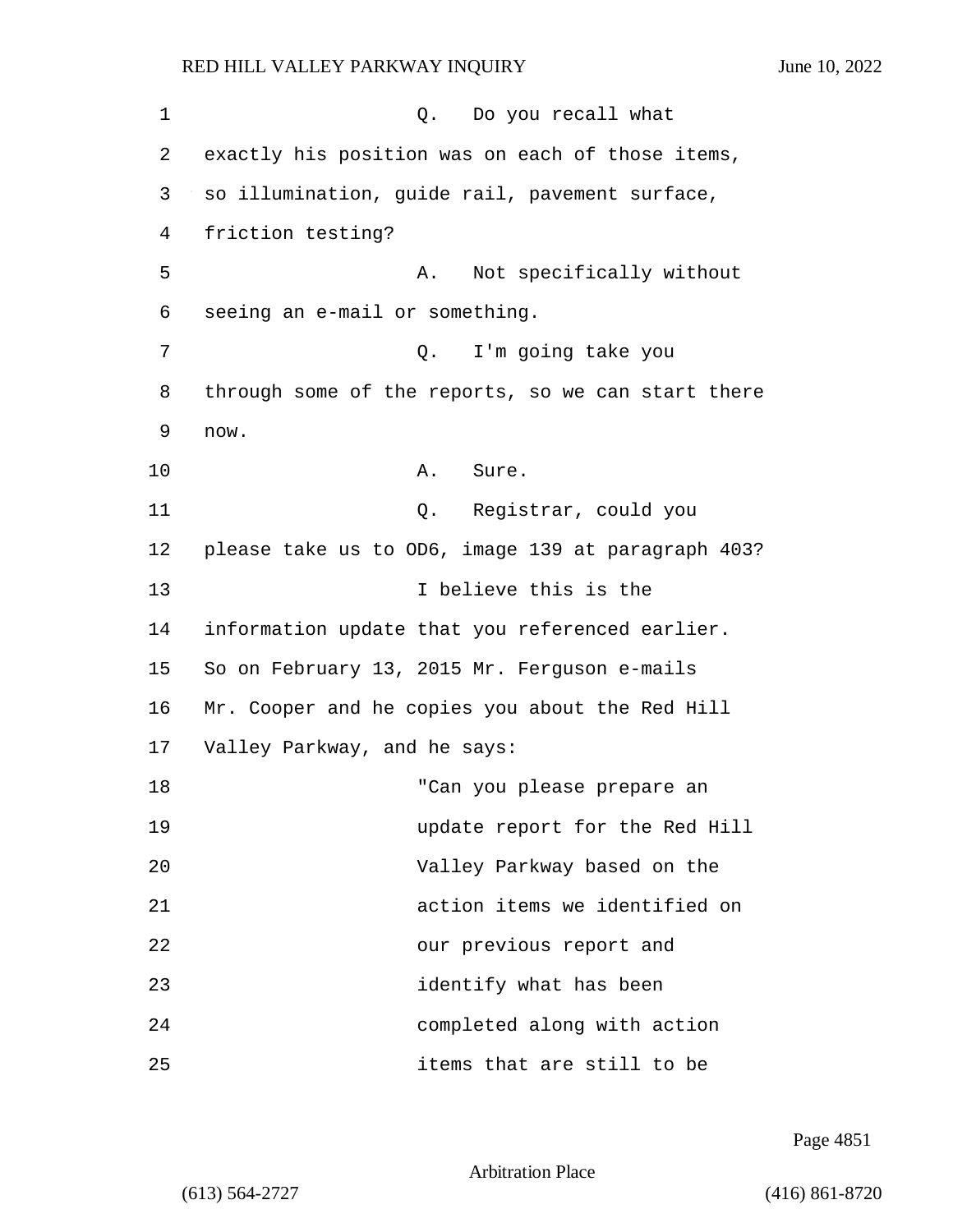Q. Do you recall what exactly his position was on each of those items, so illumination, guide rail, pavement surface, friction testing?

A. Not specifically without seeing an e-mail or something.

Q. I'm going take you through some of the reports, so we can start there now.

A. Sure.

Q. Registrar, could you please take us to OD6, image 139 at paragraph 403?

I believe this is the information update that you referenced earlier. So on February 13, 2015 Mr. Ferguson e-mails Mr. Cooper and he copies you about the Red Hill Valley Parkway, and he says:

"Can you please prepare an update report for the Red Hill Valley Parkway based on the action items we identified on our previous report and identify what has been completed along with action items that are still to be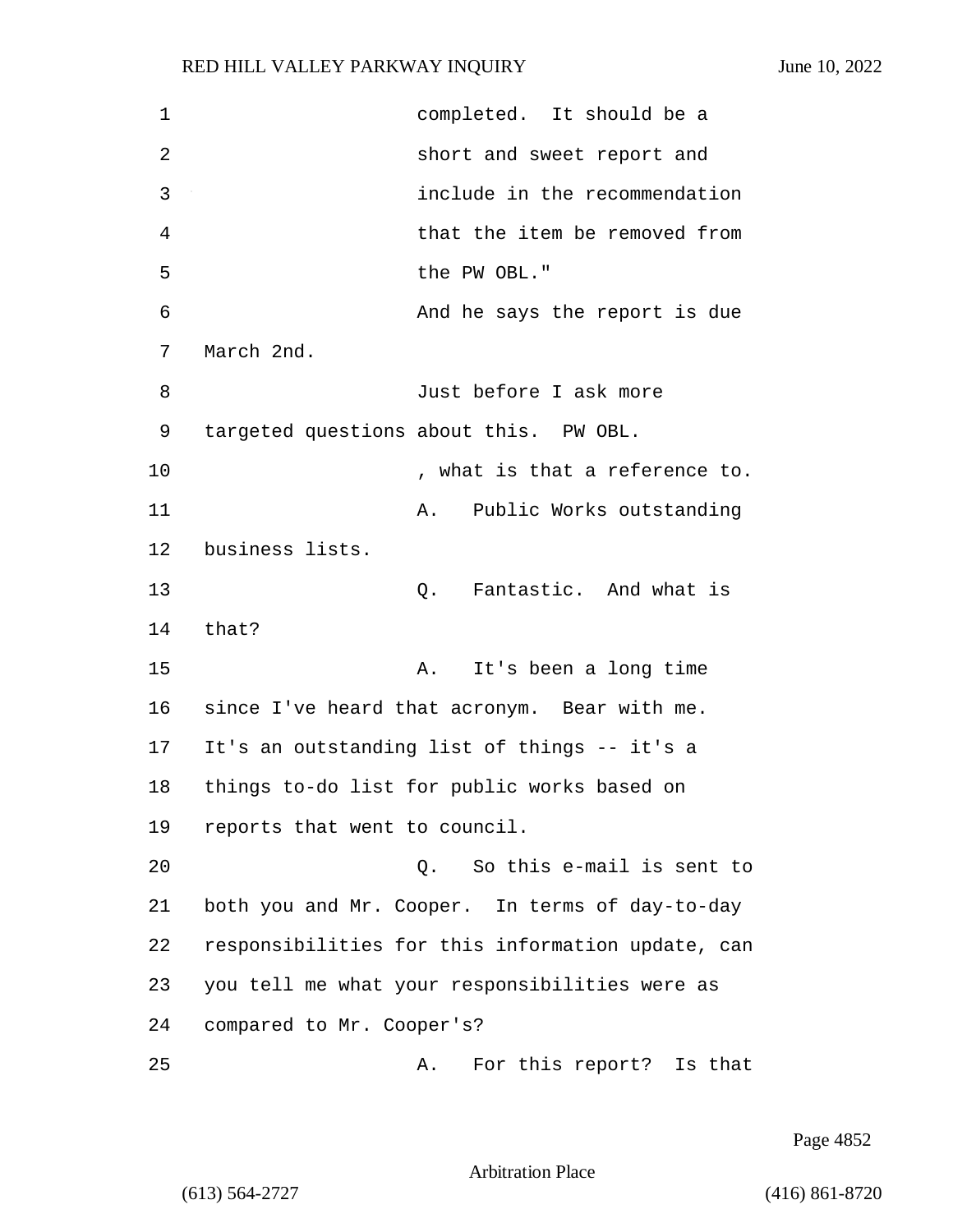completed. It should be a short and sweet report and include in the recommendation that the item be removed from the PW OBL."

And he says the report is due March 2nd.

Just before I ask more targeted questions about this. PW OBL.

, what is that a reference to.

A. Public Works outstanding business lists.

Q. Fantastic. And what is that?

A. It's been a long time since I've heard that acronym. Bear with me. It's an outstanding list of things -- it's a things to-do list for public works based on reports that went to council.

Q. So this e-mail is sent to both you and Mr. Cooper. In terms of day-to-day responsibilities for this information update, can you tell me what your responsibilities were as compared to Mr. Cooper's?

A. For this report? Is that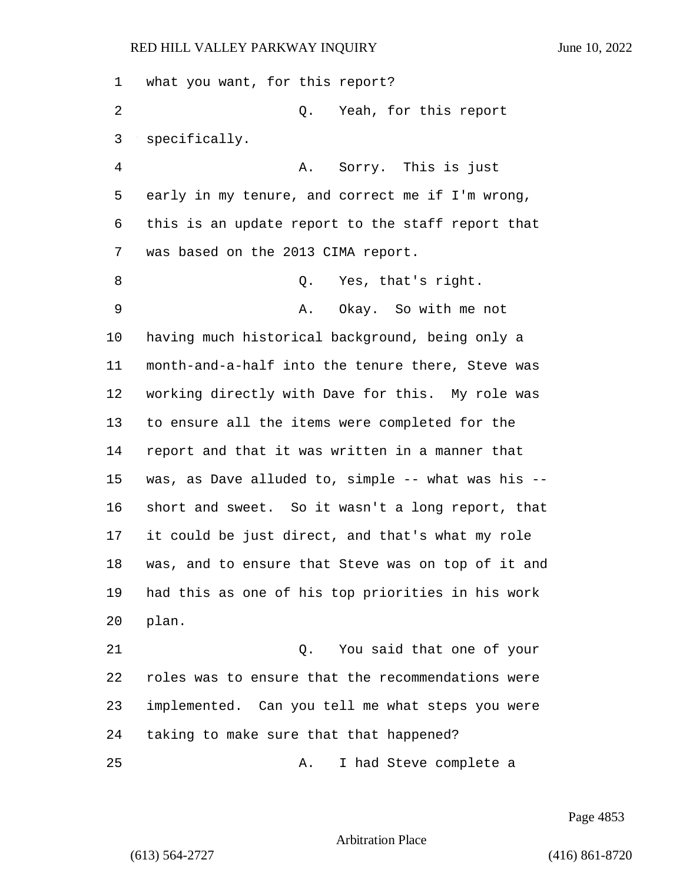what you want, for this report?

Q. Yeah, for this report specifically.

A. Sorry. This is just early in my tenure, and correct me if I'm wrong, this is an update report to the staff report that was based on the 2013 CIMA report.

Q. Yes, that's right.

A. Okay. So with me not having much historical background, being only a month-and-a-half into the tenure there, Steve was working directly with Dave for this. My role was to ensure all the items were completed for the report and that it was written in a manner that was, as Dave alluded to, simple -- what was his -- short and sweet. So it wasn't a long report, that it could be just direct, and that's what my role was, and to ensure that Steve was on top of it and had this as one of his top priorities in his work plan.

Q. You said that one of your roles was to ensure that the recommendations were implemented. Can you tell me what steps you were taking to make sure that that happened?

A. I had Steve complete a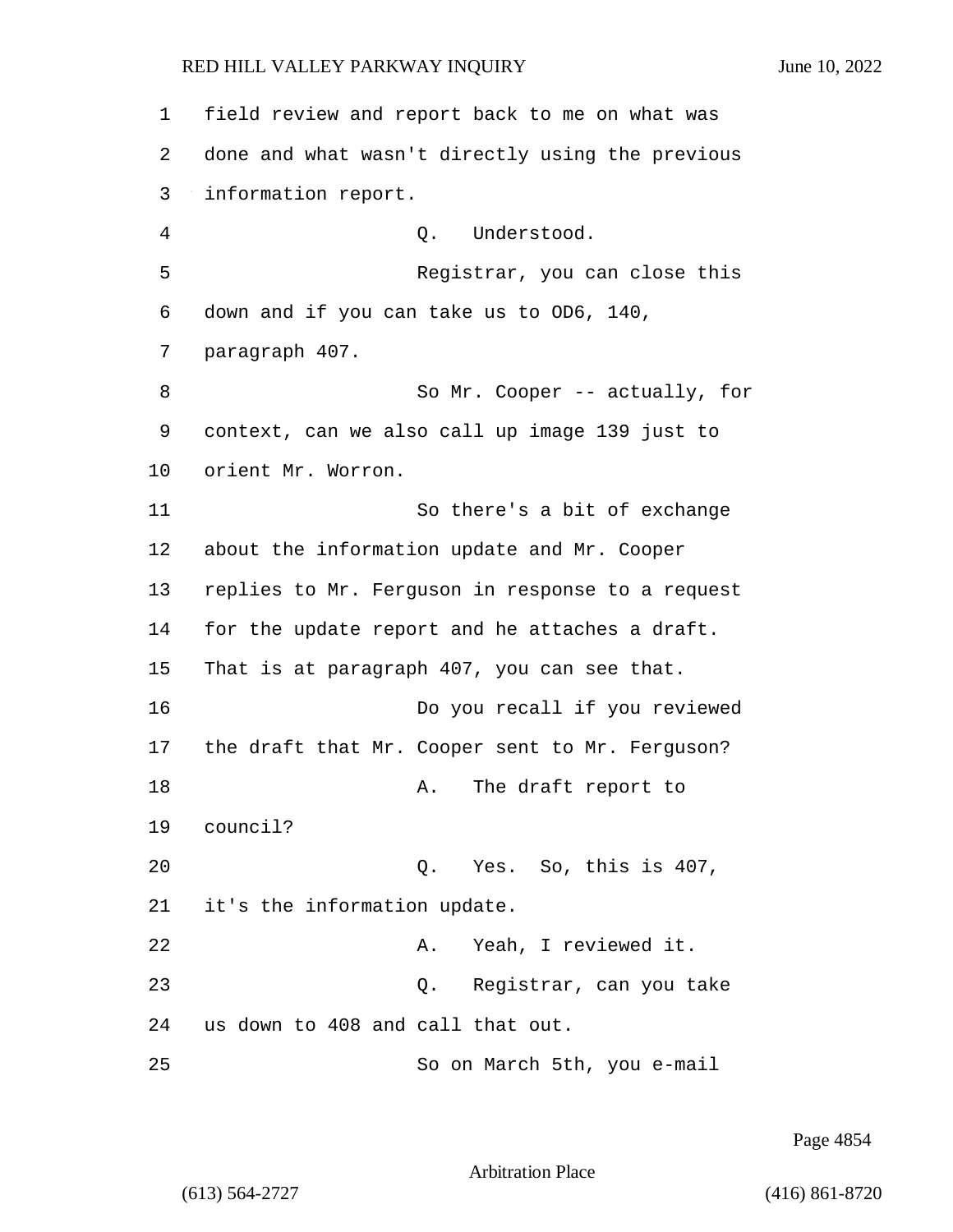field review and report back to me on what was done and what wasn't directly using the previous information report.

Q. Understood.

Registrar, you can close this down and if you can take us to OD6, 140, paragraph 407.

So Mr. Cooper -- actually, for context, can we also call up image 139 just to orient Mr. Worron.

So there's a bit of exchange about the information update and Mr. Cooper replies to Mr. Ferguson in response to a request for the update report and he attaches a draft. That is at paragraph 407, you can see that.

Do you recall if you reviewed the draft that Mr. Cooper sent to Mr. Ferguson?

A. The draft report to council?

Q. Yes. So, this is 407, it's the information update.

A. Yeah, I reviewed it.

Q. Registrar, can you take us down to 408 and call that out.

So on March 5th, you e-mail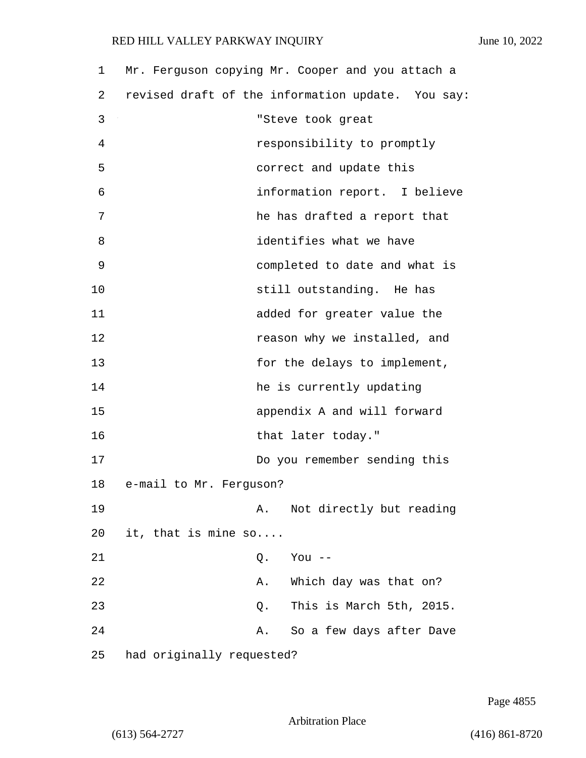Mr. Ferguson copying Mr. Cooper and you attach a revised draft of the information update. You say:

> "Steve took great responsibility to promptly correct and update this information report. I believe he has drafted a report that identifies what we have completed to date and what is still outstanding. He has added for greater value the reason why we installed, and for the delays to implement, he is currently updating appendix A and will forward that later today."

Do you remember sending this e-mail to Mr. Ferguson?

A. Not directly but reading it, that is mine so....

Q. You --

A. Which day was that on?

Q. This is March 5th, 2015.

A. So a few days after Dave had originally requested?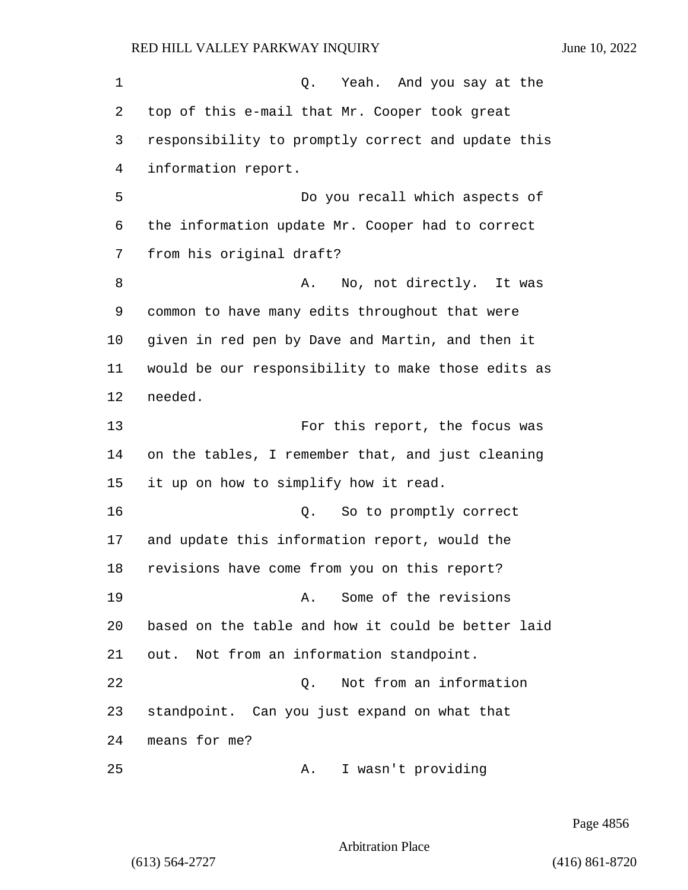Q. Yeah. And you say at the top of this e-mail that Mr. Cooper took great responsibility to promptly correct and update this information report.

Do you recall which aspects of the information update Mr. Cooper had to correct from his original draft?

A. No, not directly. It was common to have many edits throughout that were given in red pen by Dave and Martin, and then it would be our responsibility to make those edits as needed.

For this report, the focus was on the tables, I remember that, and just cleaning it up on how to simplify how it read.

Q. So to promptly correct and update this information report, would the revisions have come from you on this report?

A. Some of the revisions based on the table and how it could be better laid out. Not from an information standpoint.

Q. Not from an information standpoint. Can you just expand on what that means for me?

A. I wasn't providing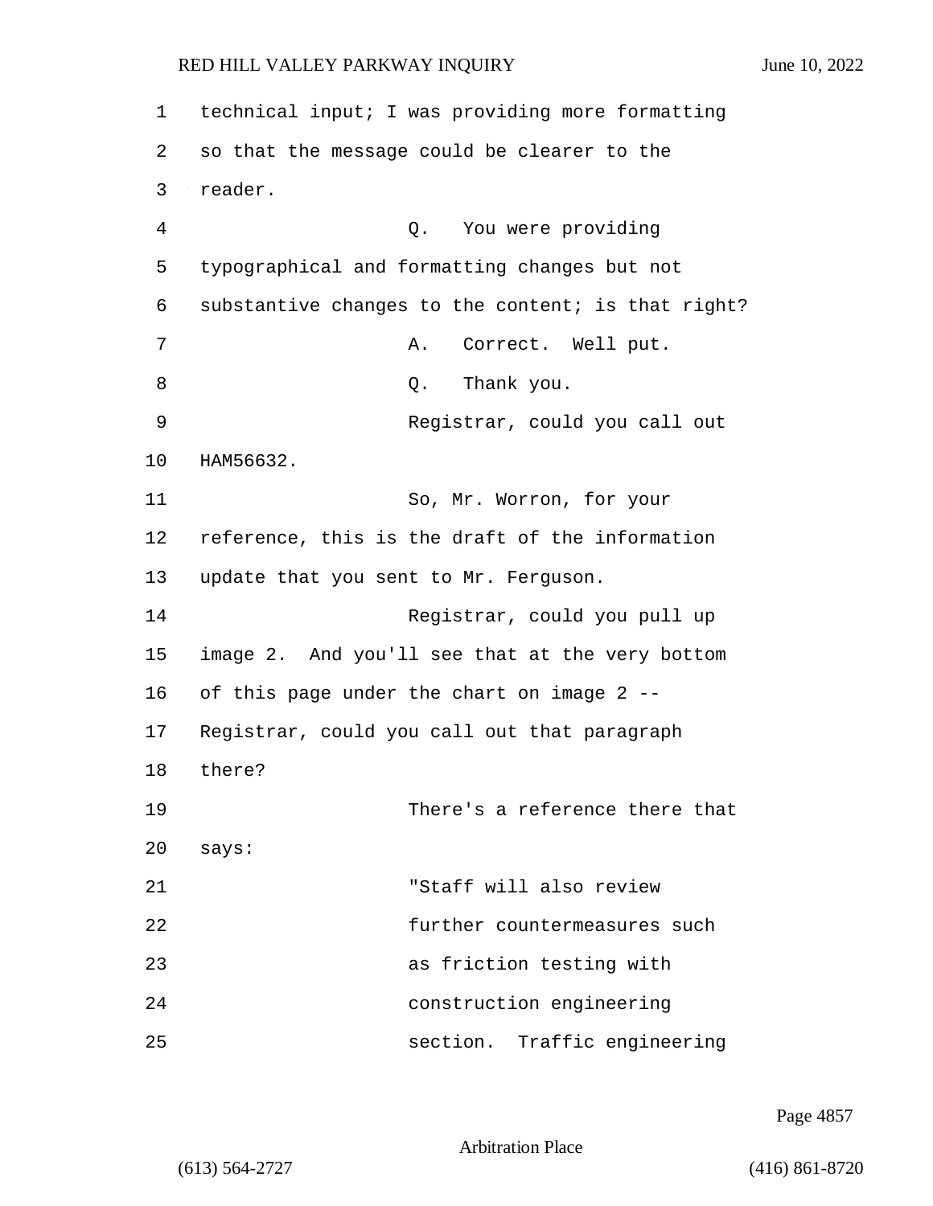technical input; I was providing more formatting so that the message could be clearer to the reader.

Q. You were providing typographical and formatting changes but not substantive changes to the content; is that right?

A. Correct. Well put.

Q. Thank you.

Registrar, could you call out HAM56632.

So, Mr. Worron, for your reference, this is the draft of the information update that you sent to Mr. Ferguson.

Registrar, could you pull up image 2. And you'll see that at the very bottom of this page under the chart on image 2 -- Registrar, could you call out that paragraph there?

There's a reference there that says:

"Staff will also review further countermeasures such as friction testing with construction engineering section. Traffic engineering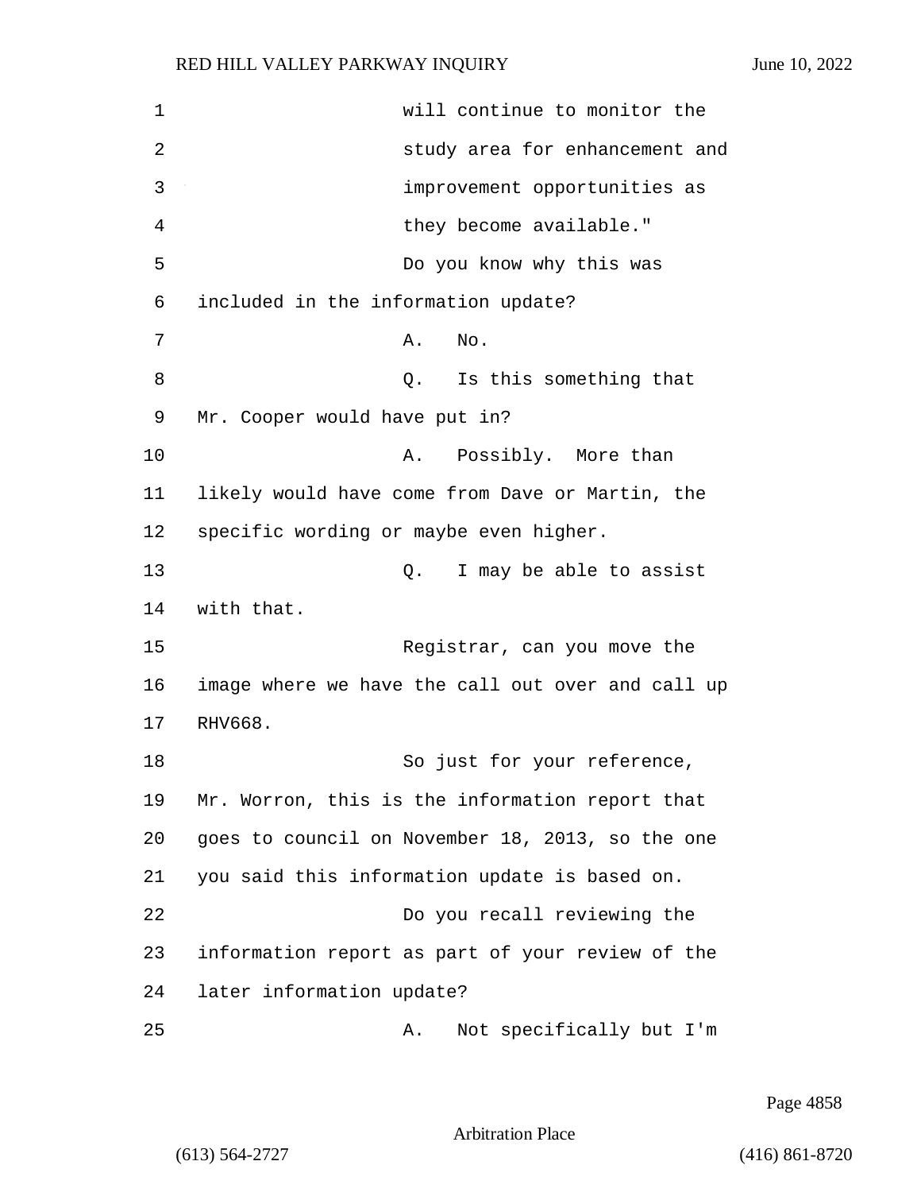will continue to monitor the study area for enhancement and improvement opportunities as they become available."

Do you know why this was included in the information update?

A. No.

Q. Is this something that Mr. Cooper would have put in?

A. Possibly. More than likely would have come from Dave or Martin, the specific wording or maybe even higher.

Q. I may be able to assist with that.

Registrar, can you move the image where we have the call out over and call up RHV668.

So just for your reference, Mr. Worron, this is the information report that goes to council on November 18, 2013, so the one you said this information update is based on.

Do you recall reviewing the information report as part of your review of the later information update?

A. Not specifically but I'm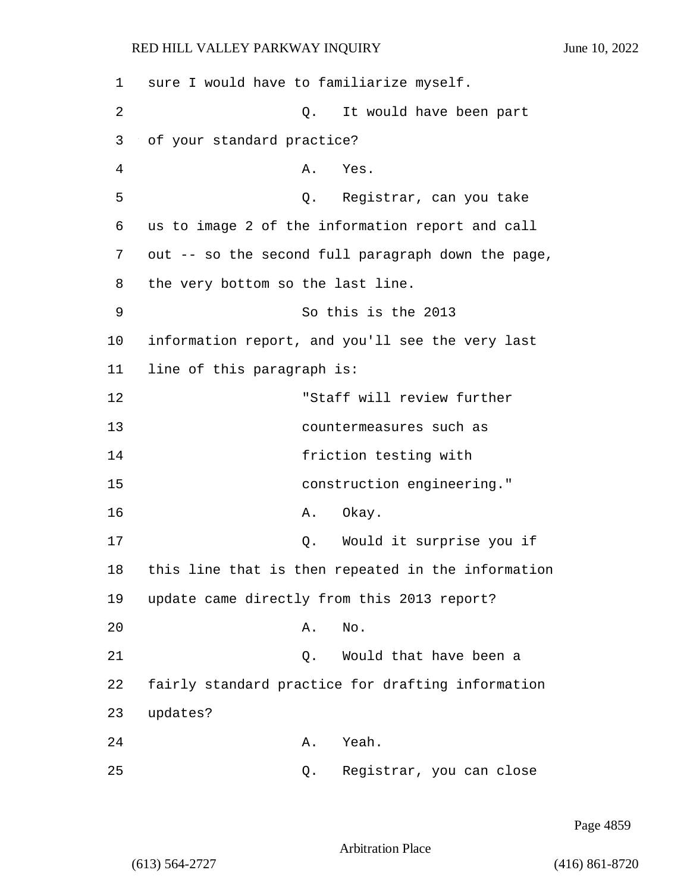sure I would have to familiarize myself.

Q. It would have been part of your standard practice?

A. Yes.

Q. Registrar, can you take us to image 2 of the information report and call out -- so the second full paragraph down the page, the very bottom so the last line.

So this is the 2013 information report, and you'll see the very last line of this paragraph is:

"Staff will review further countermeasures such as friction testing with construction engineering."

A. Okay.

Q. Would it surprise you if this line that is then repeated in the information update came directly from this 2013 report?

A. No.

Q. Would that have been a fairly standard practice for drafting information updates?

A. Yeah.

Q. Registrar, you can close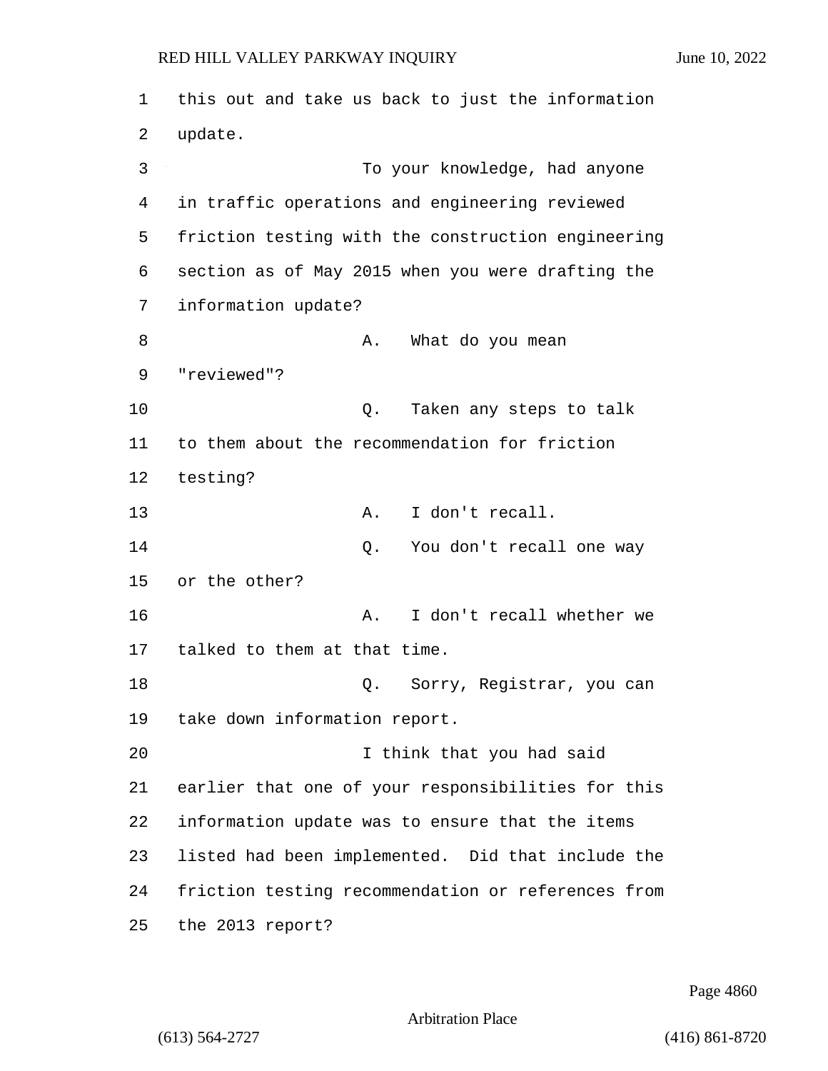this out and take us back to just the information update.

To your knowledge, had anyone in traffic operations and engineering reviewed friction testing with the construction engineering section as of May 2015 when you were drafting the information update?

A. What do you mean "reviewed"?

Q. Taken any steps to talk to them about the recommendation for friction testing?

A. I don't recall.

Q. You don't recall one way or the other?

A. I don't recall whether we talked to them at that time.

Q. Sorry, Registrar, you can take down information report.

I think that you had said earlier that one of your responsibilities for this information update was to ensure that the items listed had been implemented. Did that include the friction testing recommendation or references from the 2013 report?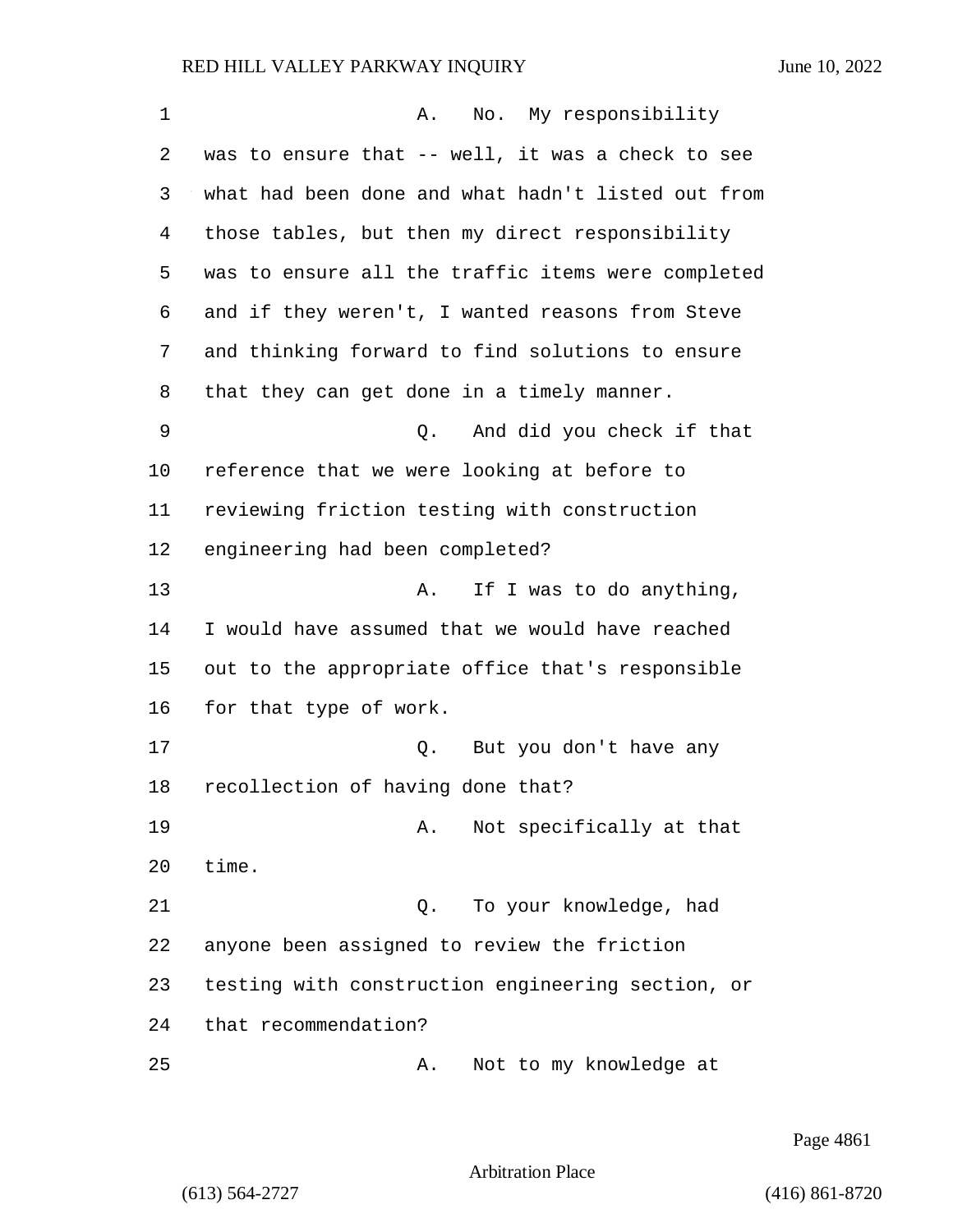A. No. My responsibility was to ensure that -- well, it was a check to see what had been done and what hadn't listed out from those tables, but then my direct responsibility was to ensure all the traffic items were completed and if they weren't, I wanted reasons from Steve and thinking forward to find solutions to ensure that they can get done in a timely manner.

Q. And did you check if that reference that we were looking at before to reviewing friction testing with construction engineering had been completed?

A. If I was to do anything, I would have assumed that we would have reached out to the appropriate office that's responsible for that type of work.

Q. But you don't have any recollection of having done that?

A. Not specifically at that time.

Q. To your knowledge, had anyone been assigned to review the friction testing with construction engineering section, or that recommendation?

A. Not to my knowledge at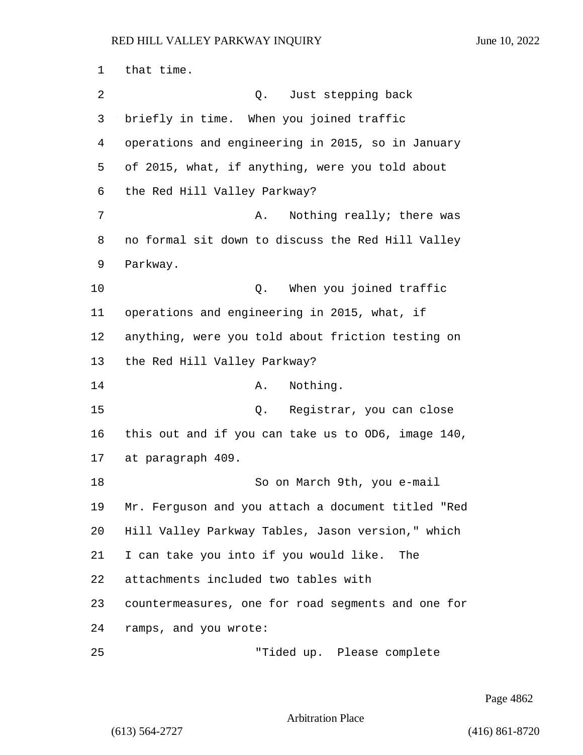that time.

Q. Just stepping back briefly in time. When you joined traffic operations and engineering in 2015, so in January of 2015, what, if anything, were you told about the Red Hill Valley Parkway?

A. Nothing really; there was no formal sit down to discuss the Red Hill Valley Parkway.

Q. When you joined traffic operations and engineering in 2015, what, if anything, were you told about friction testing on the Red Hill Valley Parkway?

A. Nothing.

Q. Registrar, you can close this out and if you can take us to OD6, image 140, at paragraph 409.

So on March 9th, you e-mail Mr. Ferguson and you attach a document titled "Red Hill Valley Parkway Tables, Jason version," which I can take you into if you would like. The attachments included two tables with countermeasures, one for road segments and one for ramps, and you wrote:

"Tided up. Please complete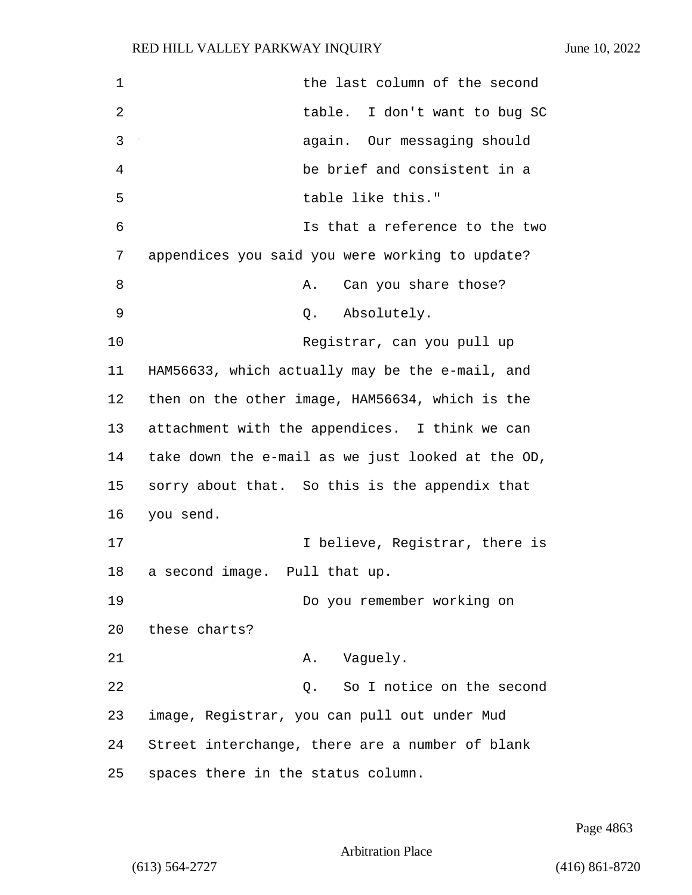the last column of the second table. I don't want to bug SC again. Our messaging should be brief and consistent in a table like this."

Is that a reference to the two appendices you said you were working to update?

A. Can you share those?

Q. Absolutely.

Registrar, can you pull up HAM56633, which actually may be the e-mail, and then on the other image, HAM56634, which is the attachment with the appendices. I think we can take down the e-mail as we just looked at the OD, sorry about that. So this is the appendix that you send.

I believe, Registrar, there is a second image. Pull that up.

Do you remember working on these charts?

A. Vaguely.

Q. So I notice on the second image, Registrar, you can pull out under Mud Street interchange, there are a number of blank spaces there in the status column.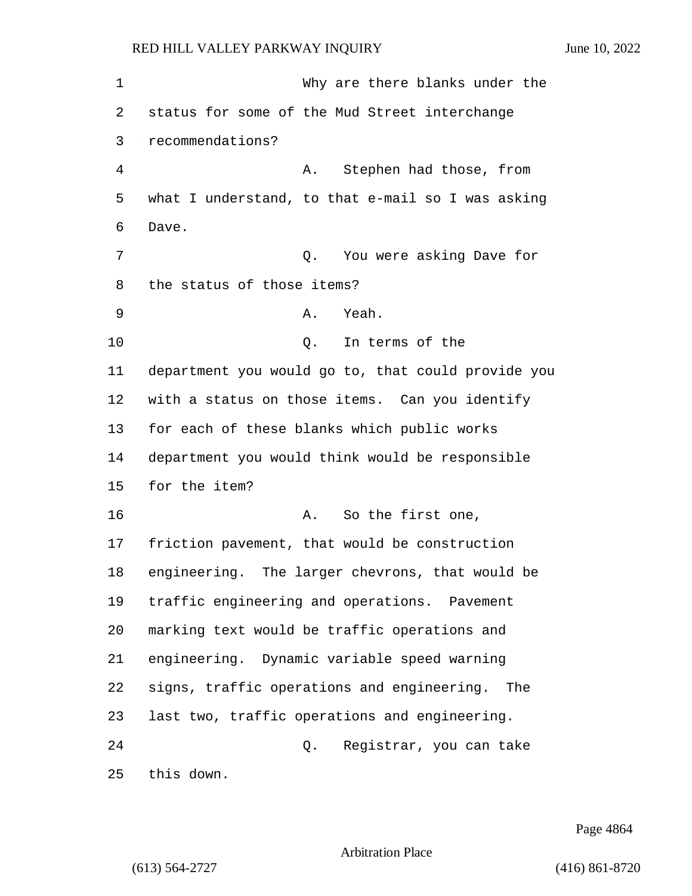Why are there blanks under the status for some of the Mud Street interchange recommendations?

A. Stephen had those, from what I understand, to that e-mail so I was asking Dave.

Q. You were asking Dave for the status of those items?

A. Yeah.

Q. In terms of the department you would go to, that could provide you with a status on those items. Can you identify for each of these blanks which public works department you would think would be responsible for the item?

A. So the first one, friction pavement, that would be construction engineering. The larger chevrons, that would be traffic engineering and operations. Pavement marking text would be traffic operations and engineering. Dynamic variable speed warning signs, traffic operations and engineering. The last two, traffic operations and engineering.

Q. Registrar, you can take this down.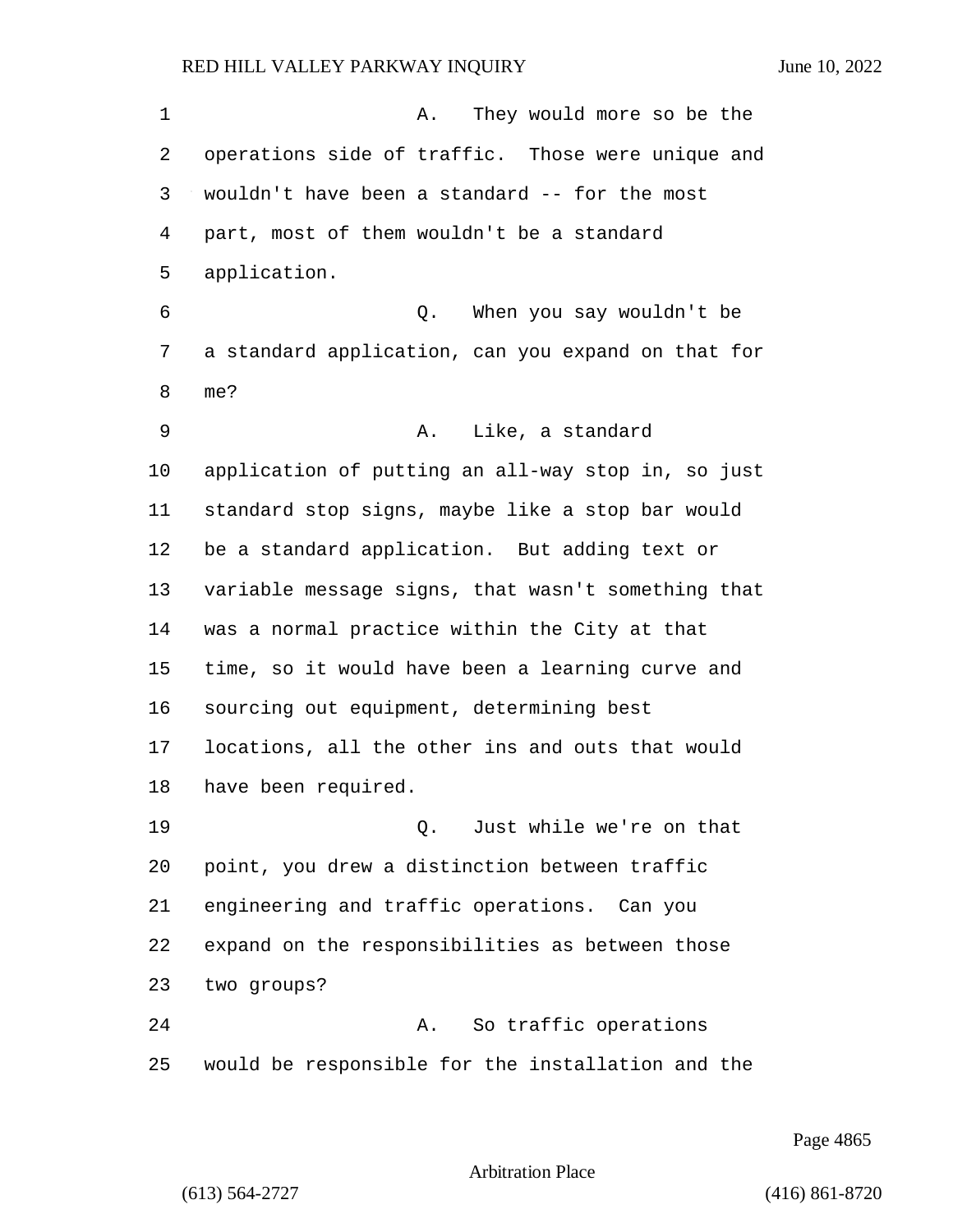A. They would more so be the operations side of traffic. Those were unique and wouldn't have been a standard -- for the most part, most of them wouldn't be a standard application.

Q. When you say wouldn't be a standard application, can you expand on that for me?

A. Like, a standard application of putting an all-way stop in, so just standard stop signs, maybe like a stop bar would be a standard application. But adding text or variable message signs, that wasn't something that was a normal practice within the City at that time, so it would have been a learning curve and sourcing out equipment, determining best locations, all the other ins and outs that would have been required.

Q. Just while we're on that point, you drew a distinction between traffic engineering and traffic operations. Can you expand on the responsibilities as between those two groups?

A. So traffic operations would be responsible for the installation and the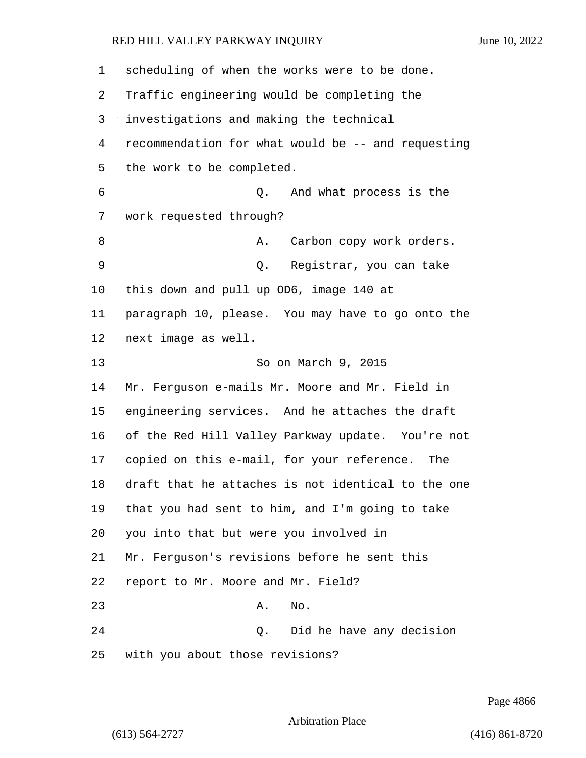scheduling of when the works were to be done. Traffic engineering would be completing the investigations and making the technical recommendation for what would be -- and requesting the work to be completed.

Q. And what process is the work requested through?

A. Carbon copy work orders.

Q. Registrar, you can take this down and pull up OD6, image 140 at paragraph 10, please. You may have to go onto the next image as well.

So on March 9, 2015 Mr. Ferguson e-mails Mr. Moore and Mr. Field in engineering services. And he attaches the draft of the Red Hill Valley Parkway update. You're not copied on this e-mail, for your reference. The draft that he attaches is not identical to the one that you had sent to him, and I'm going to take you into that but were you involved in Mr. Ferguson's revisions before he sent this report to Mr. Moore and Mr. Field?

A. No.

Q. Did he have any decision with you about those revisions?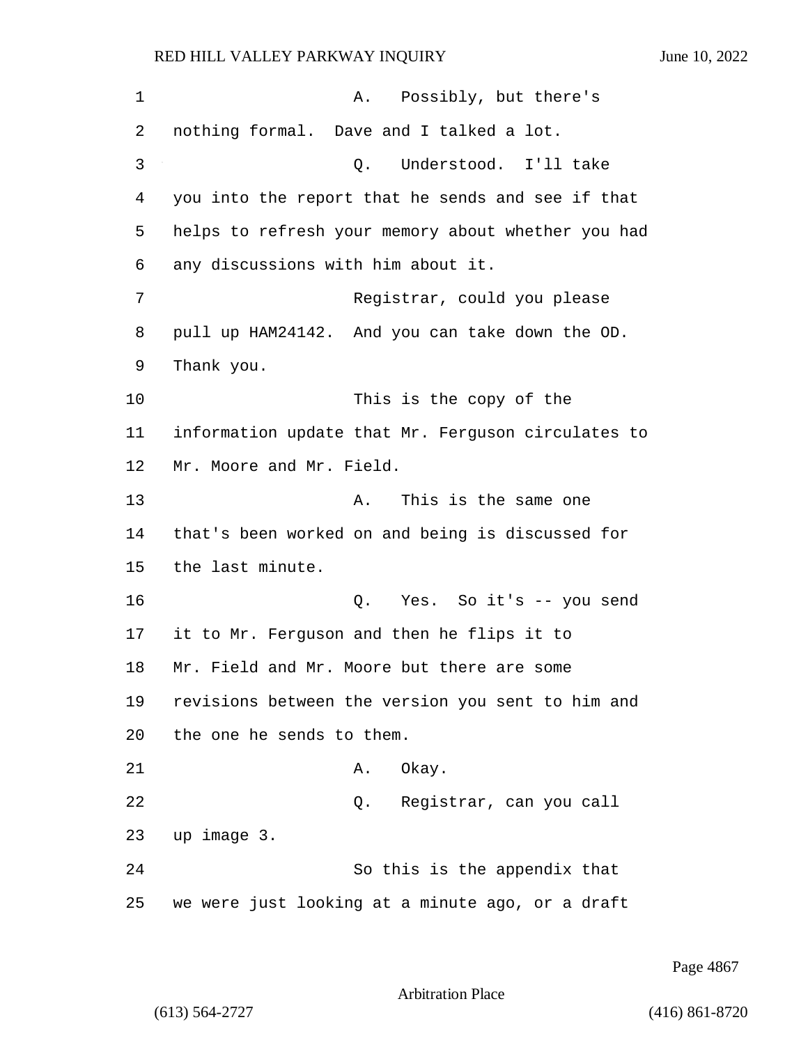A. Possibly, but there's nothing formal. Dave and I talked a lot.

Q. Understood. I'll take you into the report that he sends and see if that helps to refresh your memory about whether you had any discussions with him about it.

Registrar, could you please pull up HAM24142. And you can take down the OD. Thank you.

This is the copy of the information update that Mr. Ferguson circulates to Mr. Moore and Mr. Field.

A. This is the same one that's been worked on and being is discussed for the last minute.

Q. Yes. So it's -- you send it to Mr. Ferguson and then he flips it to Mr. Field and Mr. Moore but there are some revisions between the version you sent to him and the one he sends to them.

A. Okay.

Q. Registrar, can you call up image 3.

So this is the appendix that we were just looking at a minute ago, or a draft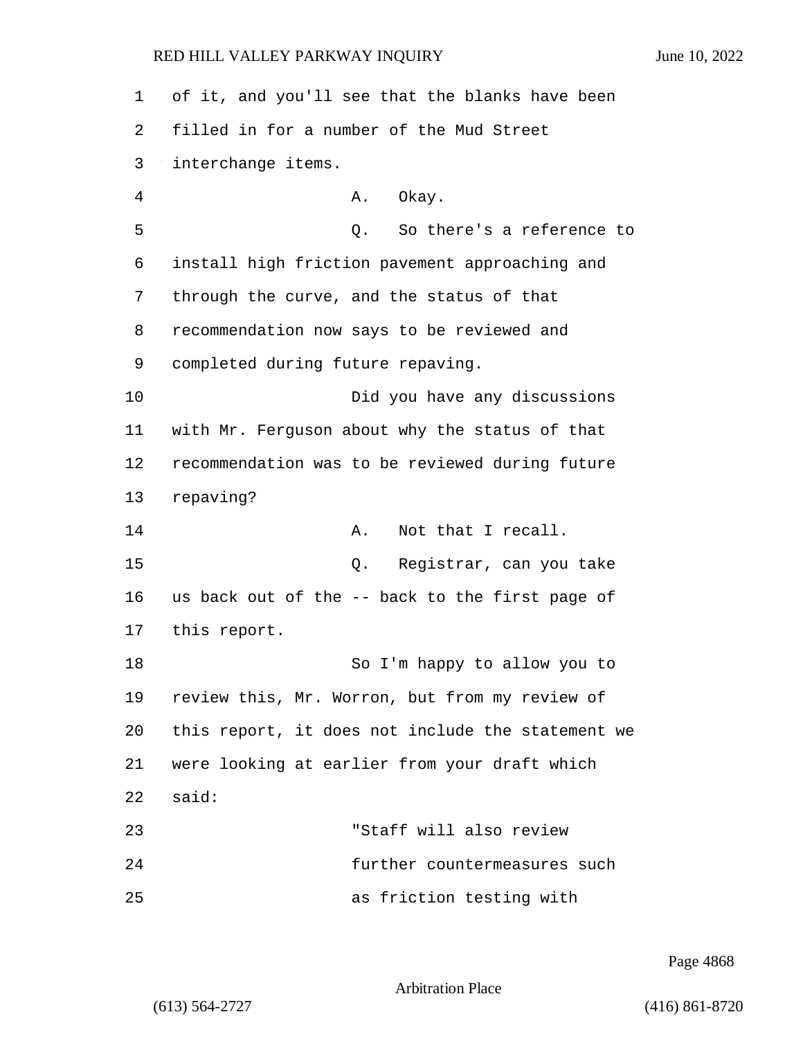of it, and you'll see that the blanks have been filled in for a number of the Mud Street interchange items.

A. Okay.

Q. So there's a reference to install high friction pavement approaching and through the curve, and the status of that recommendation now says to be reviewed and completed during future repaving.

Did you have any discussions with Mr. Ferguson about why the status of that recommendation was to be reviewed during future repaving?

A. Not that I recall.

Q. Registrar, can you take us back out of the -- back to the first page of this report.

So I'm happy to allow you to review this, Mr. Worron, but from my review of this report, it does not include the statement we were looking at earlier from your draft which said:

"Staff will also review further countermeasures such as friction testing with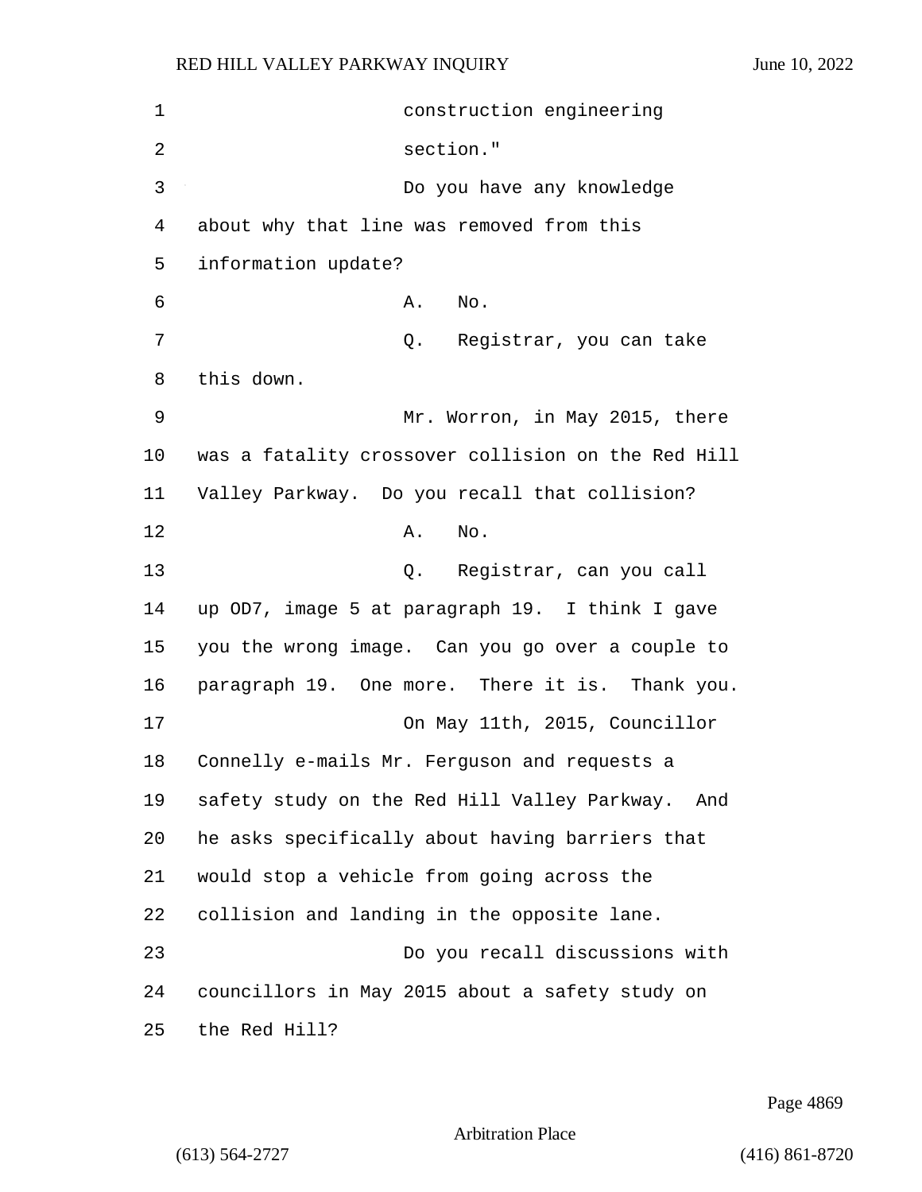construction engineering section."

Do you have any knowledge about why that line was removed from this information update?

A. No.

Q. Registrar, you can take this down.

Mr. Worron, in May 2015, there was a fatality crossover collision on the Red Hill Valley Parkway. Do you recall that collision?

A. No.

Q. Registrar, can you call up OD7, image 5 at paragraph 19. I think I gave you the wrong image. Can you go over a couple to paragraph 19. One more. There it is. Thank you.

On May 11th, 2015, Councillor Connelly e-mails Mr. Ferguson and requests a safety study on the Red Hill Valley Parkway. And he asks specifically about having barriers that would stop a vehicle from going across the collision and landing in the opposite lane.

Do you recall discussions with councillors in May 2015 about a safety study on the Red Hill?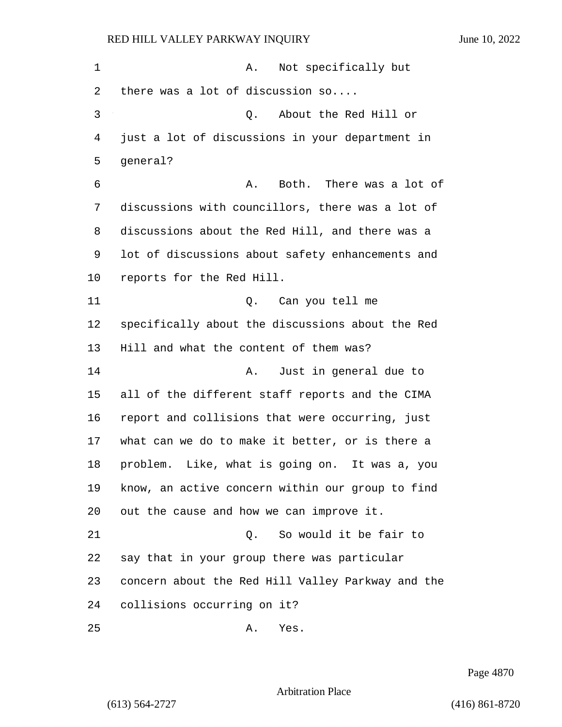A. Not specifically but there was a lot of discussion so....

Q. About the Red Hill or just a lot of discussions in your department in general?

A. Both. There was a lot of discussions with councillors, there was a lot of discussions about the Red Hill, and there was a lot of discussions about safety enhancements and reports for the Red Hill.

Q. Can you tell me specifically about the discussions about the Red Hill and what the content of them was?

A. Just in general due to all of the different staff reports and the CIMA report and collisions that were occurring, just what can we do to make it better, or is there a problem. Like, what is going on. It was a, you know, an active concern within our group to find out the cause and how we can improve it.

Q. So would it be fair to say that in your group there was particular concern about the Red Hill Valley Parkway and the collisions occurring on it?

A. Yes.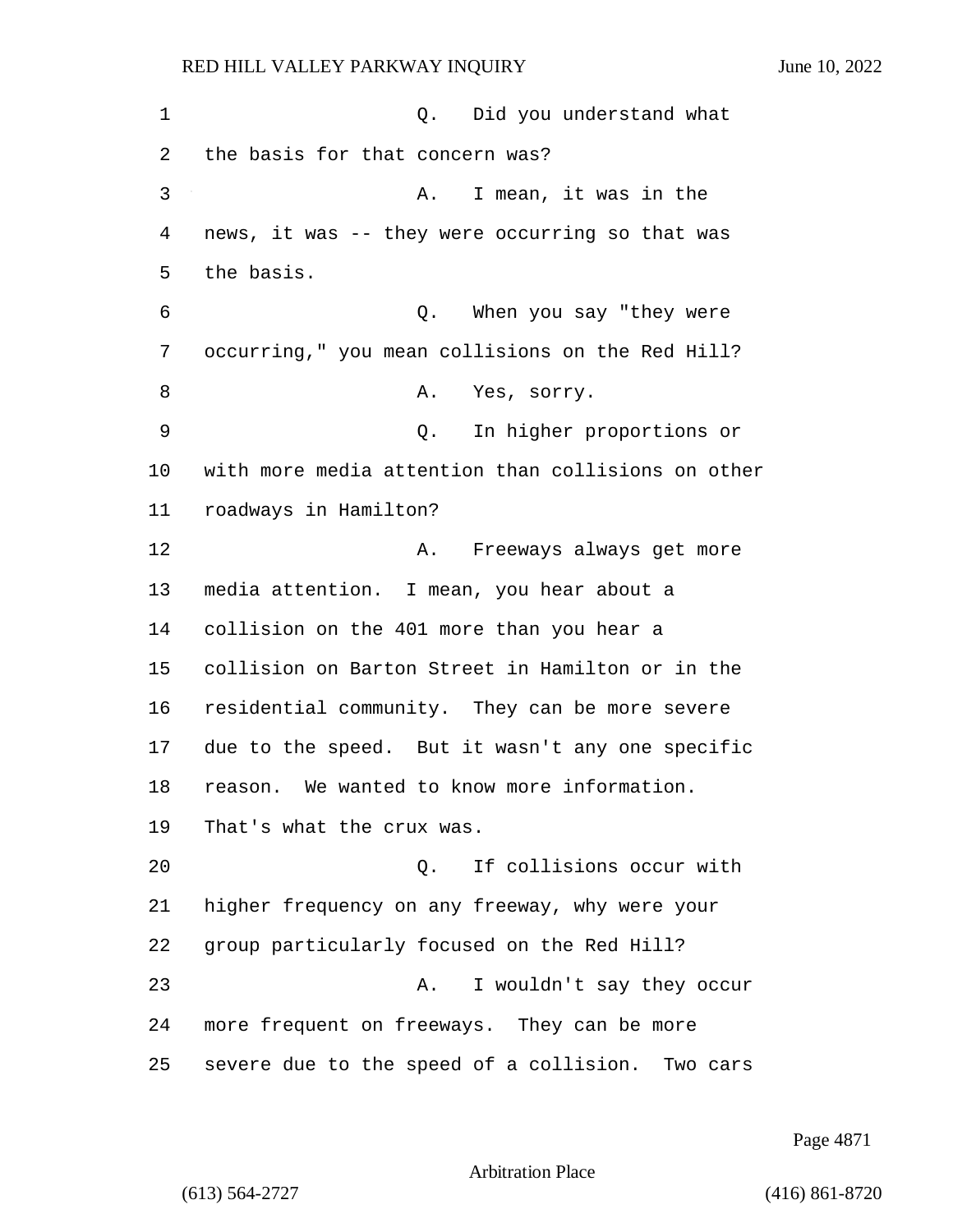Q. Did you understand what the basis for that concern was?

A. I mean, it was in the news, it was -- they were occurring so that was the basis.

Q. When you say "they were occurring," you mean collisions on the Red Hill?

A. Yes, sorry.

Q. In higher proportions or with more media attention than collisions on other roadways in Hamilton?

A. Freeways always get more media attention. I mean, you hear about a collision on the 401 more than you hear a collision on Barton Street in Hamilton or in the residential community. They can be more severe due to the speed. But it wasn't any one specific reason. We wanted to know more information. That's what the crux was.

Q. If collisions occur with higher frequency on any freeway, why were your group particularly focused on the Red Hill?

A. I wouldn't say they occur more frequent on freeways. They can be more severe due to the speed of a collision. Two cars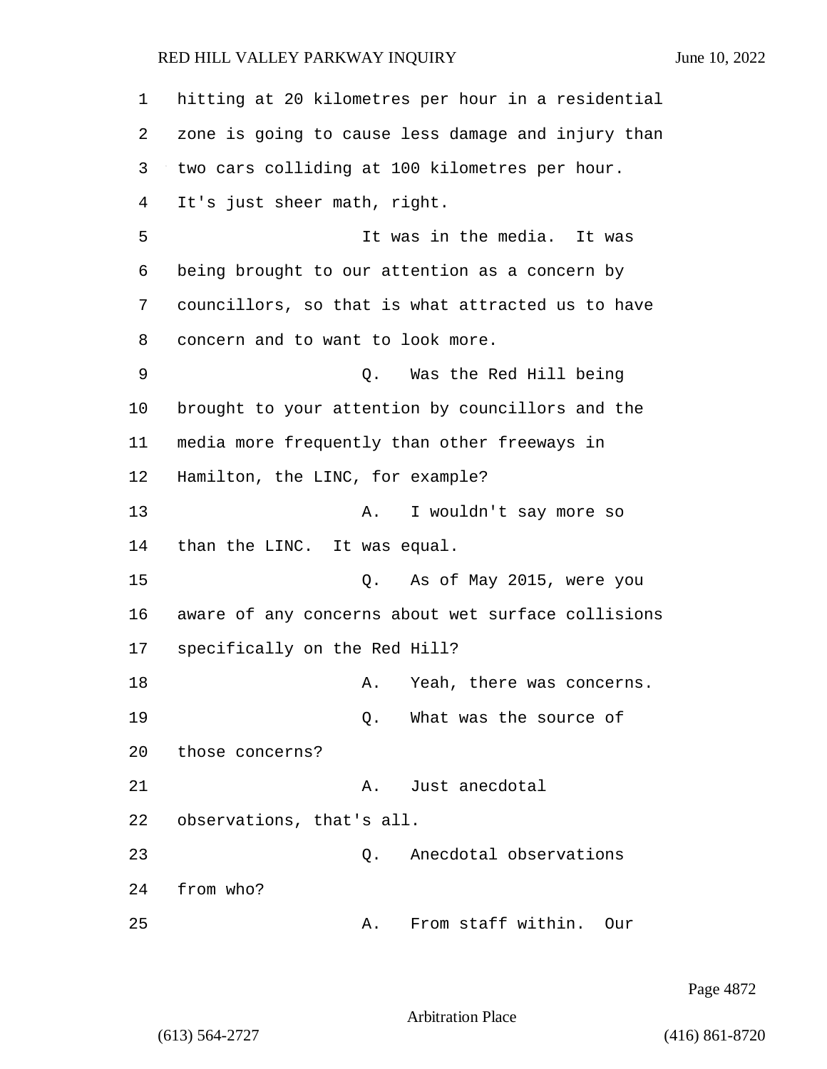hitting at 20 kilometres per hour in a residential zone is going to cause less damage and injury than two cars colliding at 100 kilometres per hour. It's just sheer math, right.

It was in the media. It was being brought to our attention as a concern by councillors, so that is what attracted us to have concern and to want to look more.

Q. Was the Red Hill being brought to your attention by councillors and the media more frequently than other freeways in Hamilton, the LINC, for example?

A. I wouldn't say more so than the LINC. It was equal.

Q. As of May 2015, were you aware of any concerns about wet surface collisions specifically on the Red Hill?

A. Yeah, there was concerns.

Q. What was the source of those concerns?

A. Just anecdotal observations, that's all.

Q. Anecdotal observations from who?

A. From staff within. Our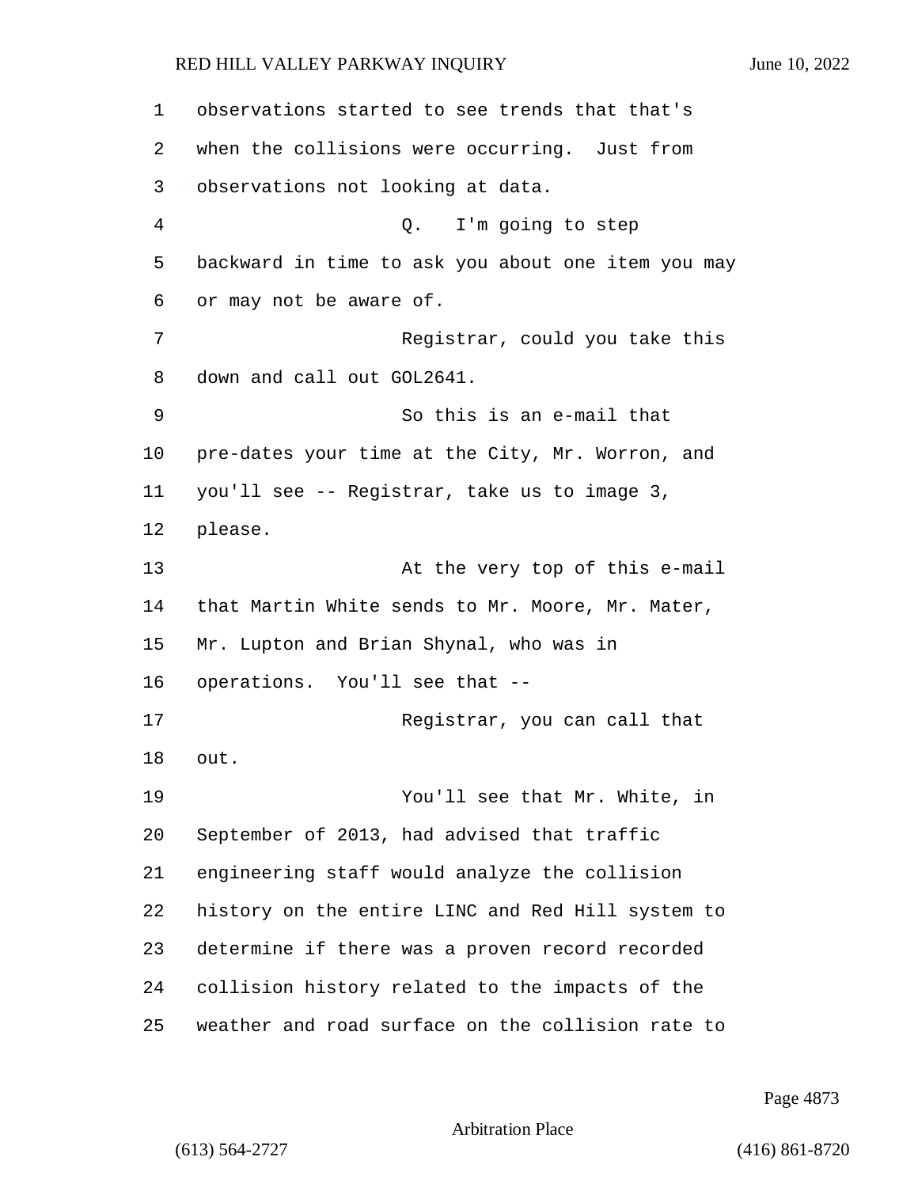observations started to see trends that that's when the collisions were occurring. Just from observations not looking at data.

Q. I'm going to step backward in time to ask you about one item you may or may not be aware of.

Registrar, could you take this down and call out GOL2641.

So this is an e-mail that pre-dates your time at the City, Mr. Worron, and you'll see -- Registrar, take us to image 3, please.

At the very top of this e-mail that Martin White sends to Mr. Moore, Mr. Mater, Mr. Lupton and Brian Shynal, who was in operations. You'll see that --

Registrar, you can call that out.

You'll see that Mr. White, in September of 2013, had advised that traffic engineering staff would analyze the collision history on the entire LINC and Red Hill system to determine if there was a proven record recorded collision history related to the impacts of the weather and road surface on the collision rate to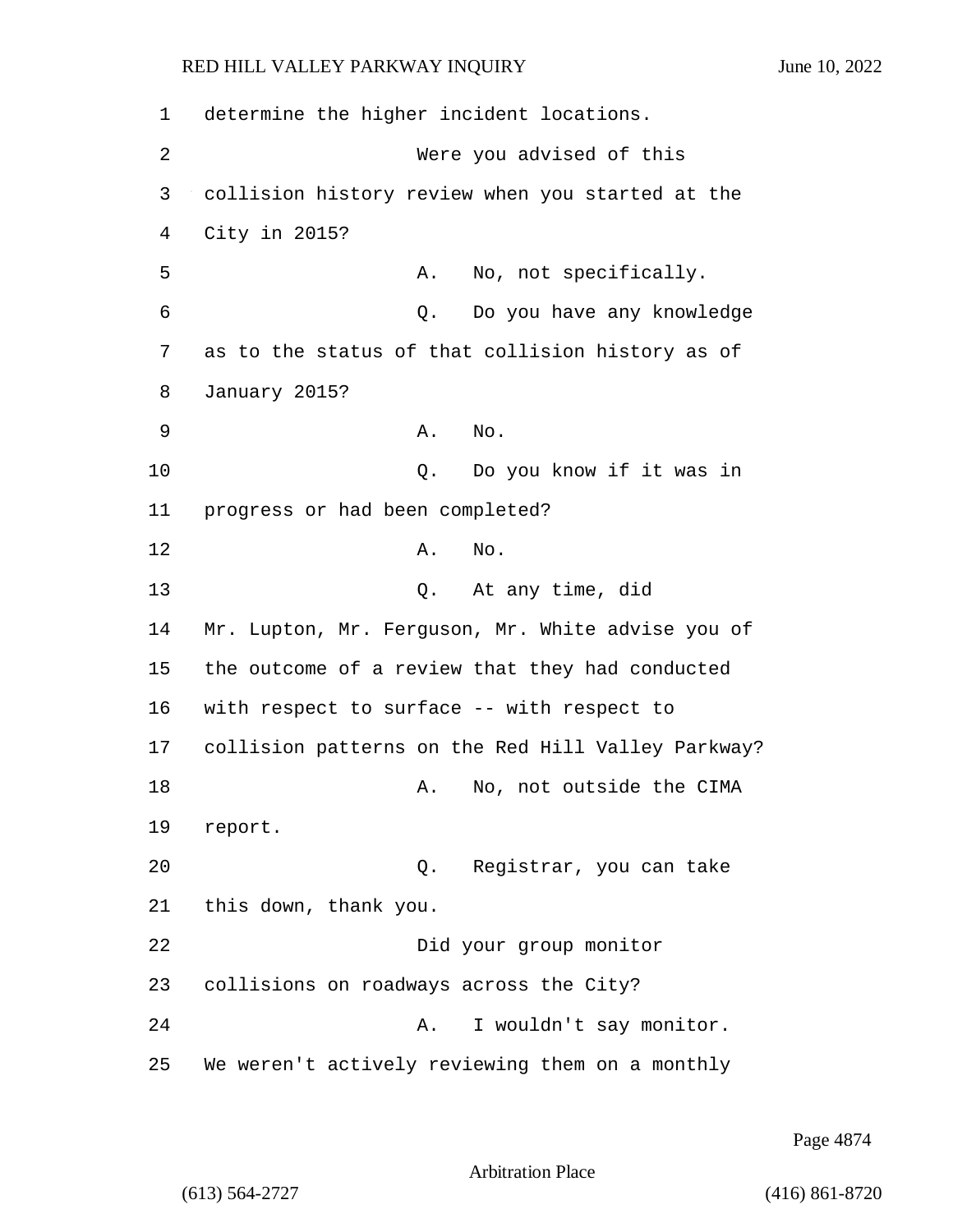determine the higher incident locations.

Were you advised of this collision history review when you started at the City in 2015?

A. No, not specifically.

Q. Do you have any knowledge as to the status of that collision history as of January 2015?

A. No.

Q. Do you know if it was in progress or had been completed?

A. No.

Q. At any time, did Mr. Lupton, Mr. Ferguson, Mr. White advise you of the outcome of a review that they had conducted with respect to surface -- with respect to collision patterns on the Red Hill Valley Parkway?

A. No, not outside the CIMA report.

Q. Registrar, you can take this down, thank you.

Did your group monitor collisions on roadways across the City?

A. I wouldn't say monitor. We weren't actively reviewing them on a monthly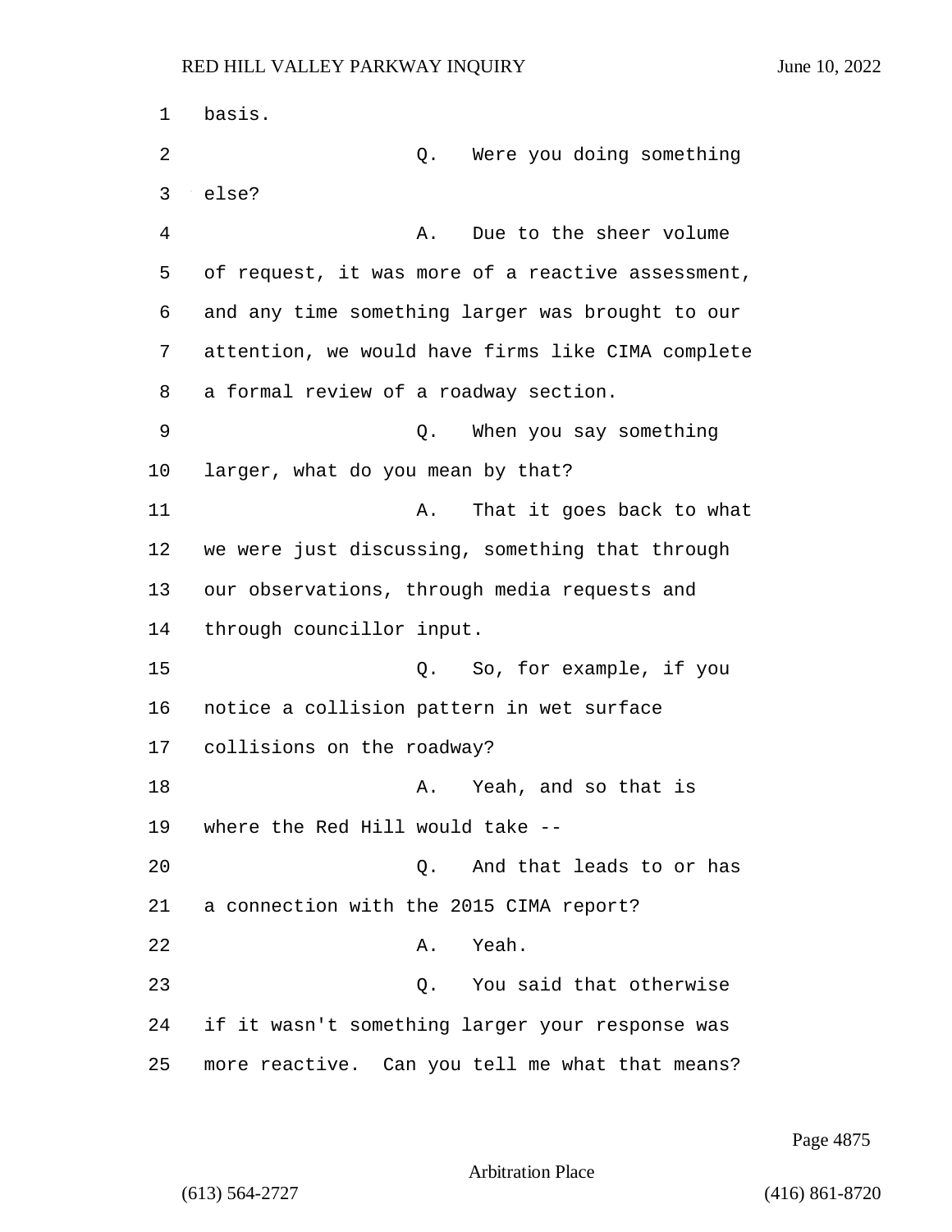basis.

Q. Were you doing something else?

A. Due to the sheer volume of request, it was more of a reactive assessment, and any time something larger was brought to our attention, we would have firms like CIMA complete a formal review of a roadway section.

Q. When you say something larger, what do you mean by that?

A. That it goes back to what we were just discussing, something that through our observations, through media requests and through councillor input.

Q. So, for example, if you notice a collision pattern in wet surface collisions on the roadway?

A. Yeah, and so that is where the Red Hill would take --

Q. And that leads to or has a connection with the 2015 CIMA report?

A. Yeah.

Q. You said that otherwise if it wasn't something larger your response was more reactive. Can you tell me what that means?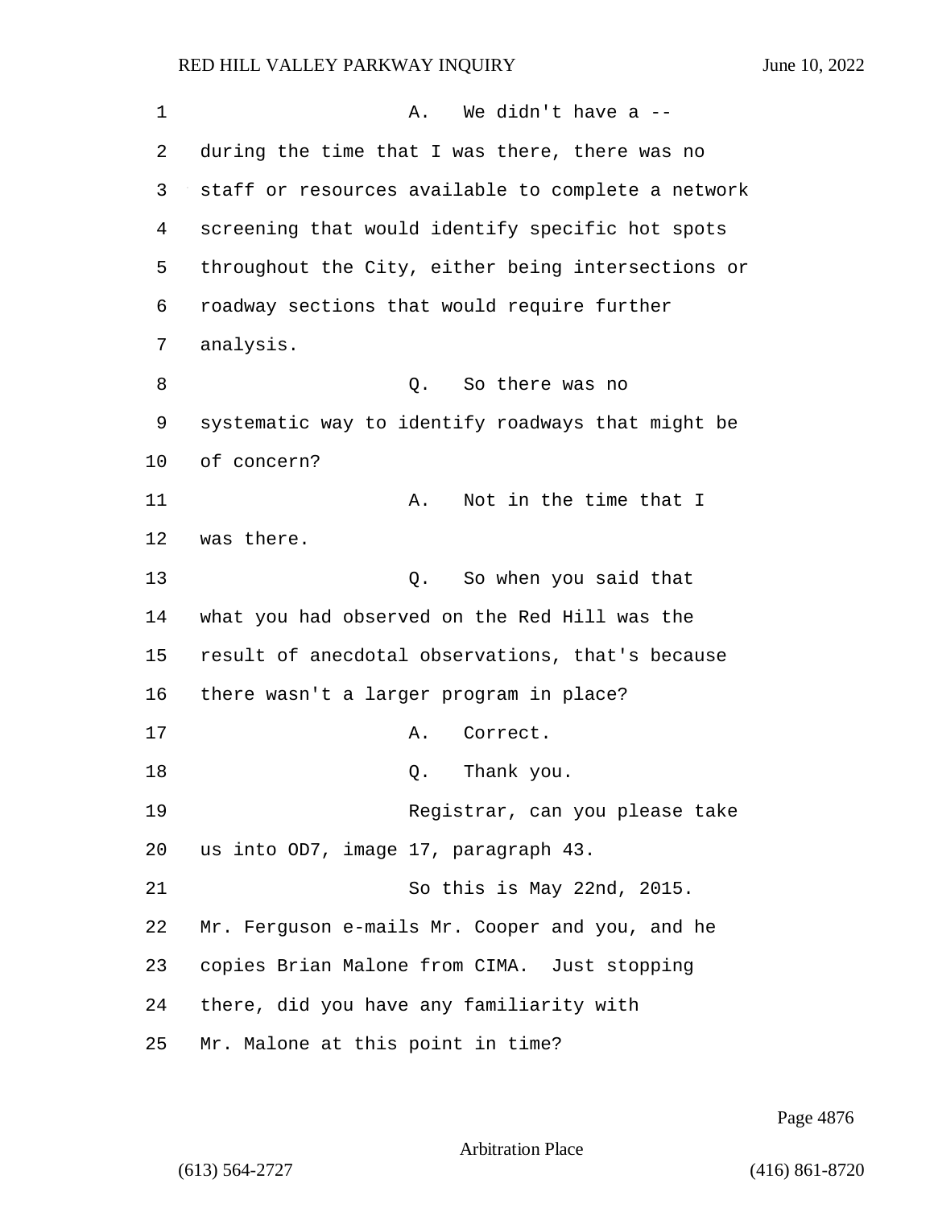A. We didn't have a -- during the time that I was there, there was no staff or resources available to complete a network screening that would identify specific hot spots throughout the City, either being intersections or roadway sections that would require further analysis.

Q. So there was no systematic way to identify roadways that might be of concern?

A. Not in the time that I was there.

Q. So when you said that what you had observed on the Red Hill was the result of anecdotal observations, that's because there wasn't a larger program in place?

A. Correct.

Q. Thank you.

Registrar, can you please take us into OD7, image 17, paragraph 43.

So this is May 22nd, 2015. Mr. Ferguson e-mails Mr. Cooper and you, and he copies Brian Malone from CIMA. Just stopping there, did you have any familiarity with Mr. Malone at this point in time?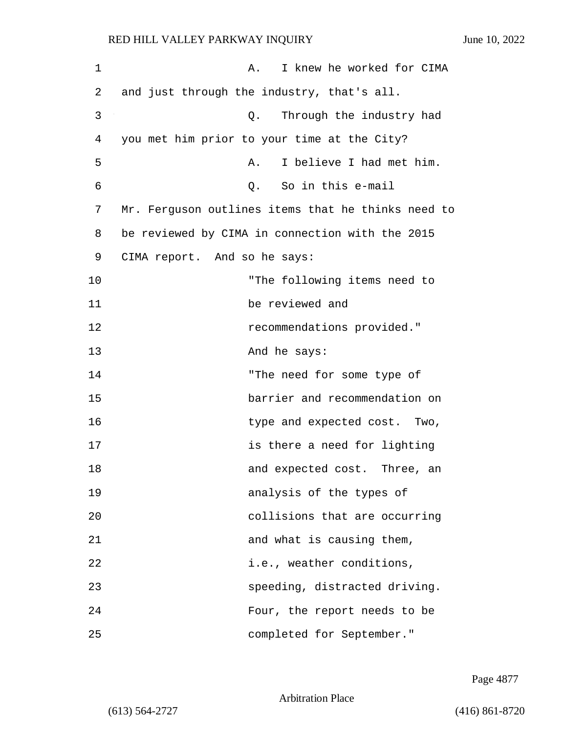A. I knew he worked for CIMA and just through the industry, that's all.

Q. Through the industry had you met him prior to your time at the City?

A. I believe I had met him.

Q. So in this e-mail Mr. Ferguson outlines items that he thinks need to be reviewed by CIMA in connection with the 2015 CIMA report. And so he says:

> "The following items need to be reviewed and recommendations provided."

And he says:

> "The need for some type of barrier and recommendation on type and expected cost. Two, is there a need for lighting and expected cost. Three, an analysis of the types of collisions that are occurring and what is causing them, i.e., weather conditions, speeding, distracted driving. Four, the report needs to be completed for September."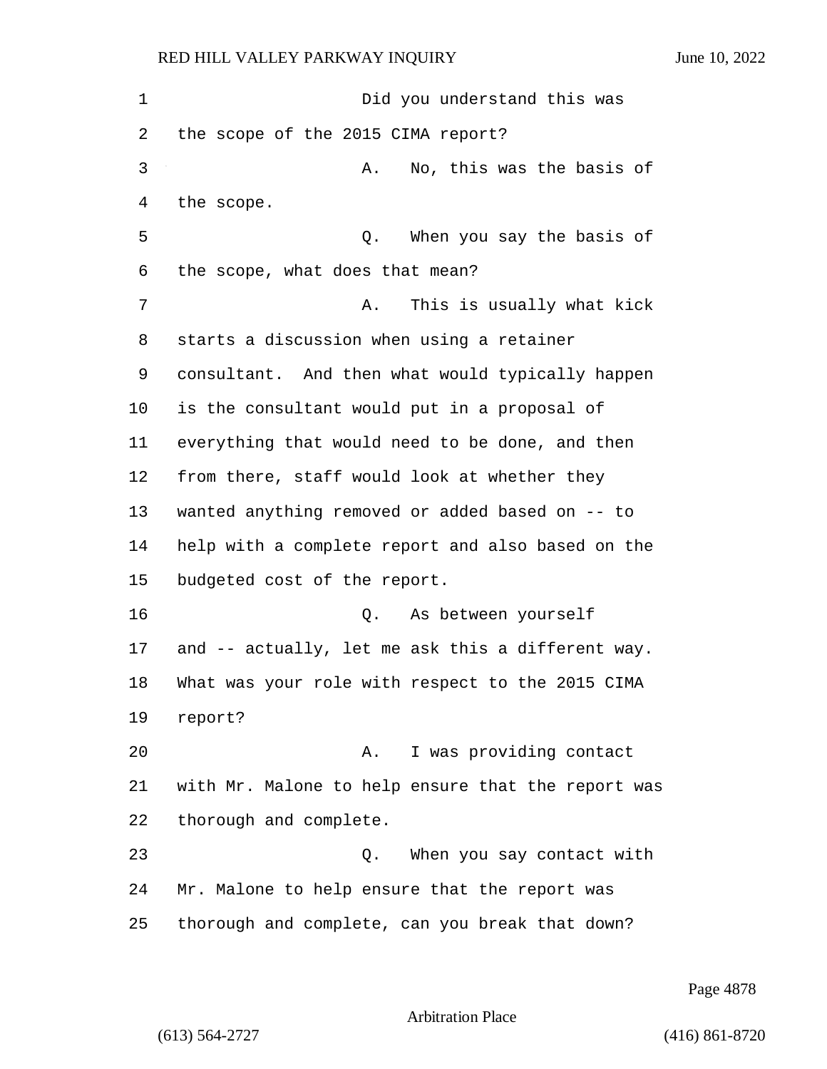Did you understand this was the scope of the 2015 CIMA report?

A. No, this was the basis of the scope.

Q. When you say the basis of the scope, what does that mean?

A. This is usually what kick starts a discussion when using a retainer consultant. And then what would typically happen is the consultant would put in a proposal of everything that would need to be done, and then from there, staff would look at whether they wanted anything removed or added based on -- to help with a complete report and also based on the budgeted cost of the report.

Q. As between yourself and -- actually, let me ask this a different way. What was your role with respect to the 2015 CIMA report?

A. I was providing contact with Mr. Malone to help ensure that the report was thorough and complete.

Q. When you say contact with Mr. Malone to help ensure that the report was thorough and complete, can you break that down?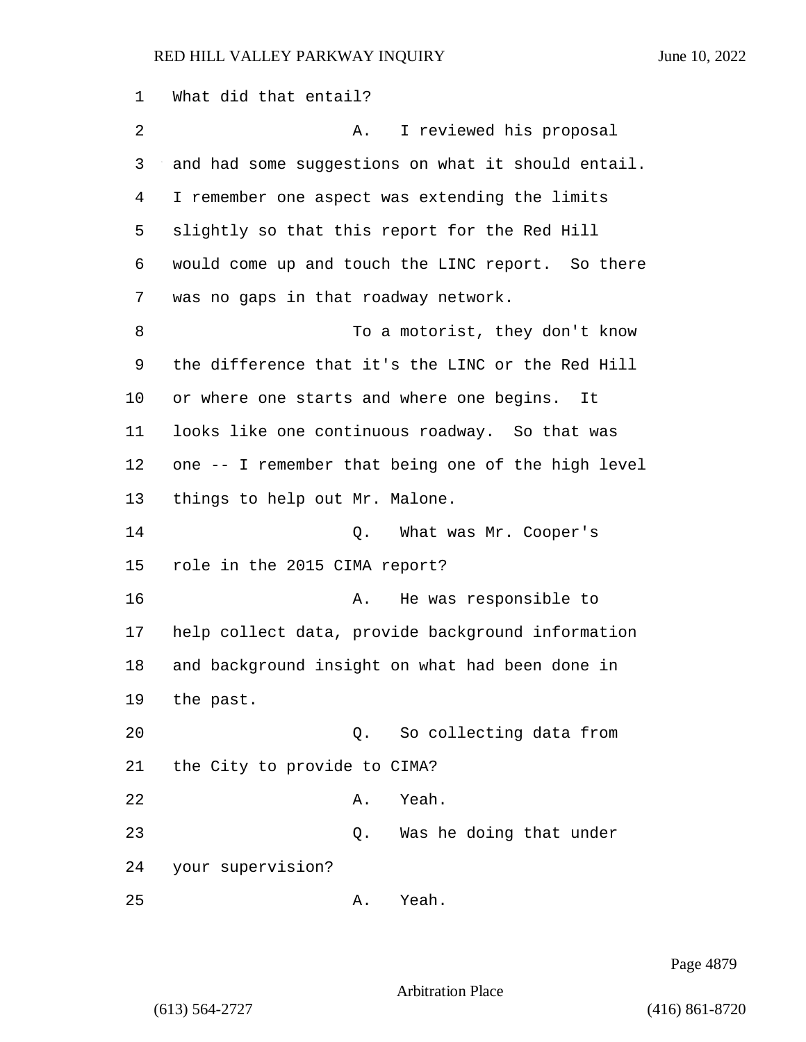What did that entail?

A. I reviewed his proposal and had some suggestions on what it should entail. I remember one aspect was extending the limits slightly so that this report for the Red Hill would come up and touch the LINC report. So there was no gaps in that roadway network.

To a motorist, they don't know the difference that it's the LINC or the Red Hill or where one starts and where one begins. It looks like one continuous roadway. So that was one -- I remember that being one of the high level things to help out Mr. Malone.

Q. What was Mr. Cooper's role in the 2015 CIMA report?

A. He was responsible to help collect data, provide background information and background insight on what had been done in the past.

Q. So collecting data from the City to provide to CIMA?

A. Yeah.

Q. Was he doing that under your supervision?

A. Yeah.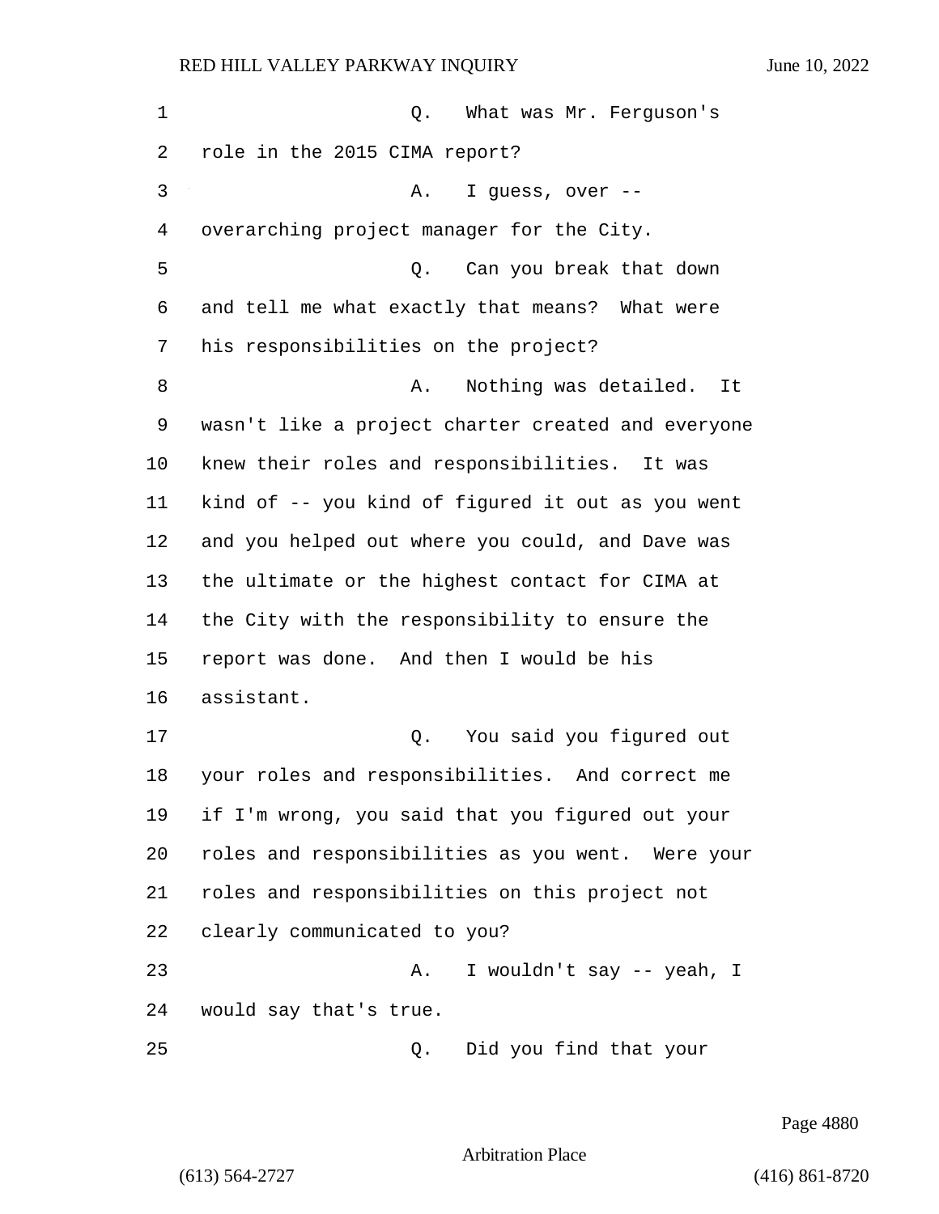Q. What was Mr. Ferguson's role in the 2015 CIMA report?

A. I guess, over -- overarching project manager for the City.

Q. Can you break that down and tell me what exactly that means? What were his responsibilities on the project?

A. Nothing was detailed. It wasn't like a project charter created and everyone knew their roles and responsibilities. It was kind of -- you kind of figured it out as you went and you helped out where you could, and Dave was the ultimate or the highest contact for CIMA at the City with the responsibility to ensure the report was done. And then I would be his assistant.

Q. You said you figured out your roles and responsibilities. And correct me if I'm wrong, you said that you figured out your roles and responsibilities as you went. Were your roles and responsibilities on this project not clearly communicated to you?

A. I wouldn't say -- yeah, I would say that's true.

Q. Did you find that your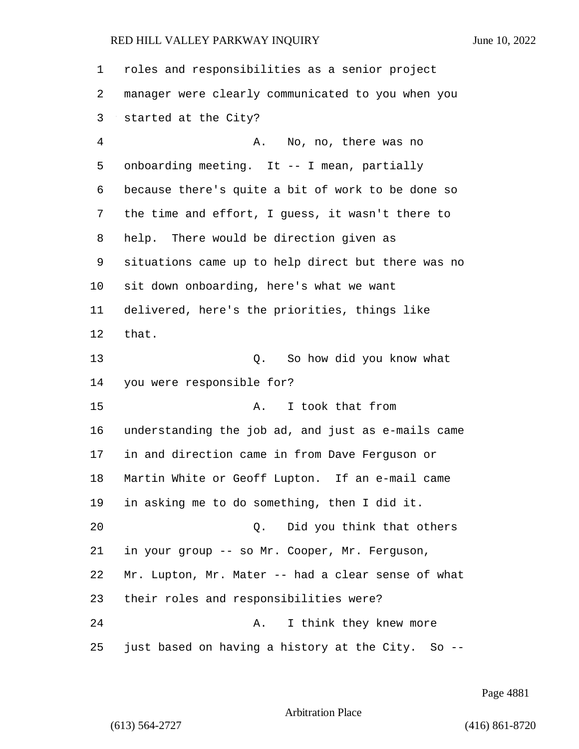roles and responsibilities as a senior project manager were clearly communicated to you when you started at the City?

A. No, no, there was no onboarding meeting. It -- I mean, partially because there's quite a bit of work to be done so the time and effort, I guess, it wasn't there to help. There would be direction given as situations came up to help direct but there was no sit down onboarding, here's what we want delivered, here's the priorities, things like that.

Q. So how did you know what you were responsible for?

A. I took that from understanding the job ad, and just as e-mails came in and direction came in from Dave Ferguson or Martin White or Geoff Lupton. If an e-mail came in asking me to do something, then I did it.

Q. Did you think that others in your group -- so Mr. Cooper, Mr. Ferguson, Mr. Lupton, Mr. Mater -- had a clear sense of what their roles and responsibilities were?

A. I think they knew more just based on having a history at the City. So --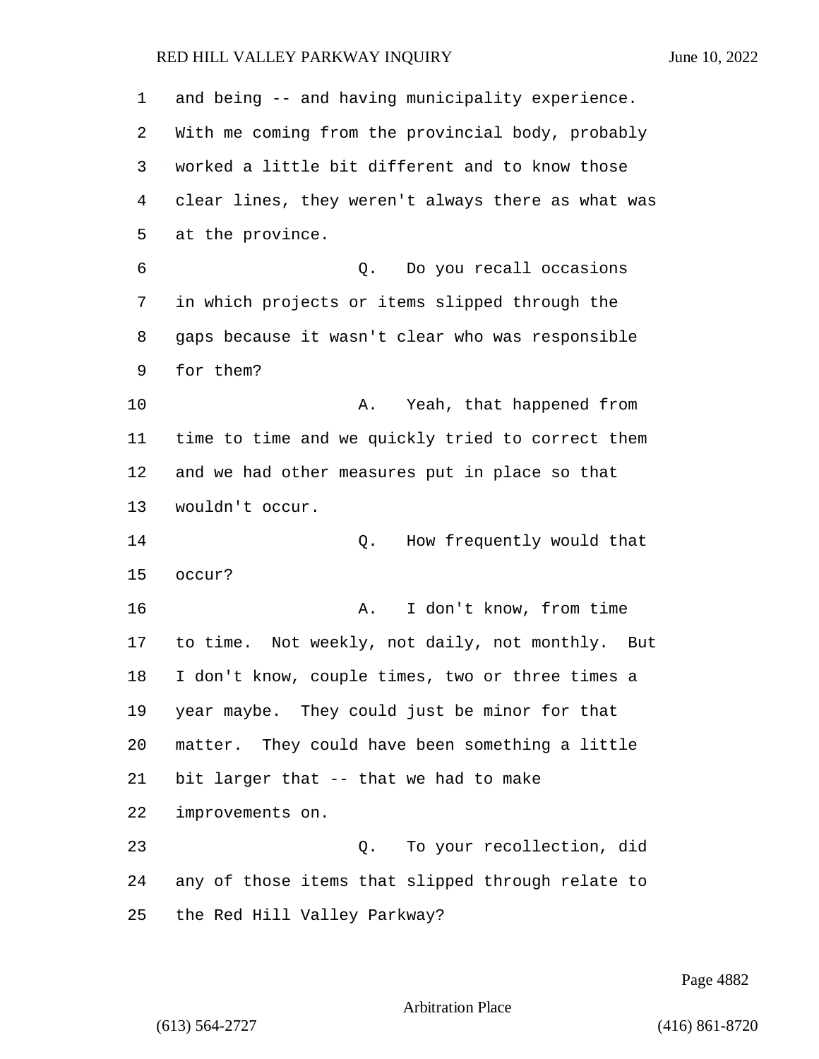and being -- and having municipality experience. With me coming from the provincial body, probably worked a little bit different and to know those clear lines, they weren't always there as what was at the province.

Q. Do you recall occasions in which projects or items slipped through the gaps because it wasn't clear who was responsible for them?

A. Yeah, that happened from time to time and we quickly tried to correct them and we had other measures put in place so that wouldn't occur.

Q. How frequently would that occur?

A. I don't know, from time to time. Not weekly, not daily, not monthly. But I don't know, couple times, two or three times a year maybe. They could just be minor for that matter. They could have been something a little bit larger that -- that we had to make improvements on.

Q. To your recollection, did any of those items that slipped through relate to the Red Hill Valley Parkway?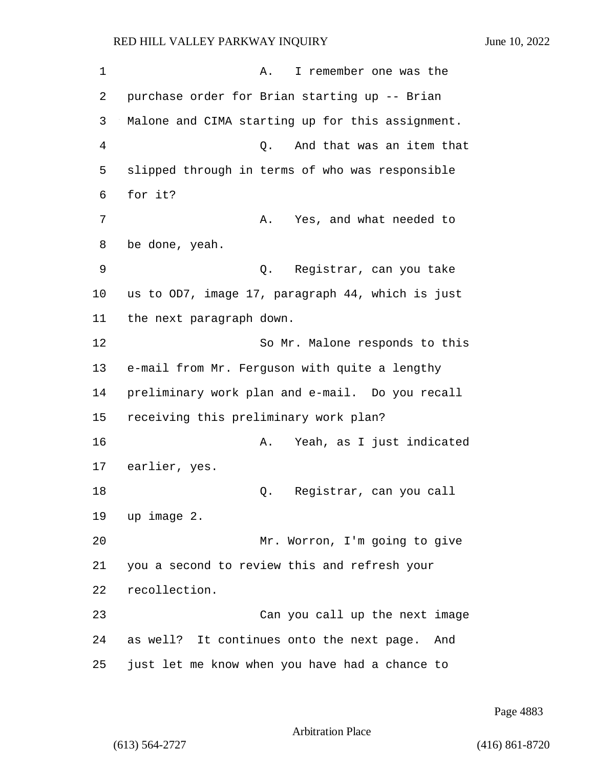A. I remember one was the purchase order for Brian starting up -- Brian Malone and CIMA starting up for this assignment.

Q. And that was an item that slipped through in terms of who was responsible for it?

A. Yes, and what needed to be done, yeah.

Q. Registrar, can you take us to OD7, image 17, paragraph 44, which is just the next paragraph down.

So Mr. Malone responds to this e-mail from Mr. Ferguson with quite a lengthy preliminary work plan and e-mail. Do you recall receiving this preliminary work plan?

A. Yeah, as I just indicated earlier, yes.

Q. Registrar, can you call up image 2.

Mr. Worron, I'm going to give you a second to review this and refresh your recollection.

Can you call up the next image as well? It continues onto the next page. And just let me know when you have had a chance to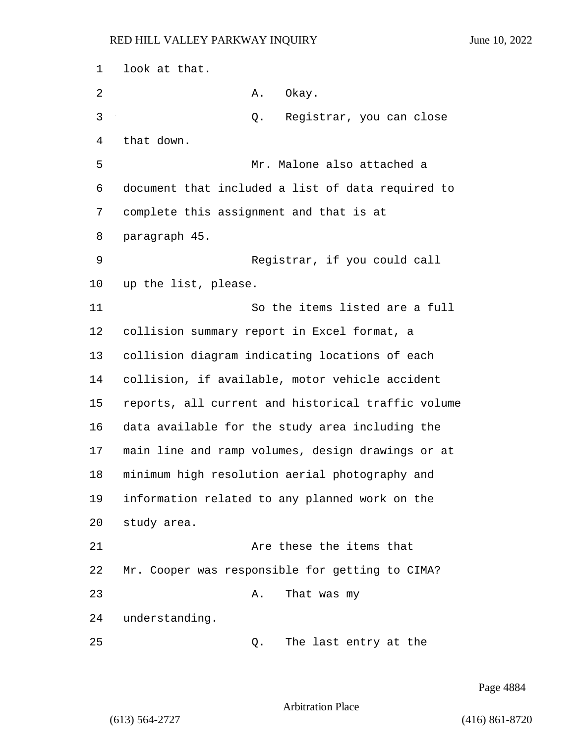look at that.

A. Okay.

Q. Registrar, you can close that down.

Mr. Malone also attached a document that included a list of data required to complete this assignment and that is at paragraph 45.

Registrar, if you could call up the list, please.

So the items listed are a full collision summary report in Excel format, a collision diagram indicating locations of each collision, if available, motor vehicle accident reports, all current and historical traffic volume data available for the study area including the main line and ramp volumes, design drawings or at minimum high resolution aerial photography and information related to any planned work on the study area.

Are these the items that Mr. Cooper was responsible for getting to CIMA?

A. That was my understanding.

Q. The last entry at the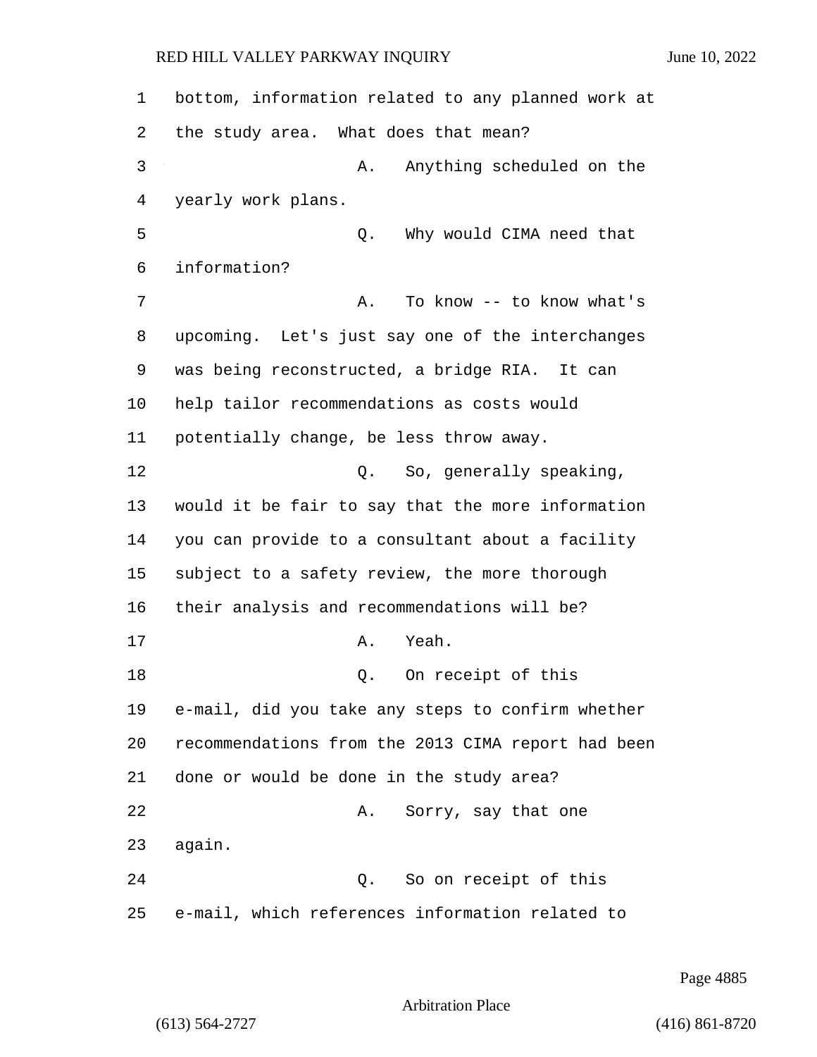bottom, information related to any planned work at the study area. What does that mean?

A. Anything scheduled on the yearly work plans.

Q. Why would CIMA need that information?

A. To know -- to know what's upcoming. Let's just say one of the interchanges was being reconstructed, a bridge RIA. It can help tailor recommendations as costs would potentially change, be less throw away.

Q. So, generally speaking, would it be fair to say that the more information you can provide to a consultant about a facility subject to a safety review, the more thorough their analysis and recommendations will be?

A. Yeah.

Q. On receipt of this e-mail, did you take any steps to confirm whether recommendations from the 2013 CIMA report had been done or would be done in the study area?

A. Sorry, say that one again.

Q. So on receipt of this e-mail, which references information related to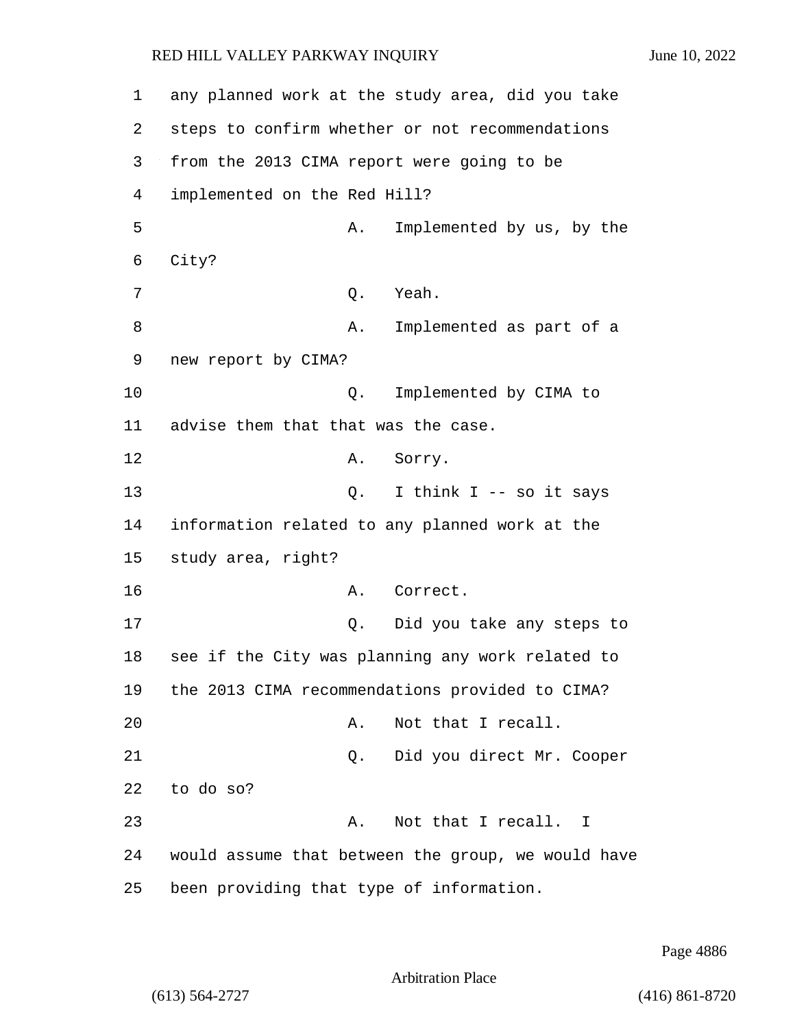any planned work at the study area, did you take steps to confirm whether or not recommendations from the 2013 CIMA report were going to be implemented on the Red Hill?

A. Implemented by us, by the City?

Q. Yeah.

A. Implemented as part of a new report by CIMA?

Q. Implemented by CIMA to advise them that that was the case.

A. Sorry.

Q. I think I -- so it says information related to any planned work at the study area, right?

A. Correct.

Q. Did you take any steps to see if the City was planning any work related to the 2013 CIMA recommendations provided to CIMA?

A. Not that I recall.

Q. Did you direct Mr. Cooper to do so?

A. Not that I recall. I would assume that between the group, we would have been providing that type of information.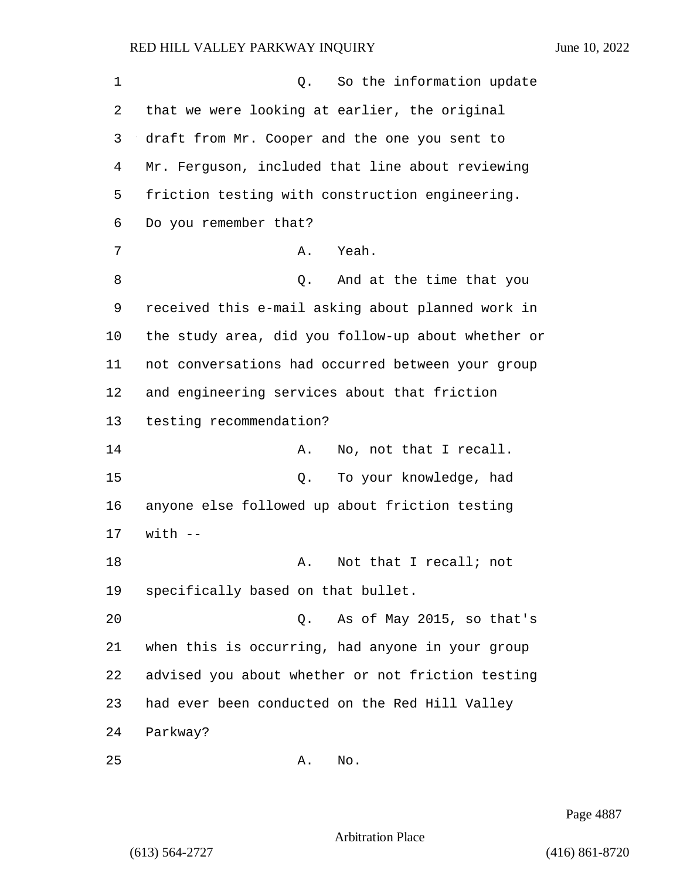Q. So the information update that we were looking at earlier, the original draft from Mr. Cooper and the one you sent to Mr. Ferguson, included that line about reviewing friction testing with construction engineering. Do you remember that?

A. Yeah.

Q. And at the time that you received this e-mail asking about planned work in the study area, did you follow-up about whether or not conversations had occurred between your group and engineering services about that friction testing recommendation?

A. No, not that I recall.

Q. To your knowledge, had anyone else followed up about friction testing with --

A. Not that I recall; not specifically based on that bullet.

Q. As of May 2015, so that's when this is occurring, had anyone in your group advised you about whether or not friction testing had ever been conducted on the Red Hill Valley Parkway?

A. No.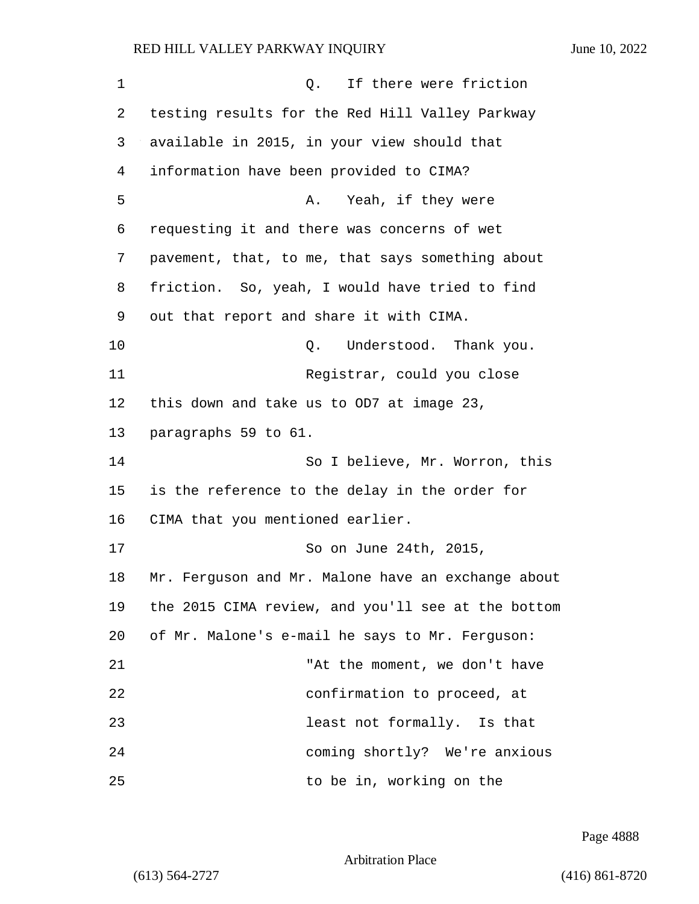Q. If there were friction testing results for the Red Hill Valley Parkway available in 2015, in your view should that information have been provided to CIMA?

A. Yeah, if they were requesting it and there was concerns of wet pavement, that, to me, that says something about friction. So, yeah, I would have tried to find out that report and share it with CIMA.

Q. Understood. Thank you.

Registrar, could you close this down and take us to OD7 at image 23, paragraphs 59 to 61.

So I believe, Mr. Worron, this is the reference to the delay in the order for CIMA that you mentioned earlier.

So on June 24th, 2015, Mr. Ferguson and Mr. Malone have an exchange about the 2015 CIMA review, and you'll see at the bottom of Mr. Malone's e-mail he says to Mr. Ferguson:

> "At the moment, we don't have confirmation to proceed, at least not formally. Is that coming shortly? We're anxious to be in, working on the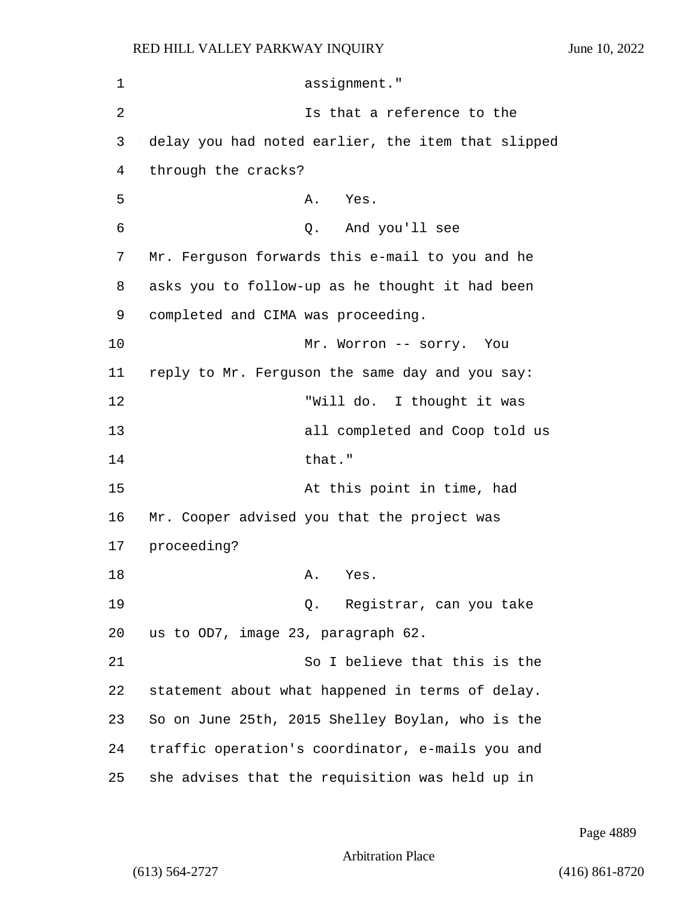assignment."

Is that a reference to the delay you had noted earlier, the item that slipped through the cracks?

A. Yes.

Q. And you'll see Mr. Ferguson forwards this e-mail to you and he asks you to follow-up as he thought it had been completed and CIMA was proceeding.

Mr. Worron -- sorry. You reply to Mr. Ferguson the same day and you say:

"Will do. I thought it was all completed and Coop told us that."

At this point in time, had Mr. Cooper advised you that the project was proceeding?

A. Yes.

Q. Registrar, can you take us to OD7, image 23, paragraph 62.

So I believe that this is the statement about what happened in terms of delay. So on June 25th, 2015 Shelley Boylan, who is the traffic operation's coordinator, e-mails you and she advises that the requisition was held up in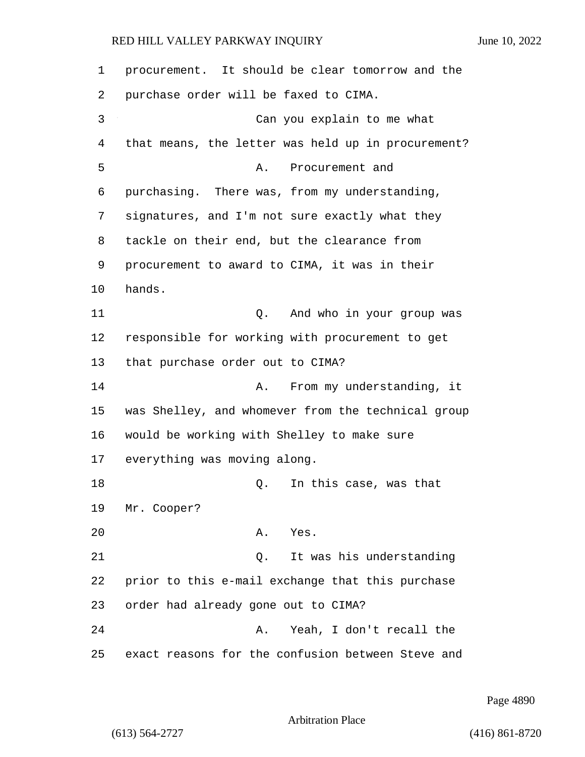procurement. It should be clear tomorrow and the purchase order will be faxed to CIMA.

Can you explain to me what that means, the letter was held up in procurement?

A. Procurement and purchasing. There was, from my understanding, signatures, and I'm not sure exactly what they tackle on their end, but the clearance from procurement to award to CIMA, it was in their hands.

Q. And who in your group was responsible for working with procurement to get that purchase order out to CIMA?

A. From my understanding, it was Shelley, and whomever from the technical group would be working with Shelley to make sure everything was moving along.

Q. In this case, was that Mr. Cooper?

A. Yes.

Q. It was his understanding prior to this e-mail exchange that this purchase order had already gone out to CIMA?

A. Yeah, I don't recall the exact reasons for the confusion between Steve and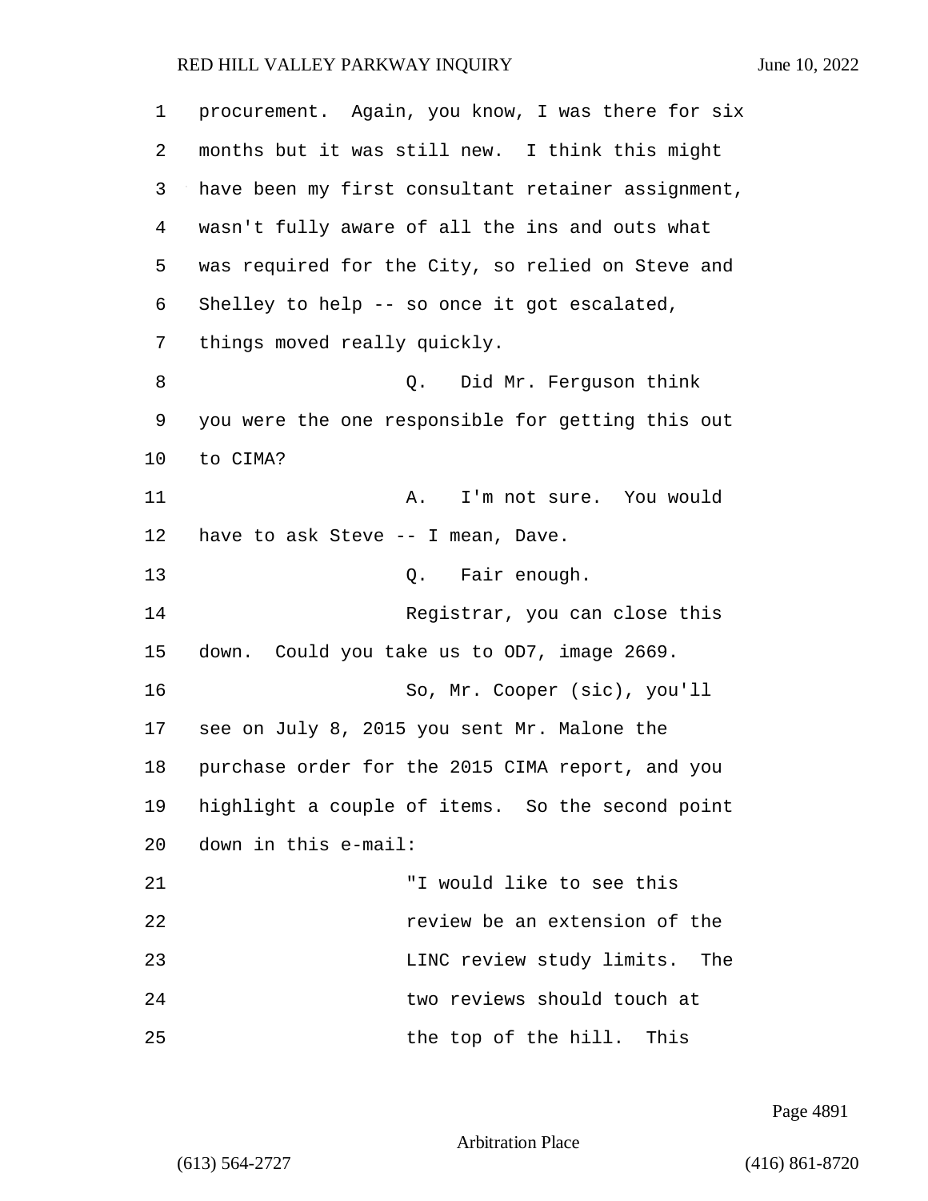procurement. Again, you know, I was there for six months but it was still new. I think this might have been my first consultant retainer assignment, wasn't fully aware of all the ins and outs what was required for the City, so relied on Steve and Shelley to help -- so once it got escalated, things moved really quickly.

Q. Did Mr. Ferguson think you were the one responsible for getting this out to CIMA?

A. I'm not sure. You would have to ask Steve -- I mean, Dave.

Q. Fair enough.

Registrar, you can close this down. Could you take us to OD7, image 2669.

So, Mr. Cooper (sic), you'll see on July 8, 2015 you sent Mr. Malone the purchase order for the 2015 CIMA report, and you highlight a couple of items. So the second point down in this e-mail:

"I would like to see this review be an extension of the LINC review study limits. The two reviews should touch at the top of the hill. This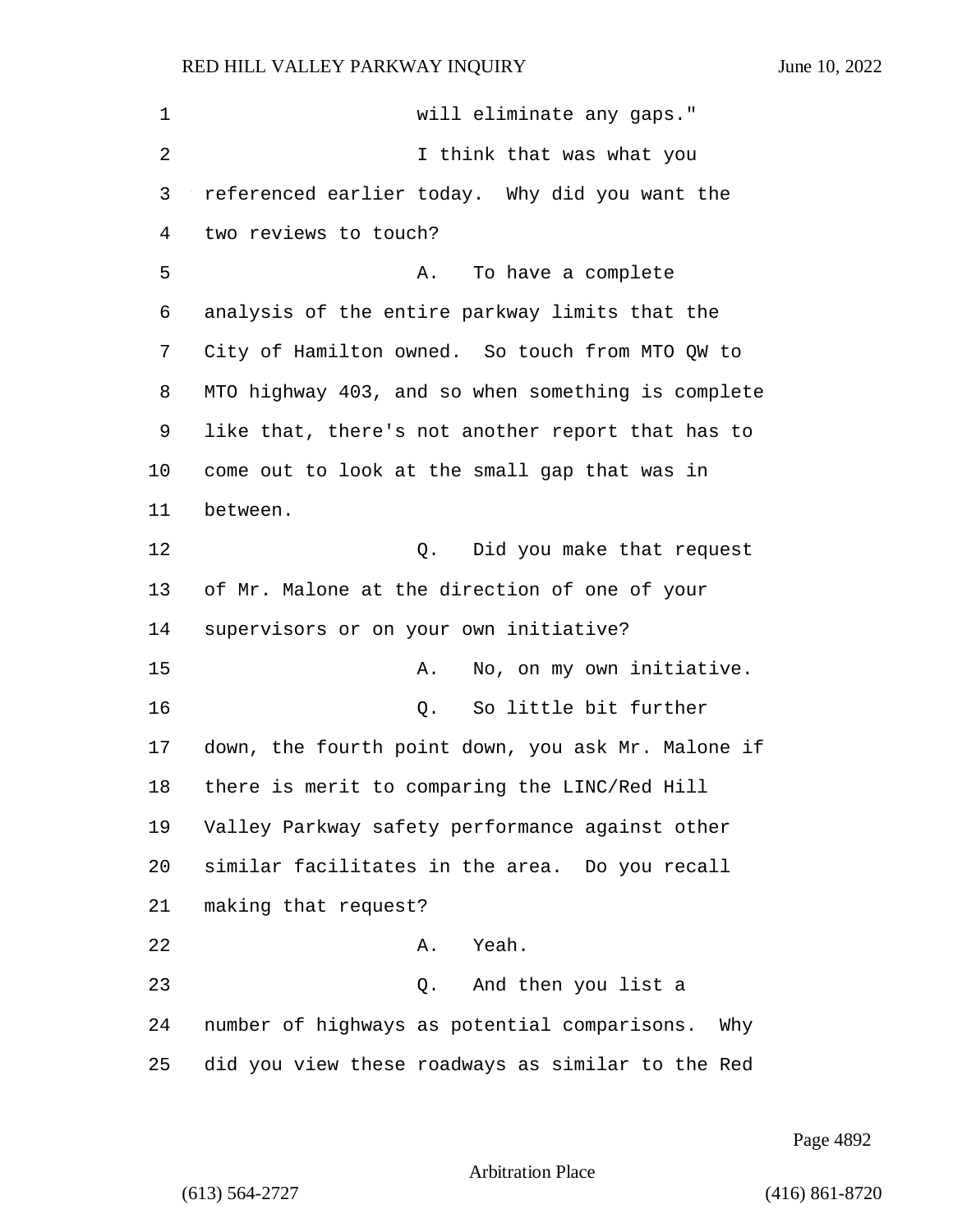will eliminate any gaps."

I think that was what you referenced earlier today. Why did you want the two reviews to touch?

A. To have a complete analysis of the entire parkway limits that the City of Hamilton owned. So touch from MTO QW to MTO highway 403, and so when something is complete like that, there's not another report that has to come out to look at the small gap that was in between.

Q. Did you make that request of Mr. Malone at the direction of one of your supervisors or on your own initiative?

A. No, on my own initiative.

Q. So little bit further down, the fourth point down, you ask Mr. Malone if there is merit to comparing the LINC/Red Hill Valley Parkway safety performance against other similar facilitates in the area. Do you recall making that request?

A. Yeah.

Q. And then you list a number of highways as potential comparisons. Why did you view these roadways as similar to the Red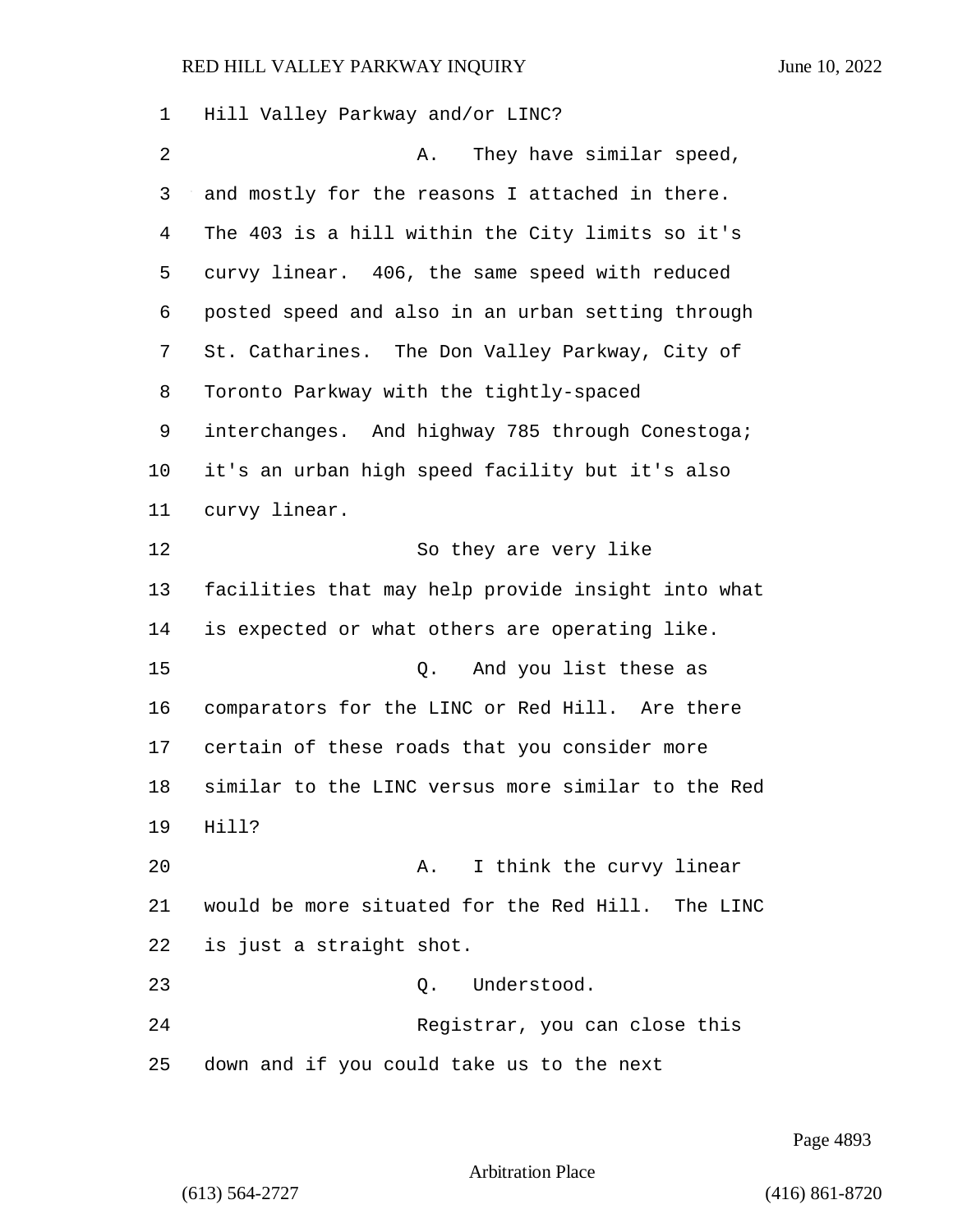Hill Valley Parkway and/or LINC?

A. They have similar speed, and mostly for the reasons I attached in there. The 403 is a hill within the City limits so it's curvy linear. 406, the same speed with reduced posted speed and also in an urban setting through St. Catharines. The Don Valley Parkway, City of Toronto Parkway with the tightly-spaced interchanges. And highway 785 through Conestoga; it's an urban high speed facility but it's also curvy linear.

So they are very like facilities that may help provide insight into what is expected or what others are operating like.

Q. And you list these as comparators for the LINC or Red Hill. Are there certain of these roads that you consider more similar to the LINC versus more similar to the Red Hill?

A. I think the curvy linear would be more situated for the Red Hill. The LINC is just a straight shot.

Q. Understood.

Registrar, you can close this down and if you could take us to the next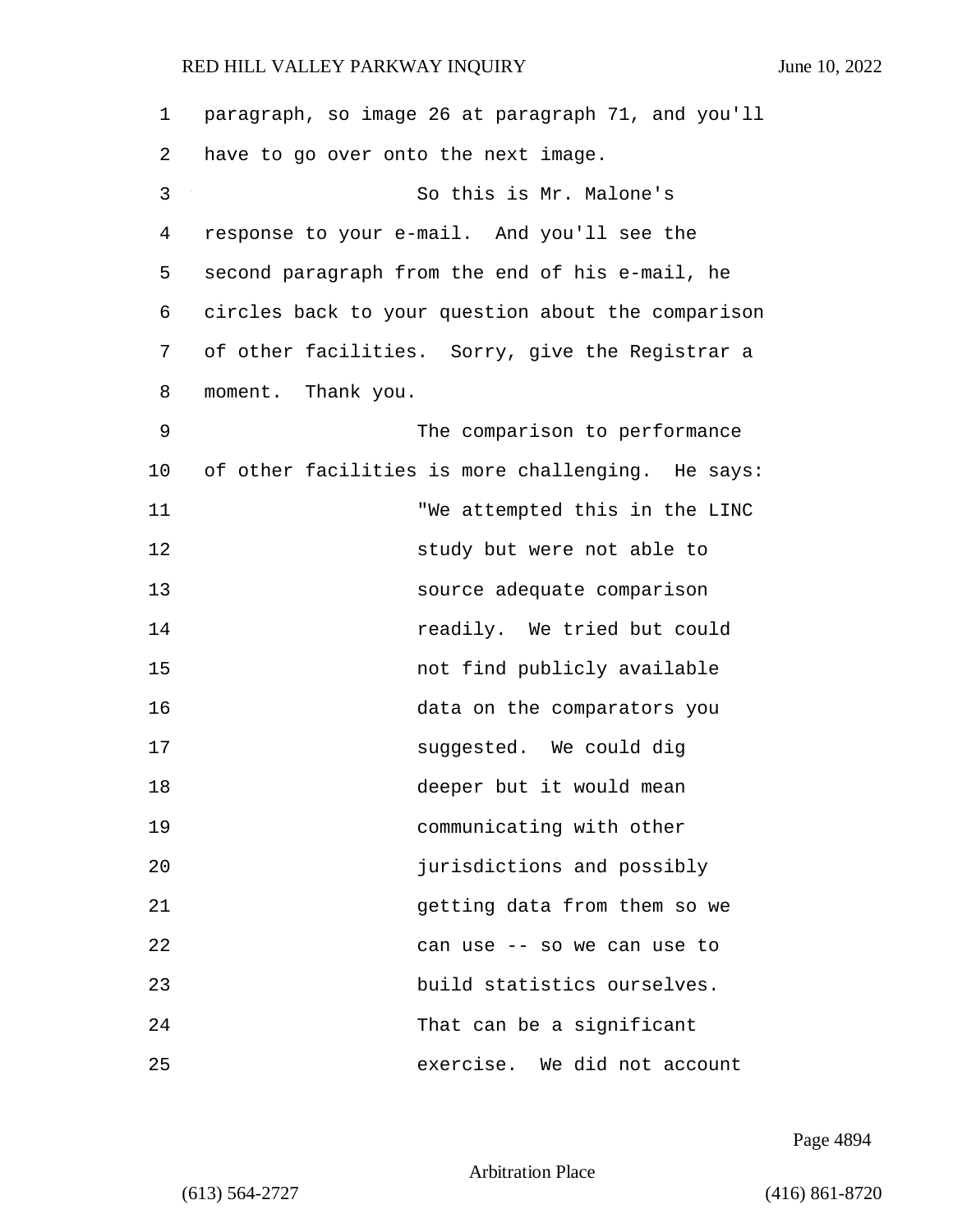paragraph, so image 26 at paragraph 71, and you'll have to go over onto the next image.

So this is Mr. Malone's response to your e-mail. And you'll see the second paragraph from the end of his e-mail, he circles back to your question about the comparison of other facilities. Sorry, give the Registrar a moment. Thank you.

The comparison to performance of other facilities is more challenging. He says:

> "We attempted this in the LINC study but were not able to source adequate comparison readily. We tried but could not find publicly available data on the comparators you suggested. We could dig deeper but it would mean communicating with other jurisdictions and possibly getting data from them so we can use -- so we can use to build statistics ourselves. That can be a significant exercise. We did not account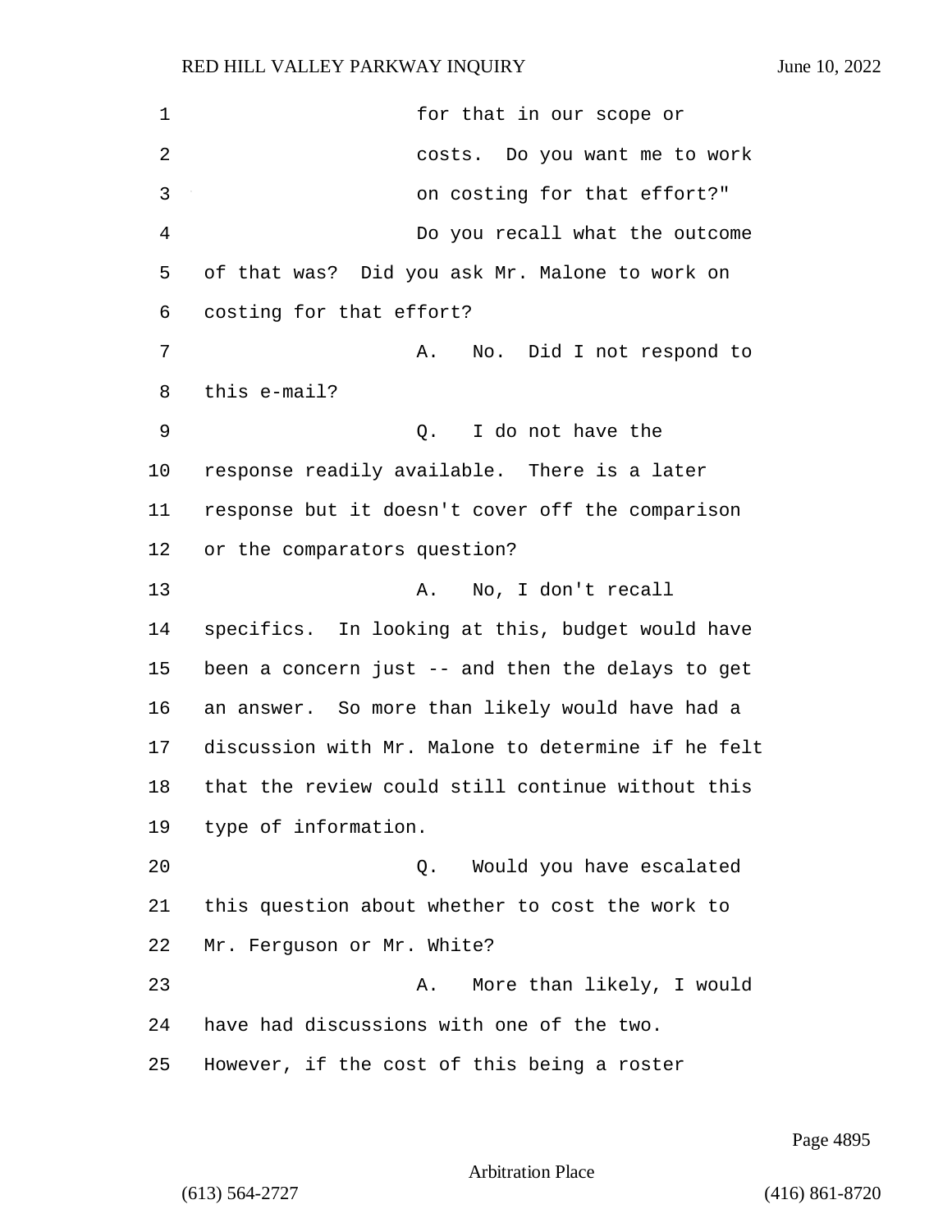for that in our scope or costs. Do you want me to work on costing for that effort?"

Do you recall what the outcome of that was? Did you ask Mr. Malone to work on costing for that effort?

A. No. Did I not respond to this e-mail?

Q. I do not have the response readily available. There is a later response but it doesn't cover off the comparison or the comparators question?

A. No, I don't recall specifics. In looking at this, budget would have been a concern just -- and then the delays to get an answer. So more than likely would have had a discussion with Mr. Malone to determine if he felt that the review could still continue without this type of information.

Q. Would you have escalated this question about whether to cost the work to Mr. Ferguson or Mr. White?

A. More than likely, I would have had discussions with one of the two. However, if the cost of this being a roster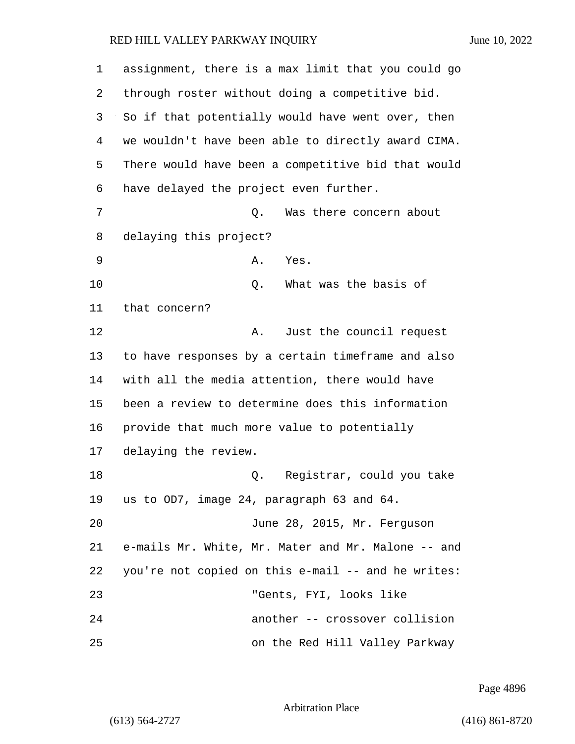assignment, there is a max limit that you could go through roster without doing a competitive bid. So if that potentially would have went over, then we wouldn't have been able to directly award CIMA. There would have been a competitive bid that would have delayed the project even further.

Q. Was there concern about delaying this project?

A. Yes.

Q. What was the basis of that concern?

A. Just the council request to have responses by a certain timeframe and also with all the media attention, there would have been a review to determine does this information provide that much more value to potentially delaying the review.

Q. Registrar, could you take us to OD7, image 24, paragraph 63 and 64.

June 28, 2015, Mr. Ferguson e-mails Mr. White, Mr. Mater and Mr. Malone -- and you're not copied on this e-mail -- and he writes:

"Gents, FYI, looks like another -- crossover collision on the Red Hill Valley Parkway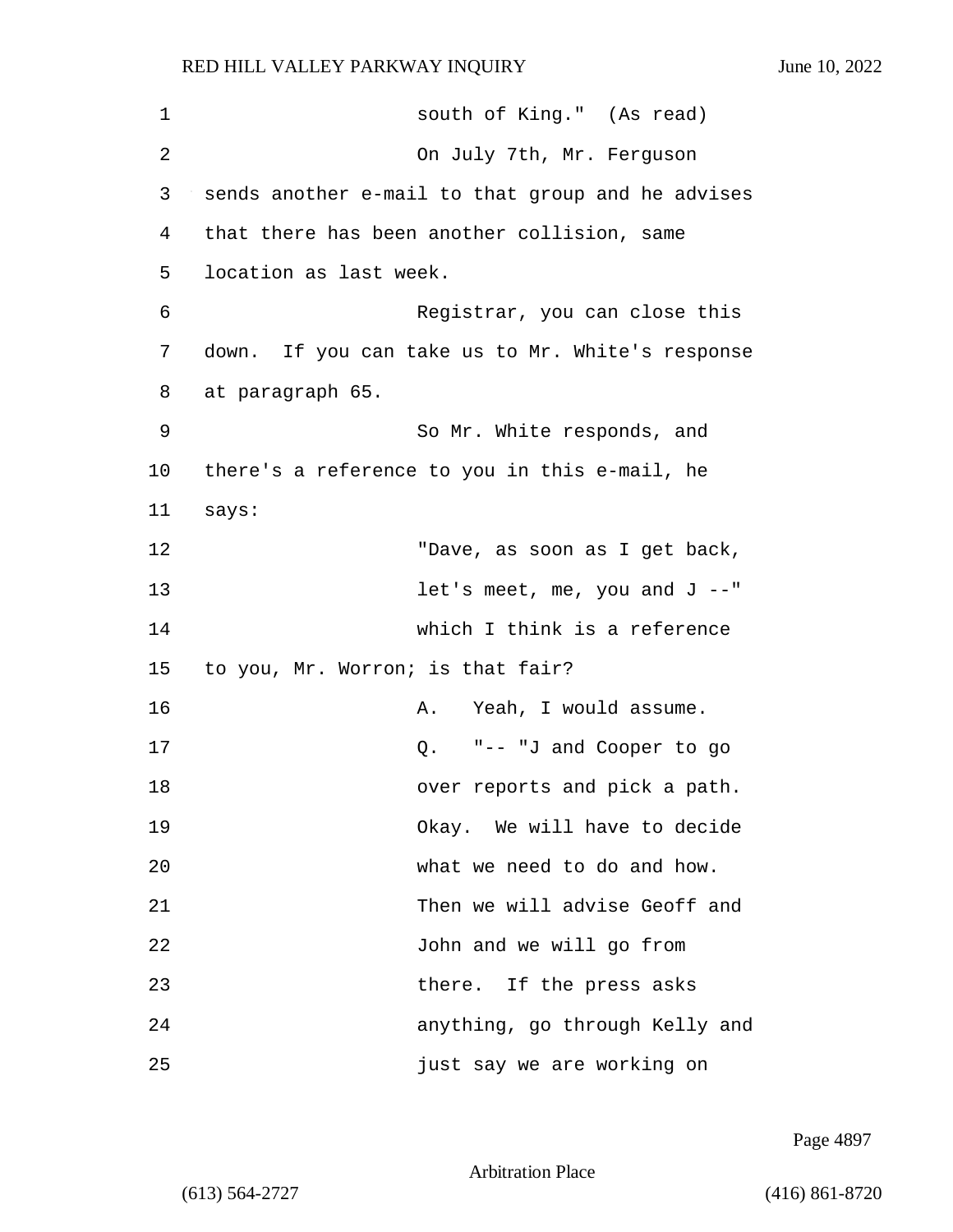south of King." (As read)

On July 7th, Mr. Ferguson sends another e-mail to that group and he advises that there has been another collision, same location as last week.

Registrar, you can close this down. If you can take us to Mr. White's response at paragraph 65.

So Mr. White responds, and there's a reference to you in this e-mail, he says:

"Dave, as soon as I get back, let's meet, me, you and J --" which I think is a reference to you, Mr. Worron; is that fair?

A. Yeah, I would assume.

Q. "-- "J and Cooper to go over reports and pick a path. Okay. We will have to decide what we need to do and how. Then we will advise Geoff and John and we will go from there. If the press asks anything, go through Kelly and just say we are working on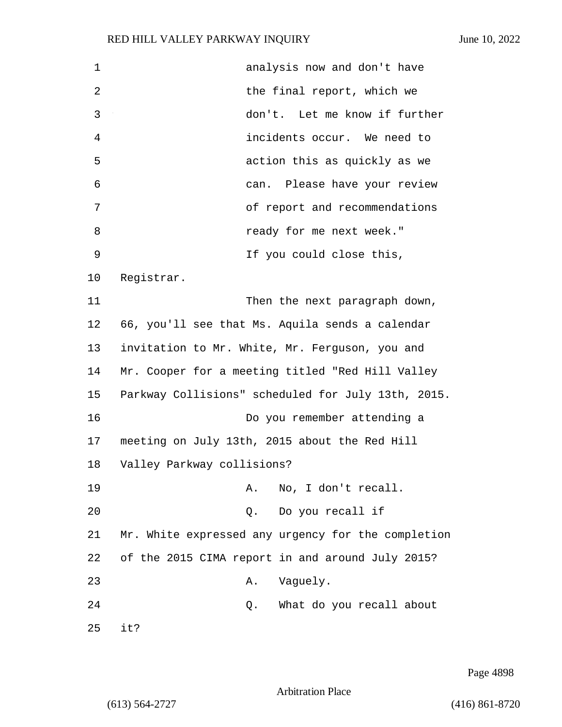analysis now and don't have the final report, which we don't. Let me know if further incidents occur. We need to action this as quickly as we can. Please have your review of report and recommendations ready for me next week."

If you could close this, Registrar.

Then the next paragraph down, 66, you'll see that Ms. Aquila sends a calendar invitation to Mr. White, Mr. Ferguson, you and Mr. Cooper for a meeting titled "Red Hill Valley Parkway Collisions" scheduled for July 13th, 2015.

Do you remember attending a meeting on July 13th, 2015 about the Red Hill Valley Parkway collisions?

A. No, I don't recall.

Q. Do you recall if Mr. White expressed any urgency for the completion of the 2015 CIMA report in and around July 2015?

A. Vaguely.

Q. What do you recall about it?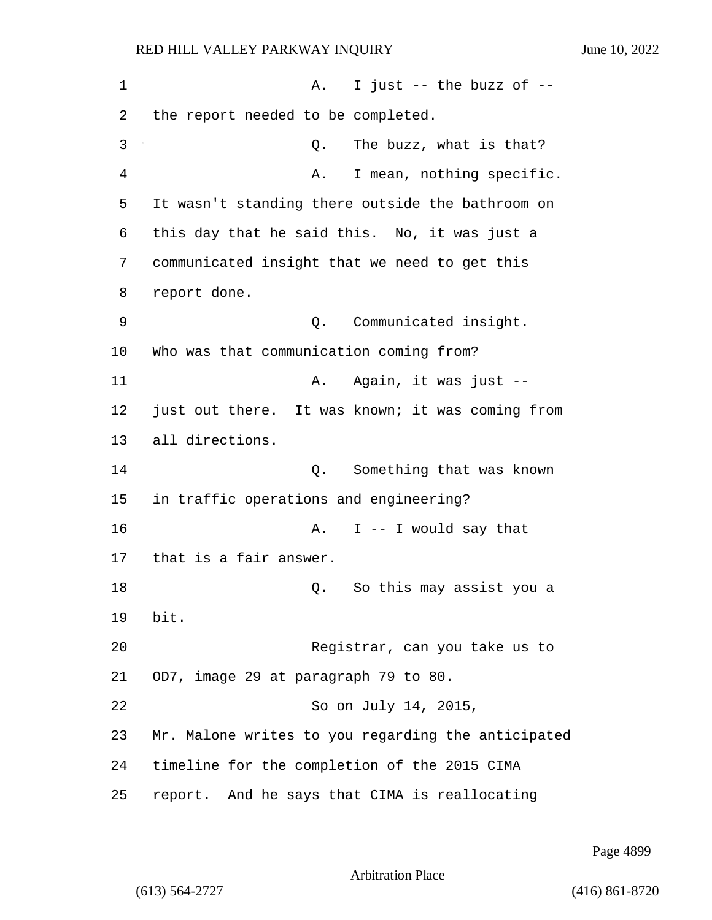A. I just -- the buzz of -- the report needed to be completed.

Q. The buzz, what is that?

A. I mean, nothing specific. It wasn't standing there outside the bathroom on this day that he said this. No, it was just a communicated insight that we need to get this report done.

Q. Communicated insight. Who was that communication coming from?

A. Again, it was just -- just out there. It was known; it was coming from all directions.

Q. Something that was known in traffic operations and engineering?

A. I -- I would say that that is a fair answer.

Q. So this may assist you a bit.

Registrar, can you take us to OD7, image 29 at paragraph 79 to 80.

So on July 14, 2015, Mr. Malone writes to you regarding the anticipated timeline for the completion of the 2015 CIMA report. And he says that CIMA is reallocating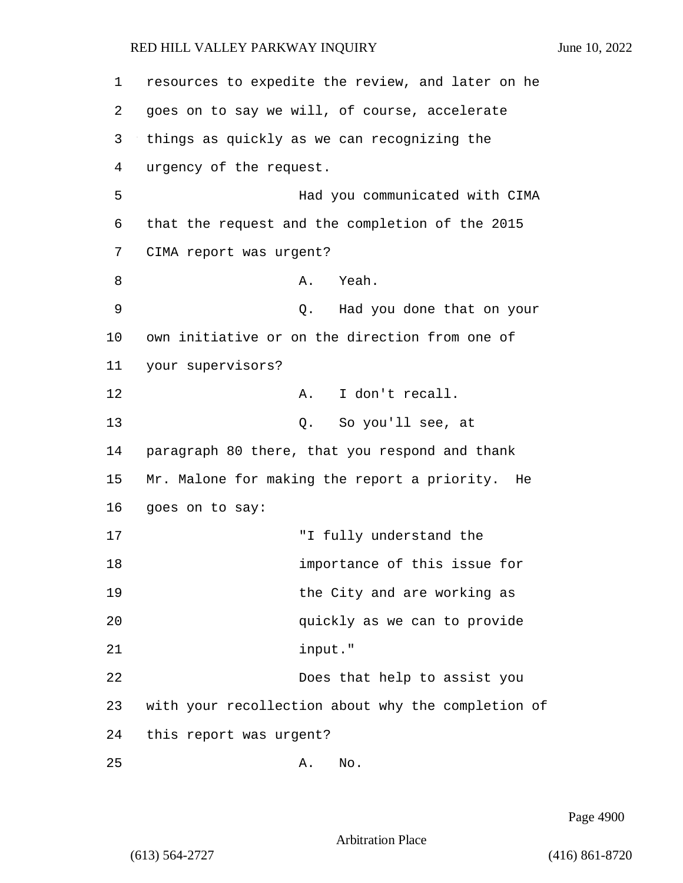resources to expedite the review, and later on he goes on to say we will, of course, accelerate things as quickly as we can recognizing the urgency of the request.

Had you communicated with CIMA that the request and the completion of the 2015 CIMA report was urgent?

A. Yeah.

Q. Had you done that on your own initiative or on the direction from one of your supervisors?

A. I don't recall.

Q. So you'll see, at paragraph 80 there, that you respond and thank Mr. Malone for making the report a priority. He goes on to say:

"I fully understand the importance of this issue for the City and are working as quickly as we can to provide input."

Does that help to assist you with your recollection about why the completion of this report was urgent?

A. No.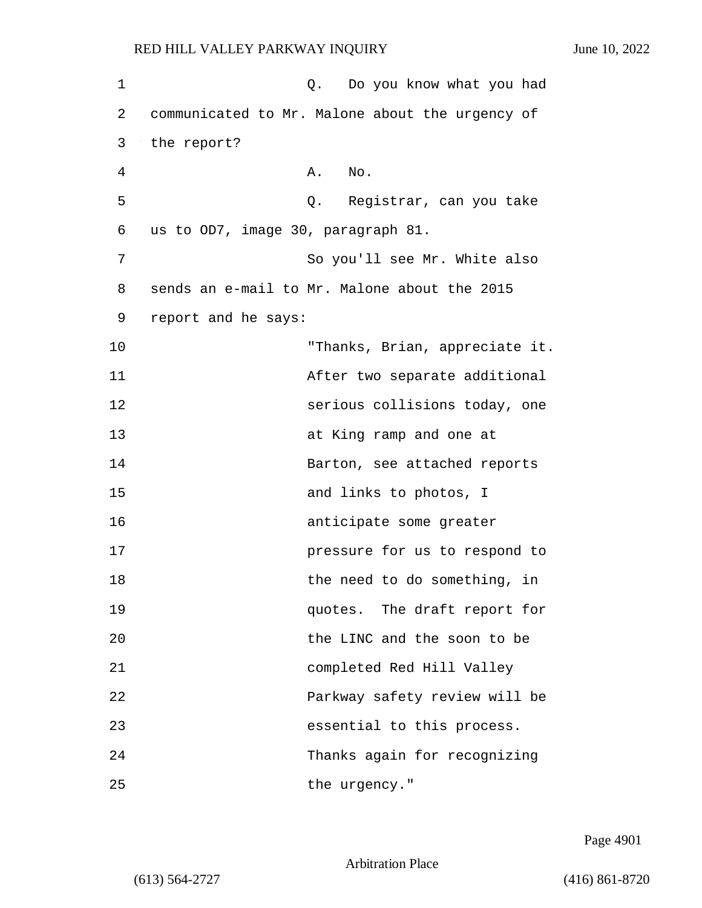Q. Do you know what you had communicated to Mr. Malone about the urgency of the report?

A. No.

Q. Registrar, can you take us to OD7, image 30, paragraph 81.

So you'll see Mr. White also sends an e-mail to Mr. Malone about the 2015 report and he says:

> "Thanks, Brian, appreciate it. After two separate additional serious collisions today, one at King ramp and one at Barton, see attached reports and links to photos, I anticipate some greater pressure for us to respond to the need to do something, in quotes. The draft report for the LINC and the soon to be completed Red Hill Valley Parkway safety review will be essential to this process. Thanks again for recognizing the urgency."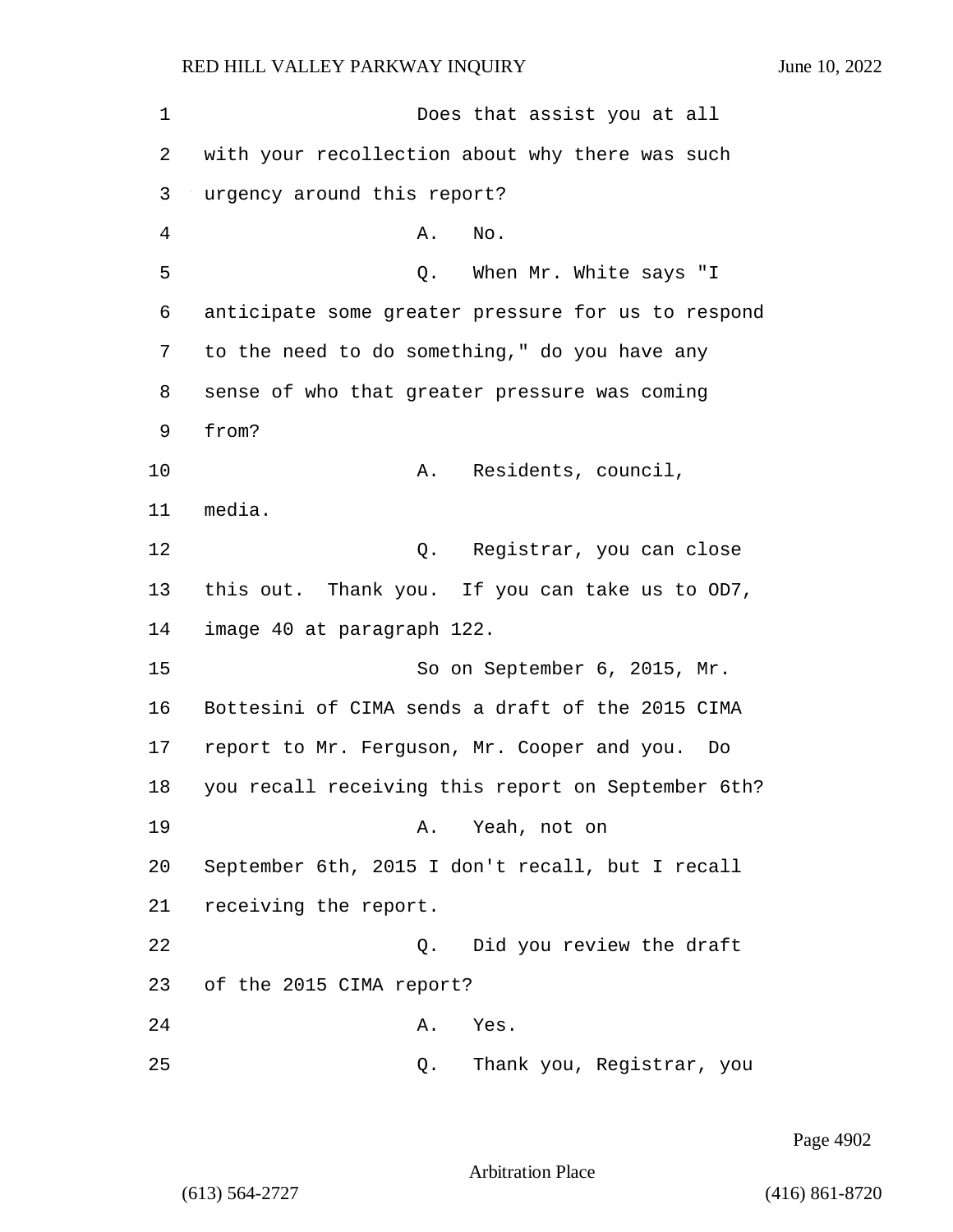Does that assist you at all with your recollection about why there was such urgency around this report?

A. No.

Q. When Mr. White says "I anticipate some greater pressure for us to respond to the need to do something," do you have any sense of who that greater pressure was coming from?

A. Residents, council, media.

Q. Registrar, you can close this out. Thank you. If you can take us to OD7, image 40 at paragraph 122.

So on September 6, 2015, Mr. Bottesini of CIMA sends a draft of the 2015 CIMA report to Mr. Ferguson, Mr. Cooper and you. Do you recall receiving this report on September 6th?

A. Yeah, not on September 6th, 2015 I don't recall, but I recall receiving the report.

Q. Did you review the draft of the 2015 CIMA report?

A. Yes.

Q. Thank you, Registrar, you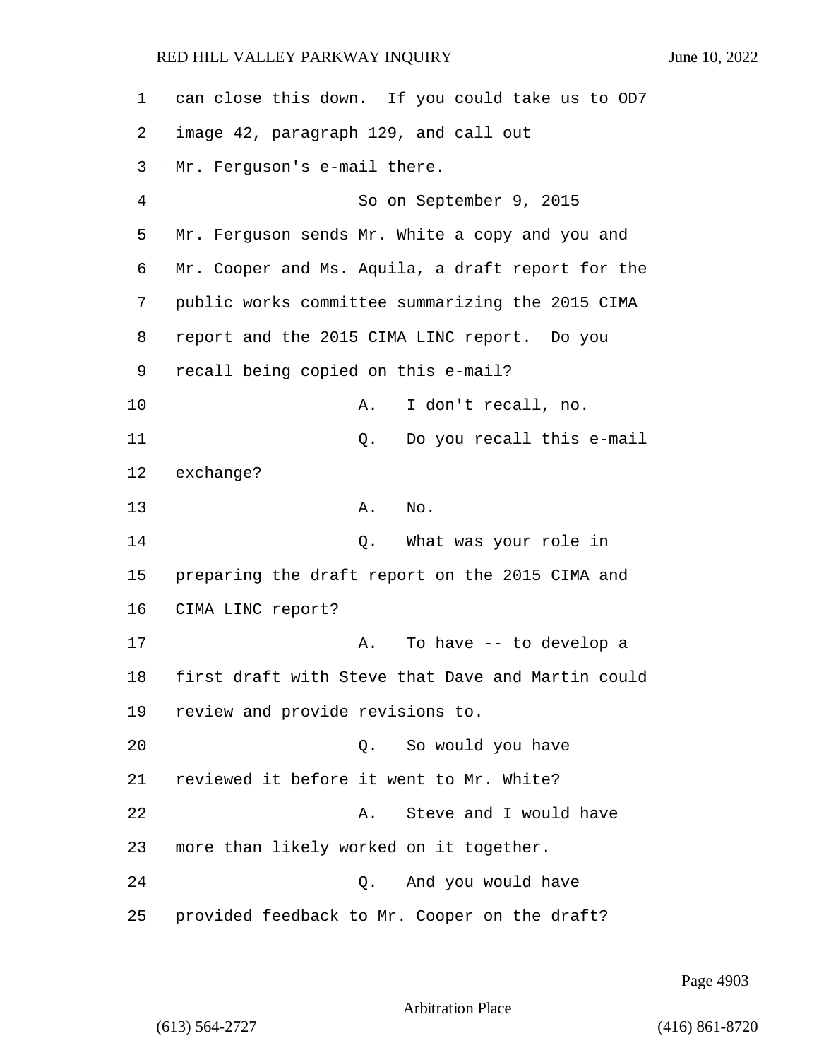can close this down. If you could take us to OD7 image 42, paragraph 129, and call out Mr. Ferguson's e-mail there.

So on September 9, 2015 Mr. Ferguson sends Mr. White a copy and you and Mr. Cooper and Ms. Aquila, a draft report for the public works committee summarizing the 2015 CIMA report and the 2015 CIMA LINC report. Do you recall being copied on this e-mail?

A. I don't recall, no.

Q. Do you recall this e-mail exchange?

A. No.

Q. What was your role in preparing the draft report on the 2015 CIMA and CIMA LINC report?

A. To have -- to develop a first draft with Steve that Dave and Martin could review and provide revisions to.

Q. So would you have reviewed it before it went to Mr. White?

A. Steve and I would have more than likely worked on it together.

Q. And you would have provided feedback to Mr. Cooper on the draft?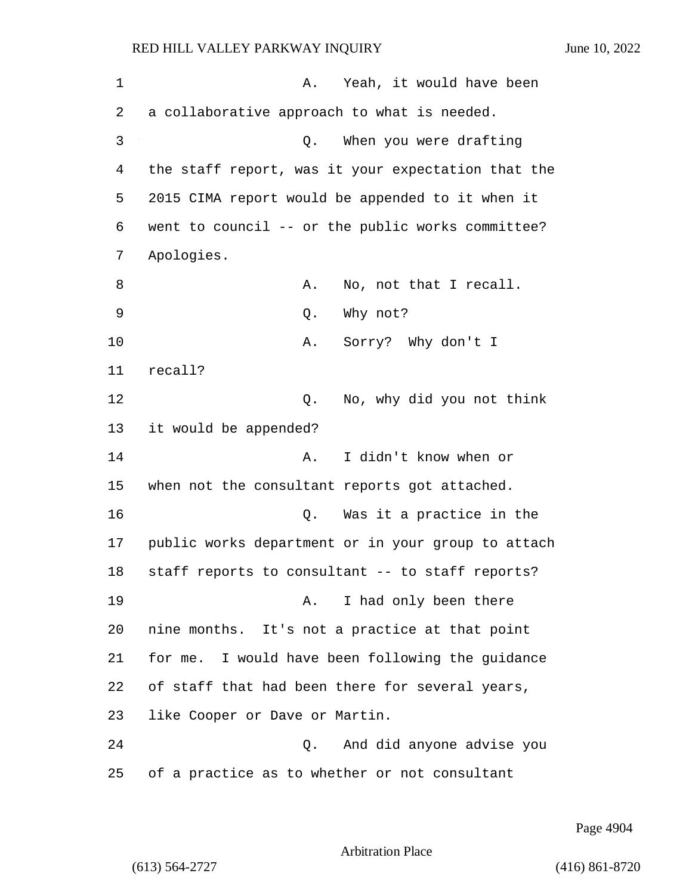1 A. Yeah, it would have been
2 a collaborative approach to what is needed.
3 Q. When you were drafting
4 the staff report, was it your expectation that the
5 2015 CIMA report would be appended to it when it
6 went to council -- or the public works committee?
7 Apologies.
8 A. No, not that I recall.
9 Q. Why not?
10 A. Sorry? Why don't I
11 recall?
12 Q. No, why did you not think
13 it would be appended?
14 A. I didn't know when or
15 when not the consultant reports got attached.
16 Q. Was it a practice in the
17 public works department or in your group to attach
18 staff reports to consultant -- to staff reports?
19 A. I had only been there
20 nine months. It's not a practice at that point
21 for me. I would have been following the guidance
22 of staff that had been there for several years,
23 like Cooper or Dave or Martin.
24 Q. And did anyone advise you
25 of a practice as to whether or not consultant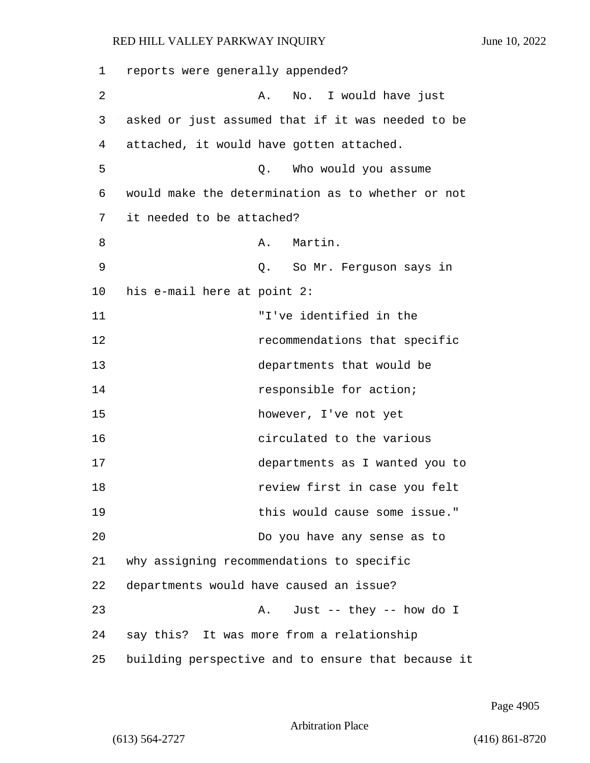reports were generally appended?

A. No. I would have just asked or just assumed that if it was needed to be attached, it would have gotten attached.

Q. Who would you assume would make the determination as to whether or not it needed to be attached?

A. Martin.

Q. So Mr. Ferguson says in his e-mail here at point 2:

> "I've identified in the recommendations that specific departments that would be responsible for action; however, I've not yet circulated to the various departments as I wanted you to review first in case you felt this would cause some issue."

Do you have any sense as to why assigning recommendations to specific departments would have caused an issue?

A. Just -- they -- how do I say this? It was more from a relationship building perspective and to ensure that because it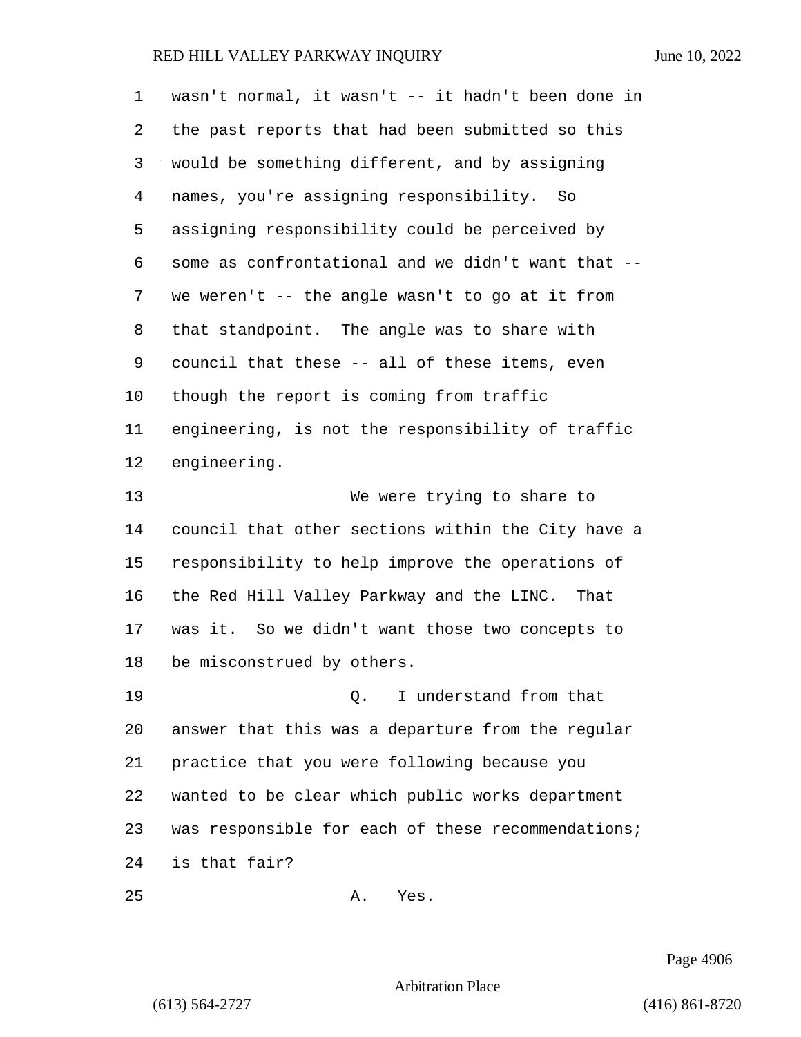wasn't normal, it wasn't -- it hadn't been done in the past reports that had been submitted so this would be something different, and by assigning names, you're assigning responsibility. So assigning responsibility could be perceived by some as confrontational and we didn't want that -- we weren't -- the angle wasn't to go at it from that standpoint. The angle was to share with council that these -- all of these items, even though the report is coming from traffic engineering, is not the responsibility of traffic engineering.

We were trying to share to council that other sections within the City have a responsibility to help improve the operations of the Red Hill Valley Parkway and the LINC. That was it. So we didn't want those two concepts to be misconstrued by others.

Q. I understand from that answer that this was a departure from the regular practice that you were following because you wanted to be clear which public works department was responsible for each of these recommendations; is that fair?

A. Yes.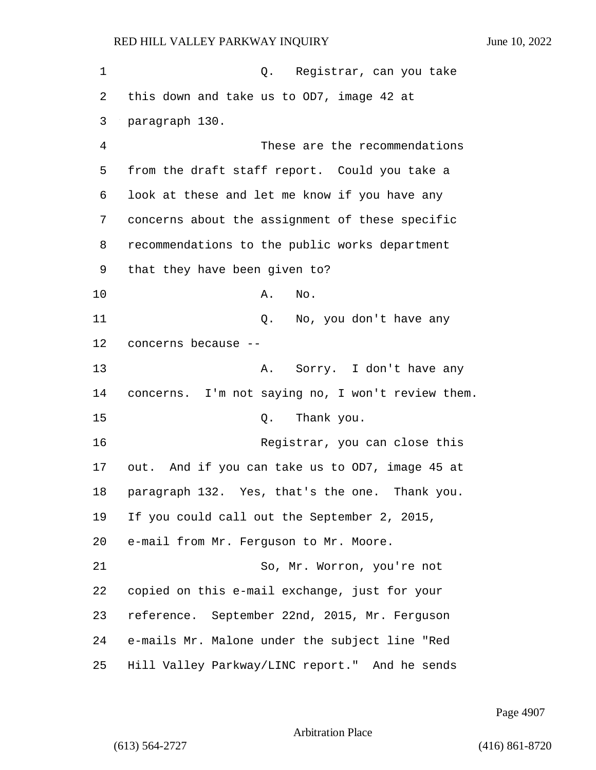Q. Registrar, can you take this down and take us to OD7, image 42 at paragraph 130.

These are the recommendations from the draft staff report. Could you take a look at these and let me know if you have any concerns about the assignment of these specific recommendations to the public works department that they have been given to?

A. No.

Q. No, you don't have any concerns because --

A. Sorry. I don't have any concerns. I'm not saying no, I won't review them.

Q. Thank you.

Registrar, you can close this out. And if you can take us to OD7, image 45 at paragraph 132. Yes, that's the one. Thank you. If you could call out the September 2, 2015, e-mail from Mr. Ferguson to Mr. Moore.

So, Mr. Worron, you're not copied on this e-mail exchange, just for your reference. September 22nd, 2015, Mr. Ferguson e-mails Mr. Malone under the subject line "Red Hill Valley Parkway/LINC report." And he sends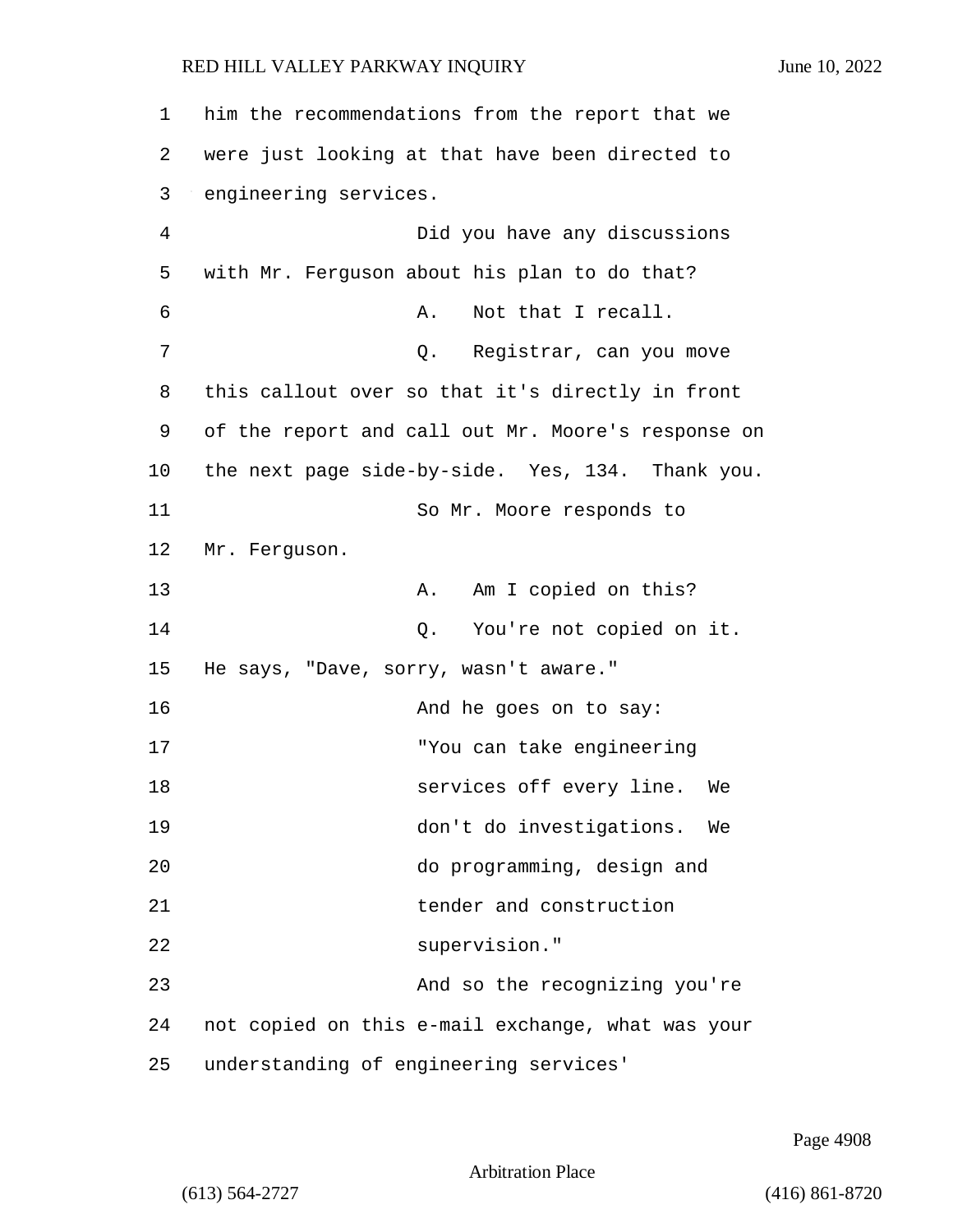him the recommendations from the report that we were just looking at that have been directed to engineering services.

Did you have any discussions with Mr. Ferguson about his plan to do that?

A. Not that I recall.

Q. Registrar, can you move this callout over so that it's directly in front of the report and call out Mr. Moore's response on the next page side-by-side. Yes, 134. Thank you.

So Mr. Moore responds to Mr. Ferguson.

A. Am I copied on this?

Q. You're not copied on it. He says, "Dave, sorry, wasn't aware."

And he goes on to say:

"You can take engineering services off every line. We don't do investigations. We do programming, design and tender and construction supervision."

And so the recognizing you're not copied on this e-mail exchange, what was your understanding of engineering services'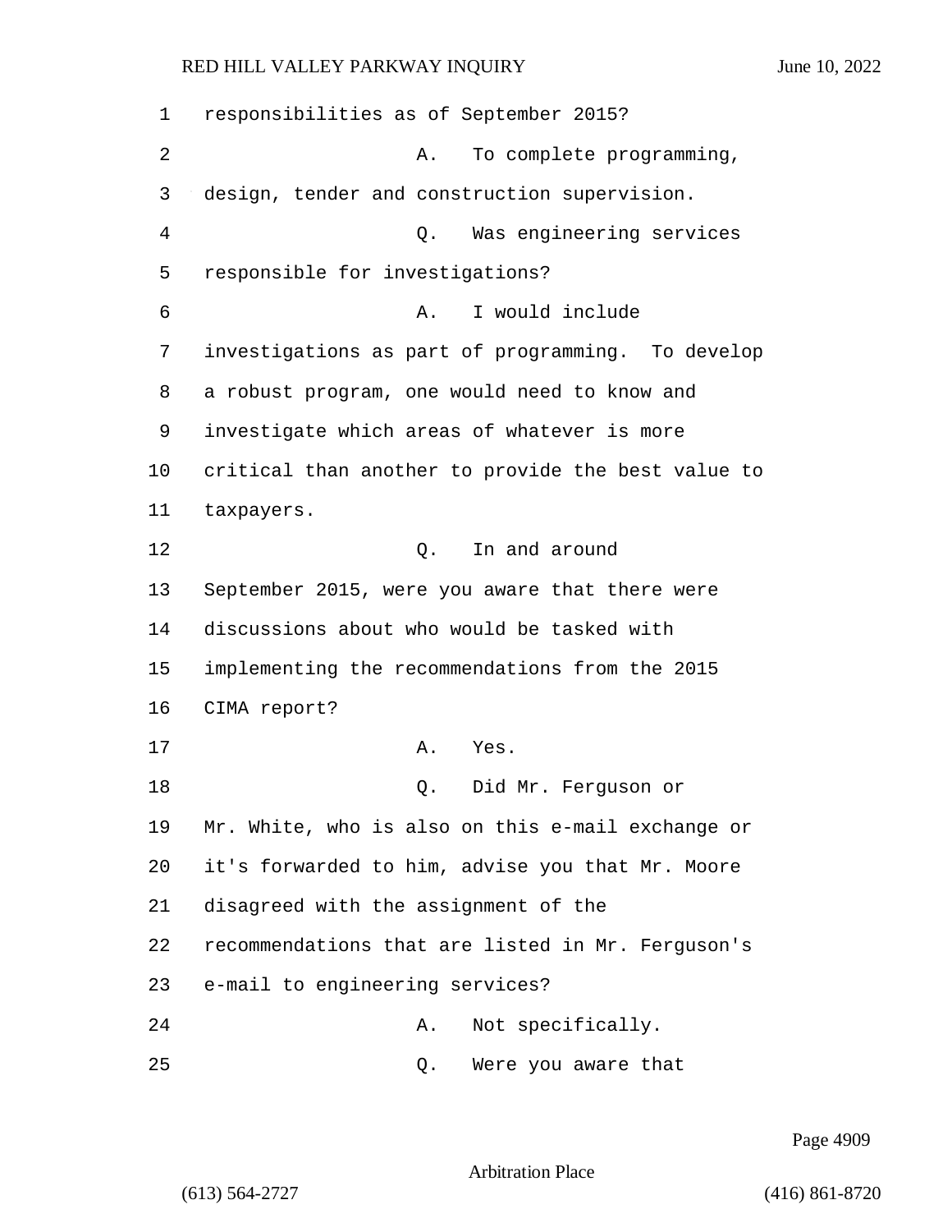responsibilities as of September 2015?

A. To complete programming, design, tender and construction supervision.

Q. Was engineering services responsible for investigations?

A. I would include investigations as part of programming. To develop a robust program, one would need to know and investigate which areas of whatever is more critical than another to provide the best value to taxpayers.

Q. In and around September 2015, were you aware that there were discussions about who would be tasked with implementing the recommendations from the 2015 CIMA report?

A. Yes.

Q. Did Mr. Ferguson or Mr. White, who is also on this e-mail exchange or it's forwarded to him, advise you that Mr. Moore disagreed with the assignment of the recommendations that are listed in Mr. Ferguson's e-mail to engineering services?

A. Not specifically.

Q. Were you aware that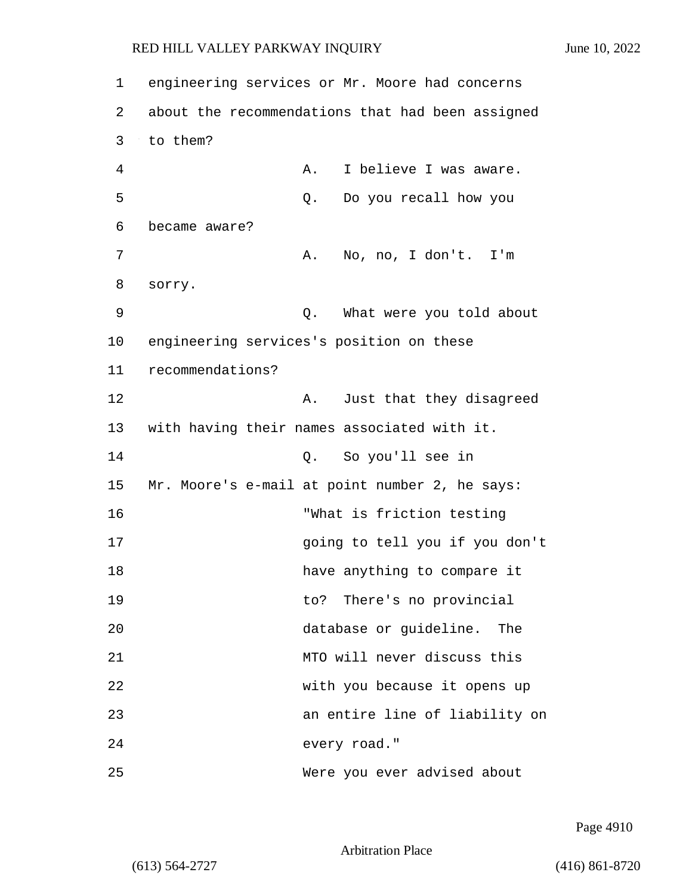engineering services or Mr. Moore had concerns about the recommendations that had been assigned to them?

A. I believe I was aware.

Q. Do you recall how you became aware?

A. No, no, I don't. I'm sorry.

Q. What were you told about engineering services's position on these recommendations?

A. Just that they disagreed with having their names associated with it.

Q. So you'll see in Mr. Moore's e-mail at point number 2, he says:

> "What is friction testing going to tell you if you don't have anything to compare it to? There's no provincial database or guideline. The MTO will never discuss this with you because it opens up an entire line of liability on every road."

Were you ever advised about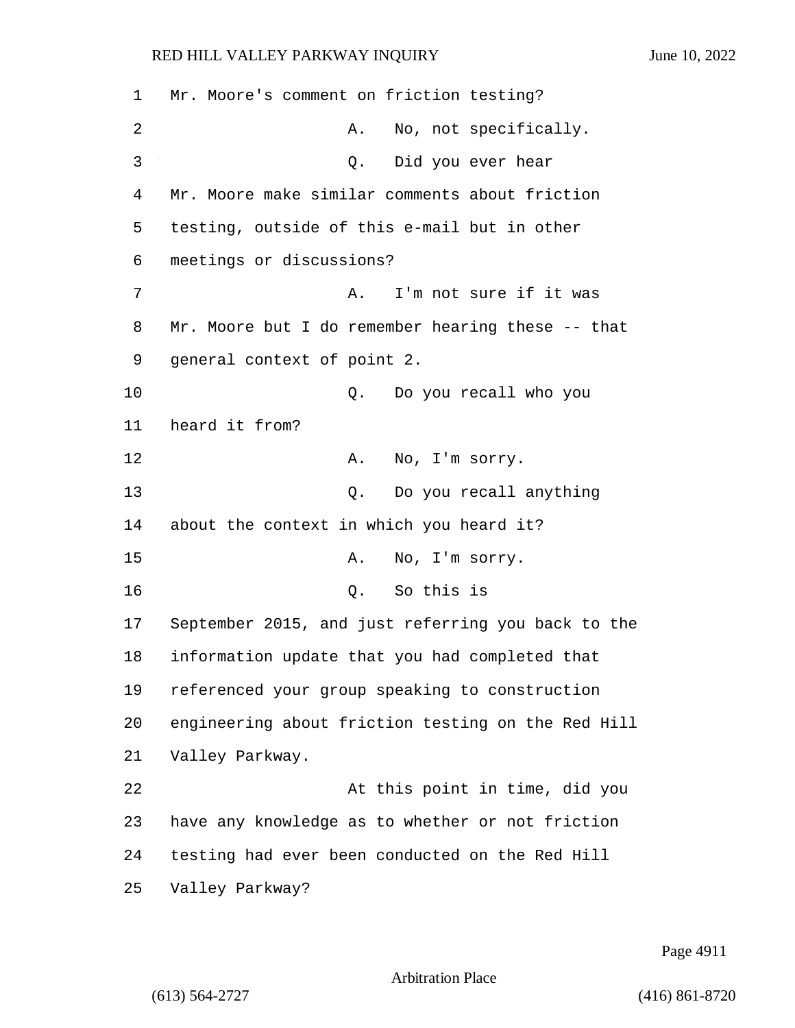Mr. Moore's comment on friction testing?

A. No, not specifically.

Q. Did you ever hear Mr. Moore make similar comments about friction testing, outside of this e-mail but in other meetings or discussions?

A. I'm not sure if it was Mr. Moore but I do remember hearing these -- that general context of point 2.

Q. Do you recall who you heard it from?

A. No, I'm sorry.

Q. Do you recall anything about the context in which you heard it?

A. No, I'm sorry.

Q. So this is September 2015, and just referring you back to the information update that you had completed that referenced your group speaking to construction engineering about friction testing on the Red Hill Valley Parkway.

At this point in time, did you have any knowledge as to whether or not friction testing had ever been conducted on the Red Hill Valley Parkway?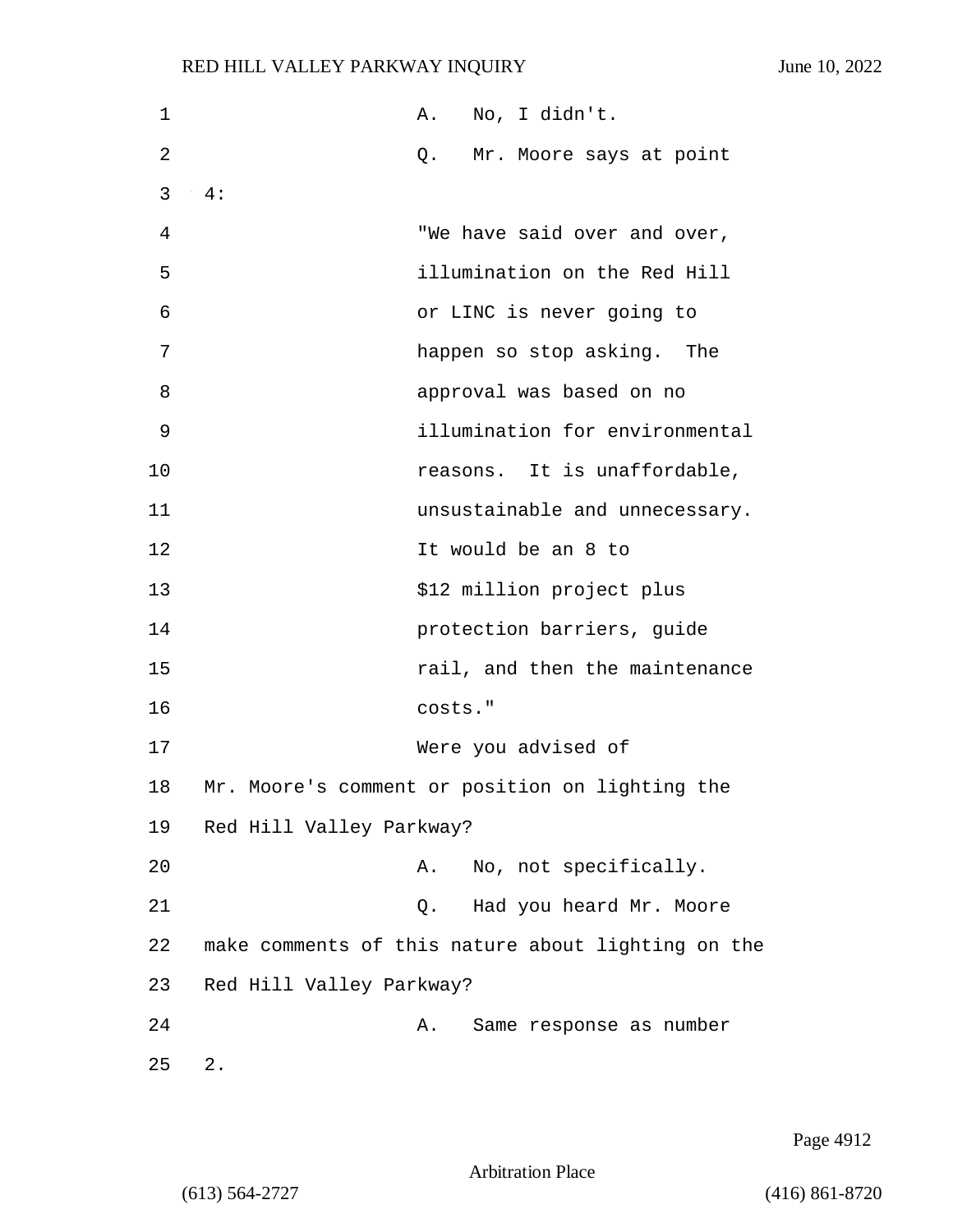A. No, I didn't.

Q. Mr. Moore says at point 4:

"We have said over and over, illumination on the Red Hill or LINC is never going to happen so stop asking. The approval was based on no illumination for environmental reasons. It is unaffordable, unsustainable and unnecessary. It would be an 8 to $12 million project plus protection barriers, guide rail, and then the maintenance costs."

Were you advised of Mr. Moore's comment or position on lighting the Red Hill Valley Parkway?

A. No, not specifically.

Q. Had you heard Mr. Moore make comments of this nature about lighting on the Red Hill Valley Parkway?

A. Same response as number 2.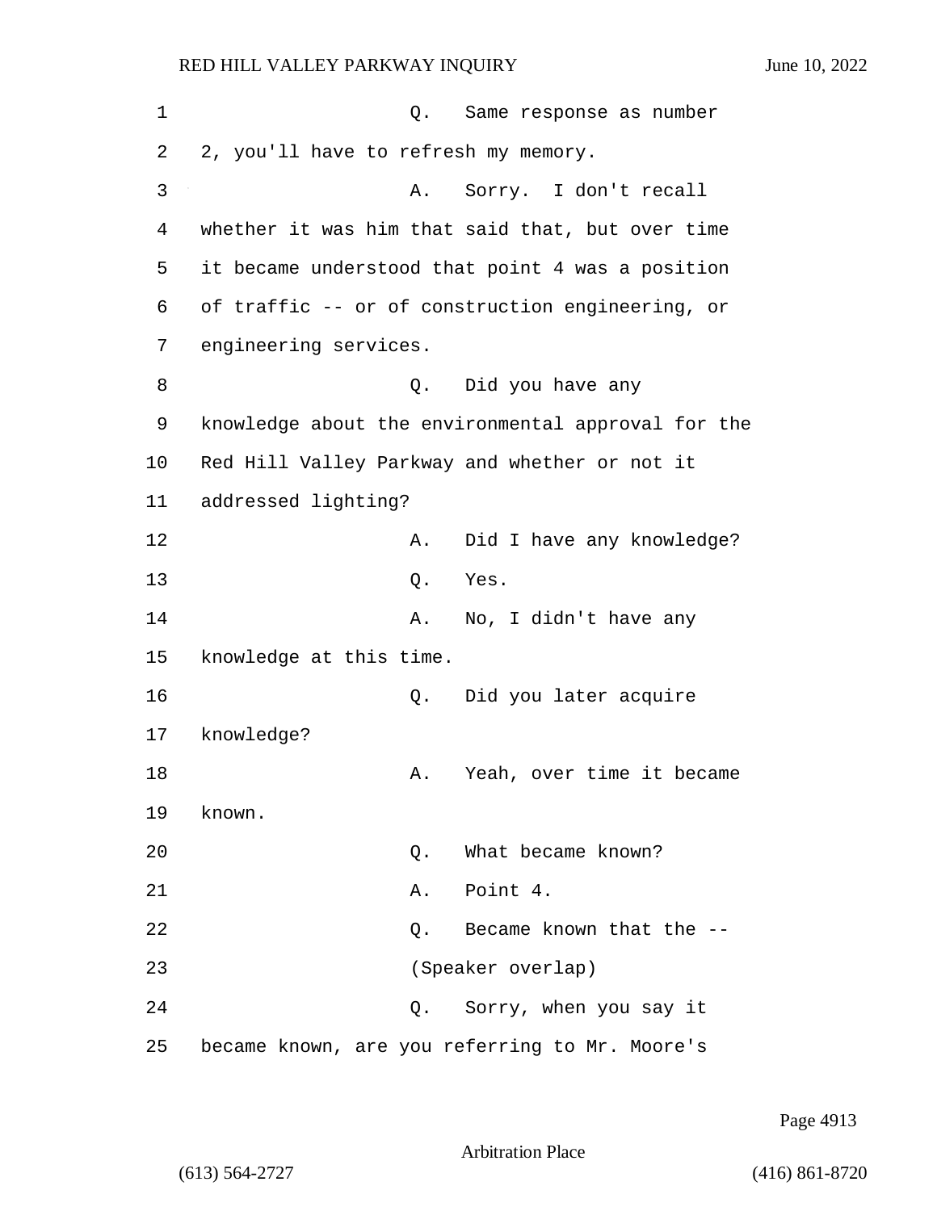Q. Same response as number 2, you'll have to refresh my memory.

A. Sorry. I don't recall whether it was him that said that, but over time it became understood that point 4 was a position of traffic -- or of construction engineering, or engineering services.

Q. Did you have any knowledge about the environmental approval for the Red Hill Valley Parkway and whether or not it addressed lighting?

A. Did I have any knowledge?

Q. Yes.

A. No, I didn't have any knowledge at this time.

Q. Did you later acquire knowledge?

A. Yeah, over time it became known.

Q. What became known?

A. Point 4.

Q. Became known that the --

(Speaker overlap)

Q. Sorry, when you say it became known, are you referring to Mr. Moore's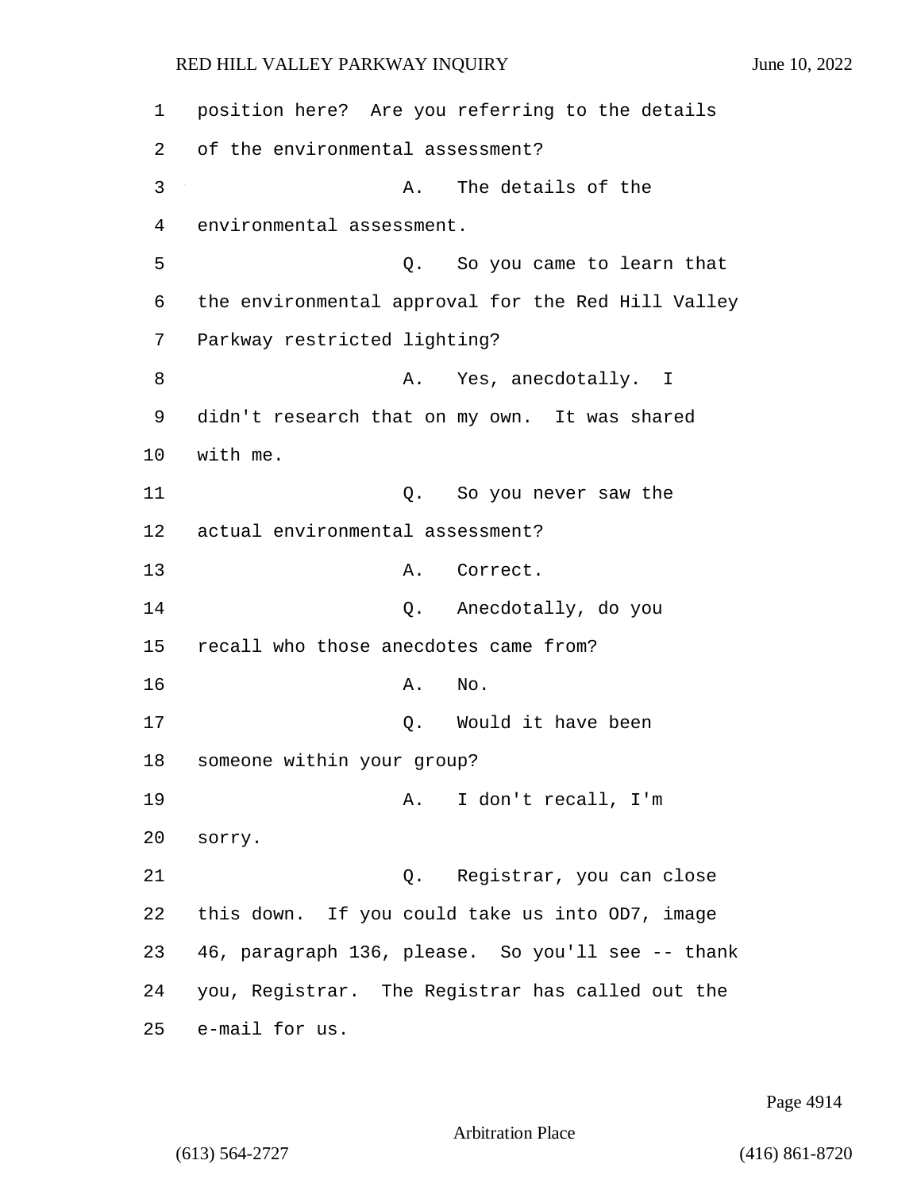position here? Are you referring to the details of the environmental assessment?

A. The details of the environmental assessment.

Q. So you came to learn that the environmental approval for the Red Hill Valley Parkway restricted lighting?

A. Yes, anecdotally. I didn't research that on my own. It was shared with me.

Q. So you never saw the actual environmental assessment?

A. Correct.

Q. Anecdotally, do you recall who those anecdotes came from?

A. No.

Q. Would it have been someone within your group?

A. I don't recall, I'm sorry.

Q. Registrar, you can close this down. If you could take us into OD7, image 46, paragraph 136, please. So you'll see -- thank you, Registrar. The Registrar has called out the e-mail for us.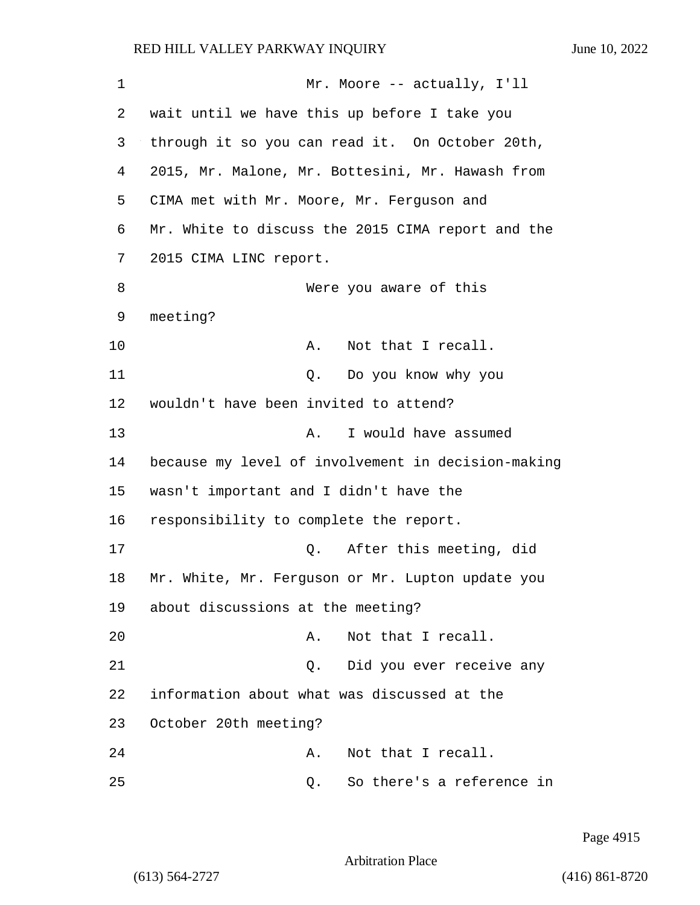Mr. Moore -- actually, I'll wait until we have this up before I take you through it so you can read it. On October 20th, 2015, Mr. Malone, Mr. Bottesini, Mr. Hawash from CIMA met with Mr. Moore, Mr. Ferguson and Mr. White to discuss the 2015 CIMA report and the 2015 CIMA LINC report.

Were you aware of this meeting?

A. Not that I recall.

Q. Do you know why you wouldn't have been invited to attend?

A. I would have assumed because my level of involvement in decision-making wasn't important and I didn't have the responsibility to complete the report.

Q. After this meeting, did Mr. White, Mr. Ferguson or Mr. Lupton update you about discussions at the meeting?

A. Not that I recall.

Q. Did you ever receive any information about what was discussed at the October 20th meeting?

A. Not that I recall.

Q. So there's a reference in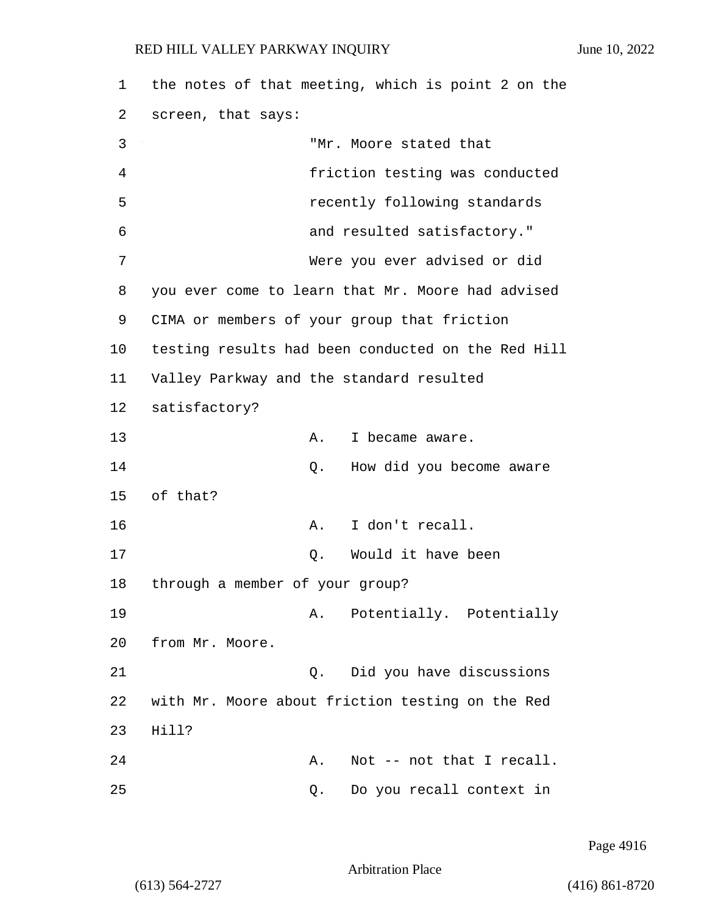the notes of that meeting, which is point 2 on the screen, that says:

"Mr. Moore stated that friction testing was conducted recently following standards and resulted satisfactory."

Were you ever advised or did you ever come to learn that Mr. Moore had advised CIMA or members of your group that friction testing results had been conducted on the Red Hill Valley Parkway and the standard resulted satisfactory?

A. I became aware.

Q. How did you become aware of that?

A. I don't recall.

Q. Would it have been through a member of your group?

A. Potentially. Potentially from Mr. Moore.

Q. Did you have discussions with Mr. Moore about friction testing on the Red Hill?

A. Not -- not that I recall.

Q. Do you recall context in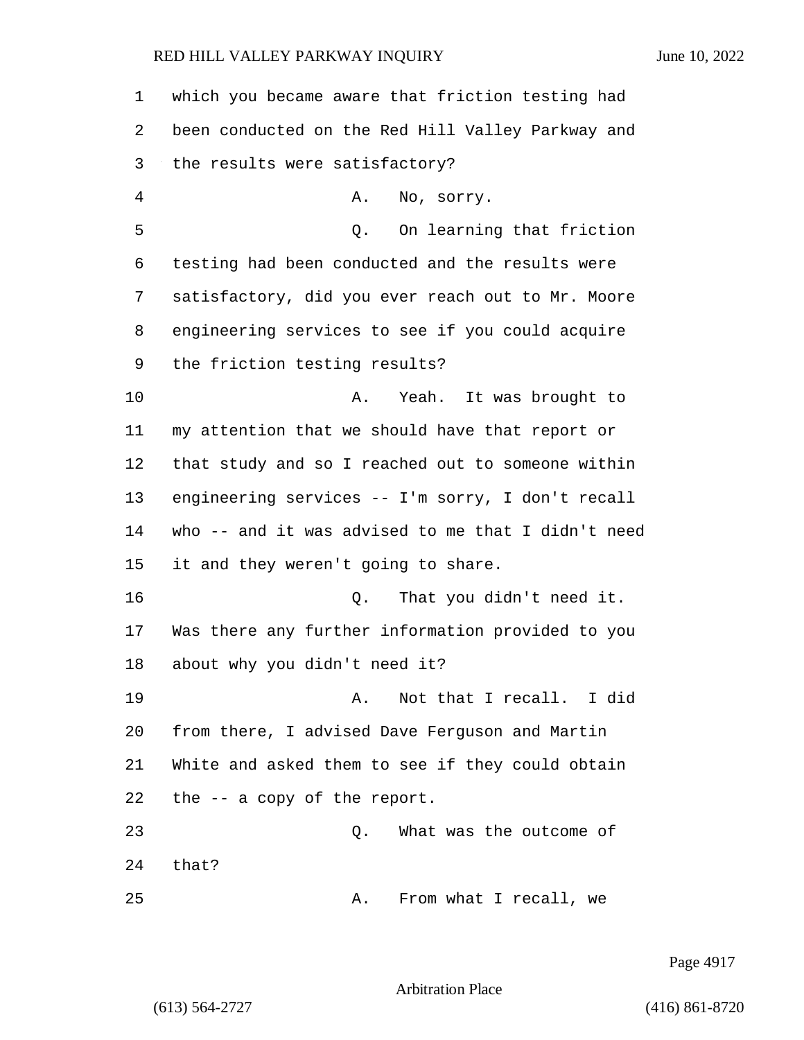which you became aware that friction testing had been conducted on the Red Hill Valley Parkway and the results were satisfactory?

A. No, sorry.

Q. On learning that friction testing had been conducted and the results were satisfactory, did you ever reach out to Mr. Moore engineering services to see if you could acquire the friction testing results?

A. Yeah. It was brought to my attention that we should have that report or that study and so I reached out to someone within engineering services -- I'm sorry, I don't recall who -- and it was advised to me that I didn't need it and they weren't going to share.

Q. That you didn't need it. Was there any further information provided to you about why you didn't need it?

A. Not that I recall. I did from there, I advised Dave Ferguson and Martin White and asked them to see if they could obtain the -- a copy of the report.

Q. What was the outcome of that?

A. From what I recall, we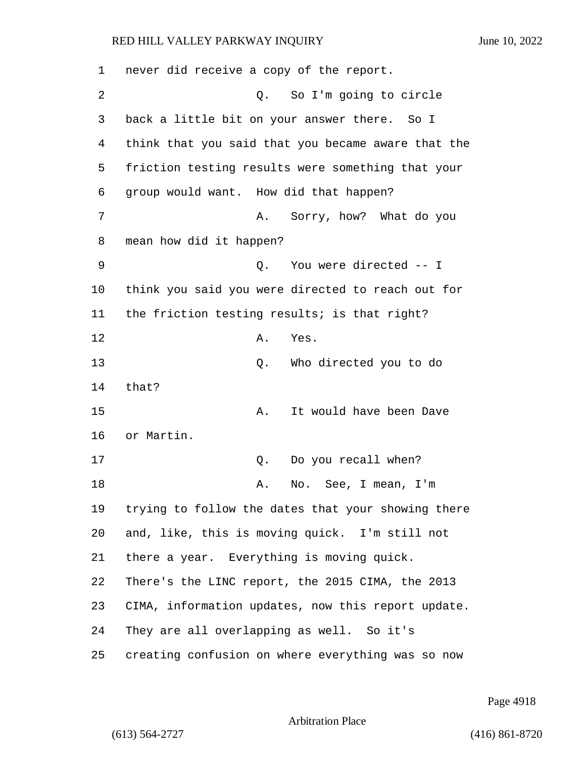never did receive a copy of the report.

Q. So I'm going to circle back a little bit on your answer there. So I think that you said that you became aware that the friction testing results were something that your group would want. How did that happen?

A. Sorry, how? What do you mean how did it happen?

Q. You were directed -- I think you said you were directed to reach out for the friction testing results; is that right?

A. Yes.

Q. Who directed you to do that?

A. It would have been Dave or Martin.

Q. Do you recall when?

A. No. See, I mean, I'm trying to follow the dates that your showing there and, like, this is moving quick. I'm still not there a year. Everything is moving quick. There's the LINC report, the 2015 CIMA, the 2013 CIMA, information updates, now this report update. They are all overlapping as well. So it's creating confusion on where everything was so now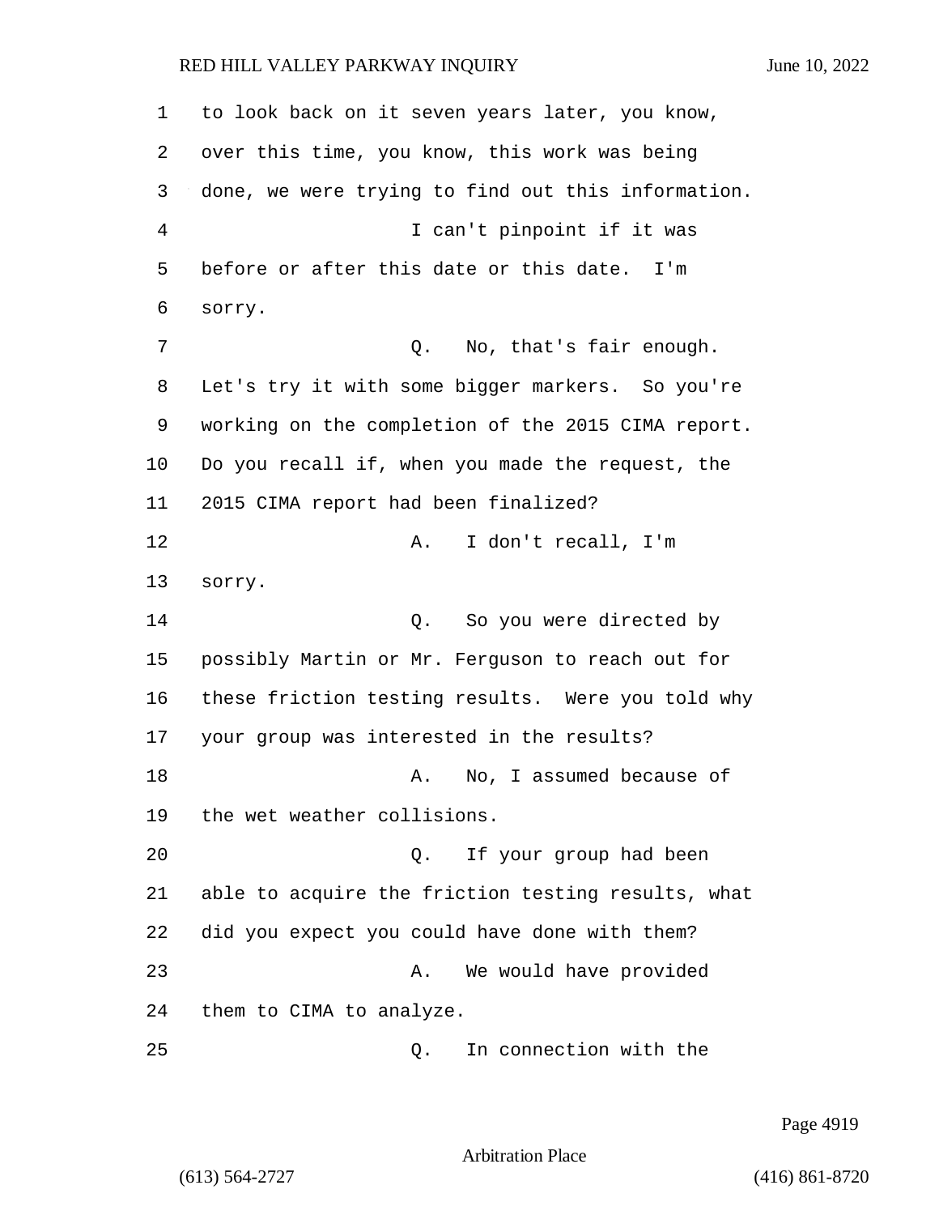to look back on it seven years later, you know, over this time, you know, this work was being done, we were trying to find out this information.

I can't pinpoint if it was before or after this date or this date. I'm sorry.

Q. No, that's fair enough. Let's try it with some bigger markers. So you're working on the completion of the 2015 CIMA report. Do you recall if, when you made the request, the 2015 CIMA report had been finalized?

A. I don't recall, I'm sorry.

Q. So you were directed by possibly Martin or Mr. Ferguson to reach out for these friction testing results. Were you told why your group was interested in the results?

A. No, I assumed because of the wet weather collisions.

Q. If your group had been able to acquire the friction testing results, what did you expect you could have done with them?

A. We would have provided them to CIMA to analyze.

Q. In connection with the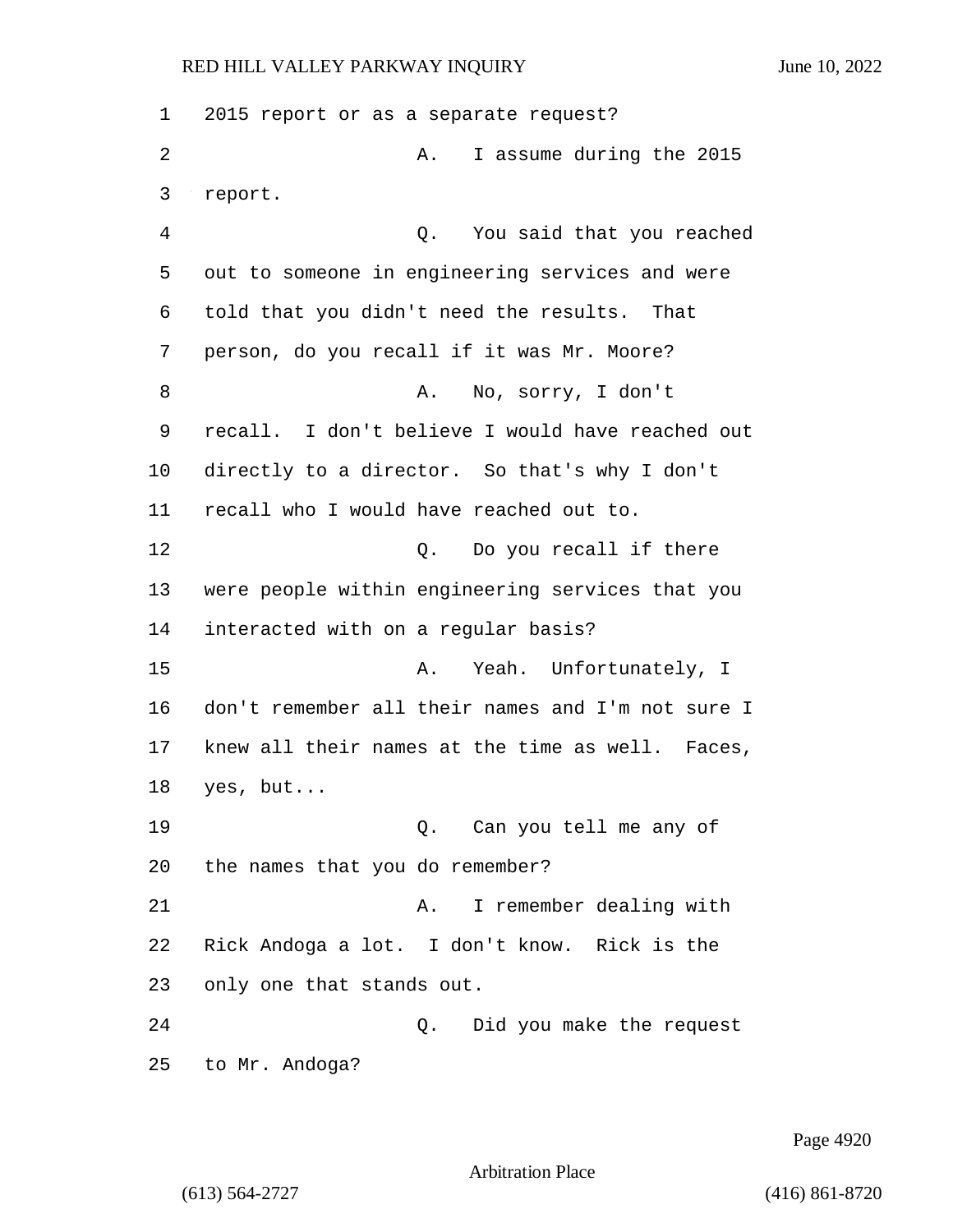2015 report or as a separate request?

A. I assume during the 2015 report.

Q. You said that you reached out to someone in engineering services and were told that you didn't need the results. That person, do you recall if it was Mr. Moore?

A. No, sorry, I don't recall. I don't believe I would have reached out directly to a director. So that's why I don't recall who I would have reached out to.

Q. Do you recall if there were people within engineering services that you interacted with on a regular basis?

A. Yeah. Unfortunately, I don't remember all their names and I'm not sure I knew all their names at the time as well. Faces, yes, but...

Q. Can you tell me any of the names that you do remember?

A. I remember dealing with Rick Andoga a lot. I don't know. Rick is the only one that stands out.

Q. Did you make the request to Mr. Andoga?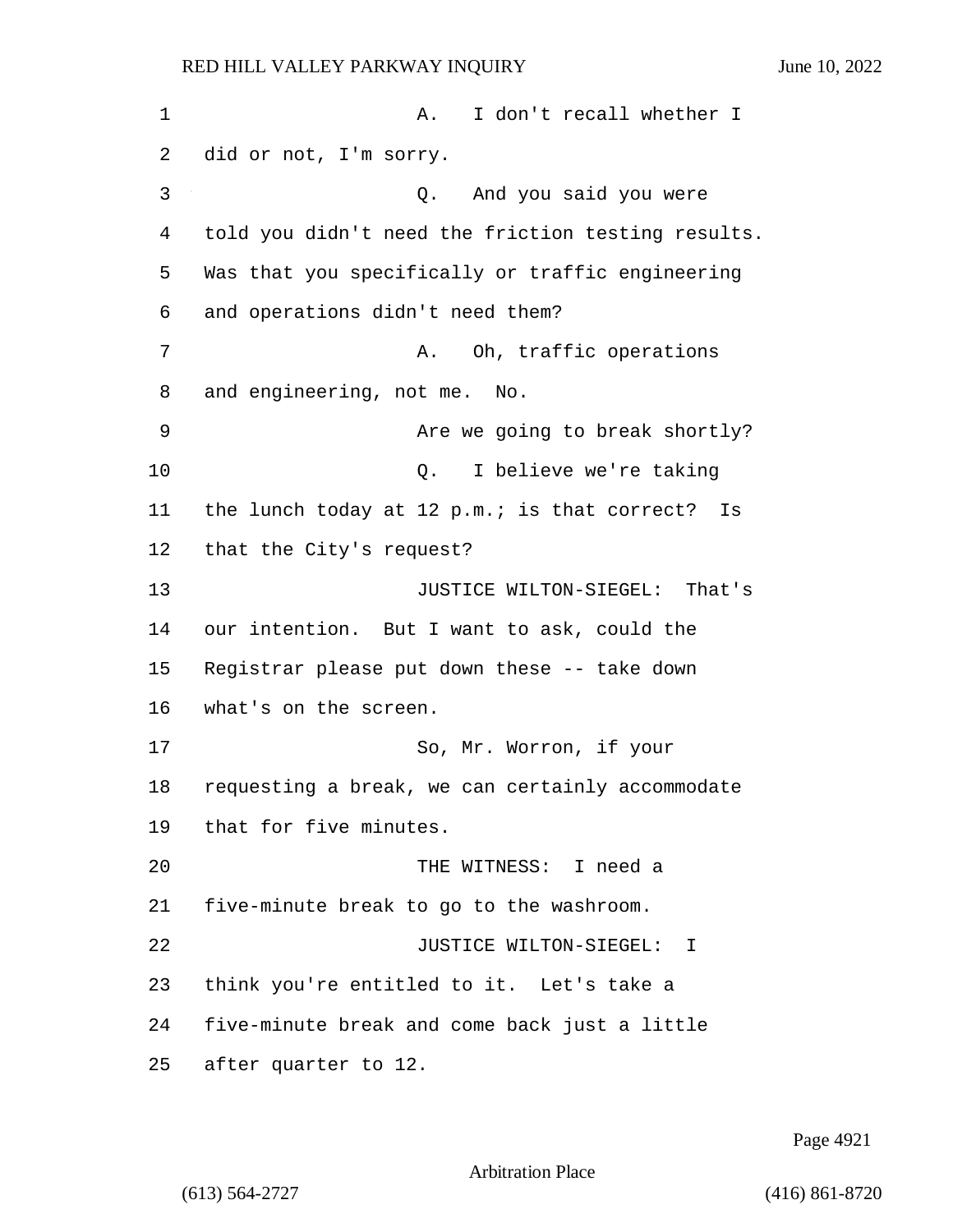A. I don't recall whether I did or not, I'm sorry.

Q. And you said you were told you didn't need the friction testing results. Was that you specifically or traffic engineering and operations didn't need them?

A. Oh, traffic operations and engineering, not me. No.

Are we going to break shortly?

Q. I believe we're taking the lunch today at 12 p.m.; is that correct? Is that the City's request?

JUSTICE WILTON-SIEGEL: That's our intention. But I want to ask, could the Registrar please put down these -- take down what's on the screen.

So, Mr. Worron, if your requesting a break, we can certainly accommodate that for five minutes.

THE WITNESS: I need a five-minute break to go to the washroom.

JUSTICE WILTON-SIEGEL: I think you're entitled to it. Let's take a five-minute break and come back just a little after quarter to 12.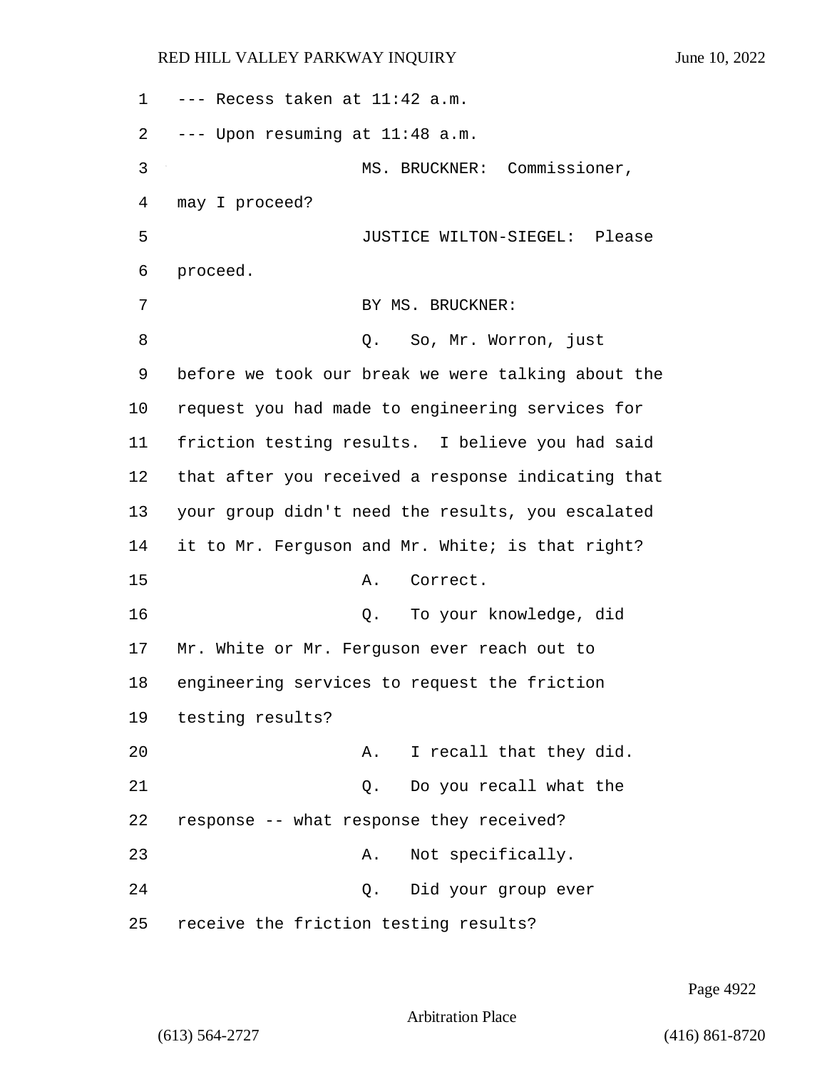--- Recess taken at 11:42 a.m.

--- Upon resuming at 11:48 a.m.

MS. BRUCKNER: Commissioner, may I proceed?

JUSTICE WILTON-SIEGEL: Please proceed.

BY MS. BRUCKNER:

Q. So, Mr. Worron, just before we took our break we were talking about the request you had made to engineering services for friction testing results. I believe you had said that after you received a response indicating that your group didn't need the results, you escalated it to Mr. Ferguson and Mr. White; is that right?

A. Correct.

Q. To your knowledge, did Mr. White or Mr. Ferguson ever reach out to engineering services to request the friction testing results?

A. I recall that they did.

Q. Do you recall what the response -- what response they received?

A. Not specifically.

Q. Did your group ever receive the friction testing results?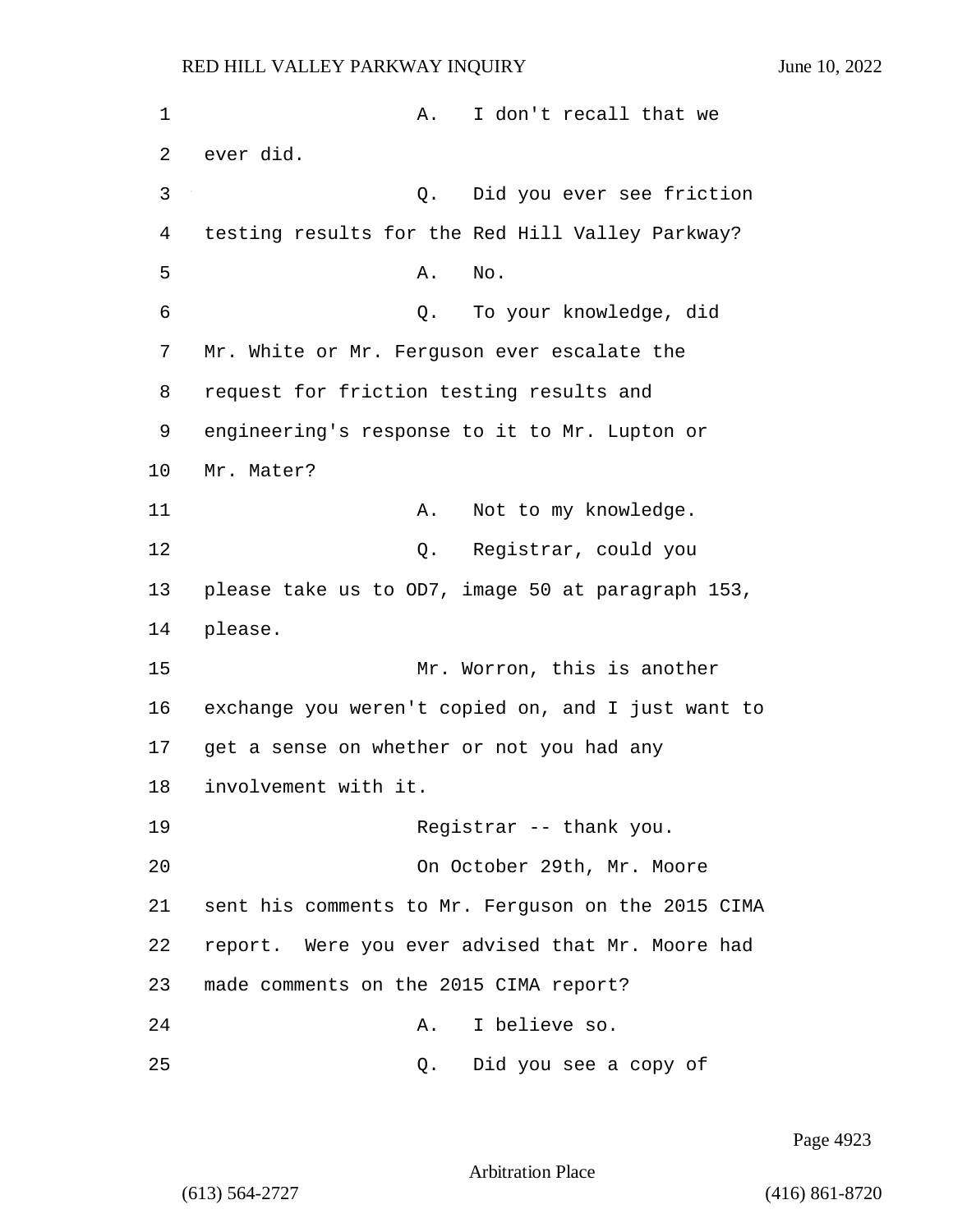A. I don't recall that we ever did.

Q. Did you ever see friction testing results for the Red Hill Valley Parkway?

A. No.

Q. To your knowledge, did Mr. White or Mr. Ferguson ever escalate the request for friction testing results and engineering's response to it to Mr. Lupton or Mr. Mater?

A. Not to my knowledge.

Q. Registrar, could you please take us to OD7, image 50 at paragraph 153, please.

Mr. Worron, this is another exchange you weren't copied on, and I just want to get a sense on whether or not you had any involvement with it.

Registrar -- thank you.

On October 29th, Mr. Moore sent his comments to Mr. Ferguson on the 2015 CIMA report. Were you ever advised that Mr. Moore had made comments on the 2015 CIMA report?

A. I believe so.

Q. Did you see a copy of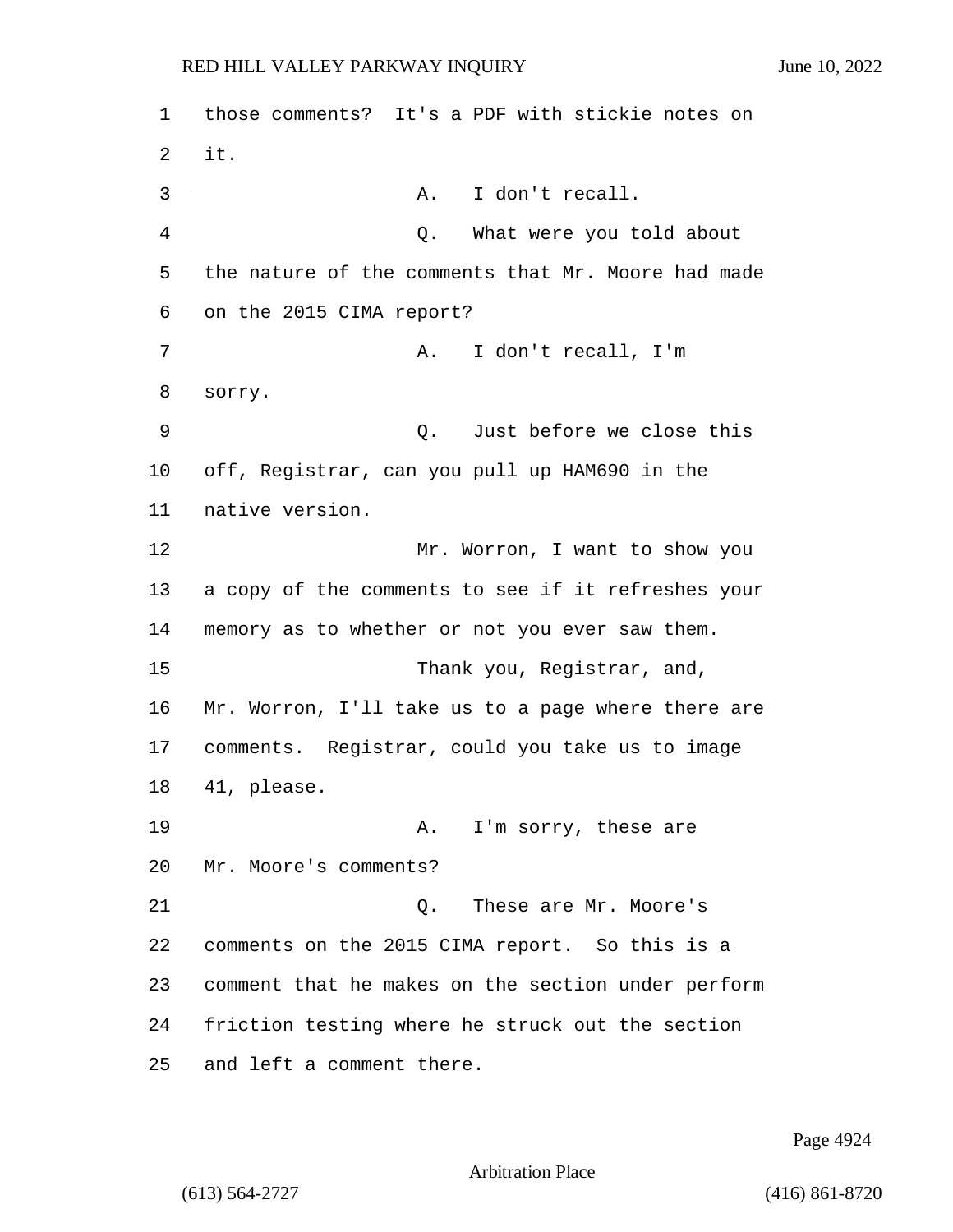those comments? It's a PDF with stickie notes on it.

A. I don't recall.

Q. What were you told about the nature of the comments that Mr. Moore had made on the 2015 CIMA report?

A. I don't recall, I'm sorry.

Q. Just before we close this off, Registrar, can you pull up HAM690 in the native version.

Mr. Worron, I want to show you a copy of the comments to see if it refreshes your memory as to whether or not you ever saw them.

Thank you, Registrar, and, Mr. Worron, I'll take us to a page where there are comments. Registrar, could you take us to image 41, please.

A. I'm sorry, these are Mr. Moore's comments?

Q. These are Mr. Moore's comments on the 2015 CIMA report. So this is a comment that he makes on the section under perform friction testing where he struck out the section and left a comment there.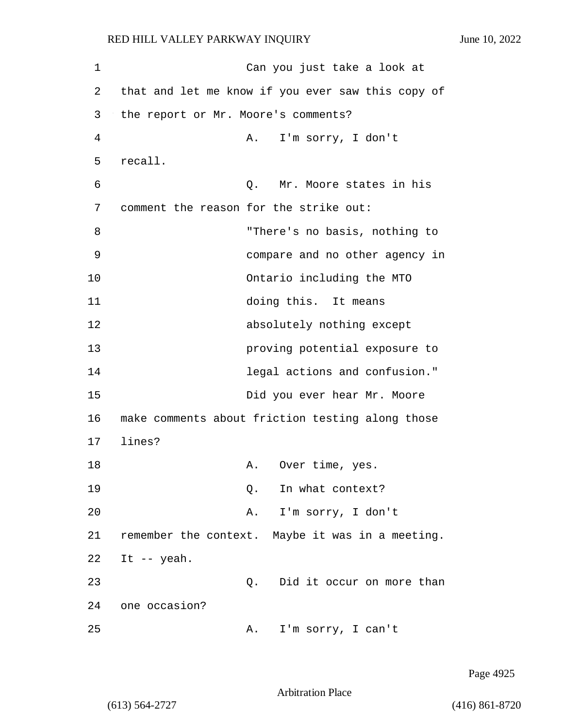Can you just take a look at that and let me know if you ever saw this copy of the report or Mr. Moore's comments?

A. I'm sorry, I don't recall.

Q. Mr. Moore states in his comment the reason for the strike out:

"There's no basis, nothing to compare and no other agency in Ontario including the MTO doing this. It means absolutely nothing except proving potential exposure to legal actions and confusion."

Did you ever hear Mr. Moore make comments about friction testing along those lines?

A. Over time, yes.

Q. In what context?

A. I'm sorry, I don't remember the context. Maybe it was in a meeting. It -- yeah.

Q. Did it occur on more than one occasion?

A. I'm sorry, I can't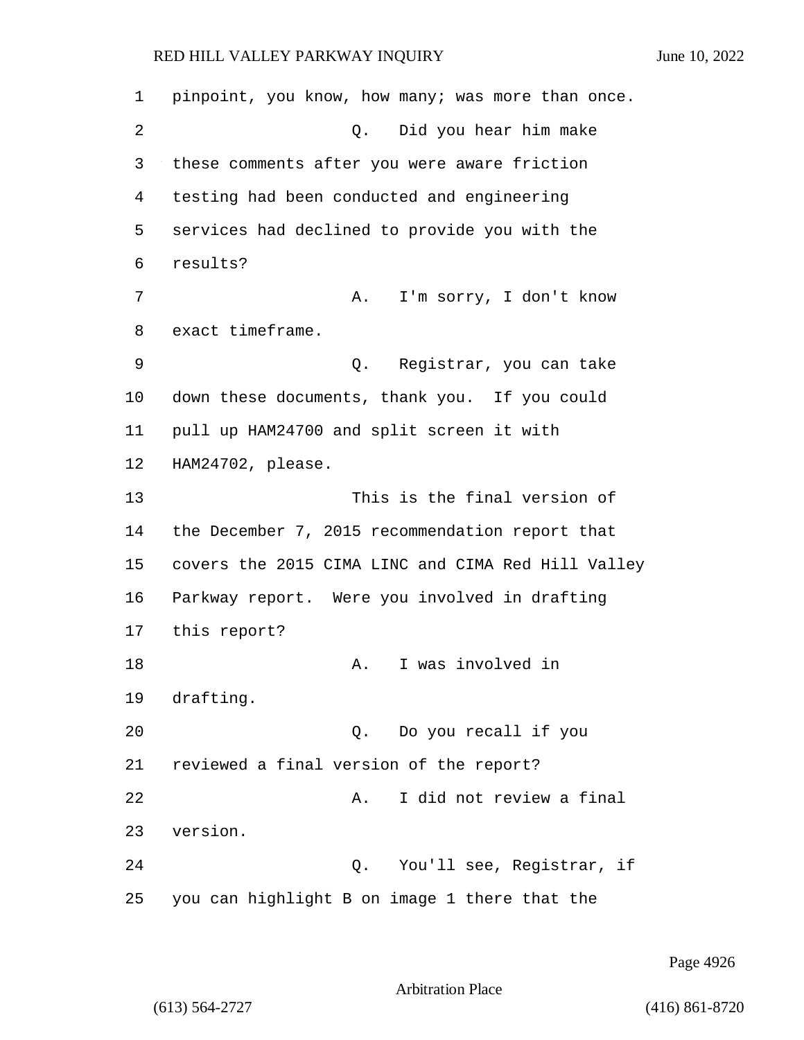pinpoint, you know, how many; was more than once.

Q. Did you hear him make these comments after you were aware friction testing had been conducted and engineering services had declined to provide you with the results?

A. I'm sorry, I don't know exact timeframe.

Q. Registrar, you can take down these documents, thank you. If you could pull up HAM24700 and split screen it with HAM24702, please.

This is the final version of the December 7, 2015 recommendation report that covers the 2015 CIMA LINC and CIMA Red Hill Valley Parkway report. Were you involved in drafting this report?

A. I was involved in drafting.

Q. Do you recall if you reviewed a final version of the report?

A. I did not review a final version.

Q. You'll see, Registrar, if you can highlight B on image 1 there that the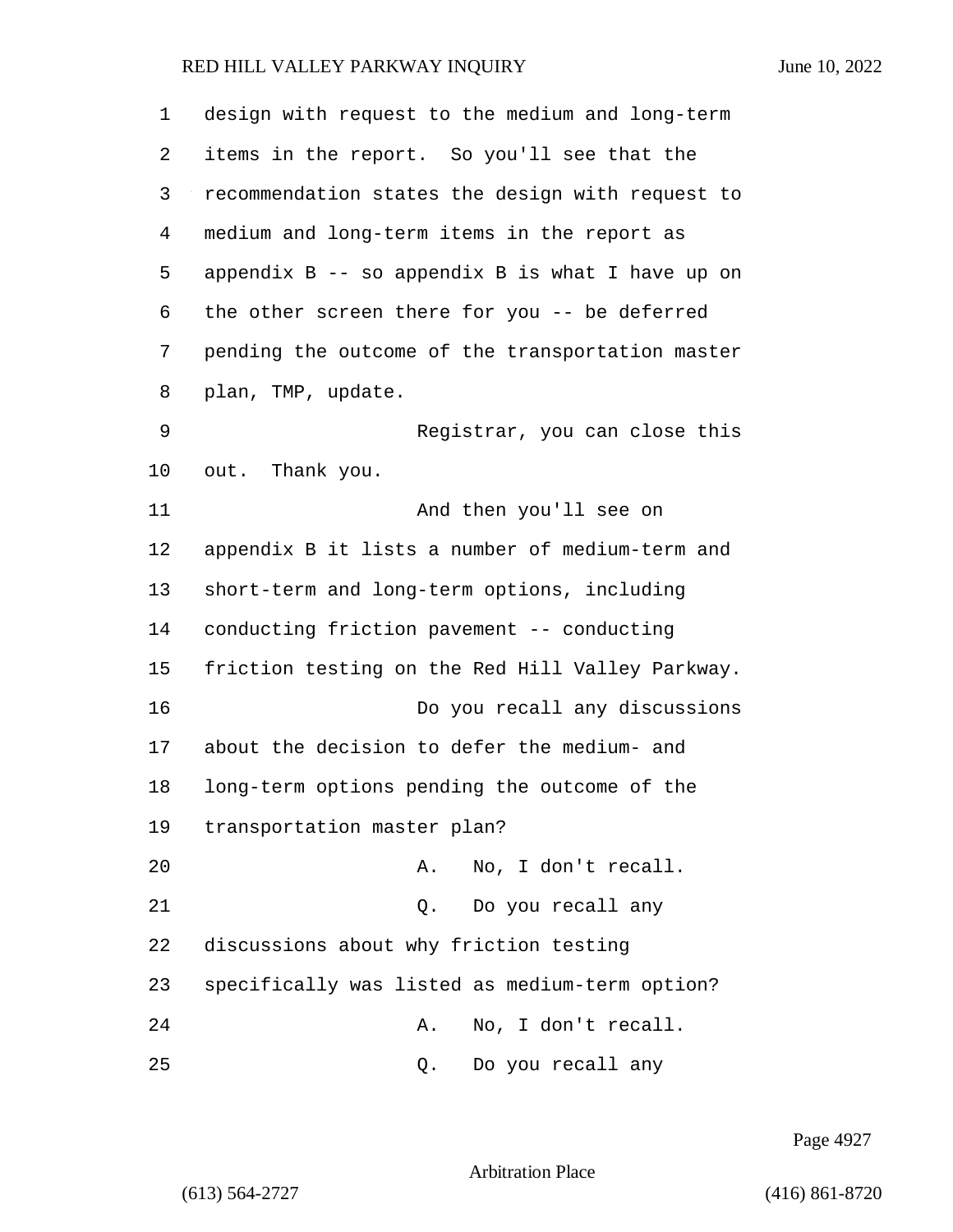design with request to the medium and long-term items in the report. So you'll see that the recommendation states the design with request to medium and long-term items in the report as appendix B -- so appendix B is what I have up on the other screen there for you -- be deferred pending the outcome of the transportation master plan, TMP, update.

Registrar, you can close this out. Thank you.

And then you'll see on appendix B it lists a number of medium-term and short-term and long-term options, including conducting friction pavement -- conducting friction testing on the Red Hill Valley Parkway.

Do you recall any discussions about the decision to defer the medium- and long-term options pending the outcome of the transportation master plan?

A. No, I don't recall.

Q. Do you recall any discussions about why friction testing specifically was listed as medium-term option?

A. No, I don't recall.

Q. Do you recall any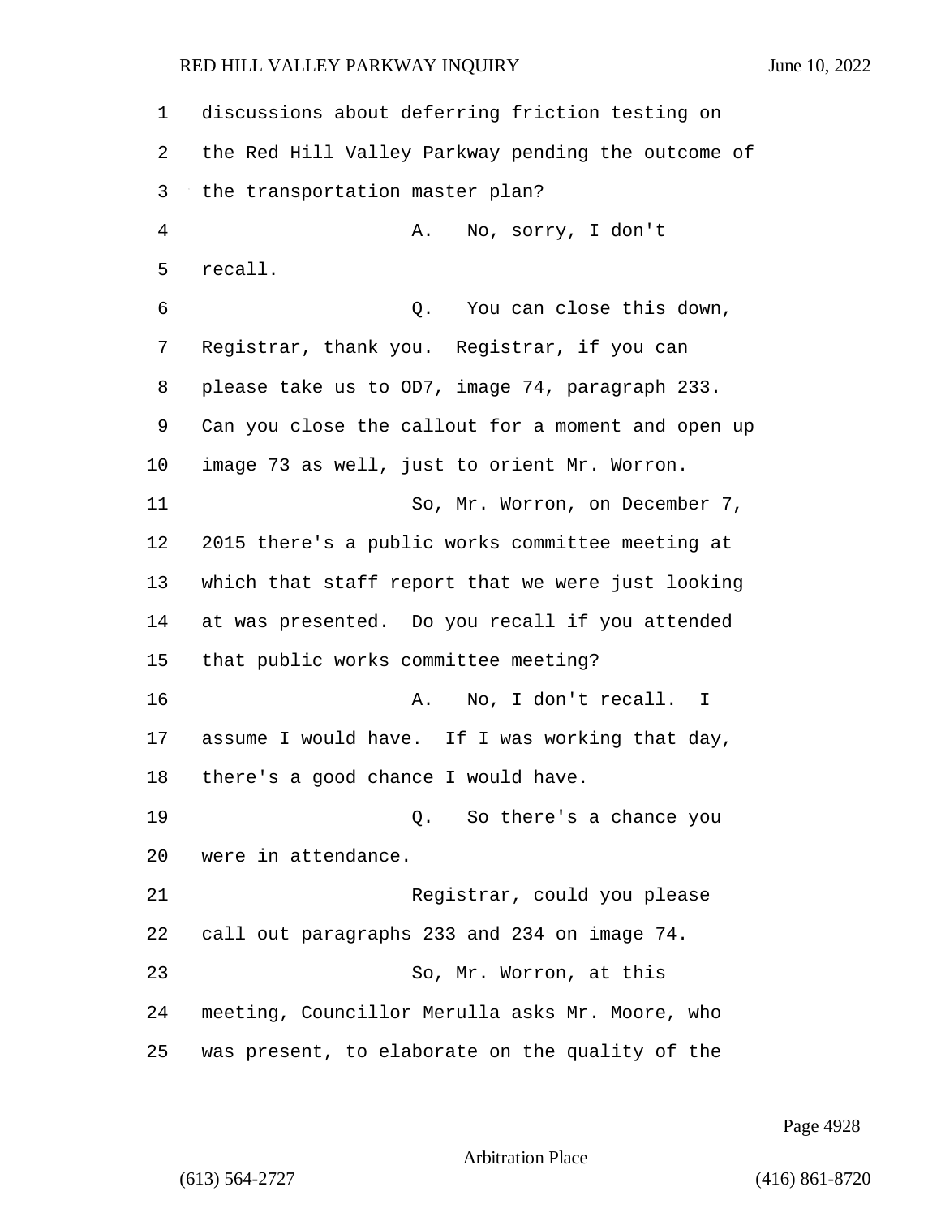discussions about deferring friction testing on the Red Hill Valley Parkway pending the outcome of the transportation master plan?

A. No, sorry, I don't recall.

Q. You can close this down, Registrar, thank you. Registrar, if you can please take us to OD7, image 74, paragraph 233. Can you close the callout for a moment and open up image 73 as well, just to orient Mr. Worron.

So, Mr. Worron, on December 7, 2015 there's a public works committee meeting at which that staff report that we were just looking at was presented. Do you recall if you attended that public works committee meeting?

A. No, I don't recall. I assume I would have. If I was working that day, there's a good chance I would have.

Q. So there's a chance you were in attendance.

Registrar, could you please call out paragraphs 233 and 234 on image 74.

So, Mr. Worron, at this meeting, Councillor Merulla asks Mr. Moore, who was present, to elaborate on the quality of the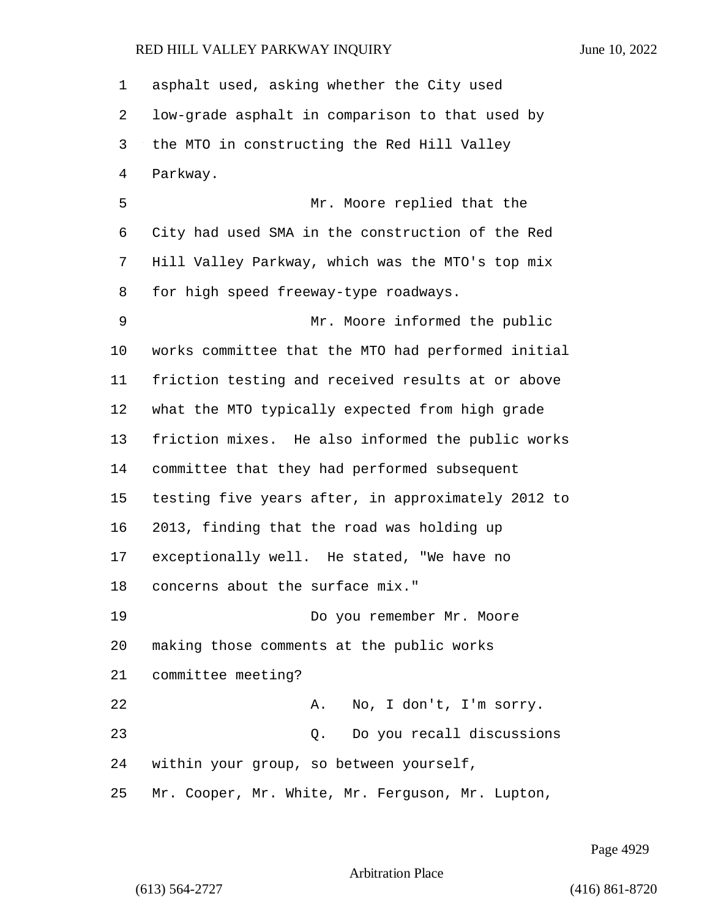asphalt used, asking whether the City used low-grade asphalt in comparison to that used by the MTO in constructing the Red Hill Valley Parkway.

Mr. Moore replied that the City had used SMA in the construction of the Red Hill Valley Parkway, which was the MTO's top mix for high speed freeway-type roadways.

Mr. Moore informed the public works committee that the MTO had performed initial friction testing and received results at or above what the MTO typically expected from high grade friction mixes. He also informed the public works committee that they had performed subsequent testing five years after, in approximately 2012 to 2013, finding that the road was holding up exceptionally well. He stated, "We have no concerns about the surface mix."

Do you remember Mr. Moore making those comments at the public works committee meeting?

A. No, I don't, I'm sorry.

Q. Do you recall discussions within your group, so between yourself, Mr. Cooper, Mr. White, Mr. Ferguson, Mr. Lupton,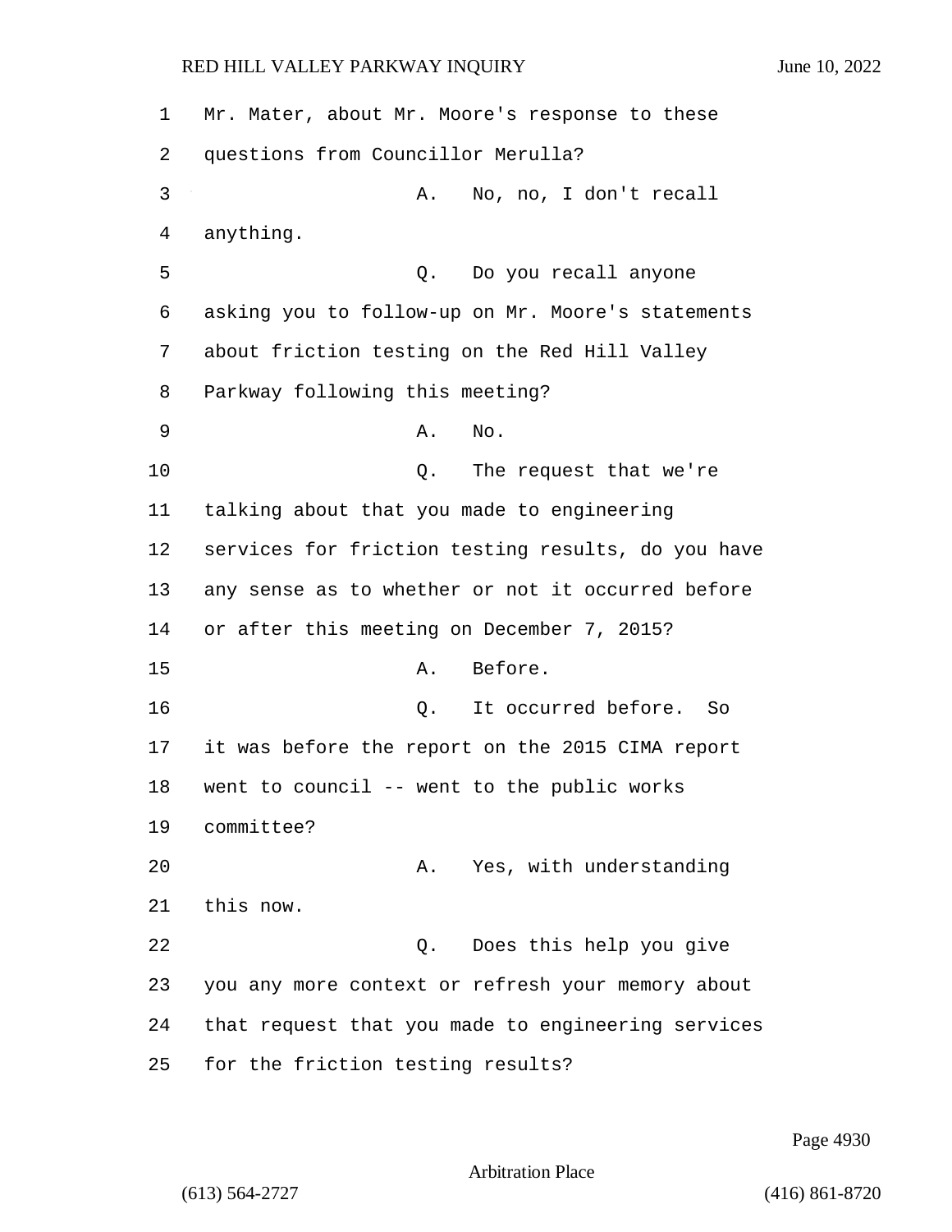Mr. Mater, about Mr. Moore's response to these questions from Councillor Merulla?

A. No, no, I don't recall anything.

Q. Do you recall anyone asking you to follow-up on Mr. Moore's statements about friction testing on the Red Hill Valley Parkway following this meeting?

A. No.

Q. The request that we're talking about that you made to engineering services for friction testing results, do you have any sense as to whether or not it occurred before or after this meeting on December 7, 2015?

A. Before.

Q. It occurred before. So it was before the report on the 2015 CIMA report went to council -- went to the public works committee?

A. Yes, with understanding this now.

Q. Does this help you give you any more context or refresh your memory about that request that you made to engineering services for the friction testing results?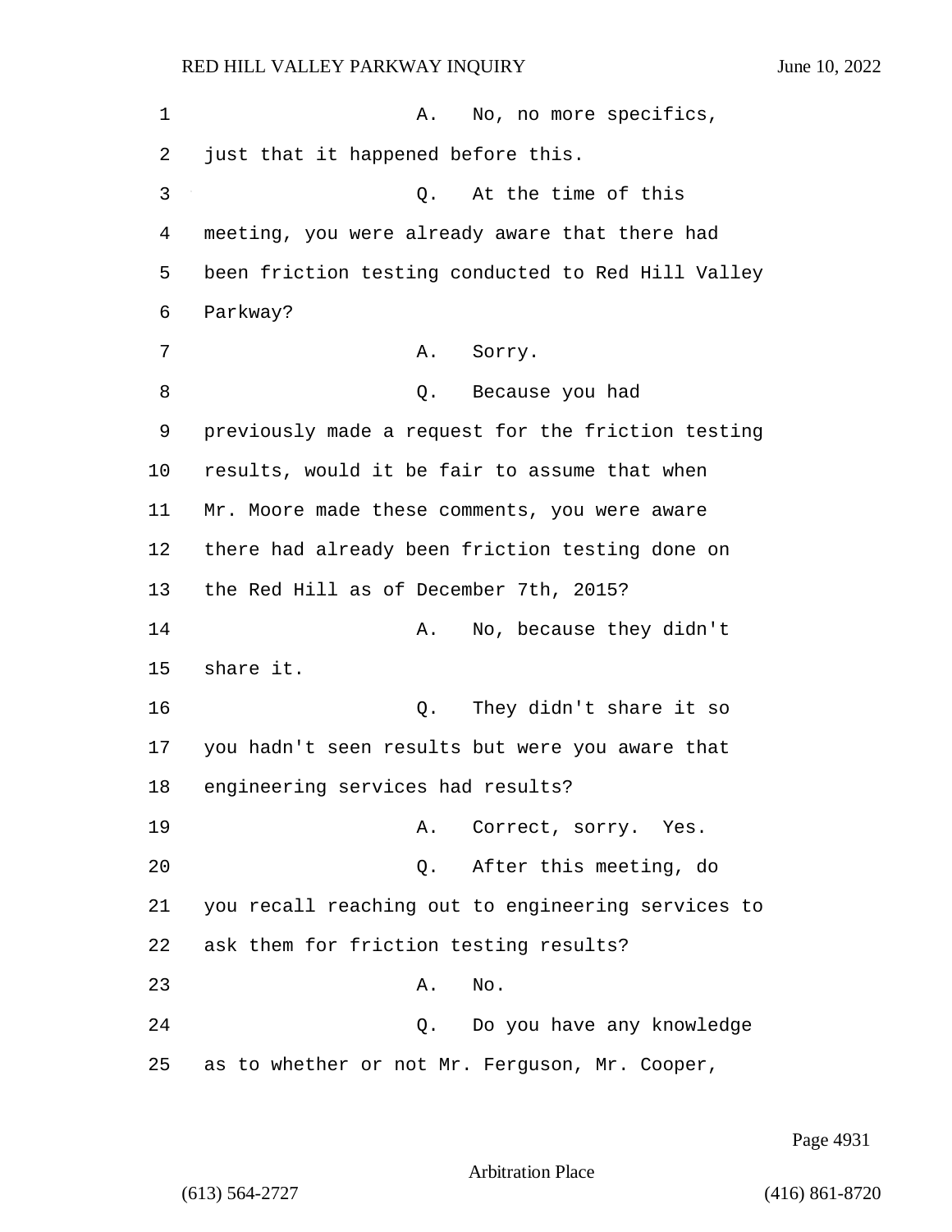A. No, no more specifics, just that it happened before this.

Q. At the time of this meeting, you were already aware that there had been friction testing conducted to Red Hill Valley Parkway?

A. Sorry.

Q. Because you had previously made a request for the friction testing results, would it be fair to assume that when Mr. Moore made these comments, you were aware there had already been friction testing done on the Red Hill as of December 7th, 2015?

A. No, because they didn't share it.

Q. They didn't share it so you hadn't seen results but were you aware that engineering services had results?

A. Correct, sorry. Yes.

Q. After this meeting, do you recall reaching out to engineering services to ask them for friction testing results?

A. No.

Q. Do you have any knowledge as to whether or not Mr. Ferguson, Mr. Cooper,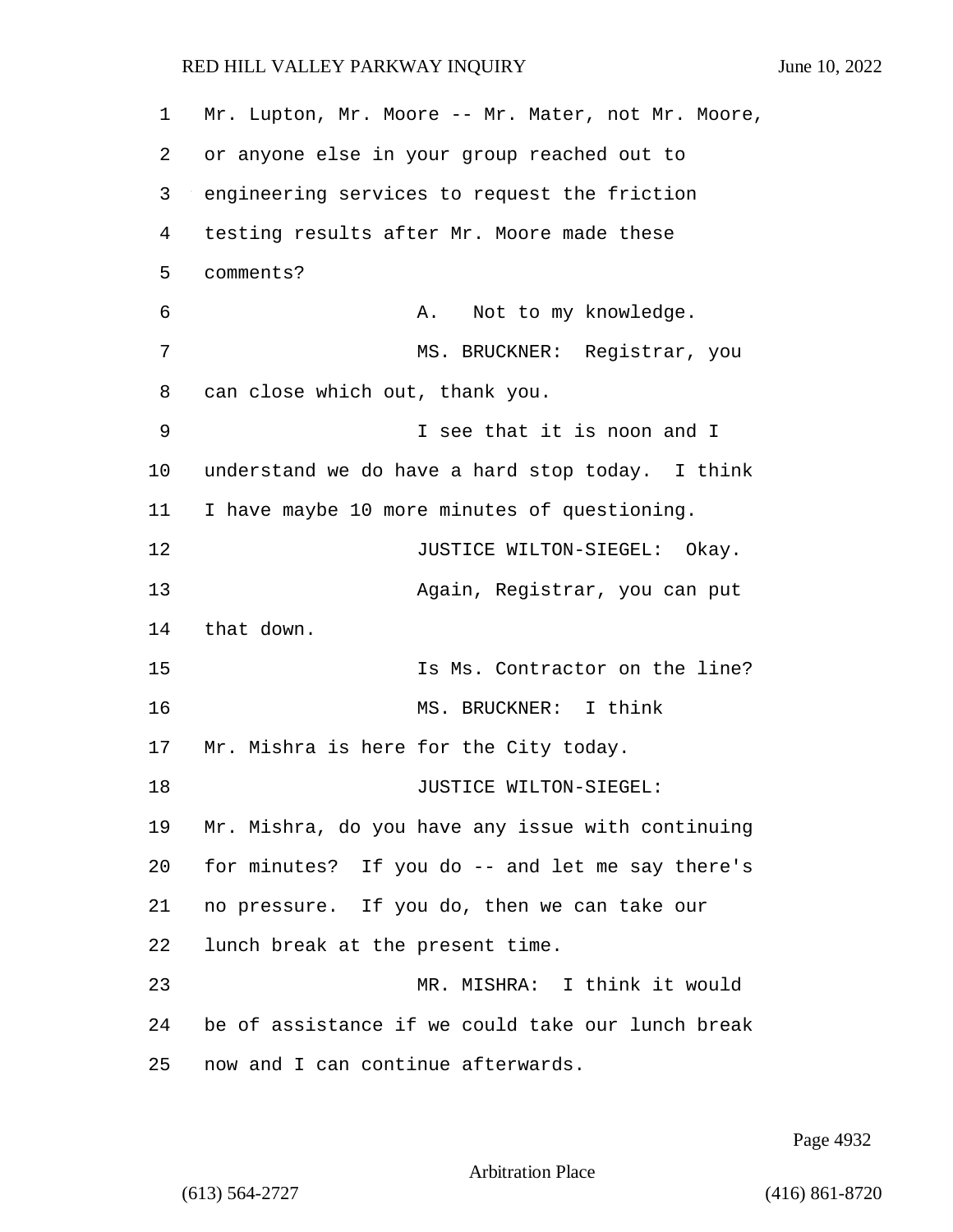Mr. Lupton, Mr. Moore -- Mr. Mater, not Mr. Moore, or anyone else in your group reached out to engineering services to request the friction testing results after Mr. Moore made these comments?

A. Not to my knowledge.

MS. BRUCKNER: Registrar, you can close which out, thank you.

I see that it is noon and I understand we do have a hard stop today. I think I have maybe 10 more minutes of questioning.

JUSTICE WILTON-SIEGEL: Okay.

Again, Registrar, you can put that down.

Is Ms. Contractor on the line?

MS. BRUCKNER: I think Mr. Mishra is here for the City today.

JUSTICE WILTON-SIEGEL: Mr. Mishra, do you have any issue with continuing for minutes? If you do -- and let me say there's no pressure. If you do, then we can take our lunch break at the present time.

MR. MISHRA: I think it would be of assistance if we could take our lunch break now and I can continue afterwards.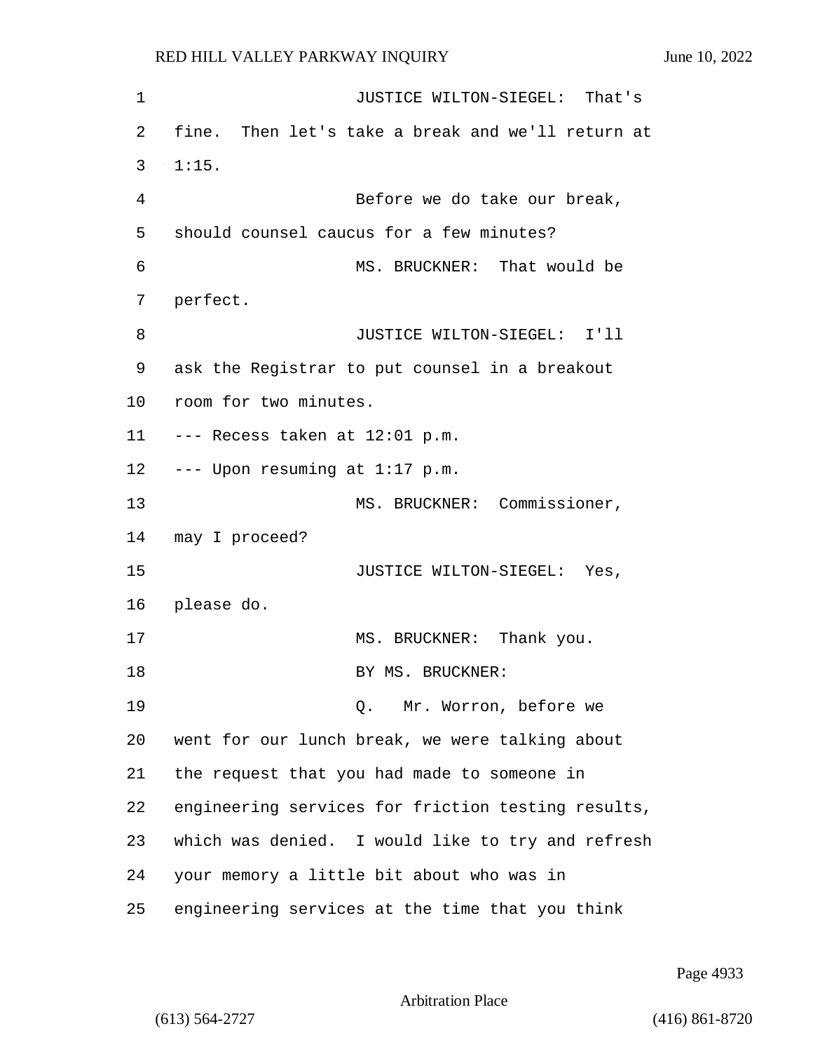JUSTICE WILTON-SIEGEL: That's fine. Then let's take a break and we'll return at 1:15.

Before we do take our break, should counsel caucus for a few minutes?

MS. BRUCKNER: That would be perfect.

JUSTICE WILTON-SIEGEL: I'll ask the Registrar to put counsel in a breakout room for two minutes.

--- Recess taken at 12:01 p.m.

--- Upon resuming at 1:17 p.m.

MS. BRUCKNER: Commissioner, may I proceed?

JUSTICE WILTON-SIEGEL: Yes, please do.

MS. BRUCKNER: Thank you.

BY MS. BRUCKNER:

Q. Mr. Worron, before we went for our lunch break, we were talking about the request that you had made to someone in engineering services for friction testing results, which was denied. I would like to try and refresh your memory a little bit about who was in engineering services at the time that you think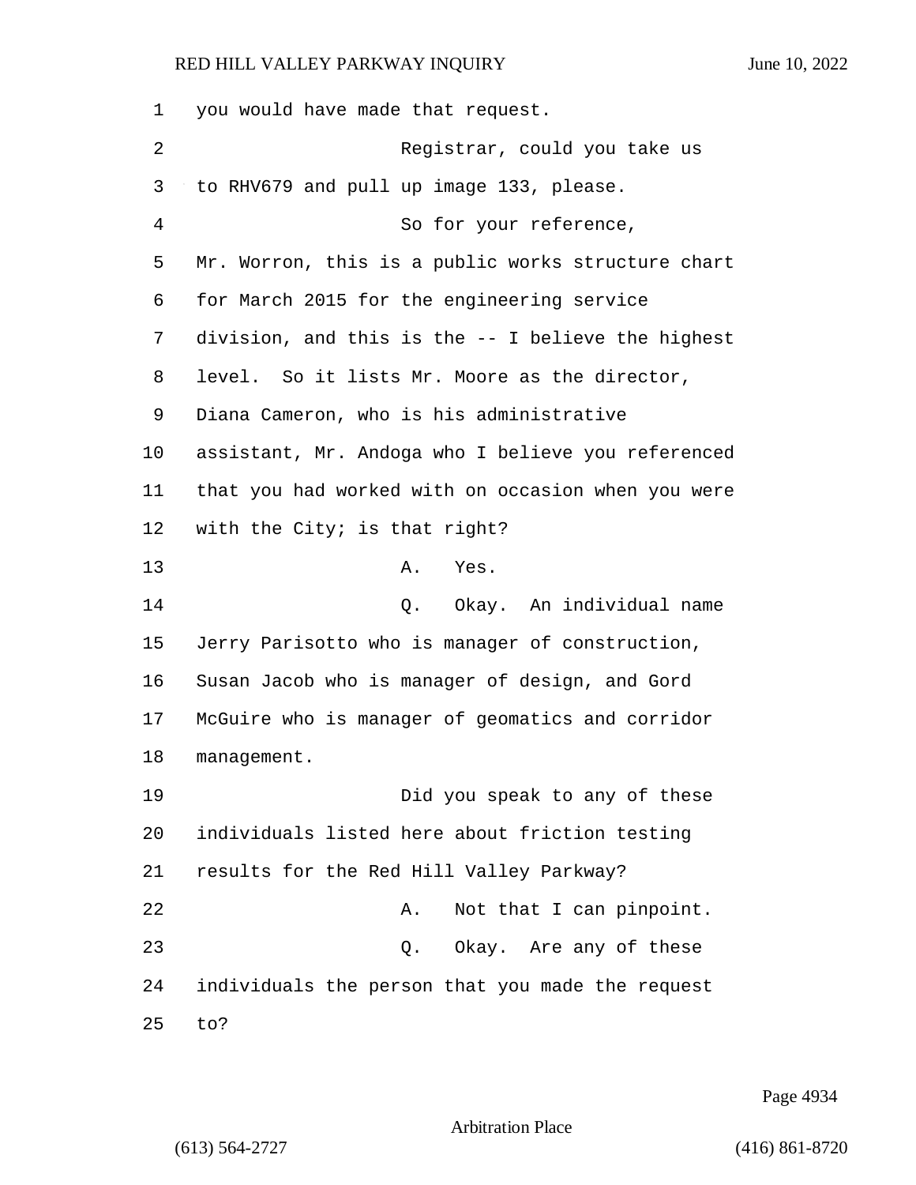you would have made that request.

Registrar, could you take us to RHV679 and pull up image 133, please.

So for your reference, Mr. Worron, this is a public works structure chart for March 2015 for the engineering service division, and this is the -- I believe the highest level. So it lists Mr. Moore as the director, Diana Cameron, who is his administrative assistant, Mr. Andoga who I believe you referenced that you had worked with on occasion when you were with the City; is that right?

A. Yes.

Q. Okay. An individual name Jerry Parisotto who is manager of construction, Susan Jacob who is manager of design, and Gord McGuire who is manager of geomatics and corridor management.

Did you speak to any of these individuals listed here about friction testing results for the Red Hill Valley Parkway?

A. Not that I can pinpoint.

Q. Okay. Are any of these individuals the person that you made the request to?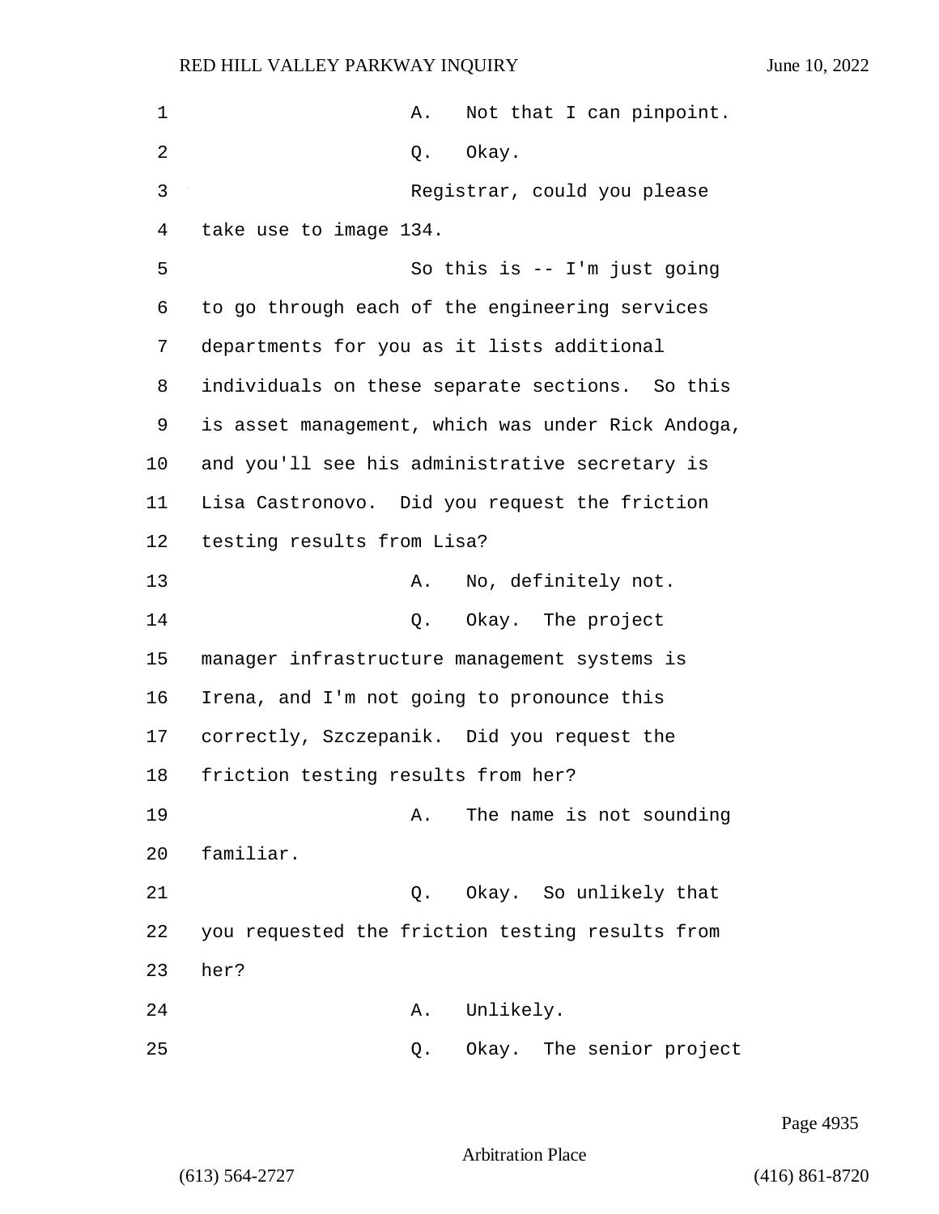A. Not that I can pinpoint.

Q. Okay.

Registrar, could you please take use to image 134.

So this is -- I'm just going to go through each of the engineering services departments for you as it lists additional individuals on these separate sections. So this is asset management, which was under Rick Andoga, and you'll see his administrative secretary is Lisa Castronovo. Did you request the friction testing results from Lisa?

A. No, definitely not.

Q. Okay. The project manager infrastructure management systems is Irena, and I'm not going to pronounce this correctly, Szczepanik. Did you request the friction testing results from her?

A. The name is not sounding familiar.

Q. Okay. So unlikely that you requested the friction testing results from her?

A. Unlikely.

Q. Okay. The senior project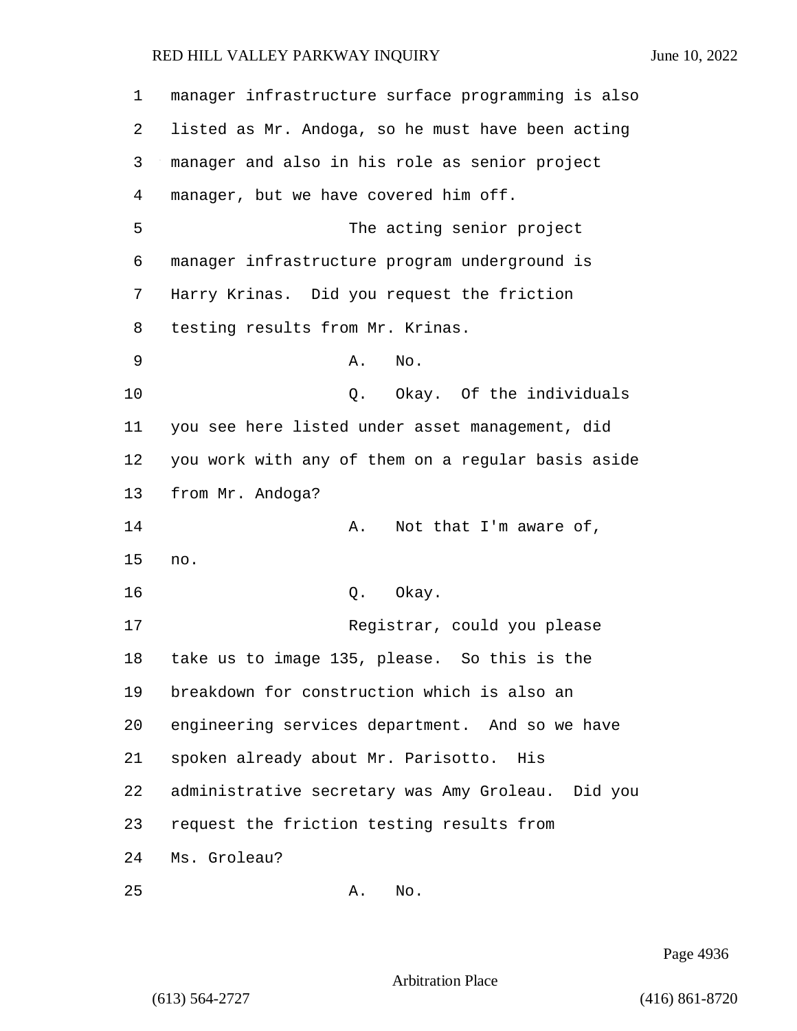manager infrastructure surface programming is also listed as Mr. Andoga, so he must have been acting manager and also in his role as senior project manager, but we have covered him off.

The acting senior project manager infrastructure program underground is Harry Krinas. Did you request the friction testing results from Mr. Krinas.

A. No.

Q. Okay. Of the individuals you see here listed under asset management, did you work with any of them on a regular basis aside from Mr. Andoga?

A. Not that I'm aware of, no.

Q. Okay.

Registrar, could you please take us to image 135, please. So this is the breakdown for construction which is also an engineering services department. And so we have spoken already about Mr. Parisotto. His administrative secretary was Amy Groleau. Did you request the friction testing results from Ms. Groleau?

A. No.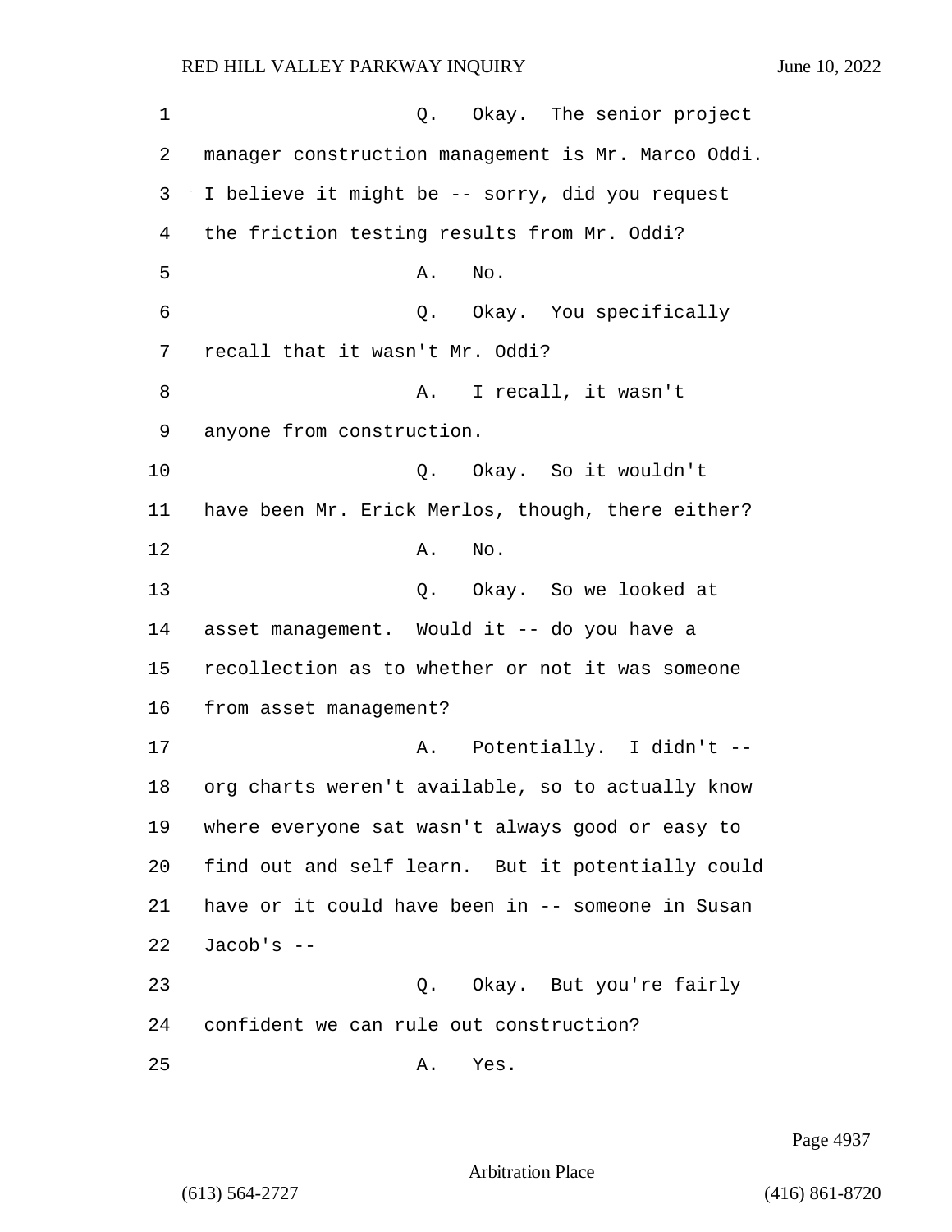Q. Okay. The senior project manager construction management is Mr. Marco Oddi. I believe it might be -- sorry, did you request the friction testing results from Mr. Oddi?

A. No.

Q. Okay. You specifically recall that it wasn't Mr. Oddi?

A. I recall, it wasn't anyone from construction.

Q. Okay. So it wouldn't have been Mr. Erick Merlos, though, there either?

A. No.

Q. Okay. So we looked at asset management. Would it -- do you have a recollection as to whether or not it was someone from asset management?

A. Potentially. I didn't -- org charts weren't available, so to actually know where everyone sat wasn't always good or easy to find out and self learn. But it potentially could have or it could have been in -- someone in Susan Jacob's --

Q. Okay. But you're fairly confident we can rule out construction?

A. Yes.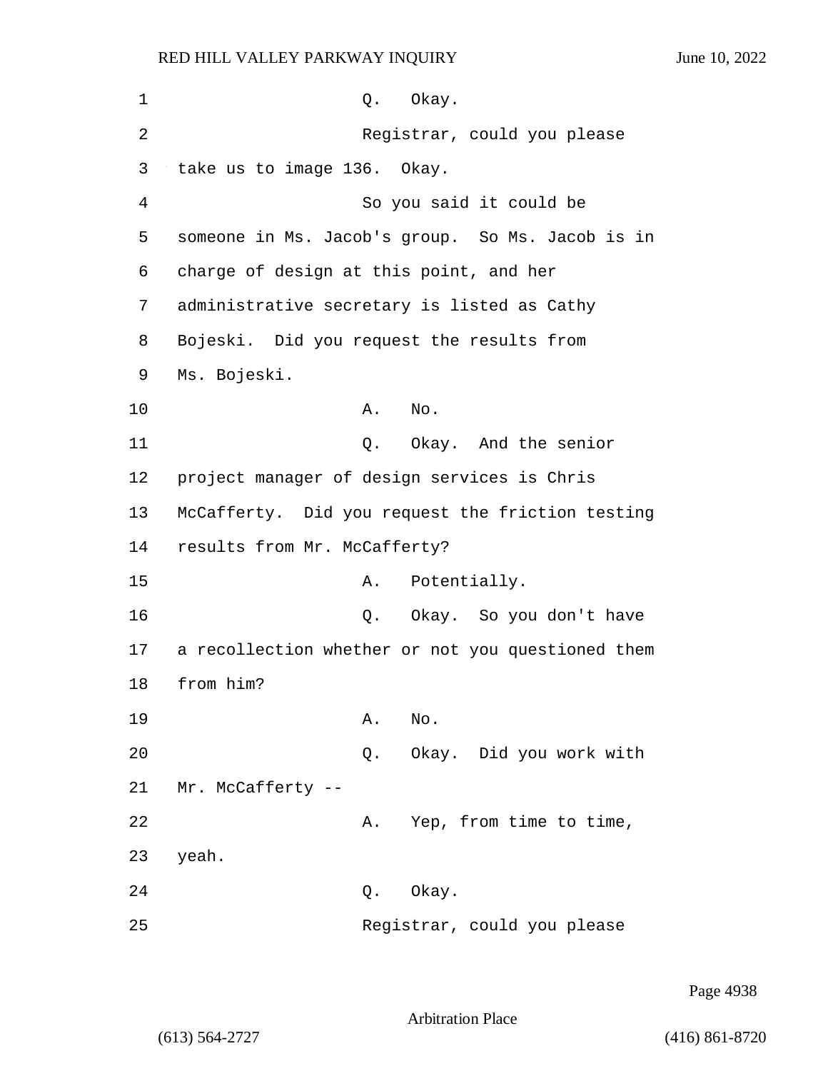Q. Okay.

Registrar, could you please take us to image 136. Okay.

So you said it could be someone in Ms. Jacob's group. So Ms. Jacob is in charge of design at this point, and her administrative secretary is listed as Cathy Bojeski. Did you request the results from Ms. Bojeski.

A. No.

Q. Okay. And the senior project manager of design services is Chris McCafferty. Did you request the friction testing results from Mr. McCafferty?

A. Potentially.

Q. Okay. So you don't have a recollection whether or not you questioned them from him?

A. No.

Q. Okay. Did you work with Mr. McCafferty --

A. Yep, from time to time, yeah.

Q. Okay.

Registrar, could you please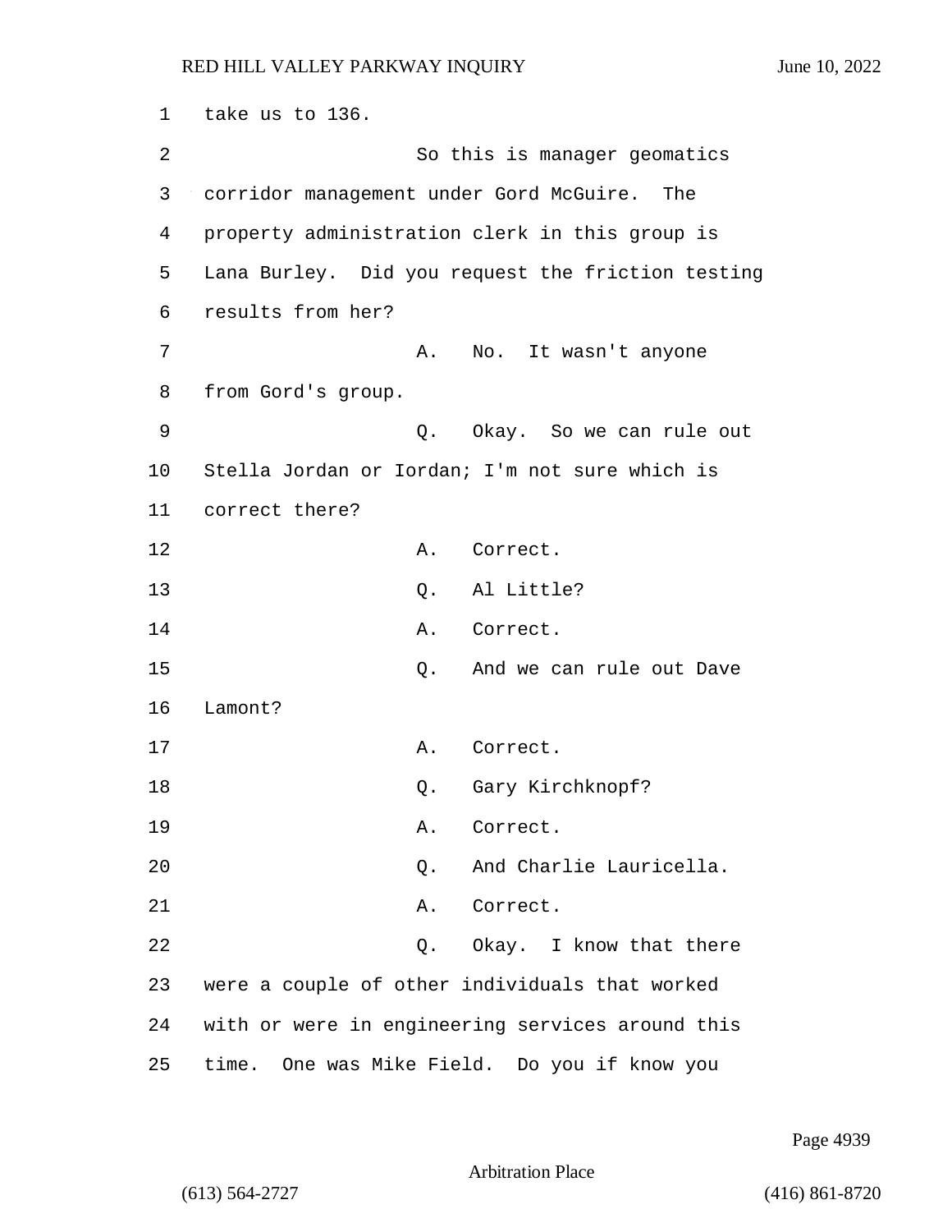take us to 136.

So this is manager geomatics corridor management under Gord McGuire. The property administration clerk in this group is Lana Burley. Did you request the friction testing results from her?

A. No. It wasn't anyone from Gord's group.

Q. Okay. So we can rule out Stella Jordan or Iordan; I'm not sure which is correct there?

A. Correct.

Q. Al Little?

A. Correct.

Q. And we can rule out Dave Lamont?

A. Correct.

Q. Gary Kirchknopf?

A. Correct.

Q. And Charlie Lauricella.

A. Correct.

Q. Okay. I know that there were a couple of other individuals that worked with or were in engineering services around this time. One was Mike Field. Do you if know you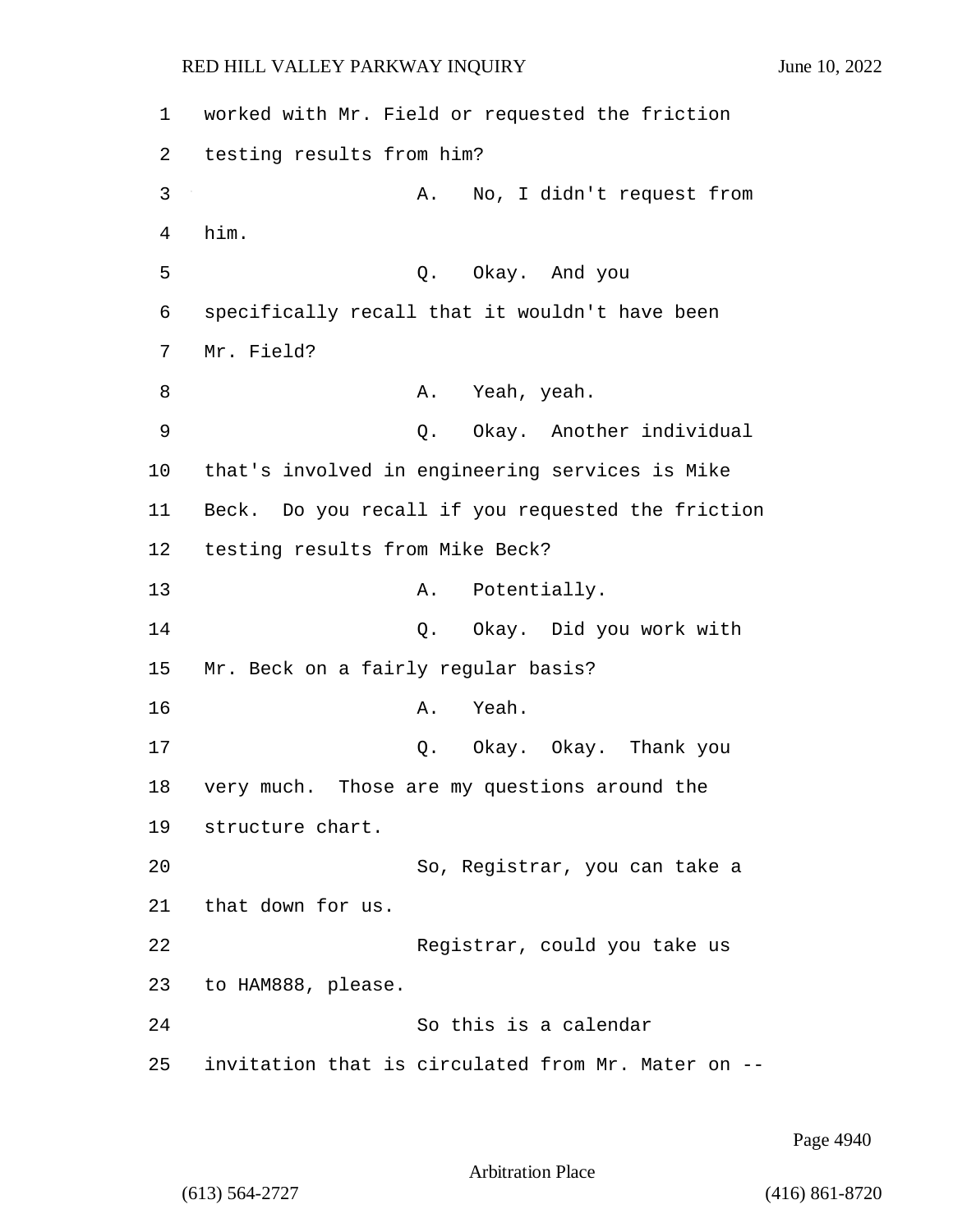worked with Mr. Field or requested the friction testing results from him?

A. No, I didn't request from him.

Q. Okay. And you specifically recall that it wouldn't have been Mr. Field?

A. Yeah, yeah.

Q. Okay. Another individual that's involved in engineering services is Mike Beck. Do you recall if you requested the friction testing results from Mike Beck?

A. Potentially.

Q. Okay. Did you work with Mr. Beck on a fairly regular basis?

A. Yeah.

Q. Okay. Okay. Thank you very much. Those are my questions around the structure chart.

So, Registrar, you can take a that down for us.

Registrar, could you take us to HAM888, please.

So this is a calendar invitation that is circulated from Mr. Mater on --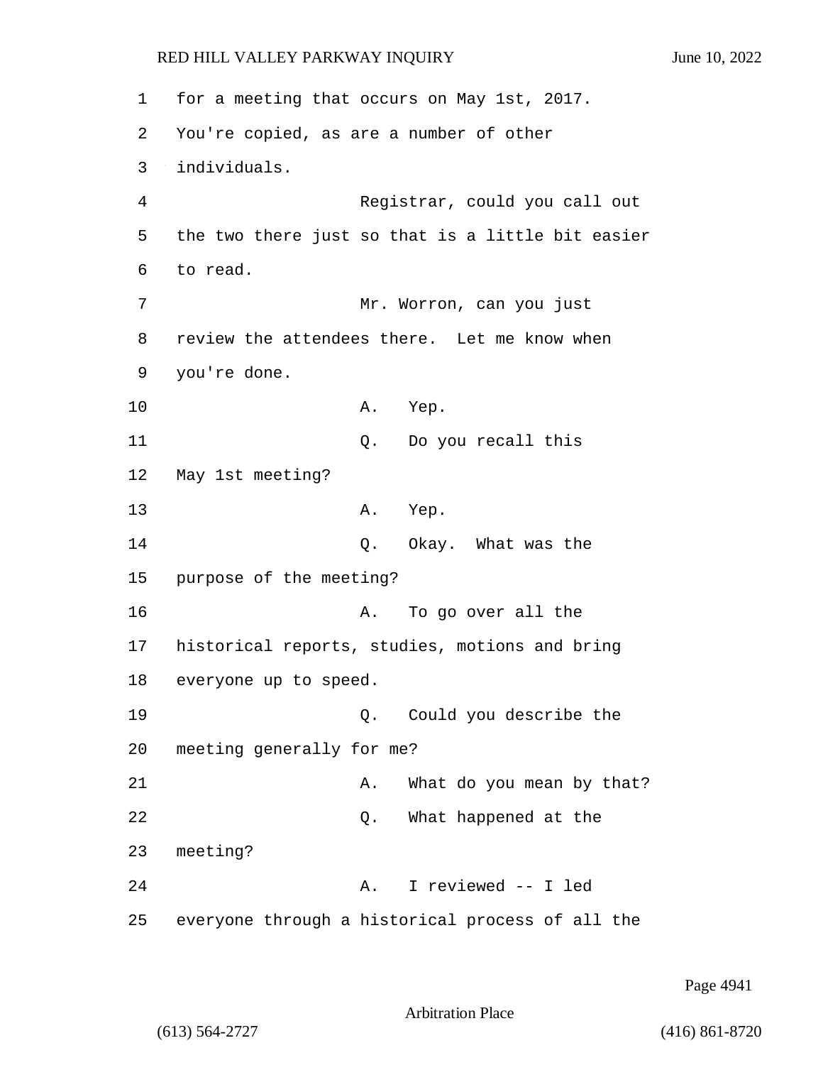for a meeting that occurs on May 1st, 2017. You're copied, as are a number of other individuals.

Registrar, could you call out the two there just so that is a little bit easier to read.

Mr. Worron, can you just review the attendees there. Let me know when you're done.

A. Yep.

Q. Do you recall this May 1st meeting?

A. Yep.

Q. Okay. What was the purpose of the meeting?

A. To go over all the historical reports, studies, motions and bring everyone up to speed.

Q. Could you describe the meeting generally for me?

A. What do you mean by that?

Q. What happened at the meeting?

A. I reviewed -- I led everyone through a historical process of all the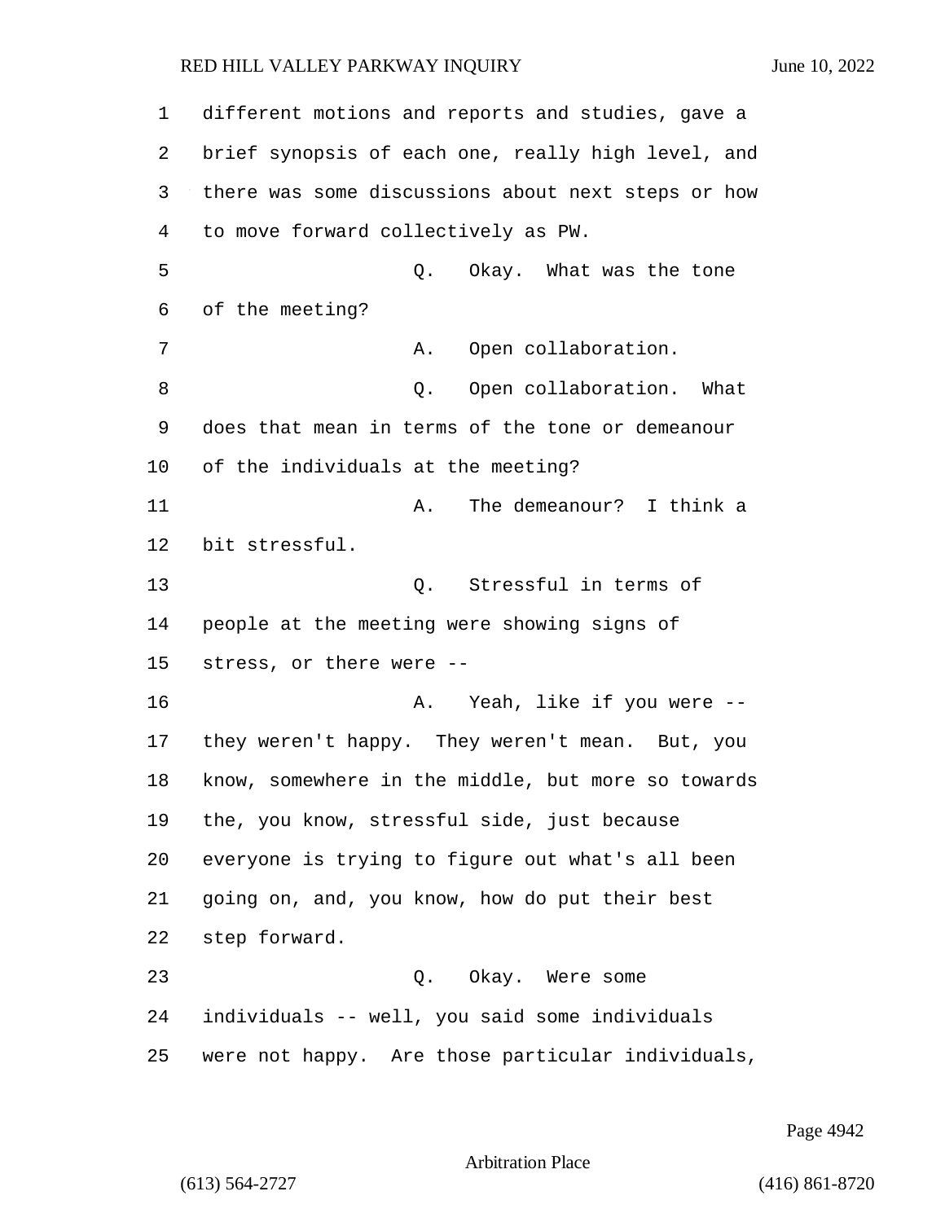different motions and reports and studies, gave a brief synopsis of each one, really high level, and there was some discussions about next steps or how to move forward collectively as PW.

Q. Okay. What was the tone of the meeting?

A. Open collaboration.

Q. Open collaboration. What does that mean in terms of the tone or demeanour of the individuals at the meeting?

A. The demeanour? I think a bit stressful.

Q. Stressful in terms of people at the meeting were showing signs of stress, or there were --

A. Yeah, like if you were -- they weren't happy. They weren't mean. But, you know, somewhere in the middle, but more so towards the, you know, stressful side, just because everyone is trying to figure out what's all been going on, and, you know, how do put their best step forward.

Q. Okay. Were some individuals -- well, you said some individuals were not happy. Are those particular individuals,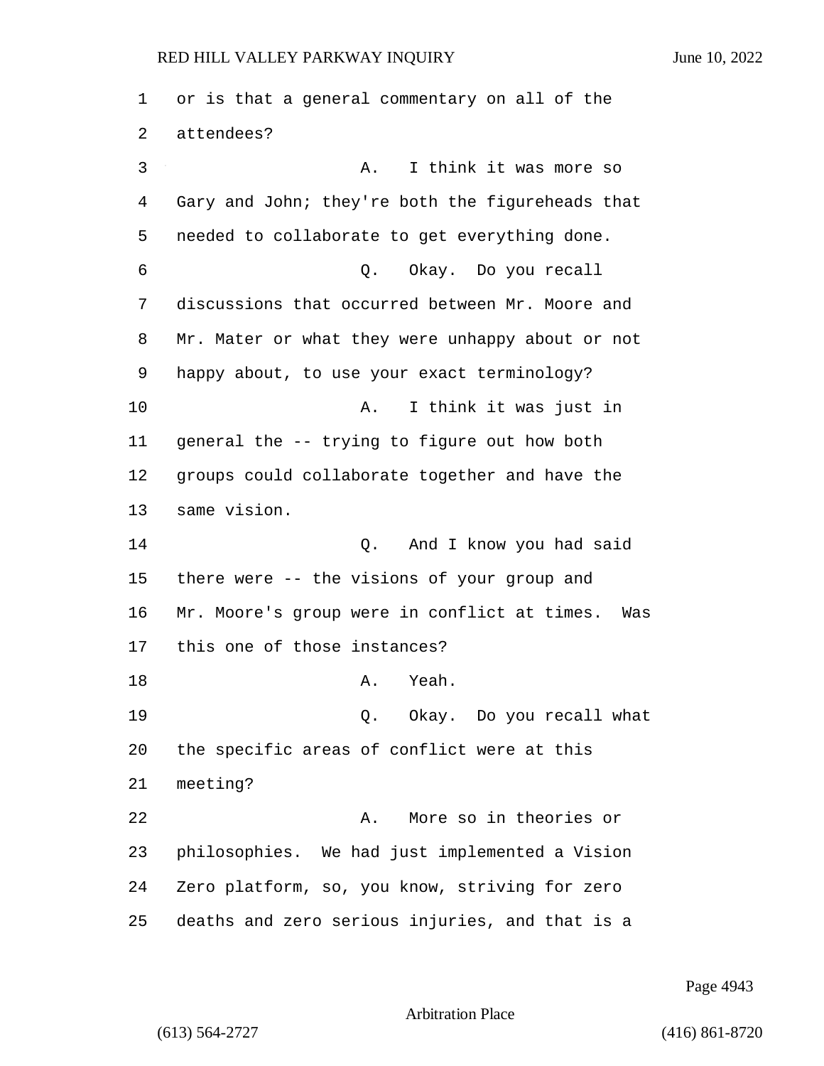1 or is that a general commentary on all of the
2 attendees?
3 A. I think it was more so
4 Gary and John; they're both the figureheads that
5 needed to collaborate to get everything done.
6 Q. Okay. Do you recall
7 discussions that occurred between Mr. Moore and
8 Mr. Mater or what they were unhappy about or not
9 happy about, to use your exact terminology?
10 A. I think it was just in
11 general the -- trying to figure out how both
12 groups could collaborate together and have the
13 same vision.
14 Q. And I know you had said
15 there were -- the visions of your group and
16 Mr. Moore's group were in conflict at times. Was
17 this one of those instances?
18 A. Yeah.
19 Q. Okay. Do you recall what
20 the specific areas of conflict were at this
21 meeting?
22 A. More so in theories or
23 philosophies. We had just implemented a Vision
24 Zero platform, so, you know, striving for zero
25 deaths and zero serious injuries, and that is a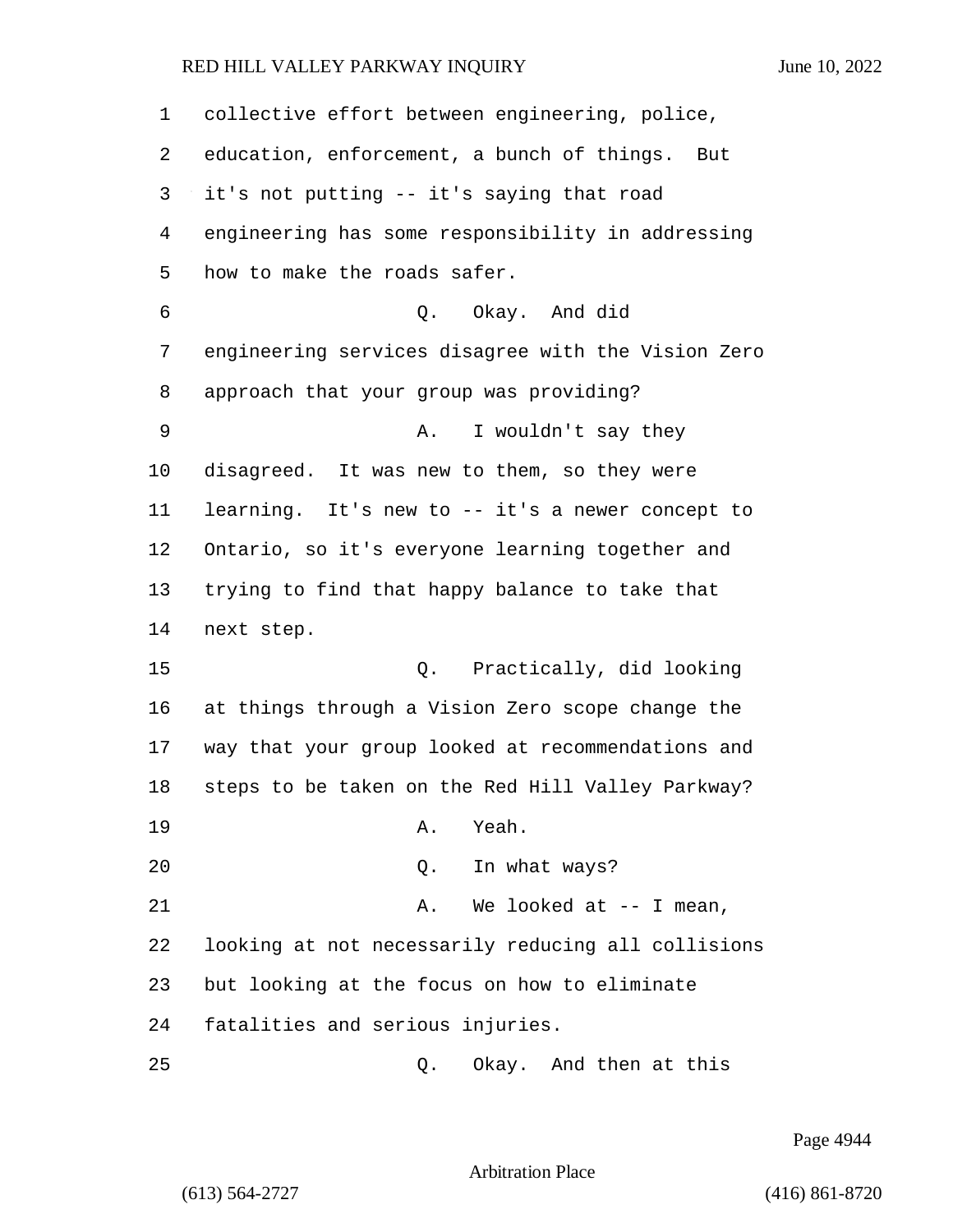collective effort between engineering, police, education, enforcement, a bunch of things. But it's not putting -- it's saying that road engineering has some responsibility in addressing how to make the roads safer.

Q. Okay. And did engineering services disagree with the Vision Zero approach that your group was providing?

A. I wouldn't say they disagreed. It was new to them, so they were learning. It's new to -- it's a newer concept to Ontario, so it's everyone learning together and trying to find that happy balance to take that next step.

Q. Practically, did looking at things through a Vision Zero scope change the way that your group looked at recommendations and steps to be taken on the Red Hill Valley Parkway?

A. Yeah.

Q. In what ways?

A. We looked at -- I mean, looking at not necessarily reducing all collisions but looking at the focus on how to eliminate fatalities and serious injuries.

Q. Okay. And then at this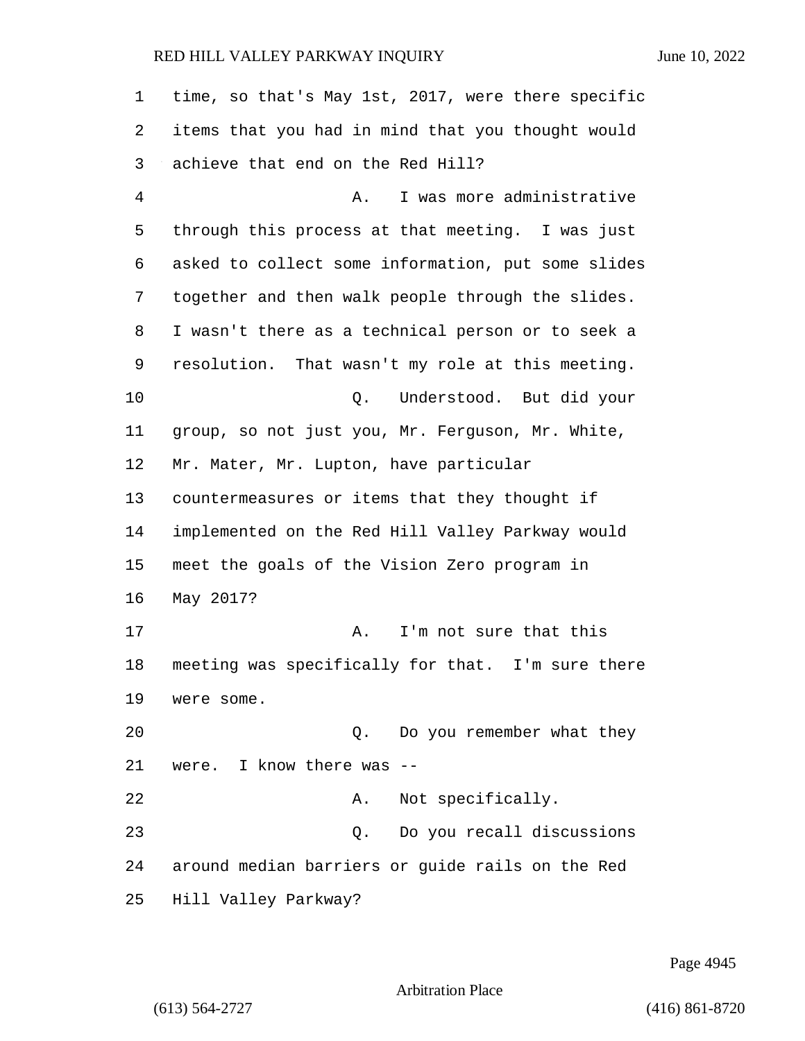time, so that's May 1st, 2017, were there specific items that you had in mind that you thought would achieve that end on the Red Hill?

A. I was more administrative through this process at that meeting. I was just asked to collect some information, put some slides together and then walk people through the slides. I wasn't there as a technical person or to seek a resolution. That wasn't my role at this meeting.

Q. Understood. But did your group, so not just you, Mr. Ferguson, Mr. White, Mr. Mater, Mr. Lupton, have particular countermeasures or items that they thought if implemented on the Red Hill Valley Parkway would meet the goals of the Vision Zero program in May 2017?

A. I'm not sure that this meeting was specifically for that. I'm sure there were some.

Q. Do you remember what they were. I know there was --

A. Not specifically.

Q. Do you recall discussions around median barriers or guide rails on the Red Hill Valley Parkway?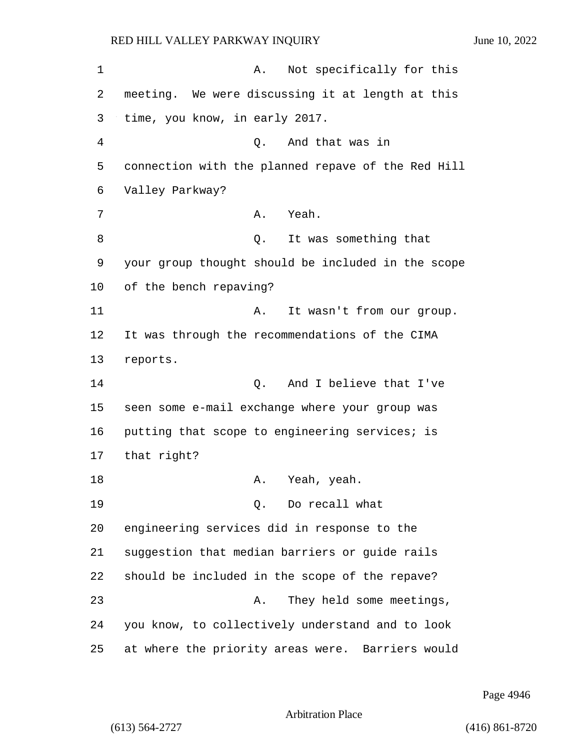A. Not specifically for this meeting. We were discussing it at length at this time, you know, in early 2017.

Q. And that was in connection with the planned repave of the Red Hill Valley Parkway?

A. Yeah.

Q. It was something that your group thought should be included in the scope of the bench repaving?

A. It wasn't from our group. It was through the recommendations of the CIMA reports.

Q. And I believe that I've seen some e-mail exchange where your group was putting that scope to engineering services; is that right?

A. Yeah, yeah.

Q. Do recall what engineering services did in response to the suggestion that median barriers or guide rails should be included in the scope of the repave?

A. They held some meetings, you know, to collectively understand and to look at where the priority areas were. Barriers would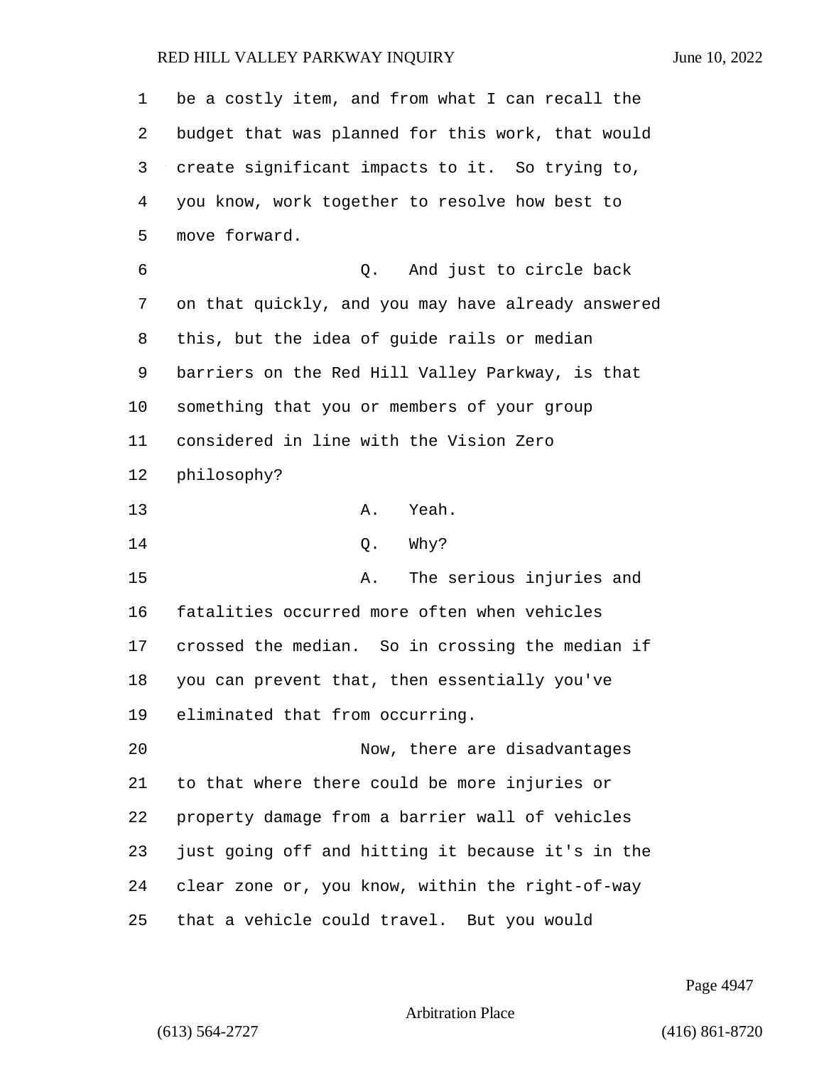be a costly item, and from what I can recall the budget that was planned for this work, that would create significant impacts to it. So trying to, you know, work together to resolve how best to move forward.

Q. And just to circle back on that quickly, and you may have already answered this, but the idea of guide rails or median barriers on the Red Hill Valley Parkway, is that something that you or members of your group considered in line with the Vision Zero philosophy?

A. Yeah.

Q. Why?

A. The serious injuries and fatalities occurred more often when vehicles crossed the median. So in crossing the median if you can prevent that, then essentially you've eliminated that from occurring.

Now, there are disadvantages to that where there could be more injuries or property damage from a barrier wall of vehicles just going off and hitting it because it's in the clear zone or, you know, within the right-of-way that a vehicle could travel. But you would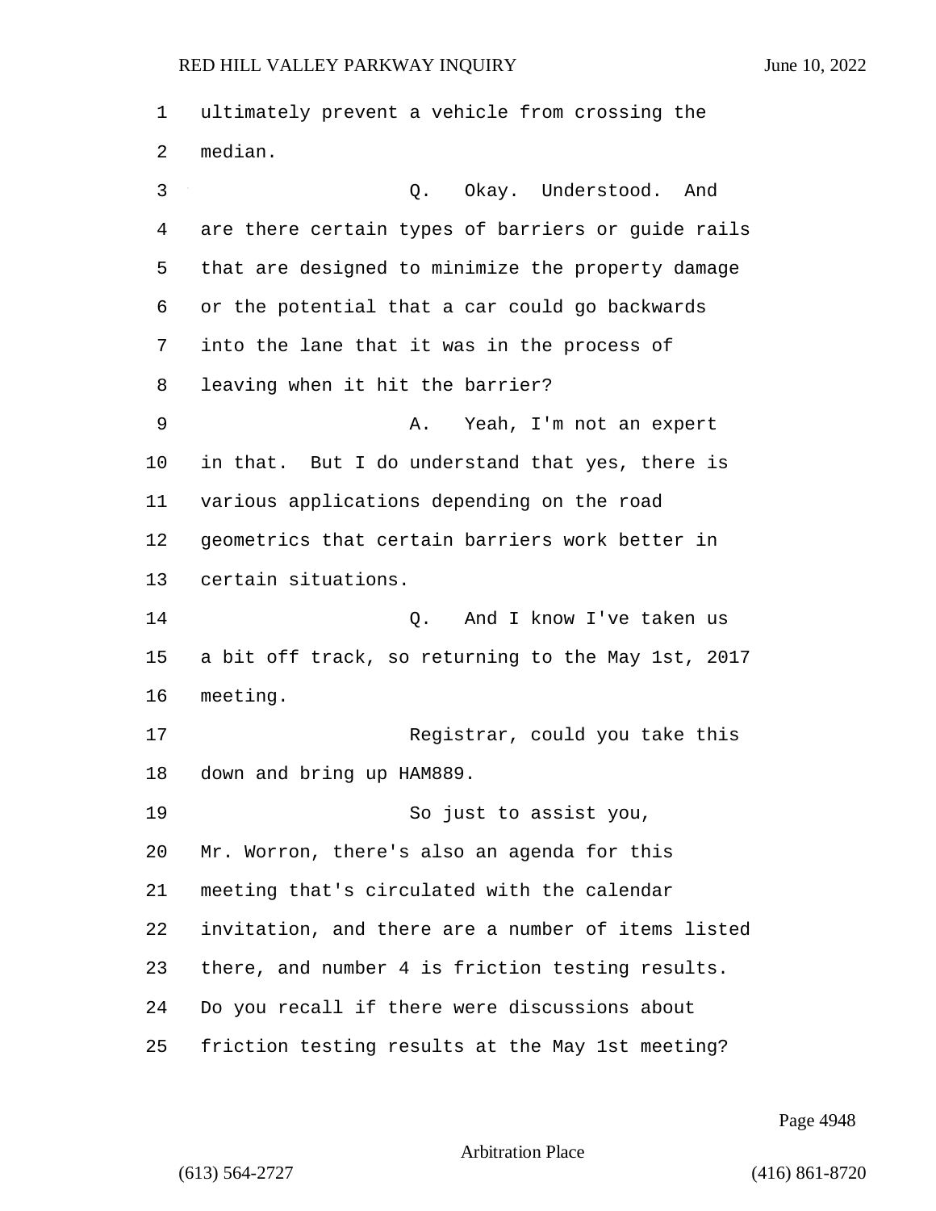ultimately prevent a vehicle from crossing the median.

Q. Okay. Understood. And are there certain types of barriers or guide rails that are designed to minimize the property damage or the potential that a car could go backwards into the lane that it was in the process of leaving when it hit the barrier?

A. Yeah, I'm not an expert in that. But I do understand that yes, there is various applications depending on the road geometrics that certain barriers work better in certain situations.

Q. And I know I've taken us a bit off track, so returning to the May 1st, 2017 meeting.

Registrar, could you take this down and bring up HAM889.

So just to assist you, Mr. Worron, there's also an agenda for this meeting that's circulated with the calendar invitation, and there are a number of items listed there, and number 4 is friction testing results. Do you recall if there were discussions about friction testing results at the May 1st meeting?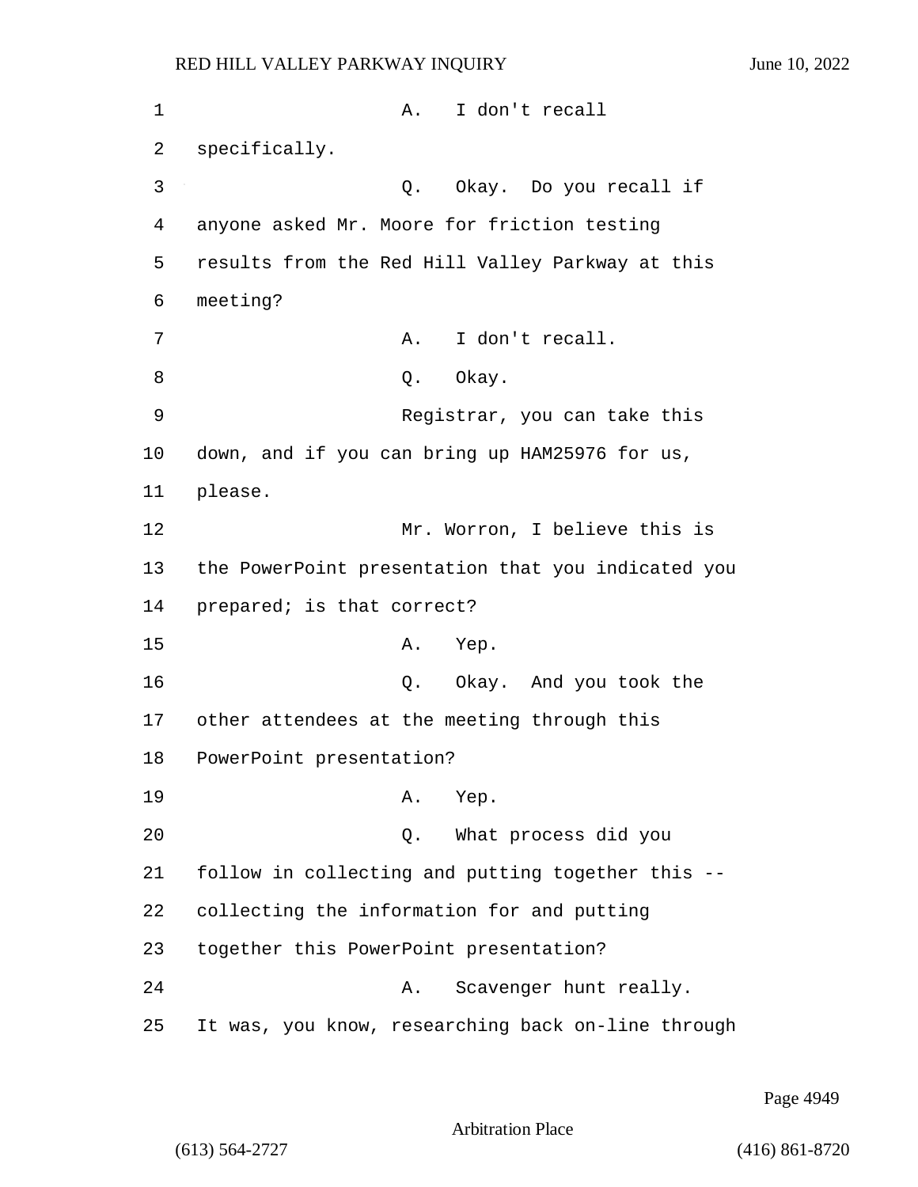A. I don't recall specifically.

Q. Okay. Do you recall if anyone asked Mr. Moore for friction testing results from the Red Hill Valley Parkway at this meeting?

A. I don't recall.

Q. Okay.

Registrar, you can take this down, and if you can bring up HAM25976 for us, please.

Mr. Worron, I believe this is the PowerPoint presentation that you indicated you prepared; is that correct?

A. Yep.

Q. Okay. And you took the other attendees at the meeting through this PowerPoint presentation?

A. Yep.

Q. What process did you follow in collecting and putting together this -- collecting the information for and putting together this PowerPoint presentation?

A. Scavenger hunt really. It was, you know, researching back on-line through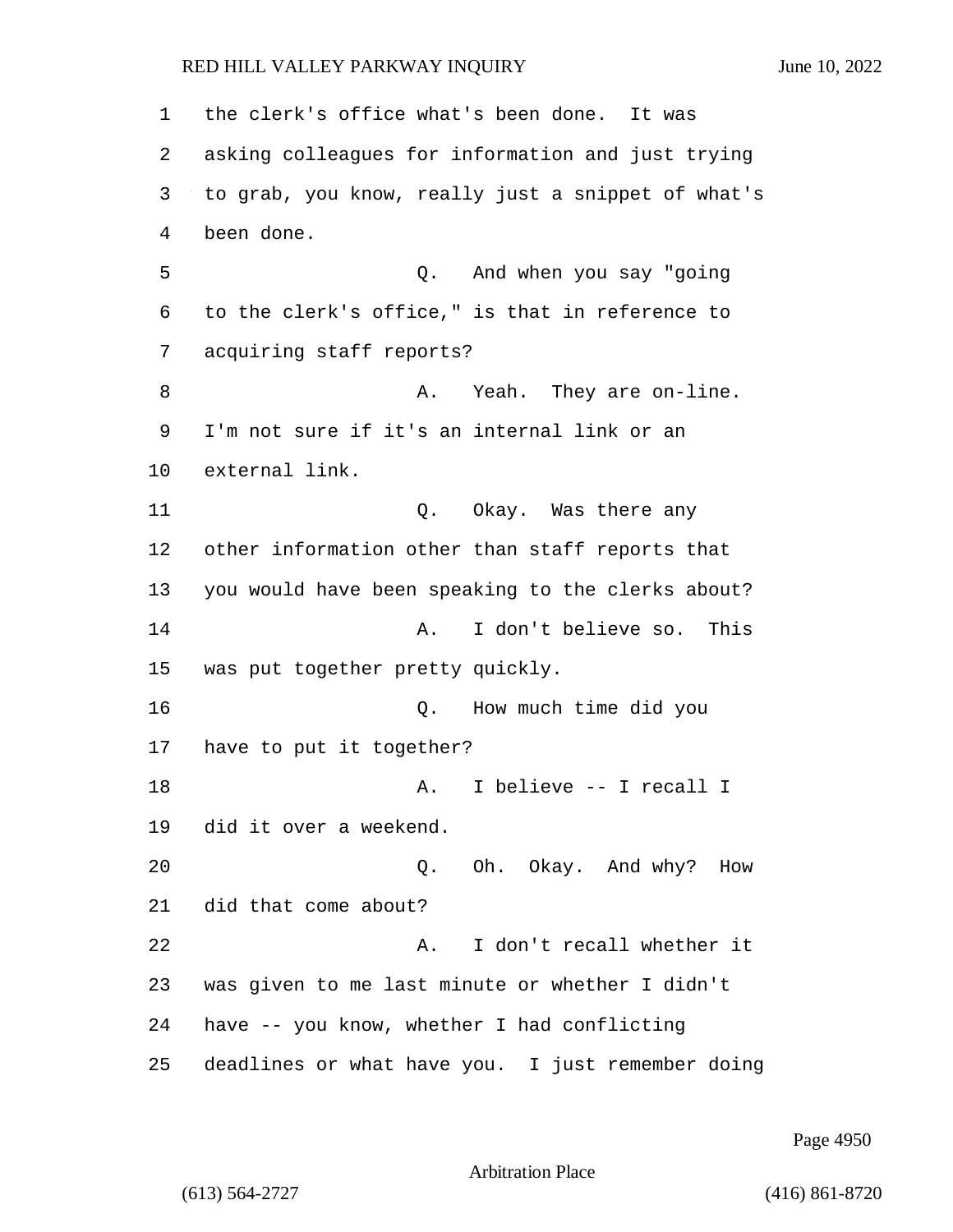the clerk's office what's been done. It was asking colleagues for information and just trying to grab, you know, really just a snippet of what's been done.

Q. And when you say "going to the clerk's office," is that in reference to acquiring staff reports?

A. Yeah. They are on-line. I'm not sure if it's an internal link or an external link.

Q. Okay. Was there any other information other than staff reports that you would have been speaking to the clerks about?

A. I don't believe so. This was put together pretty quickly.

Q. How much time did you have to put it together?

A. I believe -- I recall I did it over a weekend.

Q. Oh. Okay. And why? How did that come about?

A. I don't recall whether it was given to me last minute or whether I didn't have -- you know, whether I had conflicting deadlines or what have you. I just remember doing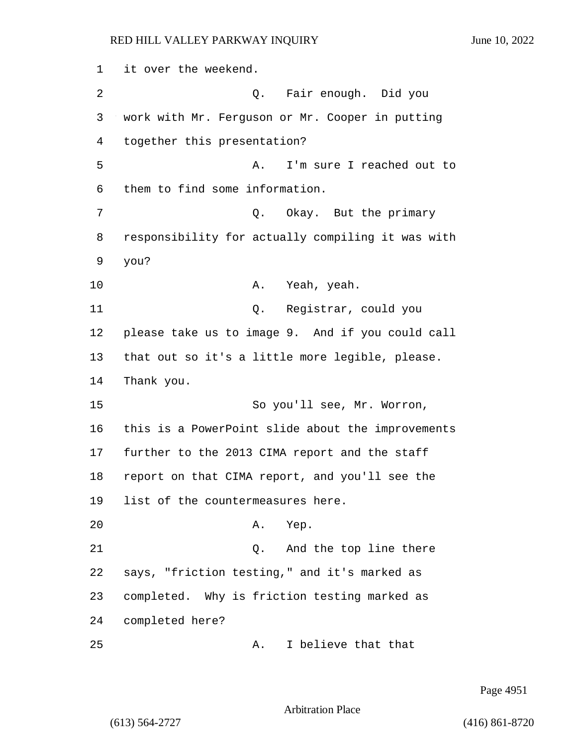1 it over the weekend.

2 Q. Fair enough. Did you

3 work with Mr. Ferguson or Mr. Cooper in putting

4 together this presentation?

5 A. I'm sure I reached out to

6 them to find some information.

7 Q. Okay. But the primary

8 responsibility for actually compiling it was with

9 you?

10 A. Yeah, yeah.

11 Q. Registrar, could you

12 please take us to image 9. And if you could call

13 that out so it's a little more legible, please.

14 Thank you.

15 So you'll see, Mr. Worron,

16 this is a PowerPoint slide about the improvements

17 further to the 2013 CIMA report and the staff

18 report on that CIMA report, and you'll see the

19 list of the countermeasures here.

20 A. Yep.

21 Q. And the top line there

22 says, "friction testing," and it's marked as

23 completed. Why is friction testing marked as

24 completed here?

25 A. I believe that that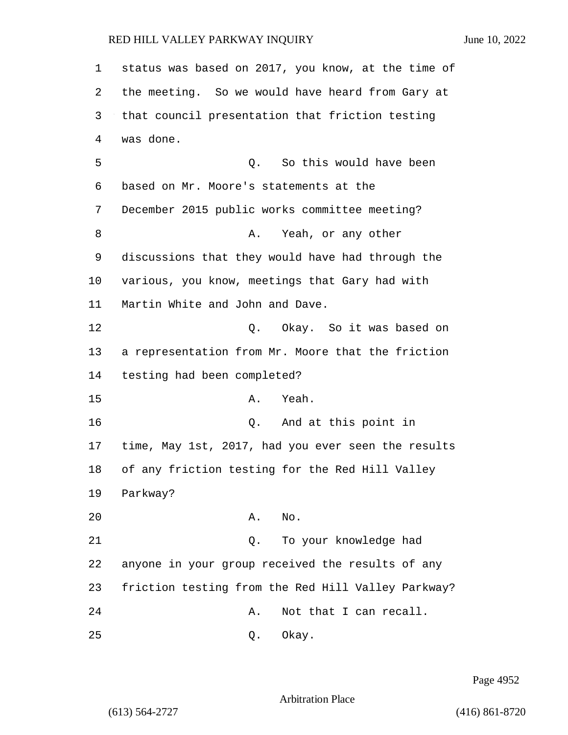status was based on 2017, you know, at the time of the meeting. So we would have heard from Gary at that council presentation that friction testing was done.

Q. So this would have been based on Mr. Moore's statements at the December 2015 public works committee meeting?

A. Yeah, or any other discussions that they would have had through the various, you know, meetings that Gary had with Martin White and John and Dave.

Q. Okay. So it was based on a representation from Mr. Moore that the friction testing had been completed?

A. Yeah.

Q. And at this point in time, May 1st, 2017, had you ever seen the results of any friction testing for the Red Hill Valley Parkway?

A. No.

Q. To your knowledge had anyone in your group received the results of any friction testing from the Red Hill Valley Parkway?

A. Not that I can recall.

Q. Okay.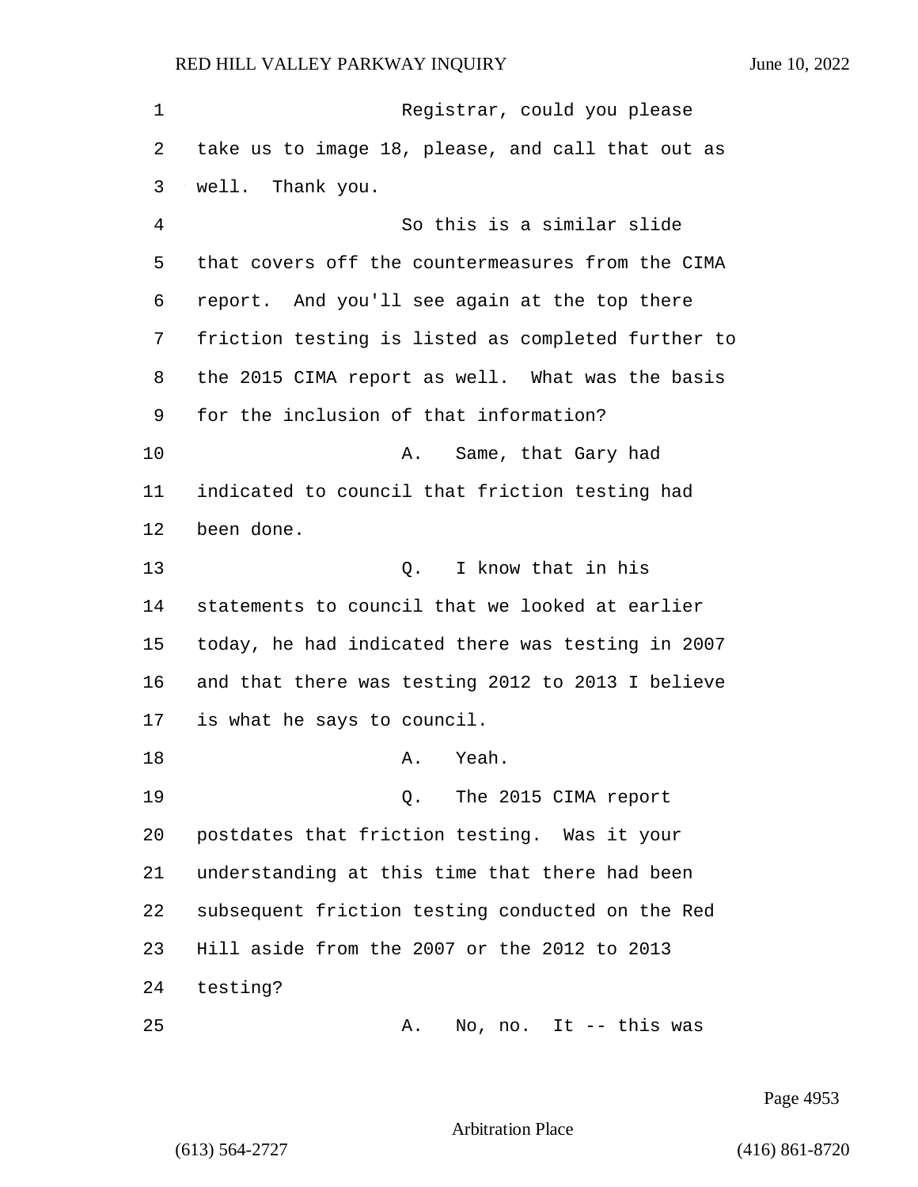1 Registrar, could you please
2 take us to image 18, please, and call that out as
3 well. Thank you.
4 So this is a similar slide
5 that covers off the countermeasures from the CIMA
6 report. And you'll see again at the top there
7 friction testing is listed as completed further to
8 the 2015 CIMA report as well. What was the basis
9 for the inclusion of that information?
10 A. Same, that Gary had
11 indicated to council that friction testing had
12 been done.
13 Q. I know that in his
14 statements to council that we looked at earlier
15 today, he had indicated there was testing in 2007
16 and that there was testing 2012 to 2013 I believe
17 is what he says to council.
18 A. Yeah.
19 Q. The 2015 CIMA report
20 postdates that friction testing. Was it your
21 understanding at this time that there had been
22 subsequent friction testing conducted on the Red
23 Hill aside from the 2007 or the 2012 to 2013
24 testing?
25 A. No, no. It -- this was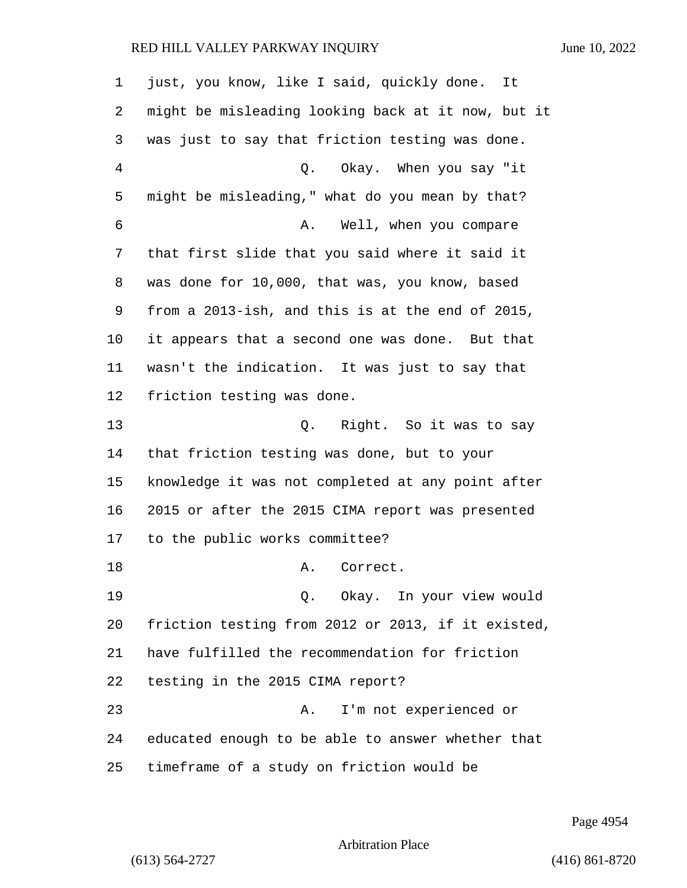just, you know, like I said, quickly done. It might be misleading looking back at it now, but it was just to say that friction testing was done.

Q. Okay. When you say "it might be misleading," what do you mean by that?

A. Well, when you compare that first slide that you said where it said it was done for 10,000, that was, you know, based from a 2013-ish, and this is at the end of 2015, it appears that a second one was done. But that wasn't the indication. It was just to say that friction testing was done.

Q. Right. So it was to say that friction testing was done, but to your knowledge it was not completed at any point after 2015 or after the 2015 CIMA report was presented to the public works committee?

A. Correct.

Q. Okay. In your view would friction testing from 2012 or 2013, if it existed, have fulfilled the recommendation for friction testing in the 2015 CIMA report?

A. I'm not experienced or educated enough to be able to answer whether that timeframe of a study on friction would be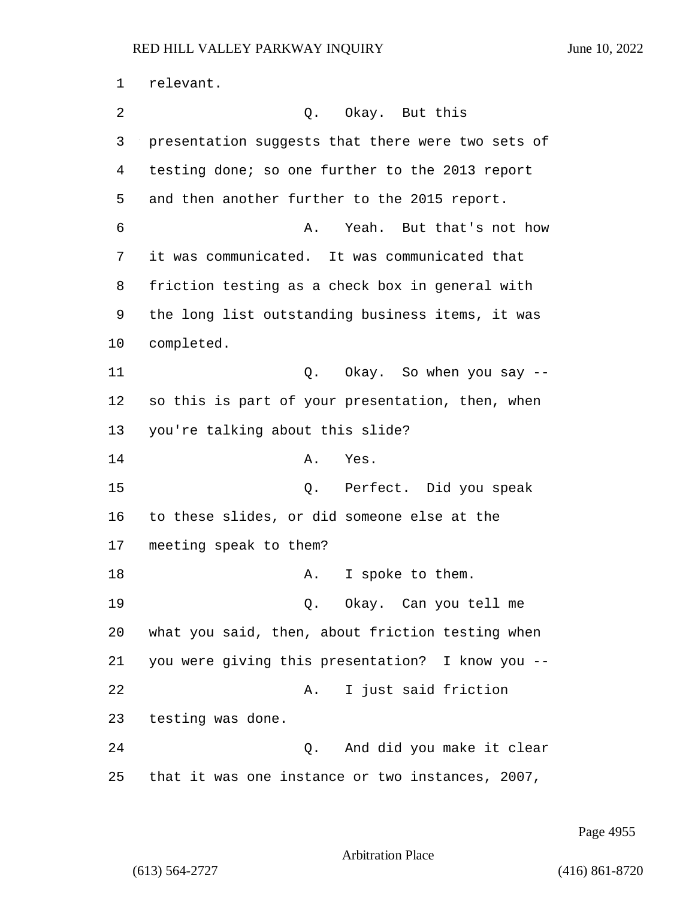relevant.

Q. Okay. But this presentation suggests that there were two sets of testing done; so one further to the 2013 report and then another further to the 2015 report.

A. Yeah. But that's not how it was communicated. It was communicated that friction testing as a check box in general with the long list outstanding business items, it was completed.

Q. Okay. So when you say -- so this is part of your presentation, then, when you're talking about this slide?

A. Yes.

Q. Perfect. Did you speak to these slides, or did someone else at the meeting speak to them?

A. I spoke to them.

Q. Okay. Can you tell me what you said, then, about friction testing when you were giving this presentation? I know you --

A. I just said friction testing was done.

Q. And did you make it clear that it was one instance or two instances, 2007,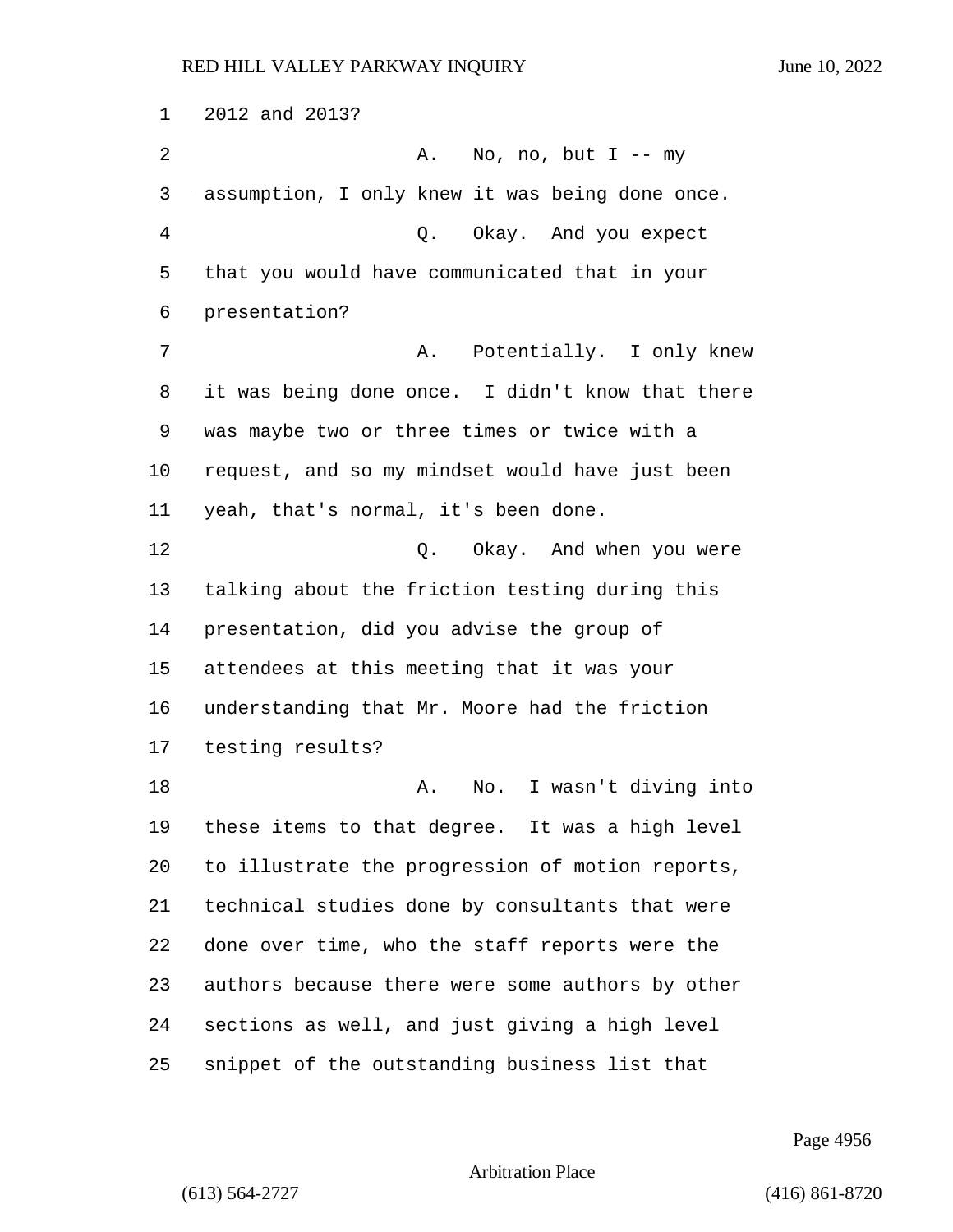2012 and 2013?

A. No, no, but I -- my assumption, I only knew it was being done once.

Q. Okay. And you expect that you would have communicated that in your presentation?

A. Potentially. I only knew it was being done once. I didn't know that there was maybe two or three times or twice with a request, and so my mindset would have just been yeah, that's normal, it's been done.

Q. Okay. And when you were talking about the friction testing during this presentation, did you advise the group of attendees at this meeting that it was your understanding that Mr. Moore had the friction testing results?

A. No. I wasn't diving into these items to that degree. It was a high level to illustrate the progression of motion reports, technical studies done by consultants that were done over time, who the staff reports were the authors because there were some authors by other sections as well, and just giving a high level snippet of the outstanding business list that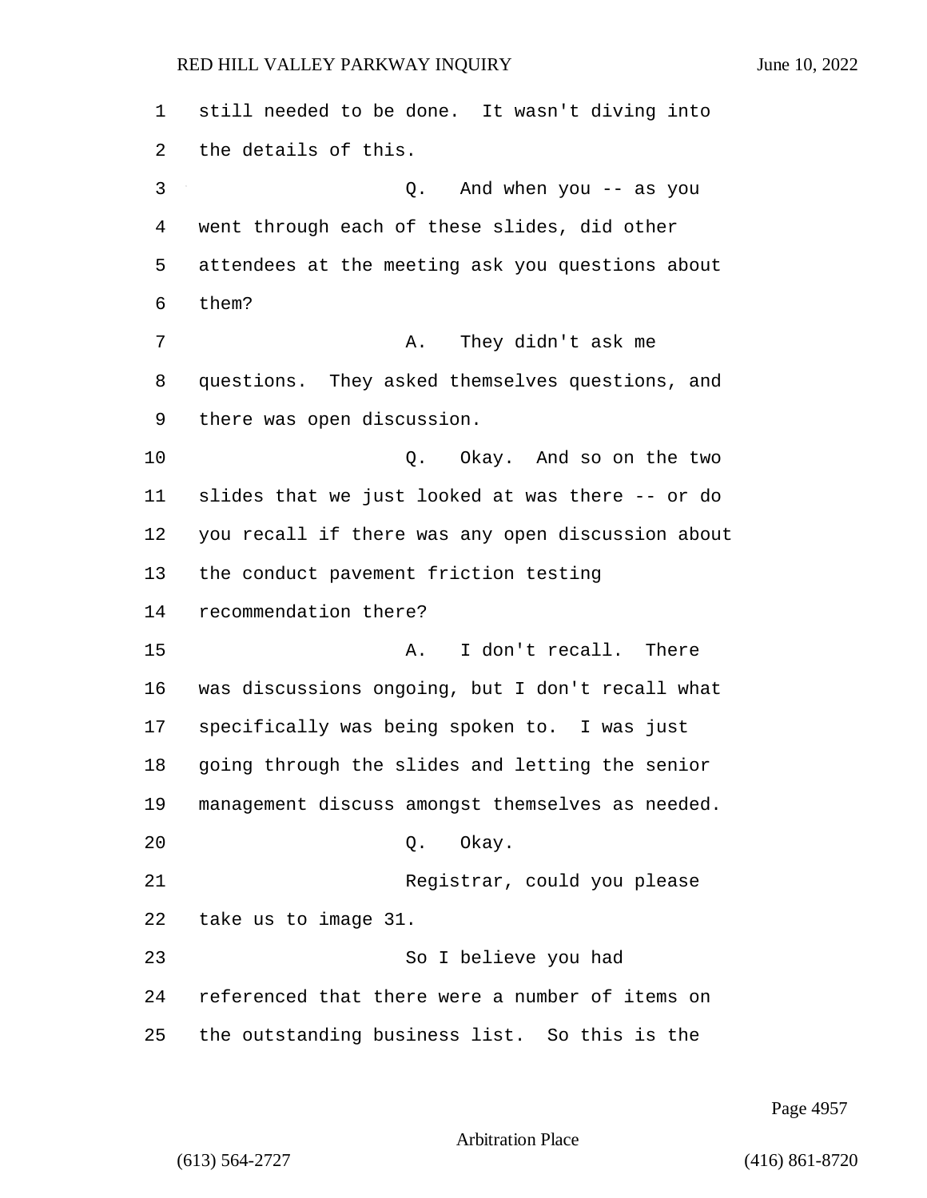still needed to be done. It wasn't diving into the details of this.

Q. And when you -- as you went through each of these slides, did other attendees at the meeting ask you questions about them?

A. They didn't ask me questions. They asked themselves questions, and there was open discussion.

Q. Okay. And so on the two slides that we just looked at was there -- or do you recall if there was any open discussion about the conduct pavement friction testing recommendation there?

A. I don't recall. There was discussions ongoing, but I don't recall what specifically was being spoken to. I was just going through the slides and letting the senior management discuss amongst themselves as needed.

Q. Okay.

Registrar, could you please take us to image 31.

So I believe you had referenced that there were a number of items on the outstanding business list. So this is the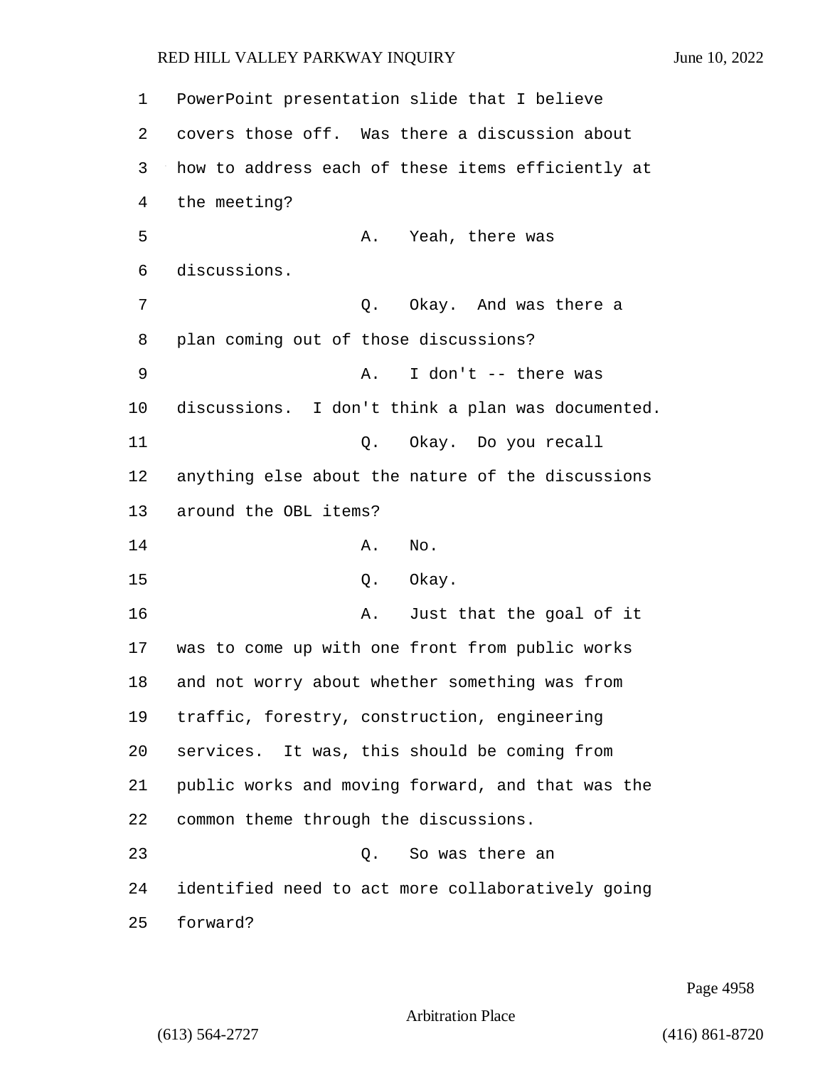PowerPoint presentation slide that I believe covers those off. Was there a discussion about how to address each of these items efficiently at the meeting?

A. Yeah, there was discussions.

Q. Okay. And was there a plan coming out of those discussions?

A. I don't -- there was discussions. I don't think a plan was documented.

Q. Okay. Do you recall anything else about the nature of the discussions around the OBL items?

A. No.

Q. Okay.

A. Just that the goal of it was to come up with one front from public works and not worry about whether something was from traffic, forestry, construction, engineering services. It was, this should be coming from public works and moving forward, and that was the common theme through the discussions.

Q. So was there an identified need to act more collaboratively going forward?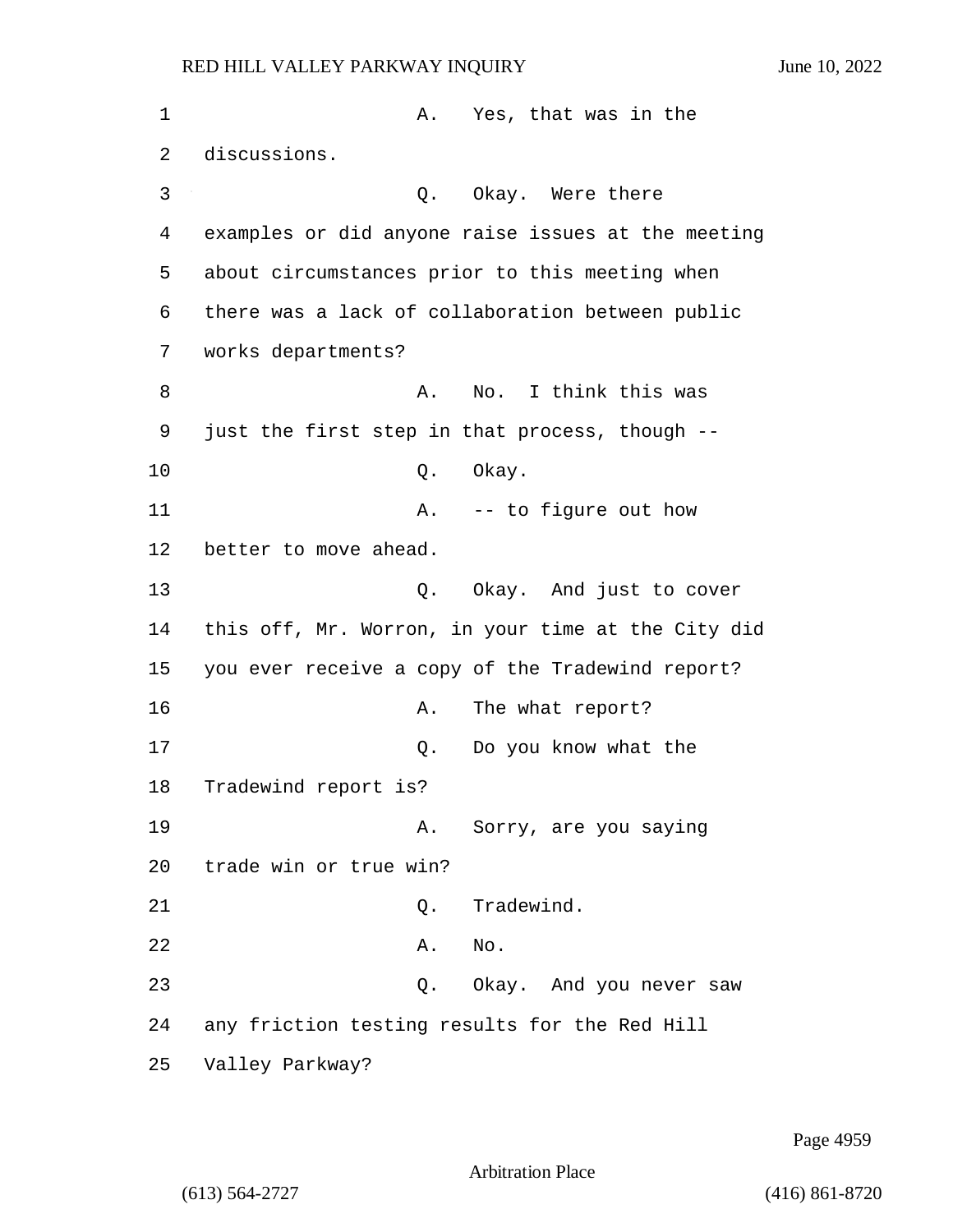A. Yes, that was in the discussions.

Q. Okay. Were there examples or did anyone raise issues at the meeting about circumstances prior to this meeting when there was a lack of collaboration between public works departments?

A. No. I think this was just the first step in that process, though --

Q. Okay.

A. -- to figure out how better to move ahead.

Q. Okay. And just to cover this off, Mr. Worron, in your time at the City did you ever receive a copy of the Tradewind report?

A. The what report?

Q. Do you know what the Tradewind report is?

A. Sorry, are you saying trade win or true win?

Q. Tradewind.

A. No.

Q. Okay. And you never saw any friction testing results for the Red Hill Valley Parkway?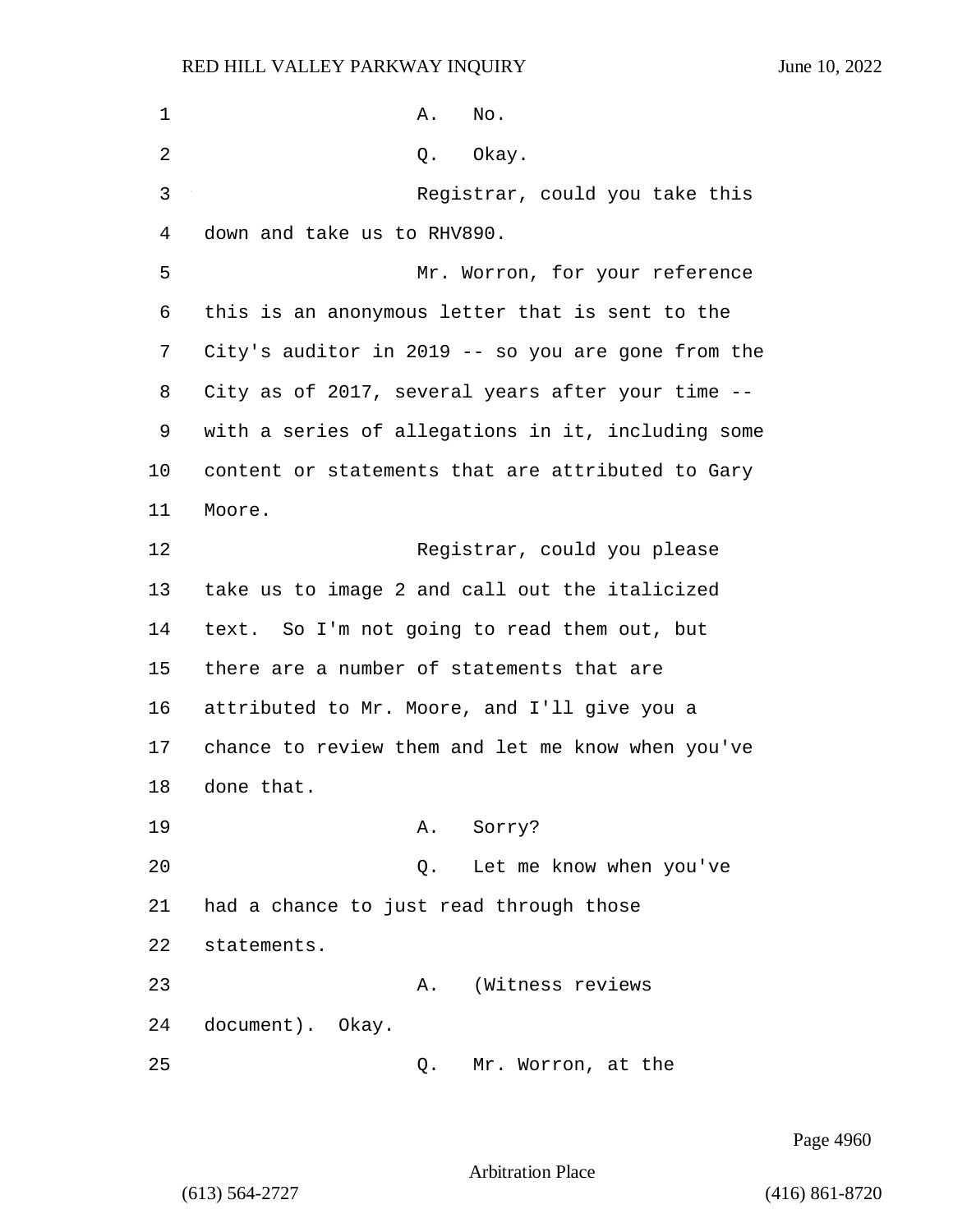1 A. No.

2 Q. Okay.

3 Registrar, could you take this

4 down and take us to RHV890.

5 Mr. Worron, for your reference

6 this is an anonymous letter that is sent to the

7 City's auditor in 2019 -- so you are gone from the

8 City as of 2017, several years after your time --

9 with a series of allegations in it, including some

10 content or statements that are attributed to Gary

11 Moore.

12 Registrar, could you please

13 take us to image 2 and call out the italicized

14 text. So I'm not going to read them out, but

15 there are a number of statements that are

16 attributed to Mr. Moore, and I'll give you a

17 chance to review them and let me know when you've

18 done that.

19 A. Sorry?

20 Q. Let me know when you've

21 had a chance to just read through those

22 statements.

23 A. (Witness reviews

24 document). Okay.

25 Q. Mr. Worron, at the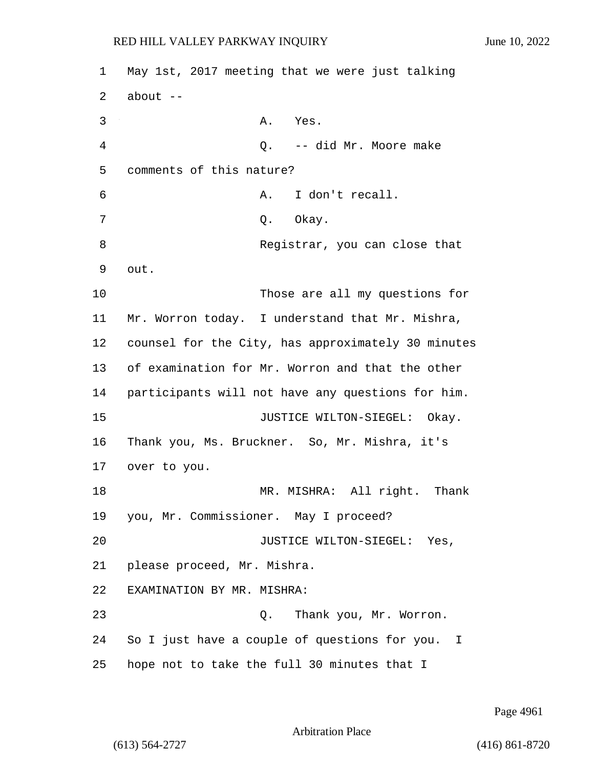May 1st, 2017 meeting that we were just talking about --

A. Yes.

Q. -- did Mr. Moore make comments of this nature?

A. I don't recall.

Q. Okay.

Registrar, you can close that out.

Those are all my questions for Mr. Worron today. I understand that Mr. Mishra, counsel for the City, has approximately 30 minutes of examination for Mr. Worron and that the other participants will not have any questions for him.

JUSTICE WILTON-SIEGEL: Okay. Thank you, Ms. Bruckner. So, Mr. Mishra, it's over to you.

MR. MISHRA: All right. Thank you, Mr. Commissioner. May I proceed?

JUSTICE WILTON-SIEGEL: Yes, please proceed, Mr. Mishra.

EXAMINATION BY MR. MISHRA:

Q. Thank you, Mr. Worron. So I just have a couple of questions for you. I hope not to take the full 30 minutes that I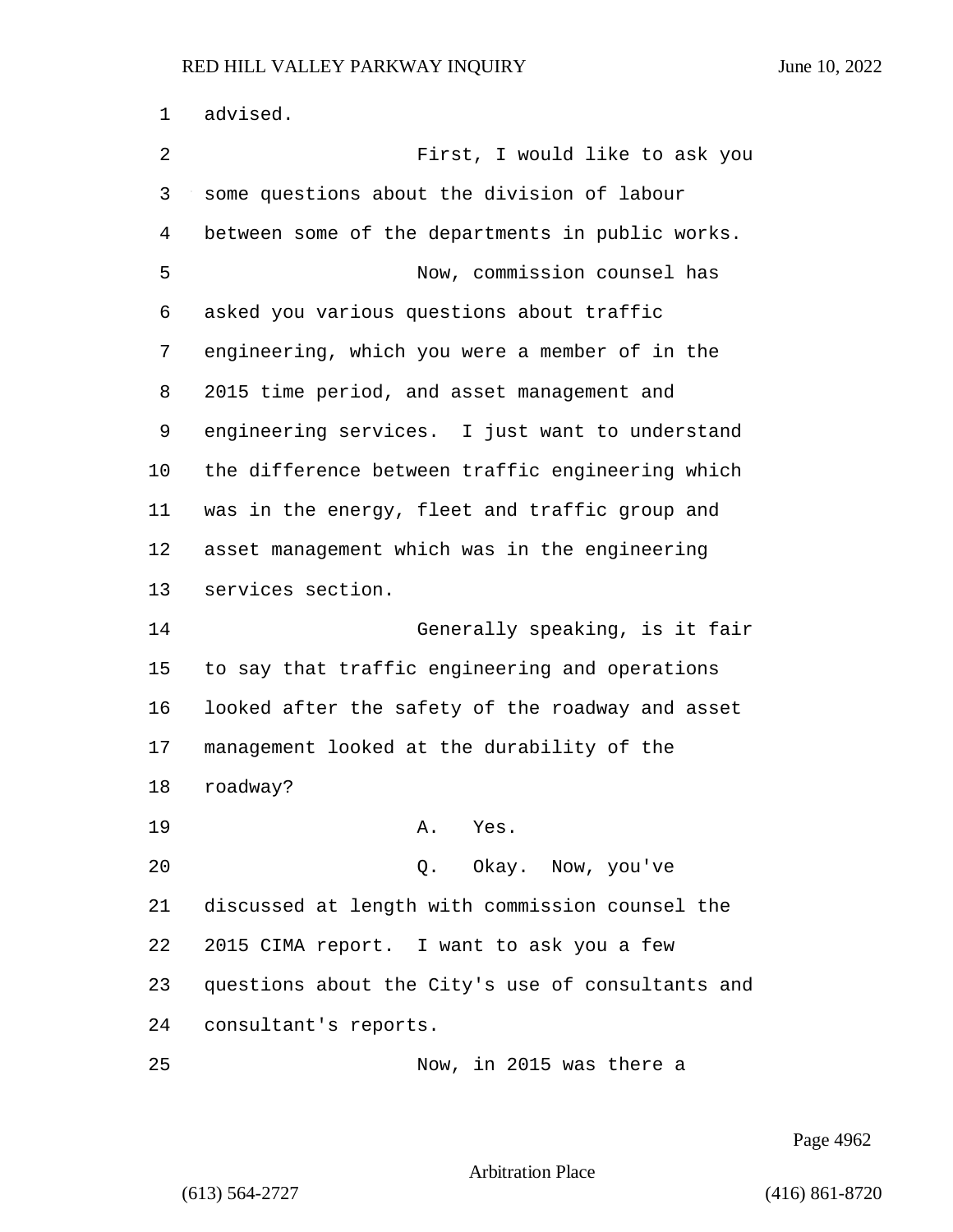advised.

First, I would like to ask you some questions about the division of labour between some of the departments in public works.

Now, commission counsel has asked you various questions about traffic engineering, which you were a member of in the 2015 time period, and asset management and engineering services. I just want to understand the difference between traffic engineering which was in the energy, fleet and traffic group and asset management which was in the engineering services section.

Generally speaking, is it fair to say that traffic engineering and operations looked after the safety of the roadway and asset management looked at the durability of the roadway?

A. Yes.

Q. Okay. Now, you've discussed at length with commission counsel the 2015 CIMA report. I want to ask you a few questions about the City's use of consultants and consultant's reports.

Now, in 2015 was there a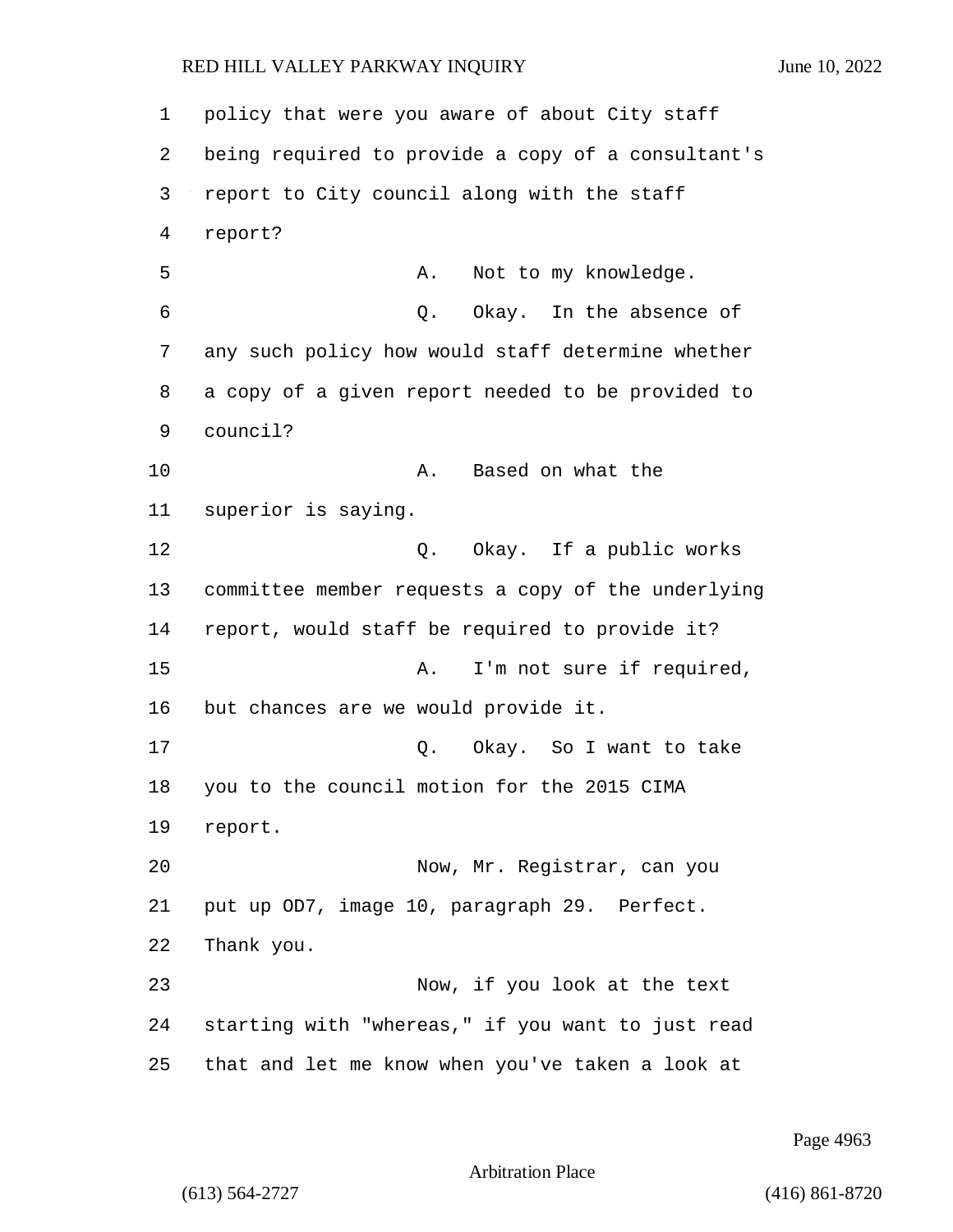policy that were you aware of about City staff being required to provide a copy of a consultant's report to City council along with the staff report?

A. Not to my knowledge.

Q. Okay. In the absence of any such policy how would staff determine whether a copy of a given report needed to be provided to council?

A. Based on what the superior is saying.

Q. Okay. If a public works committee member requests a copy of the underlying report, would staff be required to provide it?

A. I'm not sure if required, but chances are we would provide it.

Q. Okay. So I want to take you to the council motion for the 2015 CIMA report.

Now, Mr. Registrar, can you put up OD7, image 10, paragraph 29. Perfect. Thank you.

Now, if you look at the text starting with "whereas," if you want to just read that and let me know when you've taken a look at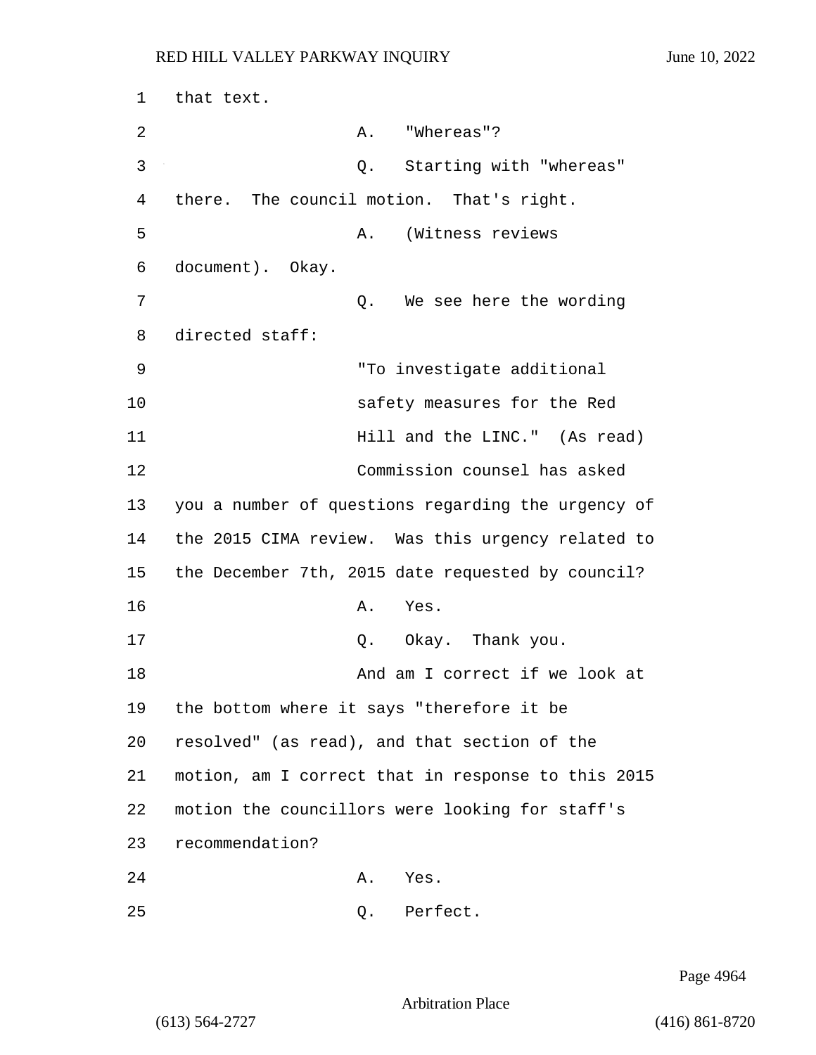1 that text.

2 A. "Whereas"?

3 Q. Starting with "whereas"

4 there. The council motion. That's right.

5 A. (Witness reviews

6 document). Okay.

7 Q. We see here the wording

8 directed staff:

9 "To investigate additional

10 safety measures for the Red

11 Hill and the LINC." (As read)

12 Commission counsel has asked

13 you a number of questions regarding the urgency of

14 the 2015 CIMA review. Was this urgency related to

15 the December 7th, 2015 date requested by council?

16 A. Yes.

17 Q. Okay. Thank you.

18 And am I correct if we look at

19 the bottom where it says "therefore it be

20 resolved" (as read), and that section of the

21 motion, am I correct that in response to this 2015

22 motion the councillors were looking for staff's

23 recommendation?

24 A. Yes.

25 Q. Perfect.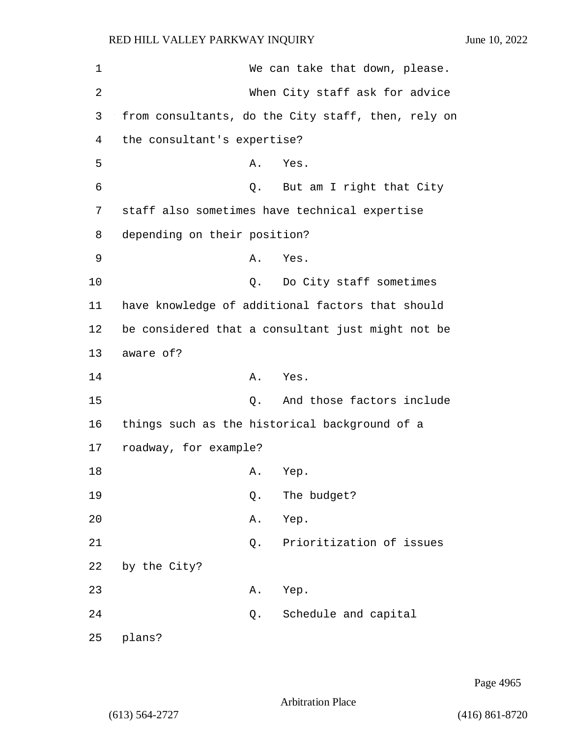We can take that down, please.

When City staff ask for advice from consultants, do the City staff, then, rely on the consultant's expertise?

A. Yes.

Q. But am I right that City staff also sometimes have technical expertise depending on their position?

A. Yes.

Q. Do City staff sometimes have knowledge of additional factors that should be considered that a consultant just might not be aware of?

A. Yes.

Q. And those factors include things such as the historical background of a roadway, for example?

A. Yep.

Q. The budget?

A. Yep.

Q. Prioritization of issues by the City?

A. Yep.

Q. Schedule and capital plans?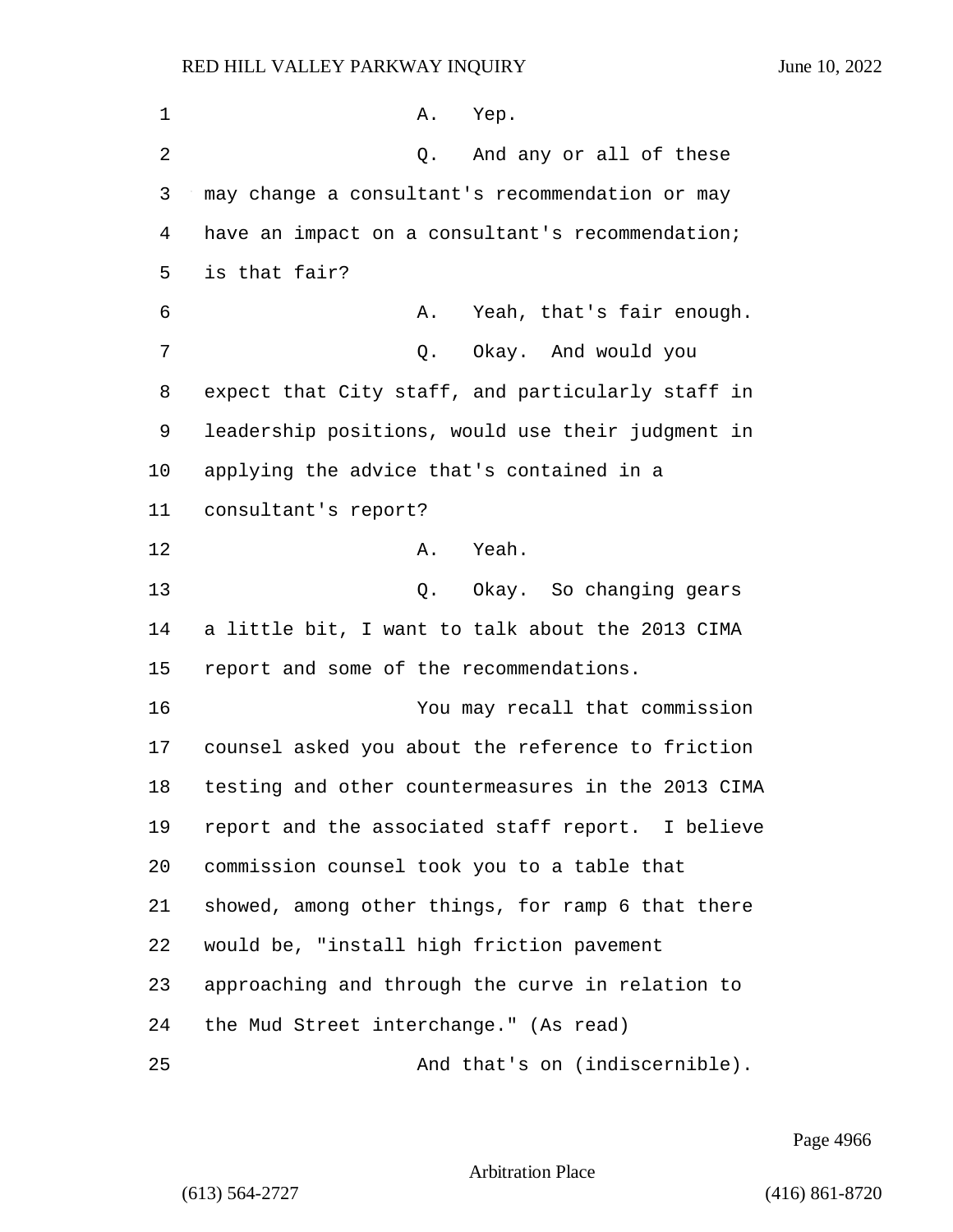A. Yep.

Q. And any or all of these may change a consultant's recommendation or may have an impact on a consultant's recommendation; is that fair?

A. Yeah, that's fair enough.

Q. Okay. And would you expect that City staff, and particularly staff in leadership positions, would use their judgment in applying the advice that's contained in a consultant's report?

A. Yeah.

Q. Okay. So changing gears a little bit, I want to talk about the 2013 CIMA report and some of the recommendations.

You may recall that commission counsel asked you about the reference to friction testing and other countermeasures in the 2013 CIMA report and the associated staff report. I believe commission counsel took you to a table that showed, among other things, for ramp 6 that there would be, "install high friction pavement approaching and through the curve in relation to the Mud Street interchange." (As read)

And that's on (indiscernible).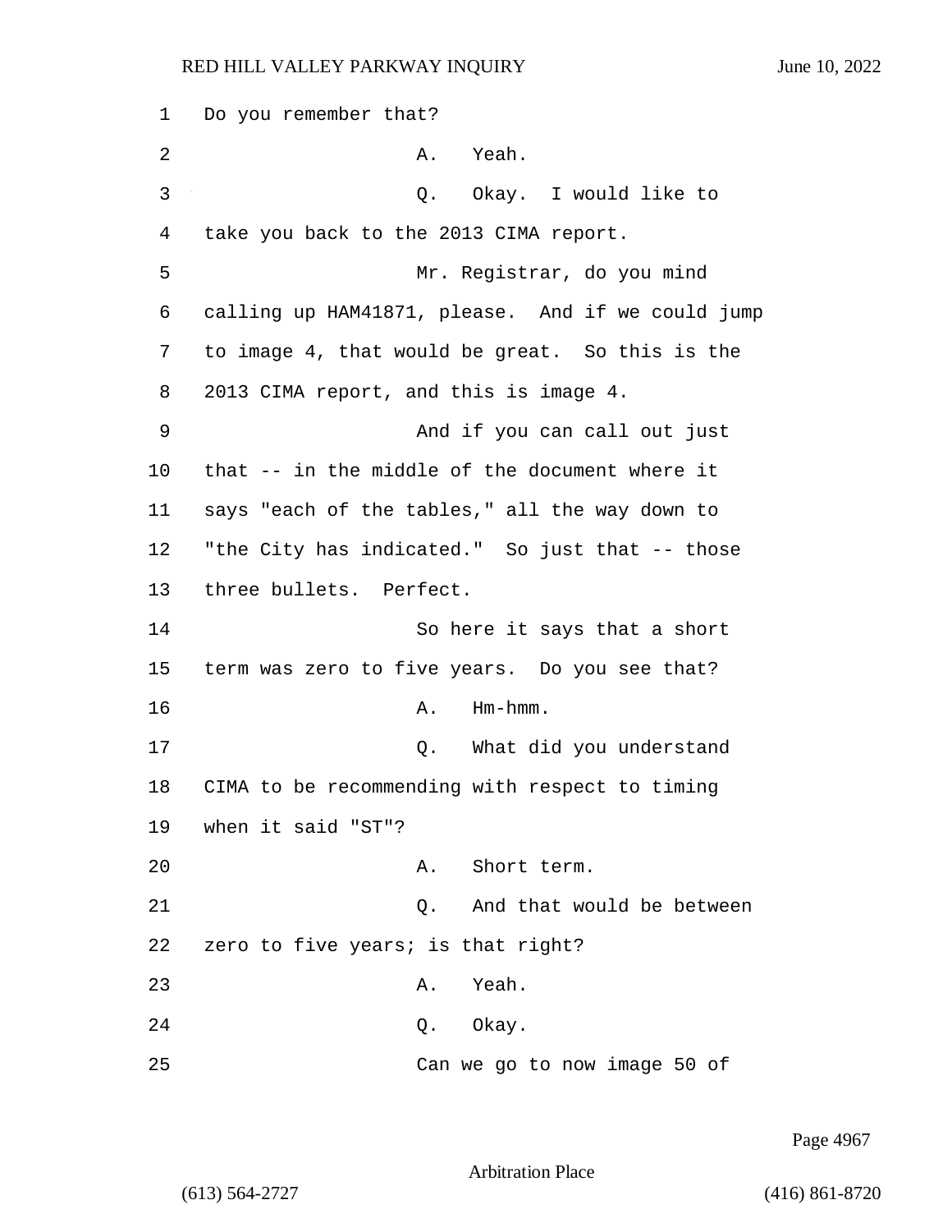Do you remember that?

A. Yeah.

Q. Okay. I would like to take you back to the 2013 CIMA report.

Mr. Registrar, do you mind calling up HAM41871, please. And if we could jump to image 4, that would be great. So this is the 2013 CIMA report, and this is image 4.

And if you can call out just that -- in the middle of the document where it says "each of the tables," all the way down to "the City has indicated." So just that -- those three bullets. Perfect.

So here it says that a short term was zero to five years. Do you see that?

A. Hm-hmm.

Q. What did you understand CIMA to be recommending with respect to timing when it said "ST"?

A. Short term.

Q. And that would be between zero to five years; is that right?

A. Yeah.

Q. Okay.

Can we go to now image 50 of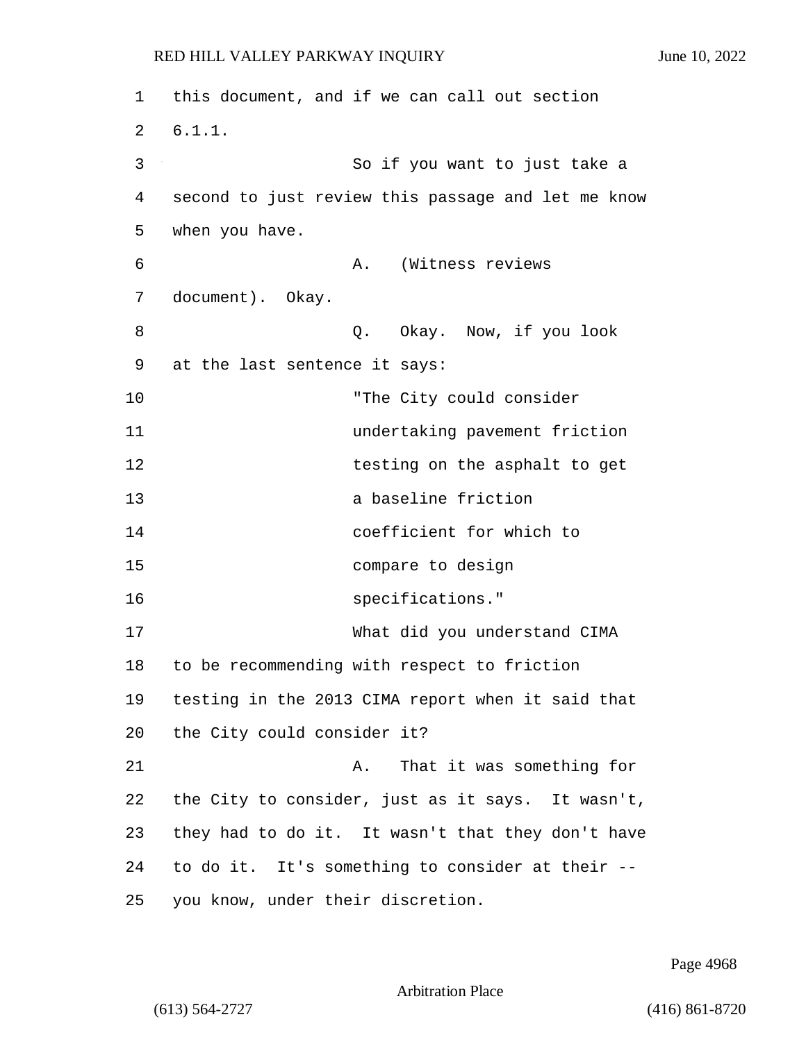this document, and if we can call out section 6.1.1.

So if you want to just take a second to just review this passage and let me know when you have.

A. (Witness reviews document). Okay.

Q. Okay. Now, if you look at the last sentence it says:

"The City could consider undertaking pavement friction testing on the asphalt to get a baseline friction coefficient for which to compare to design specifications."

What did you understand CIMA to be recommending with respect to friction testing in the 2013 CIMA report when it said that the City could consider it?

A. That it was something for the City to consider, just as it says. It wasn't, they had to do it. It wasn't that they don't have to do it. It's something to consider at their -- you know, under their discretion.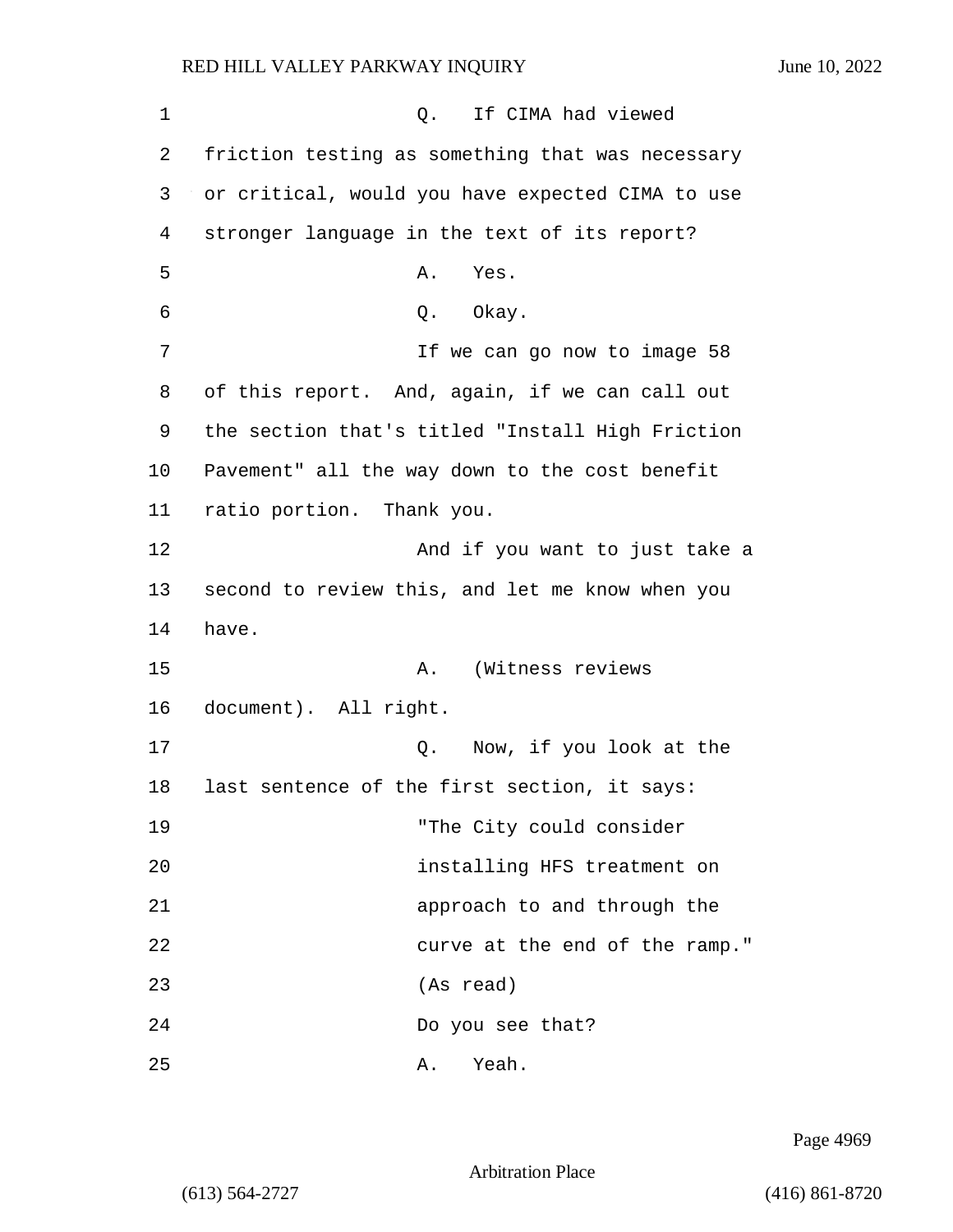Q. If CIMA had viewed friction testing as something that was necessary or critical, would you have expected CIMA to use stronger language in the text of its report?

A. Yes.

Q. Okay.

If we can go now to image 58 of this report. And, again, if we can call out the section that's titled "Install High Friction Pavement" all the way down to the cost benefit ratio portion. Thank you.

And if you want to just take a second to review this, and let me know when you have.

A. (Witness reviews document). All right.

Q. Now, if you look at the last sentence of the first section, it says:

> "The City could consider installing HFS treatment on approach to and through the curve at the end of the ramp." (As read)

Do you see that?

A. Yeah.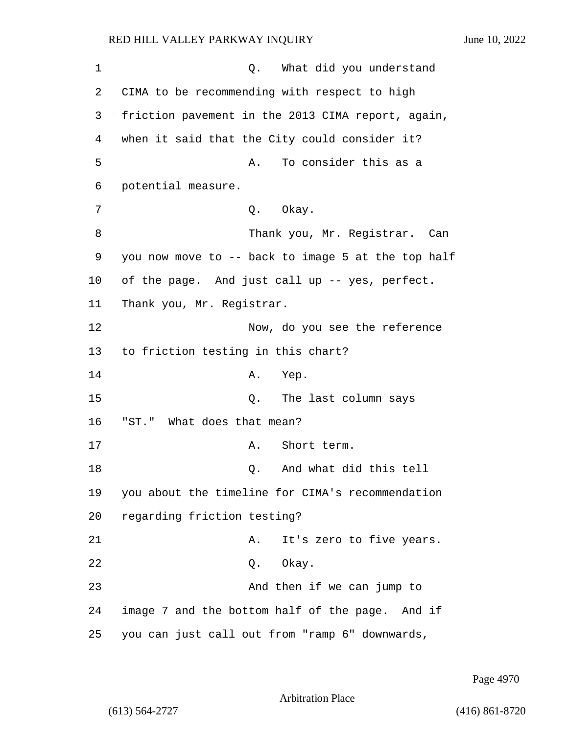Q. What did you understand CIMA to be recommending with respect to high friction pavement in the 2013 CIMA report, again, when it said that the City could consider it?

A. To consider this as a potential measure.

Q. Okay.

Thank you, Mr. Registrar. Can you now move to -- back to image 5 at the top half of the page. And just call up -- yes, perfect. Thank you, Mr. Registrar.

Now, do you see the reference to friction testing in this chart?

A. Yep.

Q. The last column says "ST." What does that mean?

A. Short term.

Q. And what did this tell you about the timeline for CIMA's recommendation regarding friction testing?

A. It's zero to five years.

Q. Okay.

And then if we can jump to image 7 and the bottom half of the page. And if you can just call out from "ramp 6" downwards,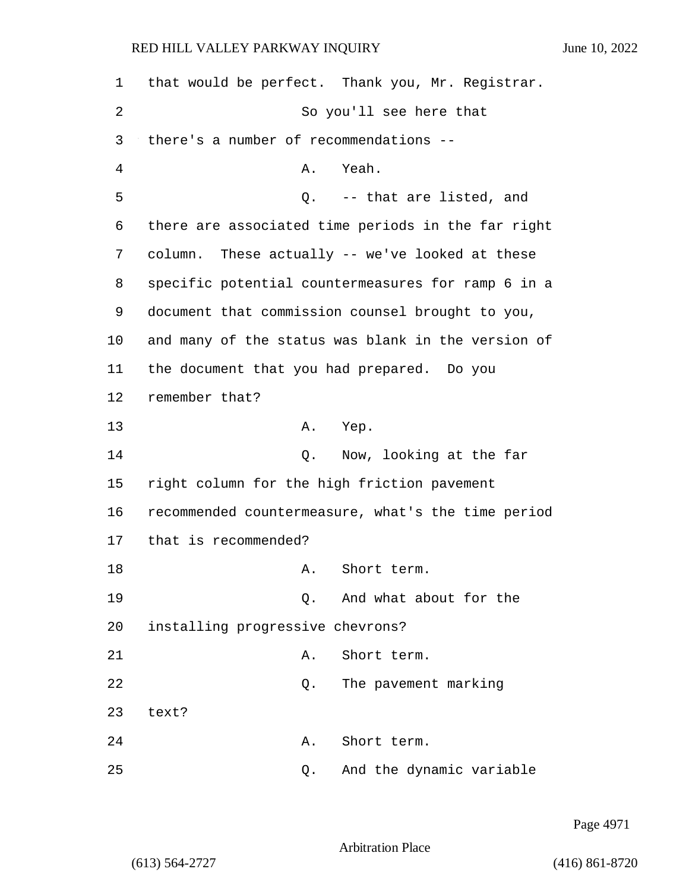1 that would be perfect. Thank you, Mr. Registrar.

2 So you'll see here that

3 there's a number of recommendations --

4 A. Yeah.

5 Q. -- that are listed, and

6 there are associated time periods in the far right

7 column. These actually -- we've looked at these

8 specific potential countermeasures for ramp 6 in a

9 document that commission counsel brought to you,

10 and many of the status was blank in the version of

11 the document that you had prepared. Do you

12 remember that?

13 A. Yep.

14 Q. Now, looking at the far

15 right column for the high friction pavement

16 recommended countermeasure, what's the time period

17 that is recommended?

18 A. Short term.

19 Q. And what about for the

20 installing progressive chevrons?

21 A. Short term.

22 Q. The pavement marking

23 text?

24 A. Short term.

25 Q. And the dynamic variable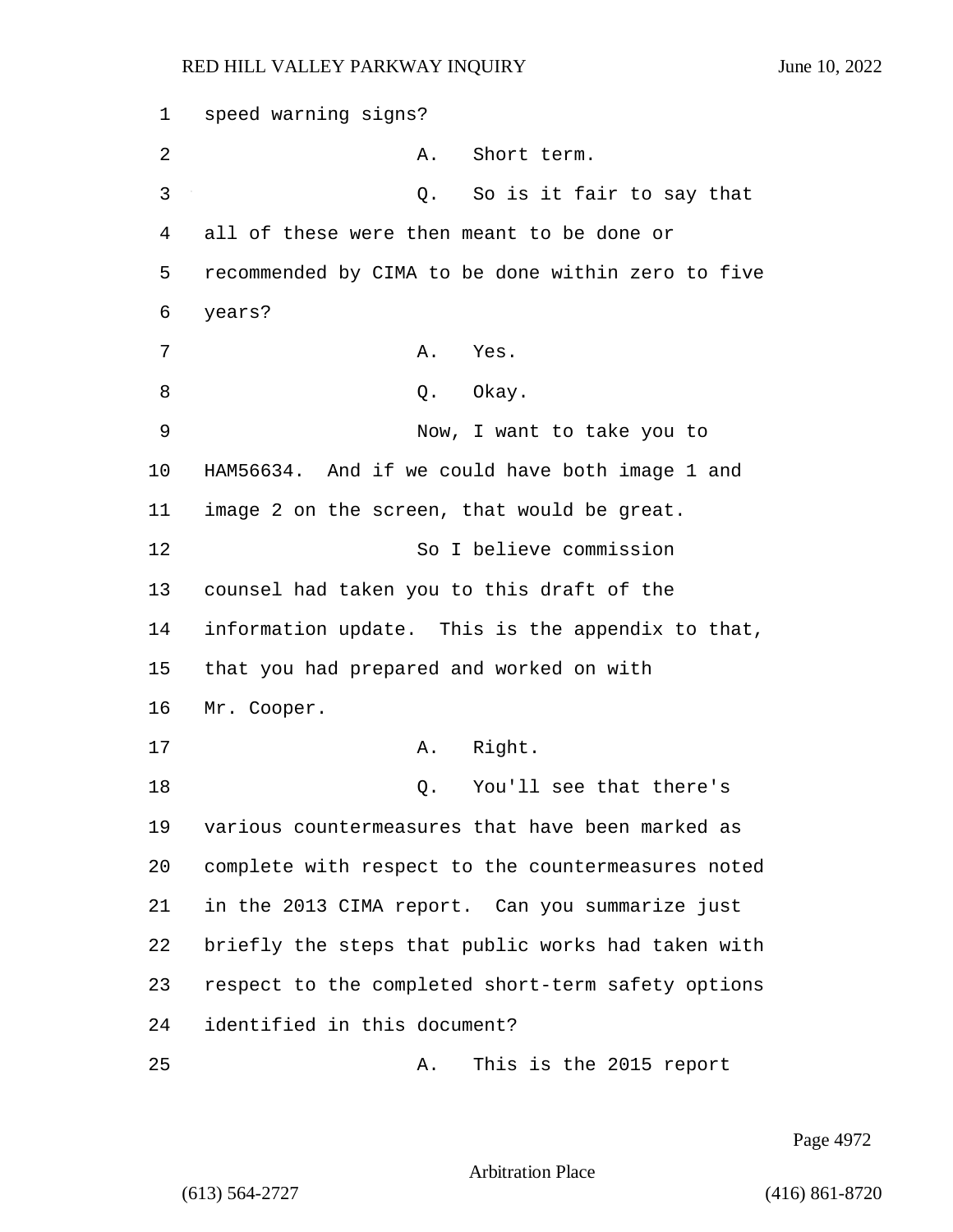1 speed warning signs?

2 A. Short term.

3 Q. So is it fair to say that

4 all of these were then meant to be done or

5 recommended by CIMA to be done within zero to five

6 years?

7 A. Yes.

8 Q. Okay.

9 Now, I want to take you to

10 HAM56634. And if we could have both image 1 and

11 image 2 on the screen, that would be great.

12 So I believe commission

13 counsel had taken you to this draft of the

14 information update. This is the appendix to that,

15 that you had prepared and worked on with

16 Mr. Cooper.

17 A. Right.

18 Q. You'll see that there's

19 various countermeasures that have been marked as

20 complete with respect to the countermeasures noted

21 in the 2013 CIMA report. Can you summarize just

22 briefly the steps that public works had taken with

23 respect to the completed short-term safety options

24 identified in this document?

25 A. This is the 2015 report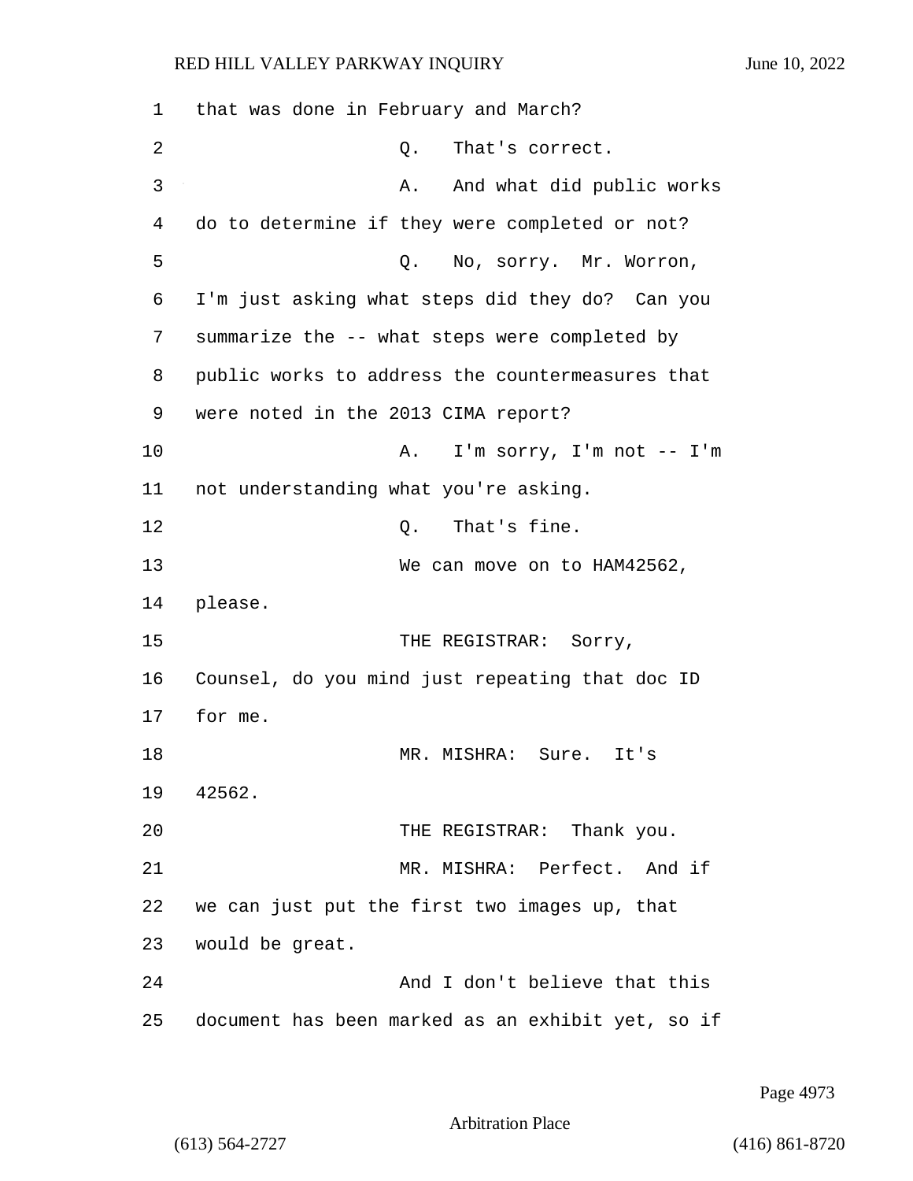1 that was done in February and March?

2 Q. That's correct.

3 A. And what did public works

4 do to determine if they were completed or not?

5 Q. No, sorry. Mr. Worron,

6 I'm just asking what steps did they do? Can you

7 summarize the -- what steps were completed by

8 public works to address the countermeasures that

9 were noted in the 2013 CIMA report?

10 A. I'm sorry, I'm not -- I'm

11 not understanding what you're asking.

12 Q. That's fine.

13 We can move on to HAM42562,

14 please.

15 THE REGISTRAR: Sorry,

16 Counsel, do you mind just repeating that doc ID

17 for me.

18 MR. MISHRA: Sure. It's

19 42562.

20 THE REGISTRAR: Thank you.

21 MR. MISHRA: Perfect. And if

22 we can just put the first two images up, that

23 would be great.

24 And I don't believe that this

25 document has been marked as an exhibit yet, so if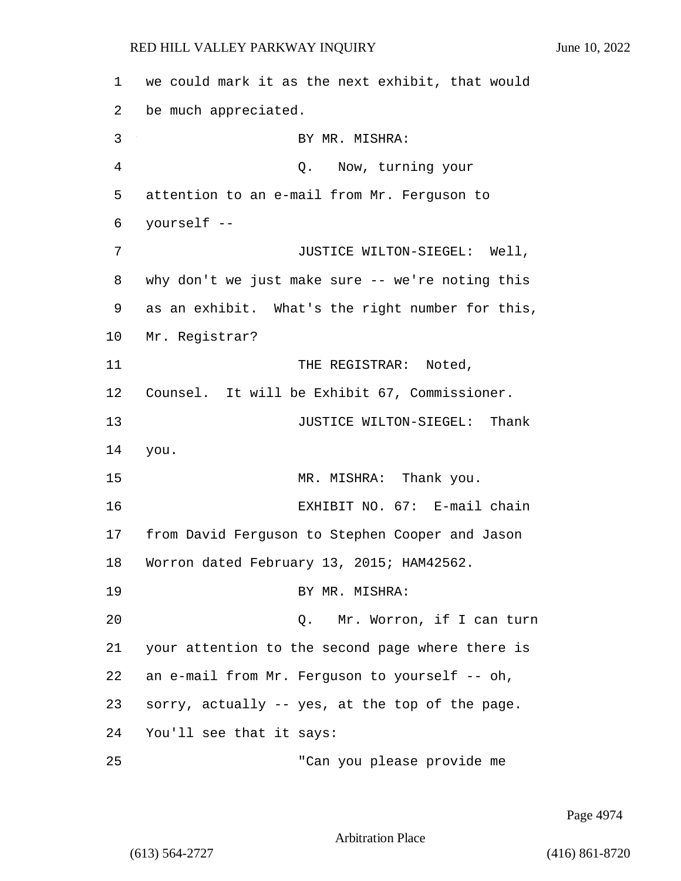we could mark it as the next exhibit, that would be much appreciated.

BY MR. MISHRA:

Q. Now, turning your attention to an e-mail from Mr. Ferguson to yourself --

JUSTICE WILTON-SIEGEL: Well, why don't we just make sure -- we're noting this as an exhibit. What's the right number for this, Mr. Registrar?

THE REGISTRAR: Noted, Counsel. It will be Exhibit 67, Commissioner.

JUSTICE WILTON-SIEGEL: Thank you.

MR. MISHRA: Thank you.

EXHIBIT NO. 67: E-mail chain from David Ferguson to Stephen Cooper and Jason Worron dated February 13, 2015; HAM42562.

BY MR. MISHRA:

Q. Mr. Worron, if I can turn your attention to the second page where there is an e-mail from Mr. Ferguson to yourself -- oh, sorry, actually -- yes, at the top of the page. You'll see that it says:

"Can you please provide me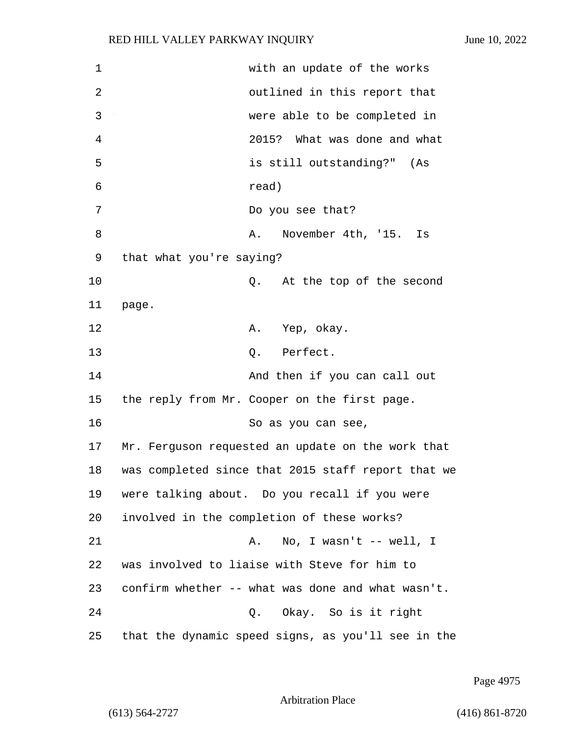with an update of the works outlined in this report that were able to be completed in 2015? What was done and what is still outstanding?" (As read)

Do you see that?

A. November 4th, '15. Is that what you're saying?

Q. At the top of the second page.

A. Yep, okay.

Q. Perfect.

And then if you can call out the reply from Mr. Cooper on the first page.

So as you can see, Mr. Ferguson requested an update on the work that was completed since that 2015 staff report that we were talking about. Do you recall if you were involved in the completion of these works?

A. No, I wasn't -- well, I was involved to liaise with Steve for him to confirm whether -- what was done and what wasn't.

Q. Okay. So is it right that the dynamic speed signs, as you'll see in the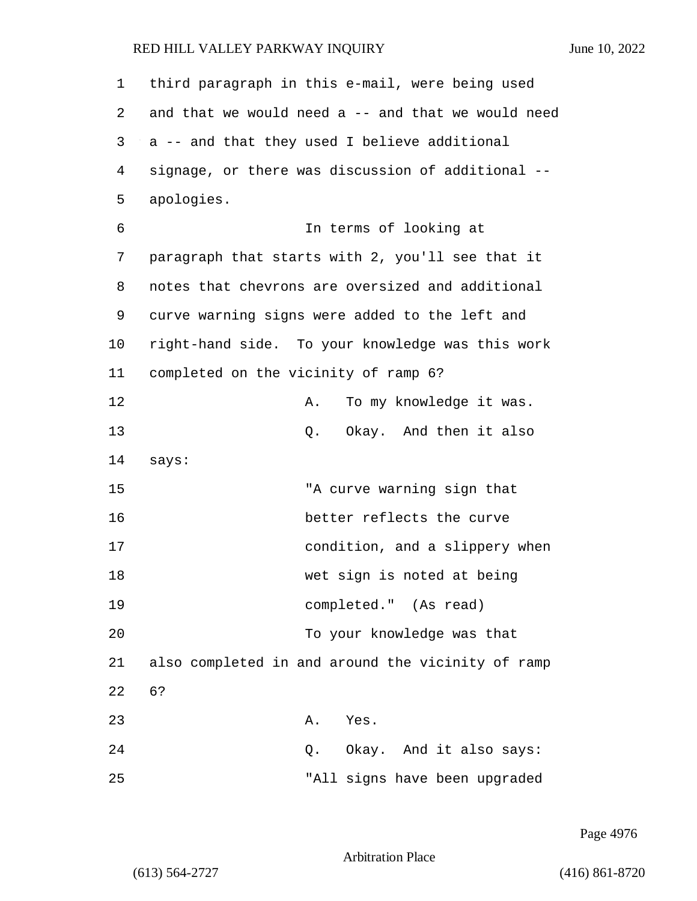third paragraph in this e-mail, were being used and that we would need a -- and that we would need a -- and that they used I believe additional signage, or there was discussion of additional -- apologies.

In terms of looking at paragraph that starts with 2, you'll see that it notes that chevrons are oversized and additional curve warning signs were added to the left and right-hand side. To your knowledge was this work completed on the vicinity of ramp 6?

A. To my knowledge it was.

Q. Okay. And then it also says:

"A curve warning sign that better reflects the curve condition, and a slippery when wet sign is noted at being completed." (As read)

To your knowledge was that also completed in and around the vicinity of ramp 6?

A. Yes.

Q. Okay. And it also says:

"All signs have been upgraded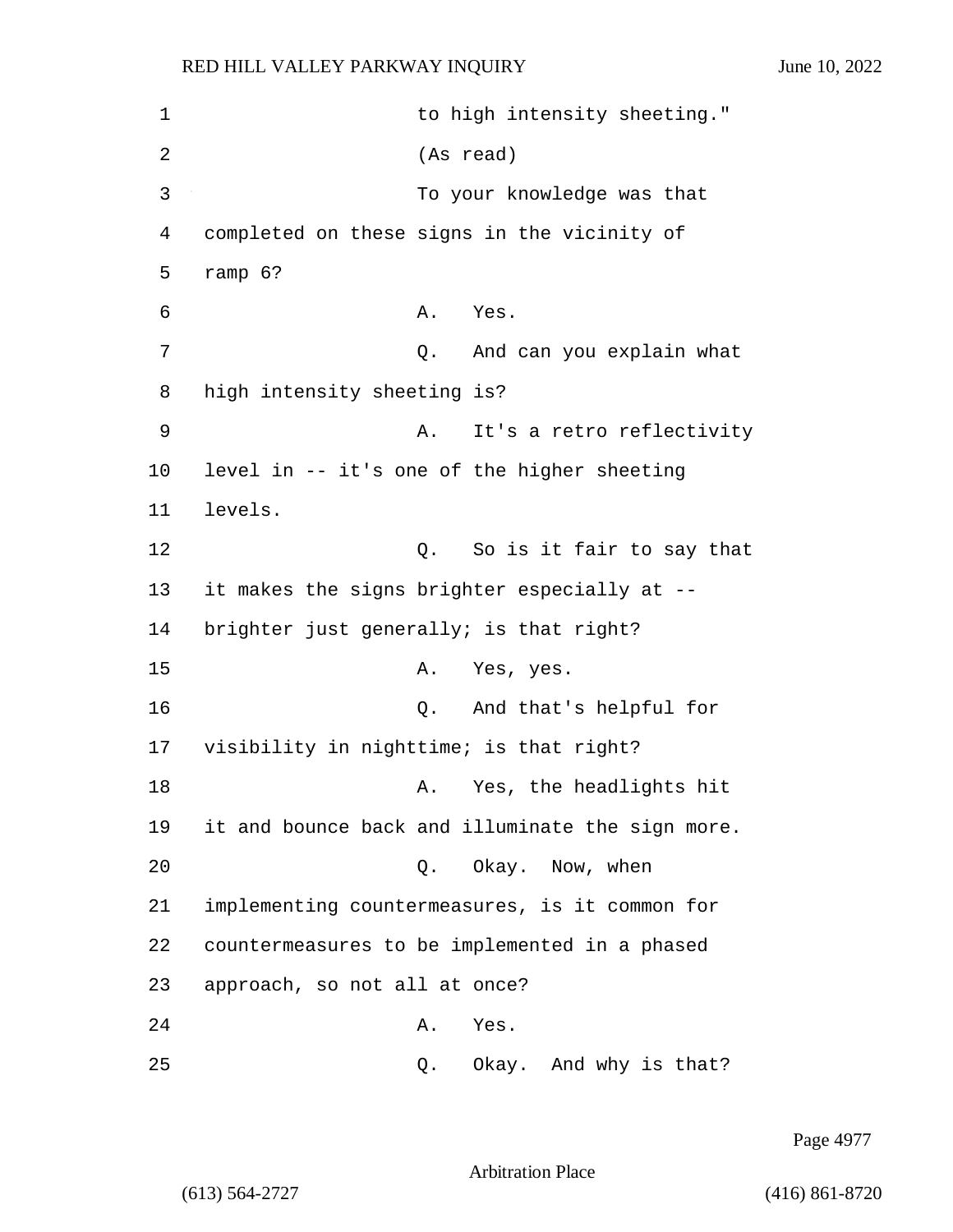1 to high intensity sheeting."
2 (As read)
3 To your knowledge was that
4 completed on these signs in the vicinity of
5 ramp 6?
6 A. Yes.
7 Q. And can you explain what
8 high intensity sheeting is?
9 A. It's a retro reflectivity
10 level in -- it's one of the higher sheeting
11 levels.
12 Q. So is it fair to say that
13 it makes the signs brighter especially at --
14 brighter just generally; is that right?
15 A. Yes, yes.
16 Q. And that's helpful for
17 visibility in nighttime; is that right?
18 A. Yes, the headlights hit
19 it and bounce back and illuminate the sign more.
20 Q. Okay. Now, when
21 implementing countermeasures, is it common for
22 countermeasures to be implemented in a phased
23 approach, so not all at once?
24 A. Yes.
25 Q. Okay. And why is that?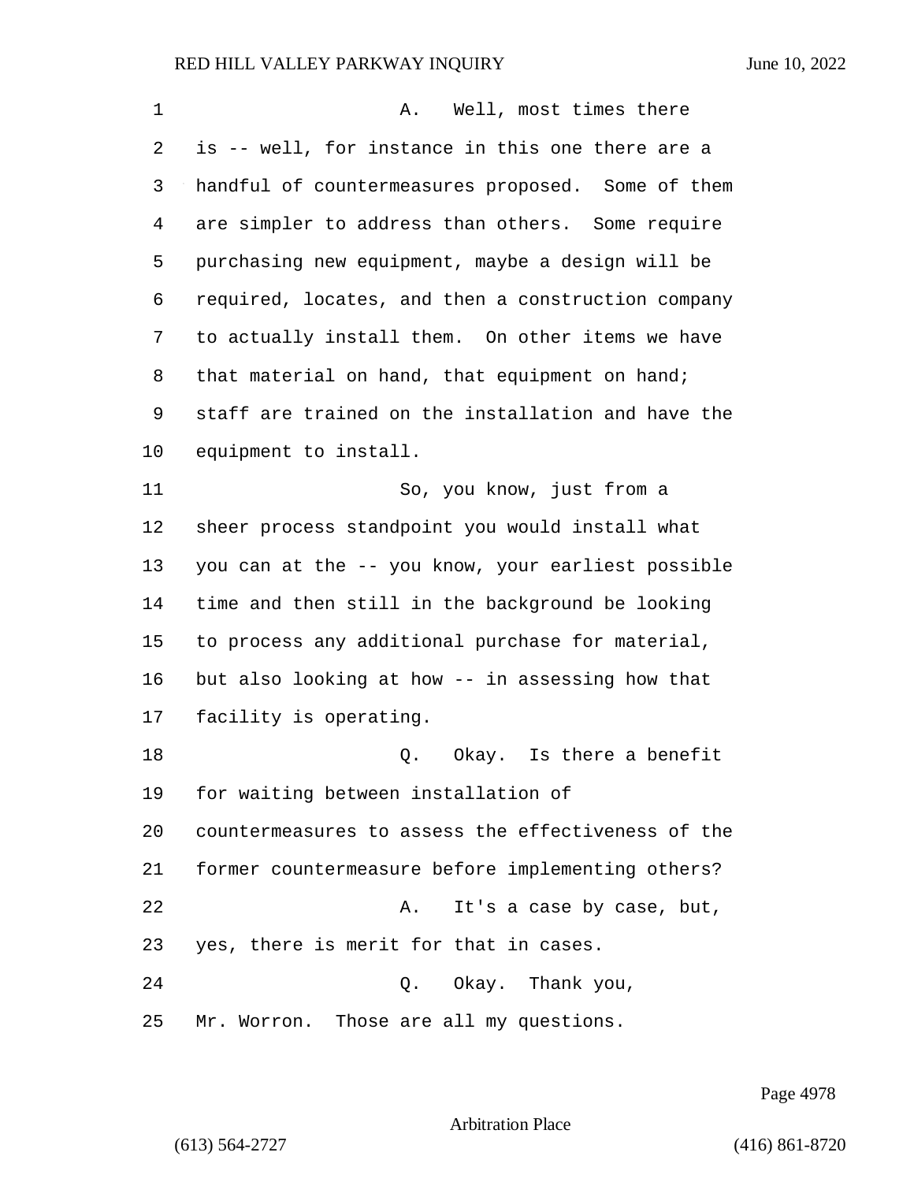A. Well, most times there is -- well, for instance in this one there are a handful of countermeasures proposed. Some of them are simpler to address than others. Some require purchasing new equipment, maybe a design will be required, locates, and then a construction company to actually install them. On other items we have that material on hand, that equipment on hand; staff are trained on the installation and have the equipment to install.

So, you know, just from a sheer process standpoint you would install what you can at the -- you know, your earliest possible time and then still in the background be looking to process any additional purchase for material, but also looking at how -- in assessing how that facility is operating.

Q. Okay. Is there a benefit for waiting between installation of countermeasures to assess the effectiveness of the former countermeasure before implementing others?

A. It's a case by case, but, yes, there is merit for that in cases.

Q. Okay. Thank you, Mr. Worron. Those are all my questions.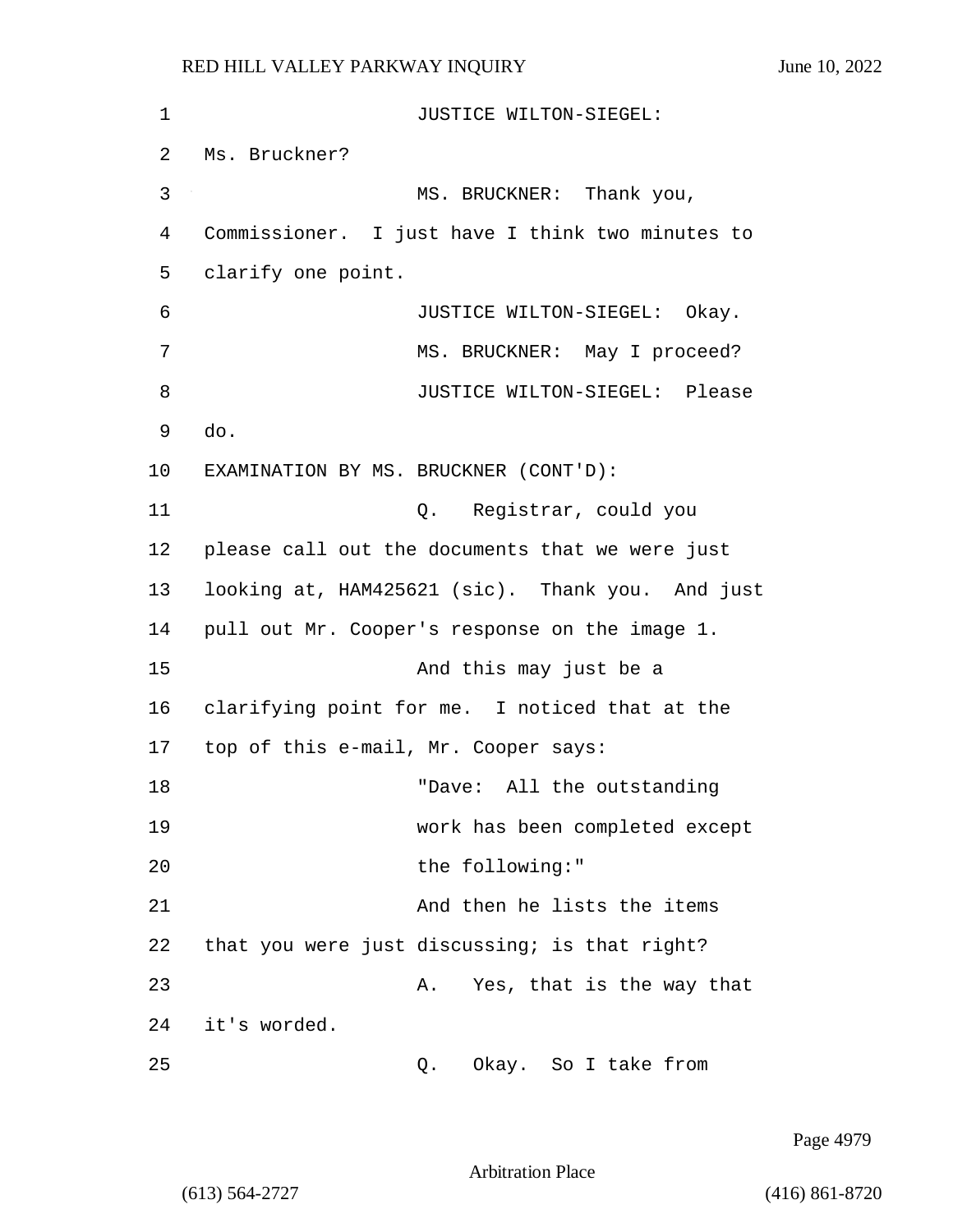JUSTICE WILTON-SIEGEL: Ms. Bruckner?

MS. BRUCKNER: Thank you, Commissioner. I just have I think two minutes to clarify one point.

JUSTICE WILTON-SIEGEL: Okay.

MS. BRUCKNER: May I proceed?

JUSTICE WILTON-SIEGEL: Please do.

EXAMINATION BY MS. BRUCKNER (CONT'D):

Q. Registrar, could you please call out the documents that we were just looking at, HAM425621 (sic). Thank you. And just pull out Mr. Cooper's response on the image 1.

And this may just be a clarifying point for me. I noticed that at the top of this e-mail, Mr. Cooper says:

> "Dave: All the outstanding work has been completed except the following:"

And then he lists the items that you were just discussing; is that right?

A. Yes, that is the way that it's worded.

Q. Okay. So I take from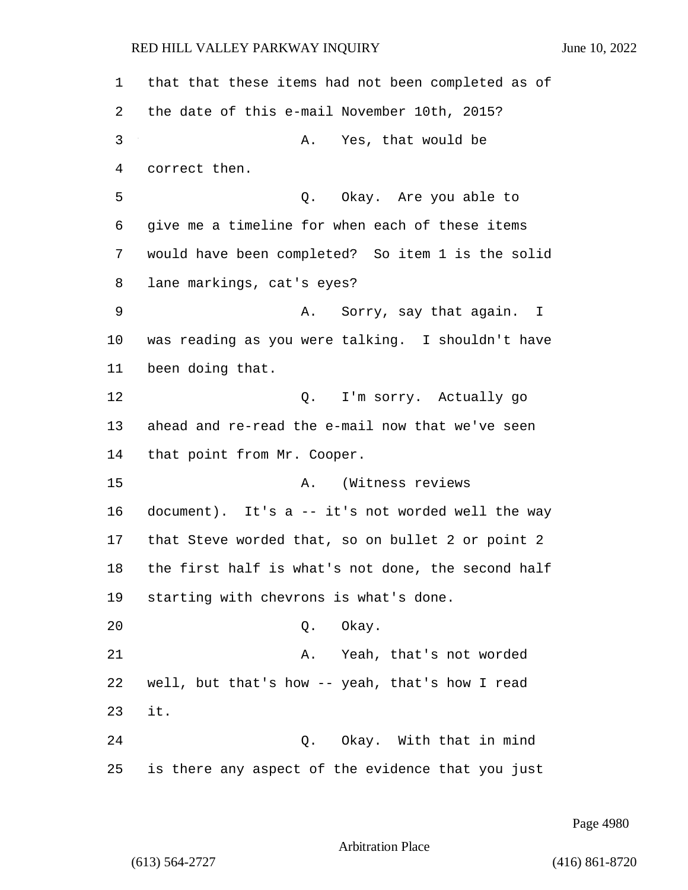1 that that these items had not been completed as of
2 the date of this e-mail November 10th, 2015?

3 A. Yes, that would be
4 correct then.

5 Q. Okay. Are you able to
6 give me a timeline for when each of these items
7 would have been completed? So item 1 is the solid
8 lane markings, cat's eyes?

9 A. Sorry, say that again. I
10 was reading as you were talking. I shouldn't have
11 been doing that.

12 Q. I'm sorry. Actually go
13 ahead and re-read the e-mail now that we've seen
14 that point from Mr. Cooper.

15 A. (Witness reviews
16 document). It's a -- it's not worded well the way
17 that Steve worded that, so on bullet 2 or point 2
18 the first half is what's not done, the second half
19 starting with chevrons is what's done.

20 Q. Okay.

21 A. Yeah, that's not worded
22 well, but that's how -- yeah, that's how I read
23 it.

24 Q. Okay. With that in mind
25 is there any aspect of the evidence that you just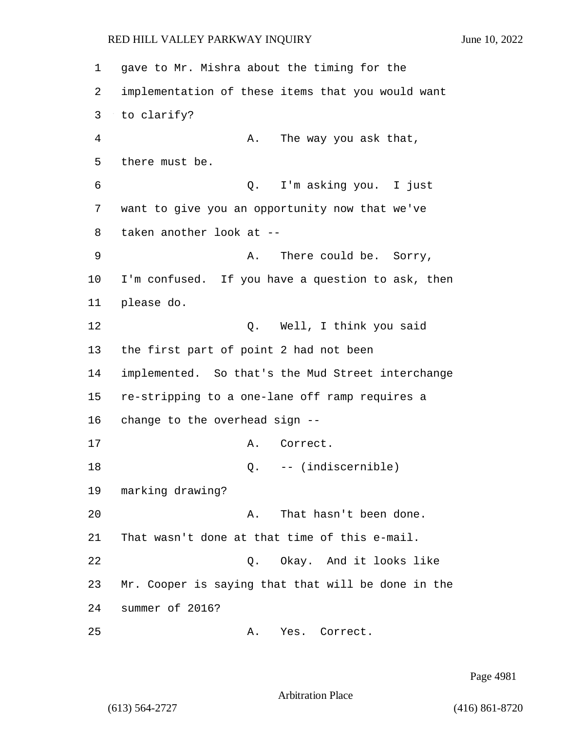1 gave to Mr. Mishra about the timing for the
2 implementation of these items that you would want
3 to clarify?
4 A. The way you ask that,
5 there must be.
6 Q. I'm asking you. I just
7 want to give you an opportunity now that we've
8 taken another look at --
9 A. There could be. Sorry,
10 I'm confused. If you have a question to ask, then
11 please do.
12 Q. Well, I think you said
13 the first part of point 2 had not been
14 implemented. So that's the Mud Street interchange
15 re-stripping to a one-lane off ramp requires a
16 change to the overhead sign --
17 A. Correct.
18 Q. -- (indiscernible)
19 marking drawing?
20 A. That hasn't been done.
21 That wasn't done at that time of this e-mail.
22 Q. Okay. And it looks like
23 Mr. Cooper is saying that that will be done in the
24 summer of 2016?
25 A. Yes. Correct.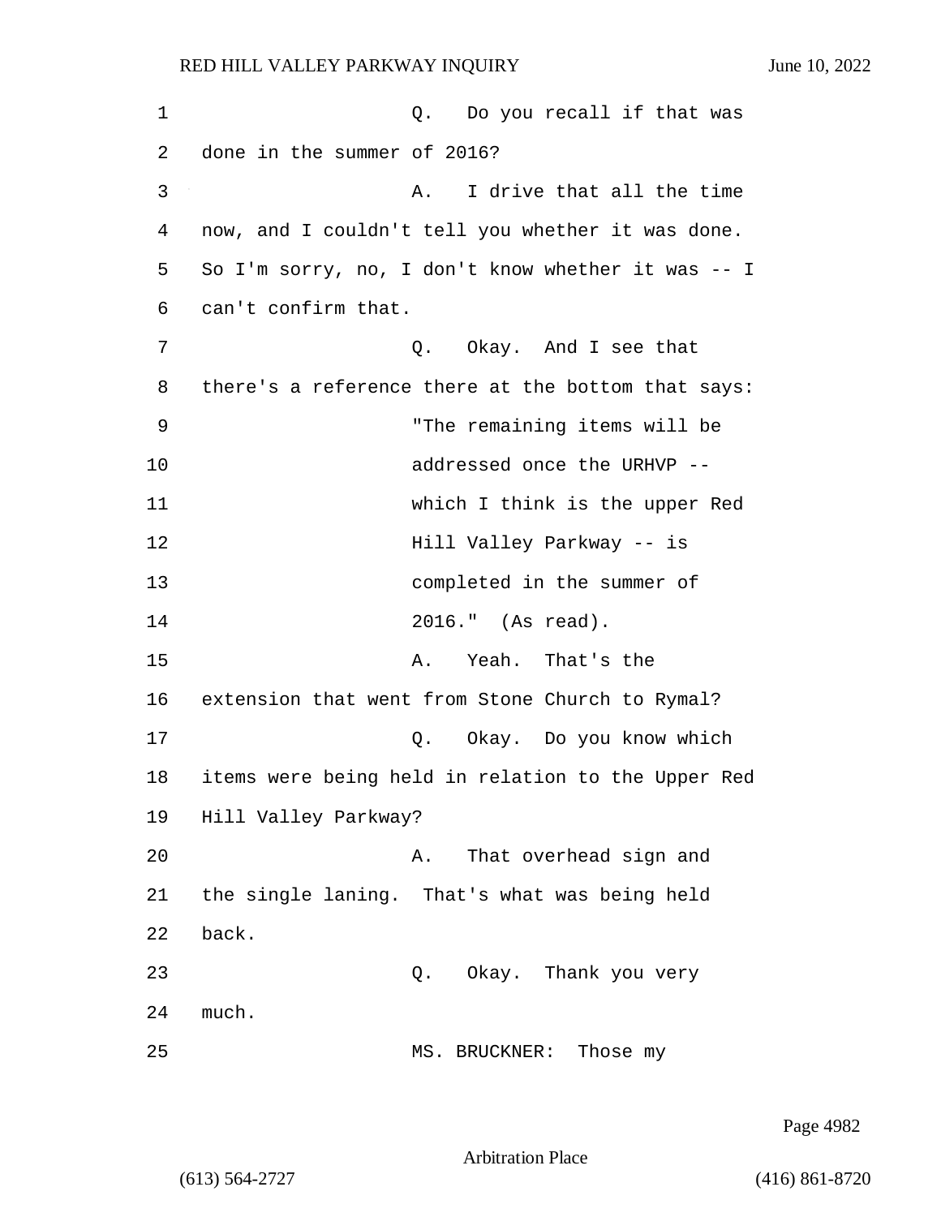Q. Do you recall if that was done in the summer of 2016?

A. I drive that all the time now, and I couldn't tell you whether it was done. So I'm sorry, no, I don't know whether it was -- I can't confirm that.

Q. Okay. And I see that there's a reference there at the bottom that says:

> "The remaining items will be addressed once the URHVP -- which I think is the upper Red Hill Valley Parkway -- is completed in the summer of 2016." (As read).

A. Yeah. That's the extension that went from Stone Church to Rymal?

Q. Okay. Do you know which items were being held in relation to the Upper Red Hill Valley Parkway?

A. That overhead sign and the single laning. That's what was being held back.

Q. Okay. Thank you very much.

MS. BRUCKNER: Those my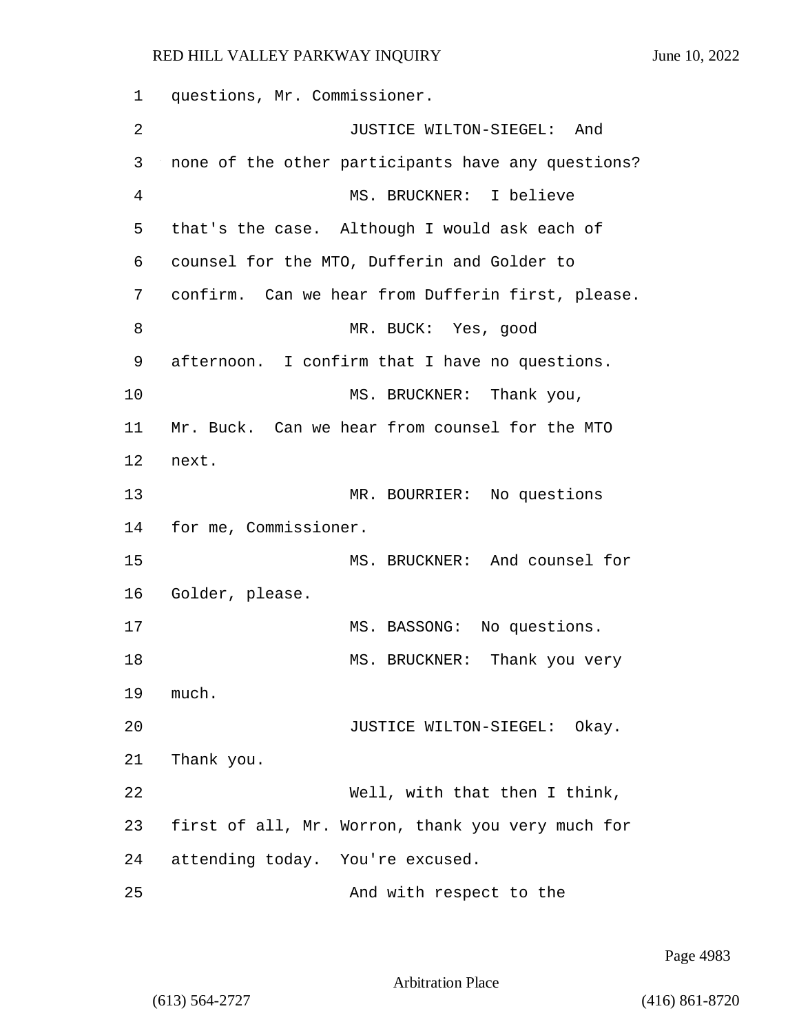1 questions, Mr. Commissioner.

2 JUSTICE WILTON-SIEGEL: And

3 none of the other participants have any questions?

4 MS. BRUCKNER: I believe

5 that's the case. Although I would ask each of

6 counsel for the MTO, Dufferin and Golder to

7 confirm. Can we hear from Dufferin first, please.

8 MR. BUCK: Yes, good

9 afternoon. I confirm that I have no questions.

10 MS. BRUCKNER: Thank you,

11 Mr. Buck. Can we hear from counsel for the MTO

12 next.

13 MR. BOURRIER: No questions

14 for me, Commissioner.

15 MS. BRUCKNER: And counsel for

16 Golder, please.

17 MS. BASSONG: No questions.

18 MS. BRUCKNER: Thank you very

19 much.

20 JUSTICE WILTON-SIEGEL: Okay.

21 Thank you.

22 Well, with that then I think,

23 first of all, Mr. Worron, thank you very much for

24 attending today. You're excused.

25 And with respect to the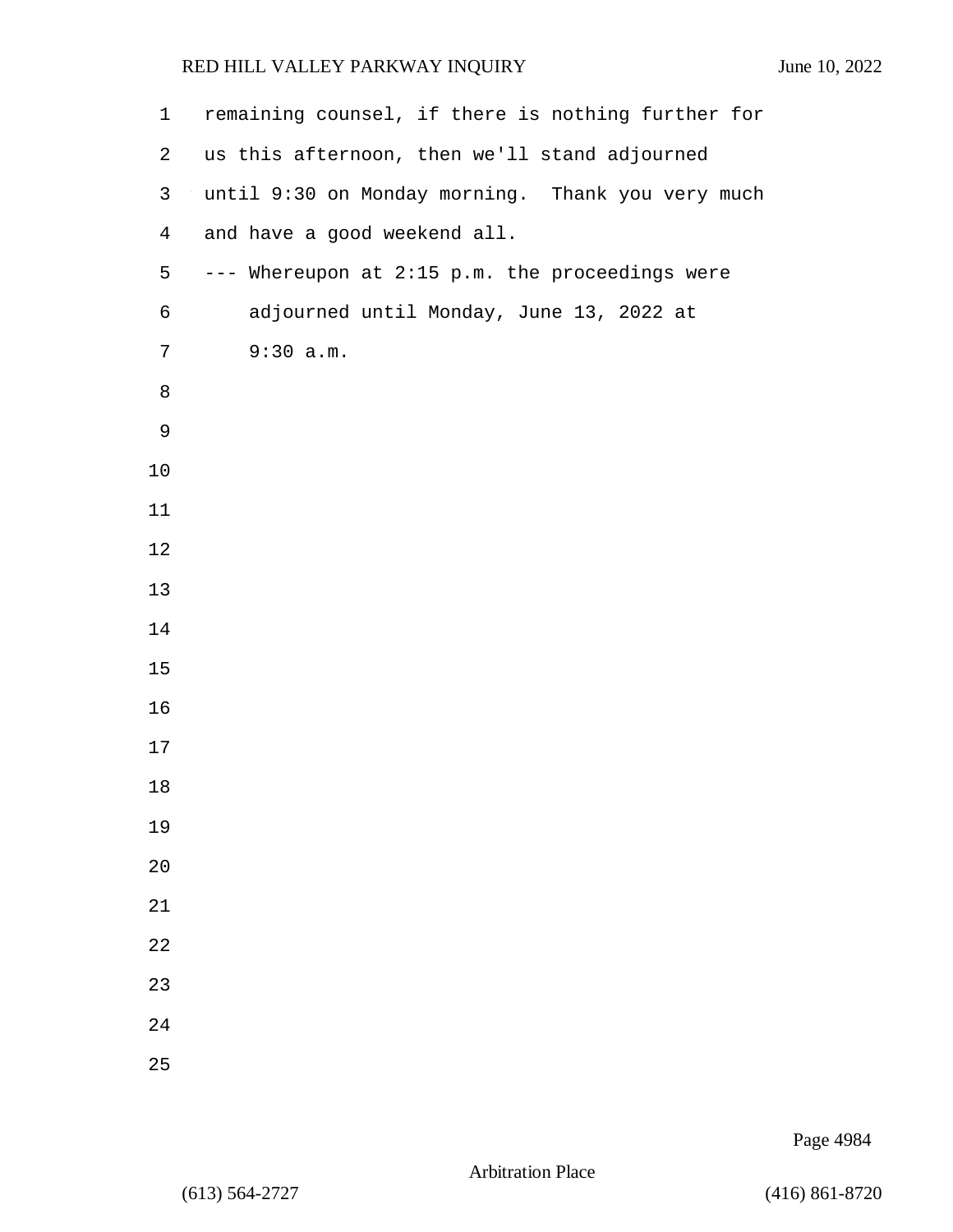remaining counsel, if there is nothing further for us this afternoon, then we'll stand adjourned until 9:30 on Monday morning. Thank you very much and have a good weekend all.

--- Whereupon at 2:15 p.m. the proceedings were adjourned until Monday, June 13, 2022 at 9:30 a.m.